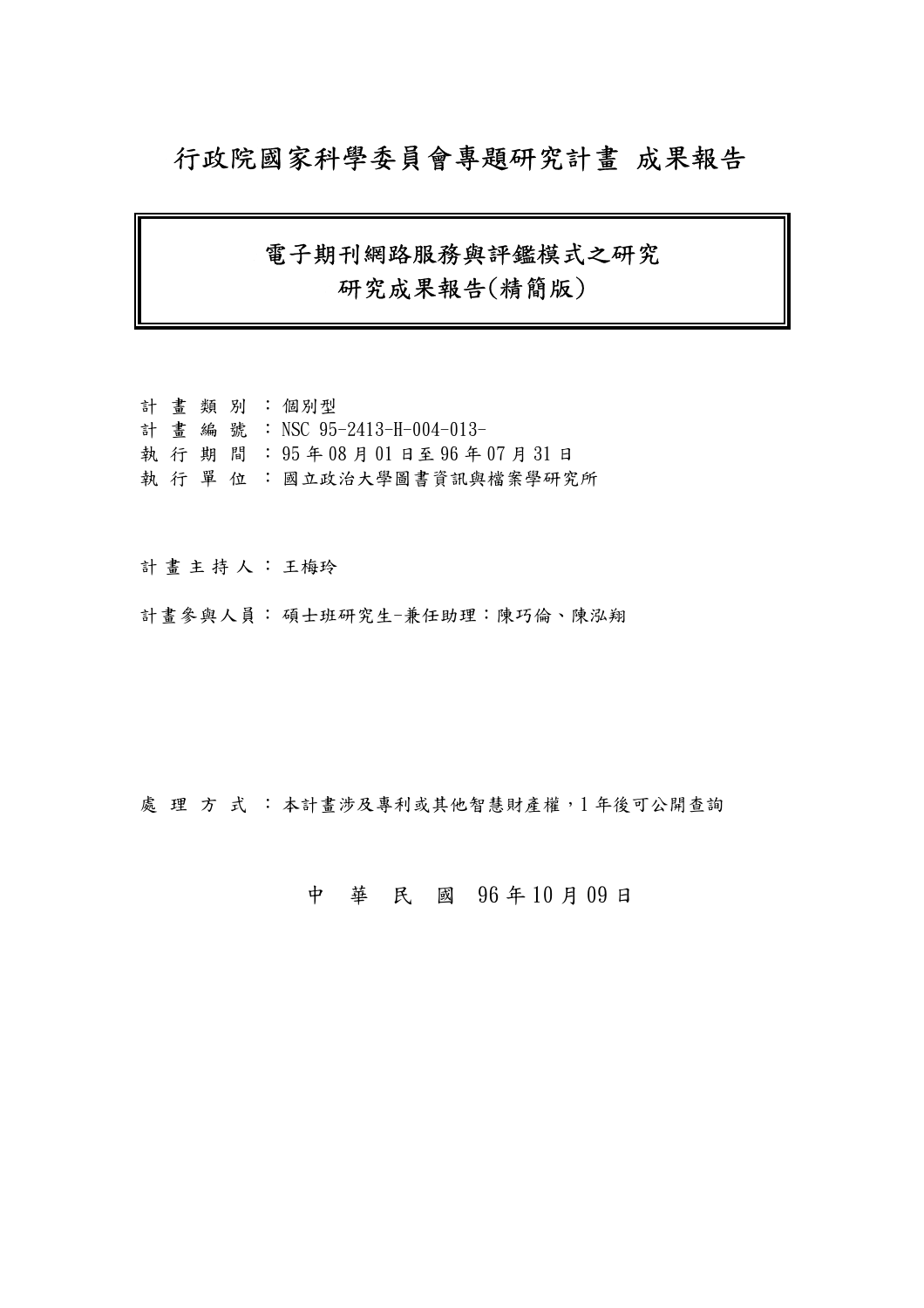# 行政院國家科學委員會專題研究計畫 成果報告

## 電子期刊網路服務與評鑑模式之研究
## 研究成果報告(精簡版)

計 畫 類 別 ：個別型
計 畫 編 號 ：NSC 95-2413-H-004-013-
執 行 期 間 ：95 年 08 月 01 日至 96 年 07 月 31 日
執 行 單 位 ：國立政治大學圖書資訊與檔案學研究所

計 畫 主 持 人 ：王梅玲

計畫參與人員：碩士班研究生-兼任助理：陳巧倫、陳泓翔

處 理 方 式 ：本計畫涉及專利或其他智慧財產權，1 年後可公開查詢

中 華 民 國 96 年 10 月 09 日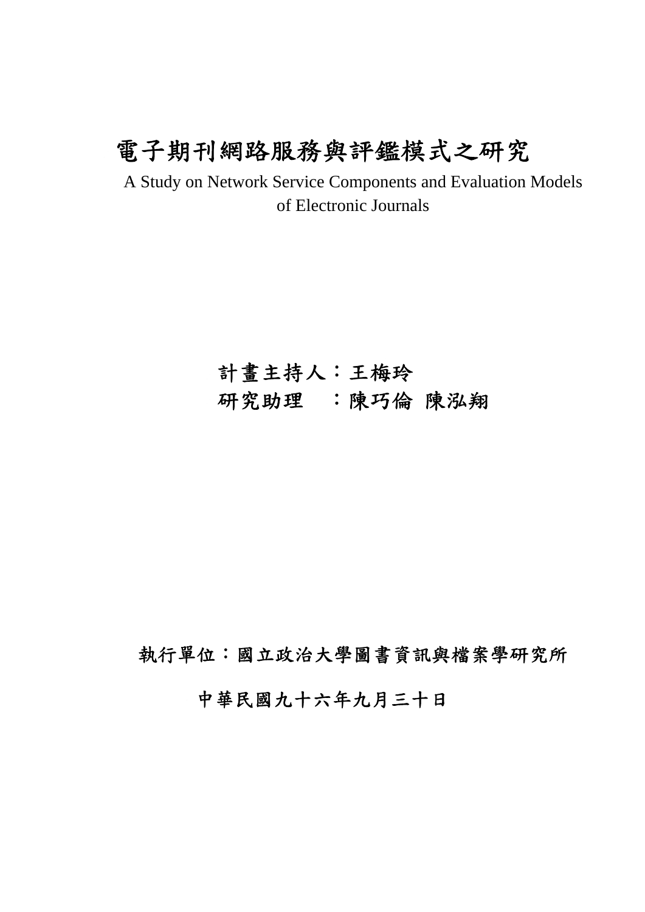# 電子期刊網路服務與評鑑模式之研究

A Study on Network Service Components and Evaluation Models of Electronic Journals

計畫主持人：王梅玲

研究助理　：陳巧倫 陳泓翔

執行單位：國立政治大學圖書資訊與檔案學研究所

中華民國九十六年九月三十日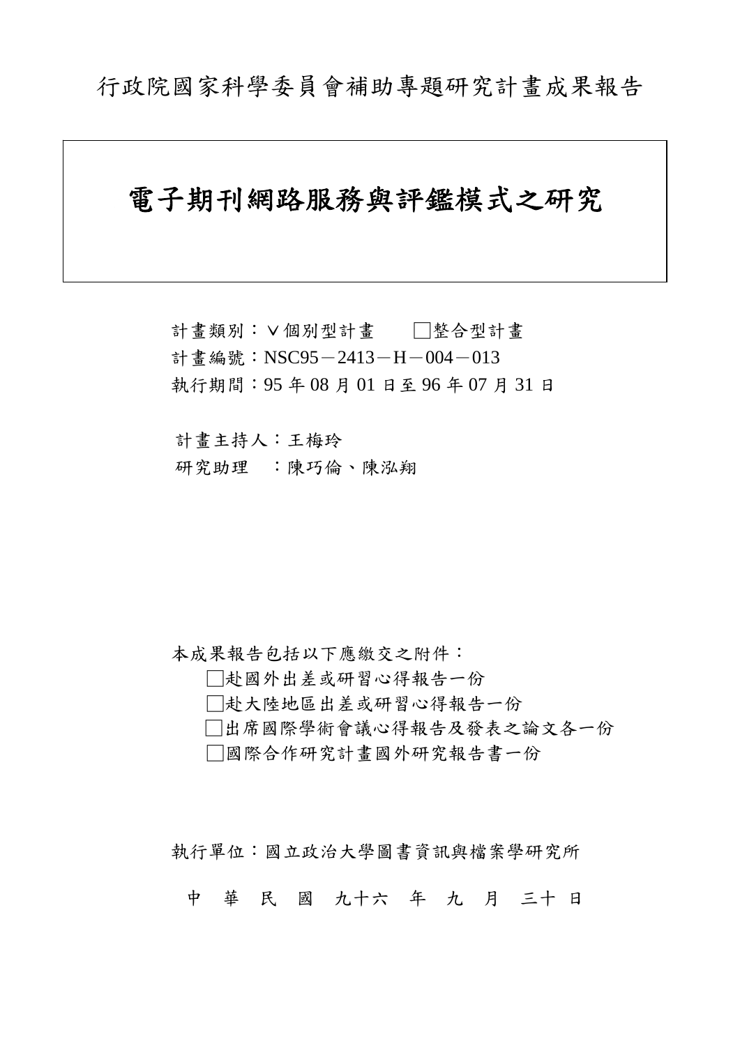行政院國家科學委員會補助專題研究計畫成果報告

# 電子期刊網路服務與評鑑模式之研究

計畫類別：ˇ個別型計畫　　□整合型計畫
計畫編號：NSC95－2413－H－004－013
執行期間：95 年 08 月 01 日至 96 年 07 月 31 日

計畫主持人：王梅玲
研究助理　：陳巧倫、陳泓翔

本成果報告包括以下應繳交之附件：
□赴國外出差或研習心得報告一份
□赴大陸地區出差或研習心得報告一份
□出席國際學術會議心得報告及發表之論文各一份
□國際合作研究計畫國外研究報告書一份

執行單位：國立政治大學圖書資訊與檔案學研究所

中　華　民　國　九十六　年　九　月　三十　日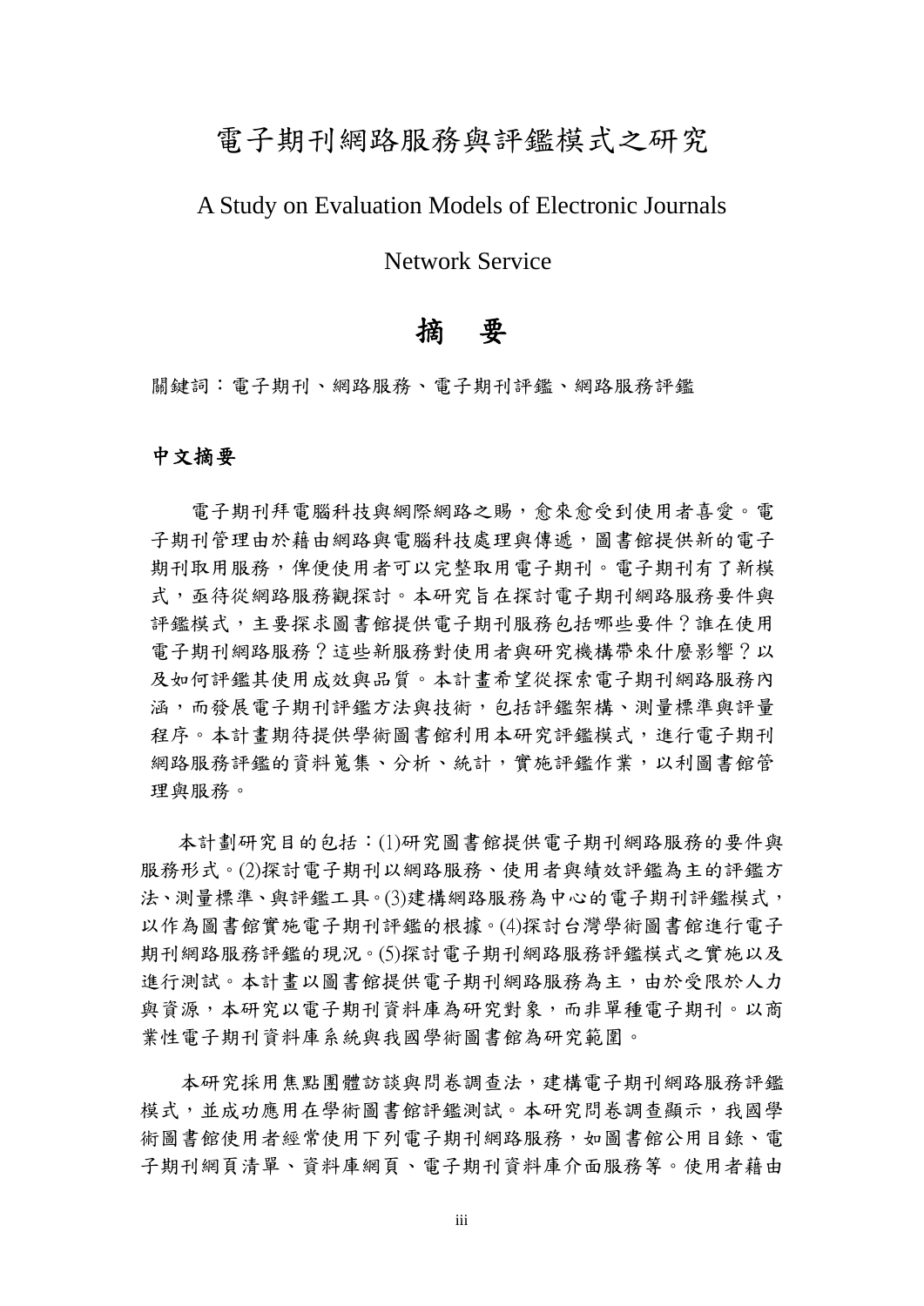# 電子期刊網路服務與評鑑模式之研究

A Study on Evaluation Models of Electronic Journals

Network Service

## 摘　要

關鍵詞：電子期刊、網路服務、電子期刊評鑑、網路服務評鑑

### 中文摘要

電子期刊拜電腦科技與網際網路之賜，愈來愈受到使用者喜愛。電子期刊管理由於藉由網路與電腦科技處理與傳遞，圖書館提供新的電子期刊取用服務，俾便使用者可以完整取用電子期刊。電子期刊有了新模式，亟待從網路服務觀探討。本研究旨在探討電子期刊網路服務要件與評鑑模式，主要探求圖書館提供電子期刊服務包括哪些要件？誰在使用電子期刊網路服務？這些新服務對使用者與研究機構帶來什麼影響？以及如何評鑑其使用成效與品質。本計畫希望從探索電子期刊網路服務內涵，而發展電子期刊評鑑方法與技術，包括評鑑架構、測量標準與評量程序。本計畫期待提供學術圖書館利用本研究評鑑模式，進行電子期刊網路服務評鑑的資料蒐集、分析、統計，實施評鑑作業，以利圖書館管理與服務。

本計劃研究目的包括：(1)研究圖書館提供電子期刊網路服務的要件與服務形式。(2)探討電子期刊以網路服務、使用者與績效評鑑為主的評鑑方法、測量標準、與評鑑工具。(3)建構網路服務為中心的電子期刊評鑑模式，以作為圖書館實施電子期刊評鑑的根據。(4)探討台灣學術圖書館進行電子期刊網路服務評鑑的現況。(5)探討電子期刊網路服務評鑑模式之實施以及進行測試。本計畫以圖書館提供電子期刊網路服務為主，由於受限於人力與資源，本研究以電子期刊資料庫為研究對象，而非單種電子期刊。以商業性電子期刊資料庫系統與我國學術圖書館為研究範圍。

本研究採用焦點團體訪談與問卷調查法，建構電子期刊網路服務評鑑模式，並成功應用在學術圖書館評鑑測試。本研究問卷調查顯示，我國學術圖書館使用者經常使用下列電子期刊網路服務，如圖書館公用目錄、電子期刊網頁清單、資料庫網頁、電子期刊資料庫介面服務等。使用者藉由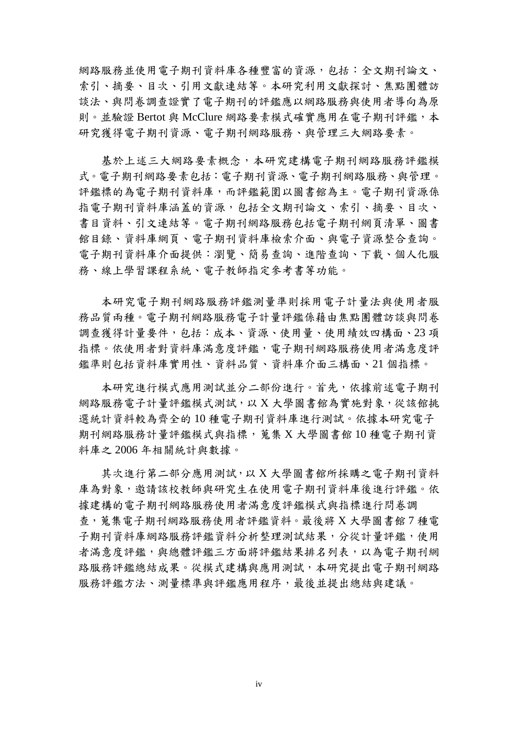網路服務並使用電子期刊資料庫各種豐富的資源，包括：全文期刊論文、索引、摘要、目次、引用文獻連結等。本研究利用文獻探討、焦點團體訪談法、與問卷調查證實了電子期刊的評鑑應以網路服務與使用者導向為原則。並驗證 Bertot 與 McClure 網路要素模式確實應用在電子期刊評鑑，本研究獲得電子期刊資源、電子期刊網路服務、與管理三大網路要素。

基於上述三大網路要素概念，本研究建構電子期刊網路服務評鑑模式。電子期刊網路要素包括：電子期刊資源、電子期刊網路服務、與管理。評鑑標的為電子期刊資料庫，而評鑑範圍以圖書館為主。電子期刊資源係指電子期刊資料庫涵蓋的資源，包括全文期刊論文、索引、摘要、目次、書目資料、引文連結等。電子期刊網路服務包括電子期刊網頁清單、圖書館目錄、資料庫網頁、電子期刊資料庫檢索介面、與電子資源整合查詢。電子期刊資料庫介面提供：瀏覽、簡易查詢、進階查詢、下載、個人化服務、線上學習課程系統、電子教師指定參考書等功能。

本研究電子期刊網路服務評鑑測量準則採用電子計量法與使用者服務品質兩種。電子期刊網路服務電子計量評鑑係藉由焦點團體訪談與問卷調查獲得計量要件，包括：成本、資源、使用量、使用績效四構面、23 項指標。依使用者對資料庫滿意度評鑑，電子期刊網路服務使用者滿意度評鑑準則包括資料庫實用性、資料品質、資料庫介面三構面、21 個指標。

本研究進行模式應用測試並分二部份進行。首先，依據前述電子期刊網路服務電子計量評鑑模式測試，以 X 大學圖書館為實施對象，從該館挑選統計資料較為齊全的 10 種電子期刊資料庫進行測試。依據本研究電子期刊網路服務計量評鑑模式與指標，蒐集 X 大學圖書館 10 種電子期刊資料庫之 2006 年相關統計與數據。

其次進行第二部分應用測試，以 X 大學圖書館所採購之電子期刊資料庫為對象，邀請該校教師與研究生在使用電子期刊資料庫後進行評鑑。依據建構的電子期刊網路服務使用者滿意度評鑑模式與指標進行問卷調查，蒐集電子期刊網路服務使用者評鑑資料。最後將 X 大學圖書館 7 種電子期刊資料庫網路服務評鑑資料分析整理測試結果，分從計量評鑑，使用者滿意度評鑑，與總體評鑑三方面將評鑑結果排名列表，以為電子期刊網路服務評鑑總結成果。從模式建構與應用測試，本研究提出電子期刊網路服務評鑑方法、測量標準與評鑑應用程序，最後並提出總結與建議。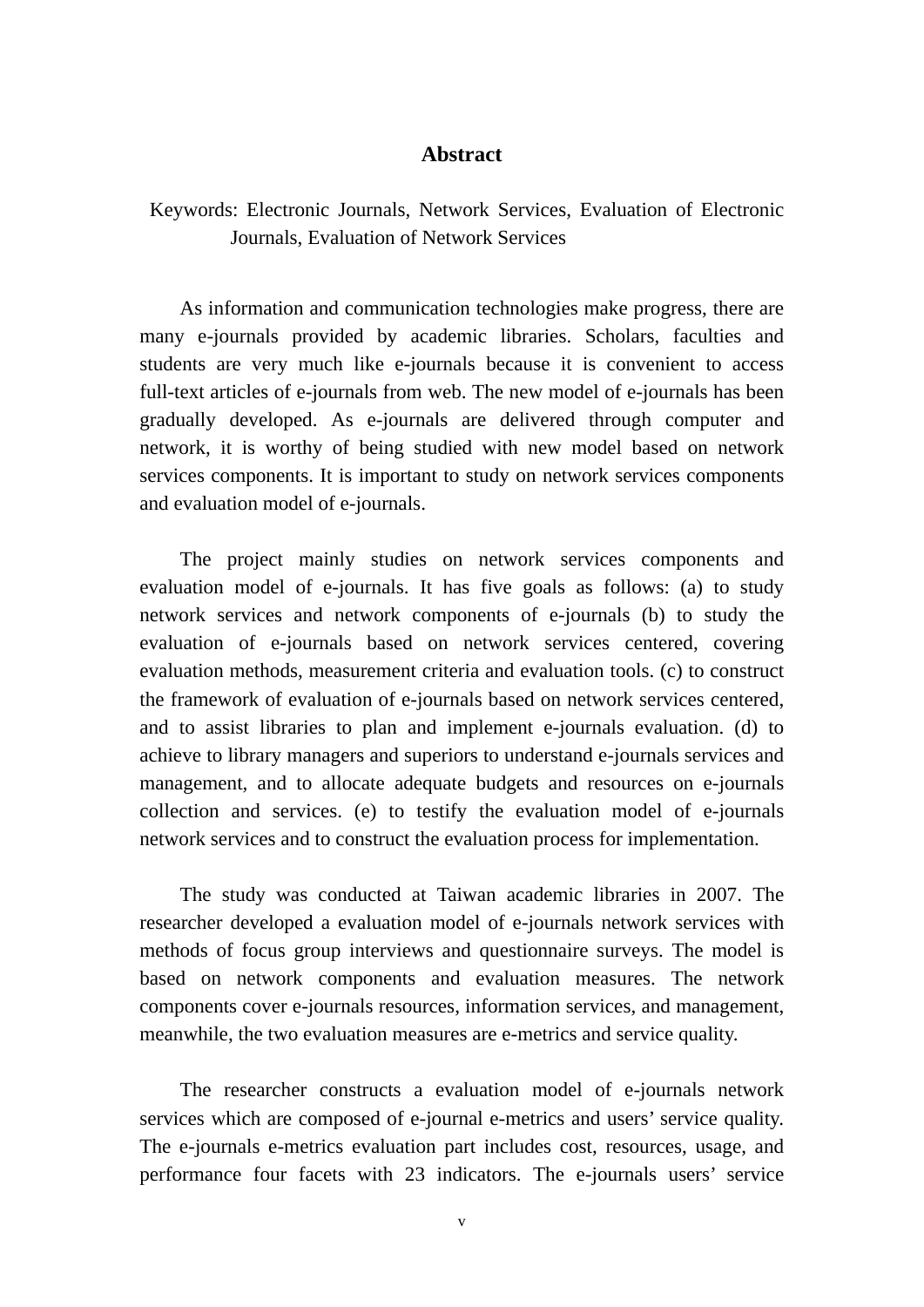# Abstract

Keywords: Electronic Journals, Network Services, Evaluation of Electronic Journals, Evaluation of Network Services

As information and communication technologies make progress, there are many e-journals provided by academic libraries. Scholars, faculties and students are very much like e-journals because it is convenient to access full-text articles of e-journals from web. The new model of e-journals has been gradually developed. As e-journals are delivered through computer and network, it is worthy of being studied with new model based on network services components. It is important to study on network services components and evaluation model of e-journals.

The project mainly studies on network services components and evaluation model of e-journals. It has five goals as follows: (a) to study network services and network components of e-journals (b) to study the evaluation of e-journals based on network services centered, covering evaluation methods, measurement criteria and evaluation tools. (c) to construct the framework of evaluation of e-journals based on network services centered, and to assist libraries to plan and implement e-journals evaluation. (d) to achieve to library managers and superiors to understand e-journals services and management, and to allocate adequate budgets and resources on e-journals collection and services. (e) to testify the evaluation model of e-journals network services and to construct the evaluation process for implementation.

The study was conducted at Taiwan academic libraries in 2007. The researcher developed a evaluation model of e-journals network services with methods of focus group interviews and questionnaire surveys. The model is based on network components and evaluation measures. The network components cover e-journals resources, information services, and management, meanwhile, the two evaluation measures are e-metrics and service quality.

The researcher constructs a evaluation model of e-journals network services which are composed of e-journal e-metrics and users' service quality. The e-journals e-metrics evaluation part includes cost, resources, usage, and performance four facets with 23 indicators. The e-journals users' service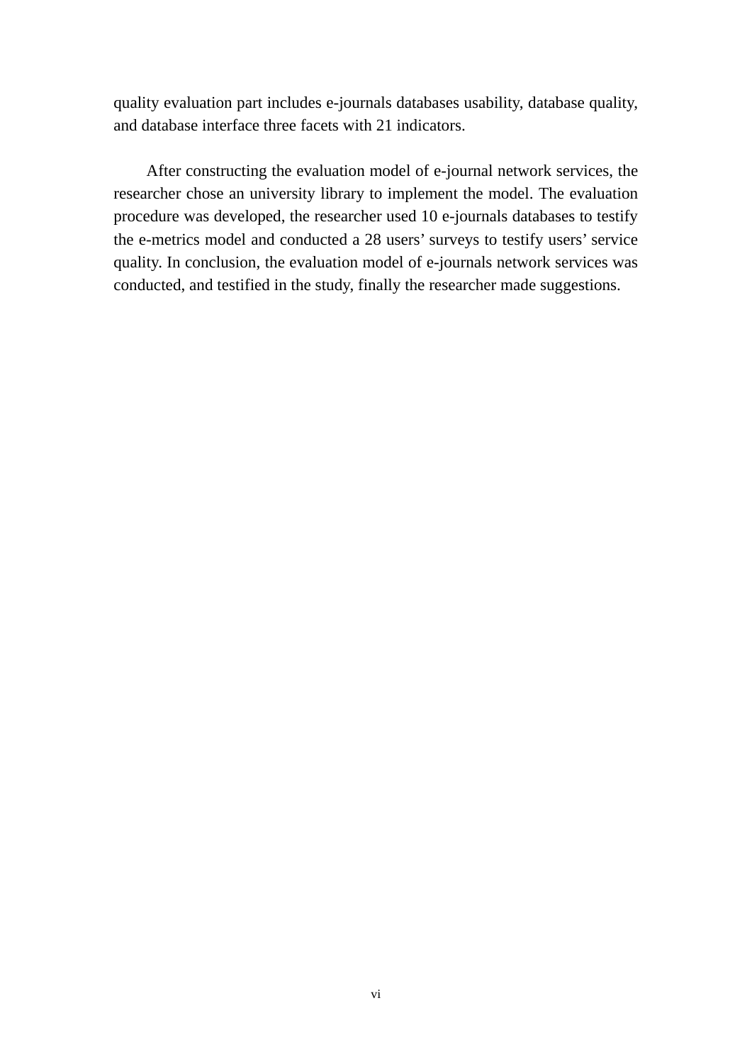quality evaluation part includes e-journals databases usability, database quality, and database interface three facets with 21 indicators.

After constructing the evaluation model of e-journal network services, the researcher chose an university library to implement the model. The evaluation procedure was developed, the researcher used 10 e-journals databases to testify the e-metrics model and conducted a 28 users' surveys to testify users' service quality. In conclusion, the evaluation model of e-journals network services was conducted, and testified in the study, finally the researcher made suggestions.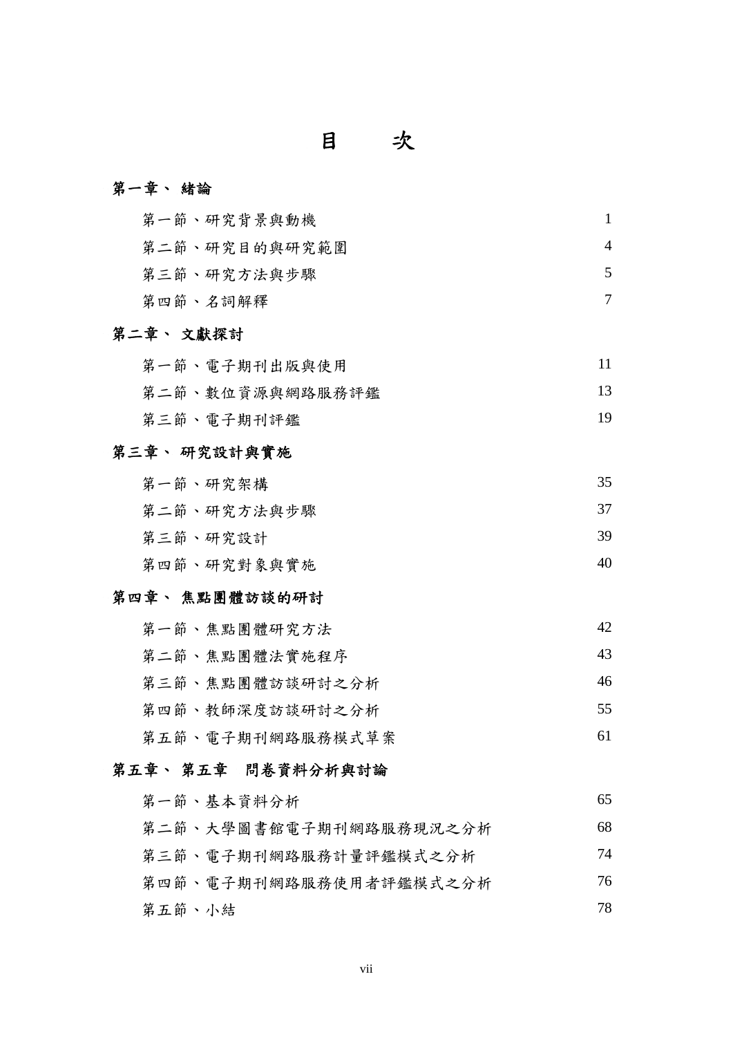# 目　　次

**第一章、 緒論**

| | |
|---|---|
| 第一節、研究背景與動機 | 1 |
| 第二節、研究目的與研究範圍 | 4 |
| 第三節、研究方法與步驟 | 5 |
| 第四節、名詞解釋 | 7 |

**第二章、 文獻探討**

| | |
|---|---|
| 第一節、電子期刊出版與使用 | 11 |
| 第二節、數位資源與網路服務評鑑 | 13 |
| 第三節、電子期刊評鑑 | 19 |

**第三章、 研究設計與實施**

| | |
|---|---|
| 第一節、研究架構 | 35 |
| 第二節、研究方法與步驟 | 37 |
| 第三節、研究設計 | 39 |
| 第四節、研究對象與實施 | 40 |

**第四章、 焦點團體訪談的研討**

| | |
|---|---|
| 第一節、焦點團體研究方法 | 42 |
| 第二節、焦點團體法實施程序 | 43 |
| 第三節、焦點團體訪談研討之分析 | 46 |
| 第四節、教師深度訪談研討之分析 | 55 |
| 第五節、電子期刊網路服務模式草案 | 61 |

**第五章、 第五章　問卷資料分析與討論**

| | |
|---|---|
| 第一節、基本資料分析 | 65 |
| 第二節、大學圖書館電子期刊網路服務現況之分析 | 68 |
| 第三節、電子期刊網路服務計量評鑑模式之分析 | 74 |
| 第四節、電子期刊網路服務使用者評鑑模式之分析 | 76 |
| 第五節、小結 | 78 |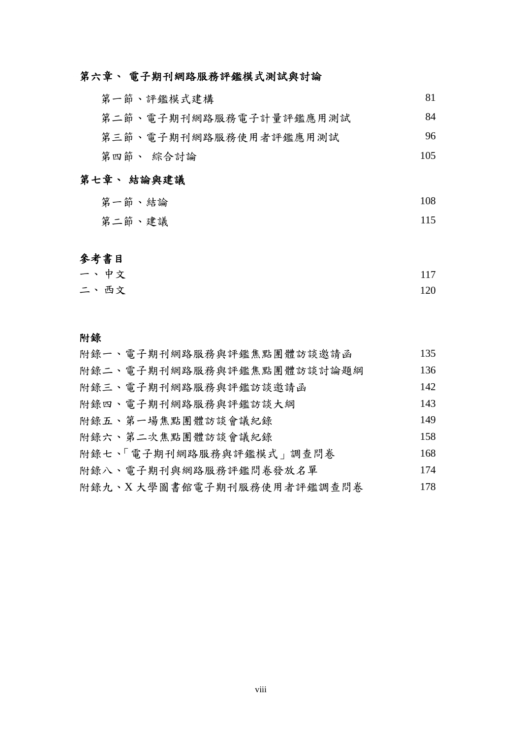**第六章、 電子期刊網路服務評鑑模式測試與討論**

| | |
|---|---|
| 第一節、評鑑模式建構 | 81 |
| 第二節、電子期刊網路服務電子計量評鑑應用測試 | 84 |
| 第三節、電子期刊網路服務使用者評鑑應用測試 | 96 |
| 第四節、 綜合討論 | 105 |

**第七章、 結論與建議**

| | |
|---|---|
| 第一節、結論 | 108 |
| 第二節、建議 | 115 |

**參考書目**

| | |
|---|---|
| 一、 中文 | 117 |
| 二、 西文 | 120 |

**附錄**

| | |
|---|---|
| 附錄一、電子期刊網路服務與評鑑焦點團體訪談邀請函 | 135 |
| 附錄二、電子期刊網路服務與評鑑焦點團體訪談討論題綱 | 136 |
| 附錄三、電子期刊網路服務與評鑑訪談邀請函 | 142 |
| 附錄四、電子期刊網路服務與評鑑訪談大綱 | 143 |
| 附錄五、第一場焦點團體訪談會議紀錄 | 149 |
| 附錄六、第二次焦點團體訪談會議紀錄 | 158 |
| 附錄七、「電子期刊網路服務與評鑑模式」調查問卷 | 168 |
| 附錄八、電子期刊與網路服務評鑑問卷發放名單 | 174 |
| 附錄九、X 大學圖書館電子期刊服務使用者評鑑調查問卷 | 178 |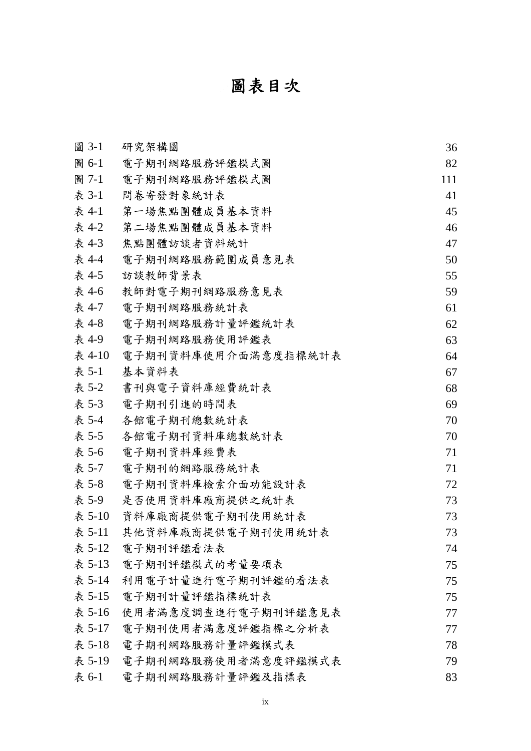# 圖表目次

| | | |
|---|---|---|
| 圖 3-1 | 研究架構圖 | 36 |
| 圖 6-1 | 電子期刊網路服務評鑑模式圖 | 82 |
| 圖 7-1 | 電子期刊網路服務評鑑模式圖 | 111 |
| 表 3-1 | 問卷寄發對象統計表 | 41 |
| 表 4-1 | 第一場焦點團體成員基本資料 | 45 |
| 表 4-2 | 第二場焦點團體成員基本資料 | 46 |
| 表 4-3 | 焦點團體訪談者資料統計 | 47 |
| 表 4-4 | 電子期刊網路服務範圍成員意見表 | 50 |
| 表 4-5 | 訪談教師背景表 | 55 |
| 表 4-6 | 教師對電子期刊網路服務意見表 | 59 |
| 表 4-7 | 電子期刊網路服務統計表 | 61 |
| 表 4-8 | 電子期刊網路服務計量評鑑統計表 | 62 |
| 表 4-9 | 電子期刊網路服務使用評鑑表 | 63 |
| 表 4-10 | 電子期刊資料庫使用介面滿意度指標統計表 | 64 |
| 表 5-1 | 基本資料表 | 67 |
| 表 5-2 | 書刊與電子資料庫經費統計表 | 68 |
| 表 5-3 | 電子期刊引進的時間表 | 69 |
| 表 5-4 | 各館電子期刊總數統計表 | 70 |
| 表 5-5 | 各館電子期刊資料庫總數統計表 | 70 |
| 表 5-6 | 電子期刊資料庫經費表 | 71 |
| 表 5-7 | 電子期刊的網路服務統計表 | 71 |
| 表 5-8 | 電子期刊資料庫檢索介面功能設計表 | 72 |
| 表 5-9 | 是否使用資料庫廠商提供之統計表 | 73 |
| 表 5-10 | 資料庫廠商提供電子期刊使用統計表 | 73 |
| 表 5-11 | 其他資料庫廠商提供電子期刊使用統計表 | 73 |
| 表 5-12 | 電子期刊評鑑看法表 | 74 |
| 表 5-13 | 電子期刊評鑑模式的考量要項表 | 75 |
| 表 5-14 | 利用電子計量進行電子期刊評鑑的看法表 | 75 |
| 表 5-15 | 電子期刊計量評鑑指標統計表 | 75 |
| 表 5-16 | 使用者滿意度調查進行電子期刊評鑑意見表 | 77 |
| 表 5-17 | 電子期刊使用者滿意度評鑑指標之分析表 | 77 |
| 表 5-18 | 電子期刊網路服務計量評鑑模式表 | 78 |
| 表 5-19 | 電子期刊網路服務使用者滿意度評鑑模式表 | 79 |
| 表 6-1 | 電子期刊網路服務計量評鑑及指標表 | 83 |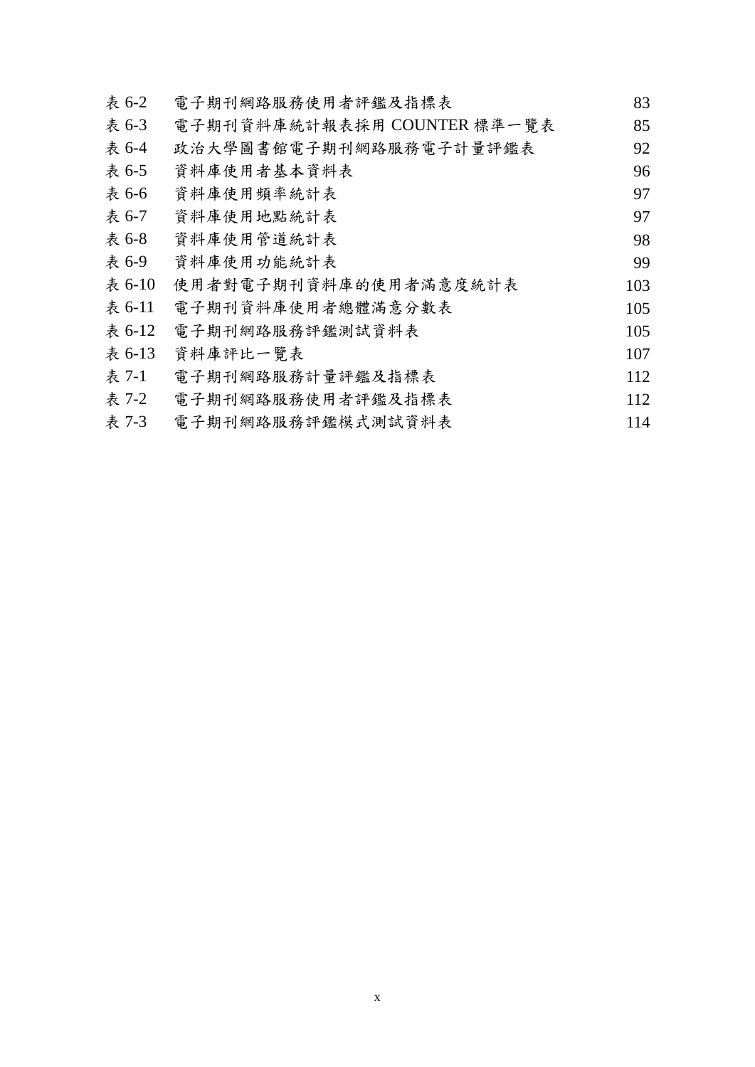表 6-2　電子期刊網路服務使用者評鑑及指標表　83

表 6-3　電子期刊資料庫統計報表採用 COUNTER 標準一覽表　85

表 6-4　政治大學圖書館電子期刊網路服務電子計量評鑑表　92

表 6-5　資料庫使用者基本資料表　96

表 6-6　資料庫使用頻率統計表　97

表 6-7　資料庫使用地點統計表　97

表 6-8　資料庫使用管道統計表　98

表 6-9　資料庫使用功能統計表　99

表 6-10　使用者對電子期刊資料庫的使用者滿意度統計表　103

表 6-11　電子期刊資料庫使用者總體滿意分數表　105

表 6-12　電子期刊網路服務評鑑測試資料表　105

表 6-13　資料庫評比一覽表　107

表 7-1　電子期刊網路服務計量評鑑及指標表　112

表 7-2　電子期刊網路服務使用者評鑑及指標表　112

表 7-3　電子期刊網路服務評鑑模式測試資料表　114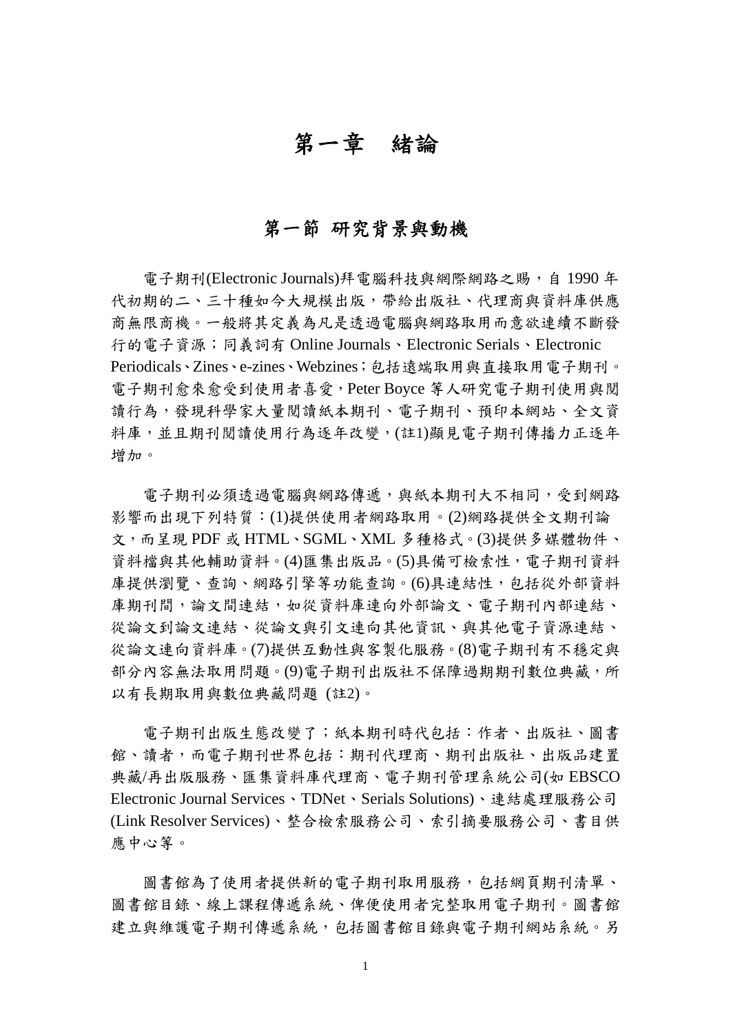# 第一章　緒論

## 第一節 研究背景與動機

電子期刊(Electronic Journals)拜電腦科技與網際網路之賜，自 1990 年代初期的二、三十種如今大規模出版，帶給出版社、代理商與資料庫供應商無限商機。一般將其定義為凡是透過電腦與網路取用而意欲連續不斷發行的電子資源；同義詞有 Online Journals、Electronic Serials、Electronic Periodicals、Zines、e-zines、Webzines；包括遠端取用與直接取用電子期刊。電子期刊愈來愈受到使用者喜愛，Peter Boyce 等人研究電子期刊使用與閱讀行為，發現科學家大量閱讀紙本期刊、電子期刊、預印本網站、全文資料庫，並且期刊閱讀使用行為逐年改變，(註1)顯見電子期刊傳播力正逐年增加。

電子期刊必須透過電腦與網路傳遞，與紙本期刊大不相同，受到網路影響而出現下列特質：(1)提供使用者網路取用。(2)網路提供全文期刊論文，而呈現 PDF 或 HTML、SGML、XML 多種格式。(3)提供多媒體物件、資料檔與其他輔助資料。(4)匯集出版品。(5)具備可檢索性，電子期刊資料庫提供瀏覽、查詢、網路引擎等功能查詢。(6)具連結性，包括從外部資料庫期刊間，論文間連結，如從資料庫連向外部論文、電子期刊內部連結、從論文到論文連結、從論文與引文連向其他資訊、與其他電子資源連結、從論文連向資料庫。(7)提供互動性與客製化服務。(8)電子期刊有不穩定與部分內容無法取用問題。(9)電子期刊出版社不保障過期期刊數位典藏，所以有長期取用與數位典藏問題 (註2)。

電子期刊出版生態改變了；紙本期刊時代包括：作者、出版社、圖書館、讀者，而電子期刊世界包括：期刊代理商、期刊出版社、出版品建置典藏/再出版服務、匯集資料庫代理商、電子期刊管理系統公司(如 EBSCO Electronic Journal Services、TDNet、Serials Solutions)、連結處理服務公司(Link Resolver Services)、整合檢索服務公司、索引摘要服務公司、書目供應中心等。

圖書館為了使用者提供新的電子期刊取用服務，包括網頁期刊清單、圖書館目錄、線上課程傳遞系統、俾便使用者完整取用電子期刊。圖書館建立與維護電子期刊傳遞系統，包括圖書館目錄與電子期刊網站系統。另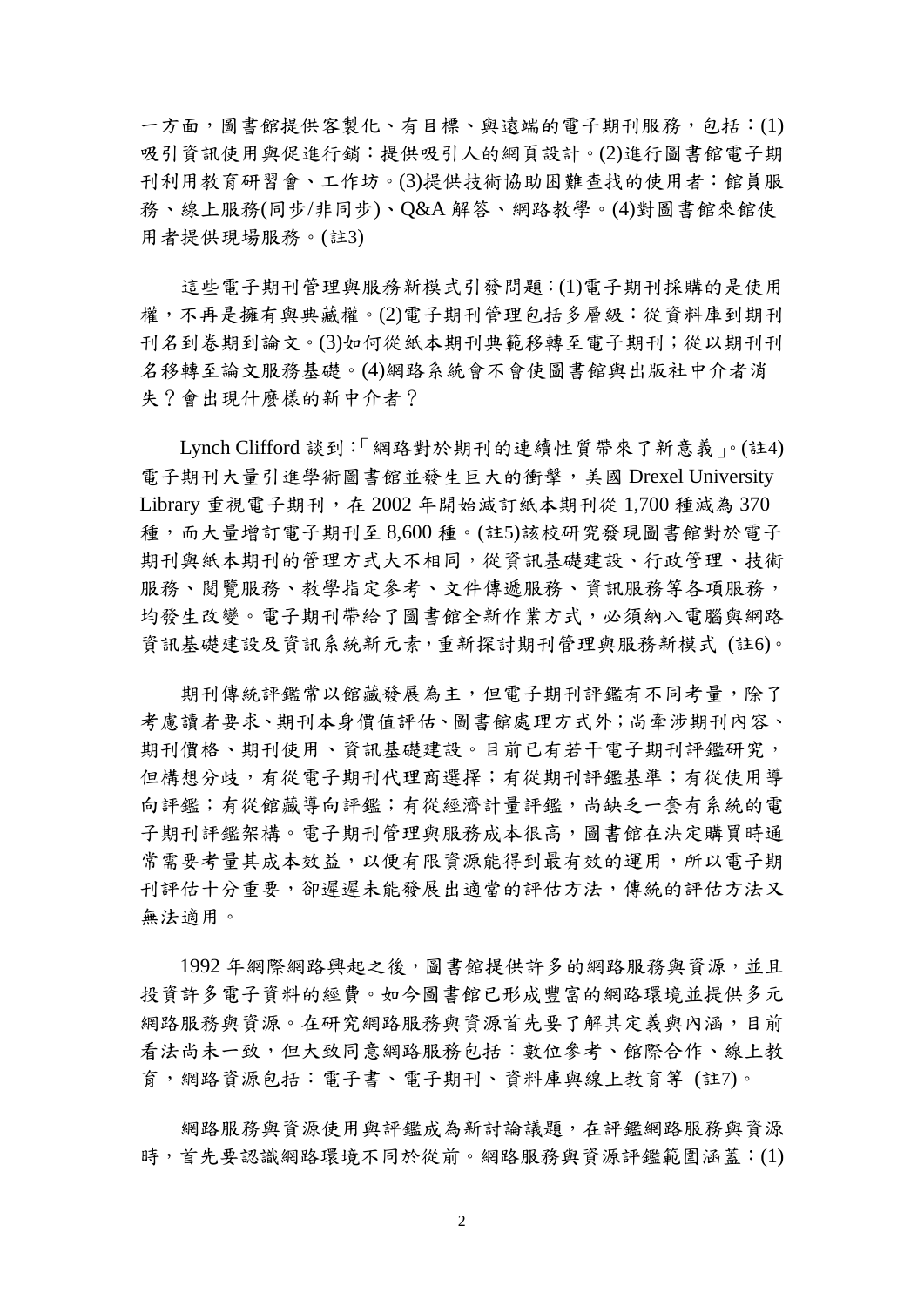一方面，圖書館提供客製化、有目標、與遠端的電子期刊服務，包括：(1)吸引資訊使用與促進行銷：提供吸引人的網頁設計。(2)進行圖書館電子期刊利用教育研習會、工作坊。(3)提供技術協助困難查找的使用者：館員服務、線上服務(同步/非同步)、Q&A 解答、網路教學。(4)對圖書館來館使用者提供現場服務。(註3)

這些電子期刊管理與服務新模式引發問題：(1)電子期刊採購的是使用權，不再是擁有與典藏權。(2)電子期刊管理包括多層級：從資料庫到期刊刊名到卷期到論文。(3)如何從紙本期刊典範移轉至電子期刊；從以期刊刊名移轉至論文服務基礎。(4)網路系統會不會使圖書館與出版社中介者消失？會出現什麼樣的新中介者？

Lynch Clifford 談到：「網路對於期刊的連續性質帶來了新意義」。(註4)電子期刊大量引進學術圖書館並發生巨大的衝擊，美國 Drexel University Library 重視電子期刊，在 2002 年開始減訂紙本期刊從 1,700 種減為 370 種，而大量增訂電子期刊至 8,600 種。(註5)該校研究發現圖書館對於電子期刊與紙本期刊的管理方式大不相同，從資訊基礎建設、行政管理、技術服務、閱覽服務、教學指定參考、文件傳遞服務、資訊服務等各項服務，均發生改變。電子期刊帶給了圖書館全新作業方式，必須納入電腦與網路資訊基礎建設及資訊系統新元素，重新探討期刊管理與服務新模式 (註6)。

期刊傳統評鑑常以館藏發展為主，但電子期刊評鑑有不同考量，除了考慮讀者要求、期刊本身價值評估、圖書館處理方式外；尚牽涉期刊內容、期刊價格、期刊使用、資訊基礎建設。目前已有若干電子期刊評鑑研究，但構想分歧，有從電子期刊代理商選擇；有從期刊評鑑基準；有從使用導向評鑑；有從館藏導向評鑑；有從經濟計量評鑑，尚缺乏一套有系統的電子期刊評鑑架構。電子期刊管理與服務成本很高，圖書館在決定購買時通常需要考量其成本效益，以便有限資源能得到最有效的運用，所以電子期刊評估十分重要，卻遲遲未能發展出適當的評估方法，傳統的評估方法又無法適用。

1992 年網際網路興起之後，圖書館提供許多的網路服務與資源，並且投資許多電子資料的經費。如今圖書館已形成豐富的網路環境並提供多元網路服務與資源。在研究網路服務與資源首先要了解其定義與內涵，目前看法尚未一致，但大致同意網路服務包括：數位參考、館際合作、線上教育，網路資源包括：電子書、電子期刊、資料庫與線上教育等 (註7)。

網路服務與資源使用與評鑑成為新討論議題，在評鑑網路服務與資源時，首先要認識網路環境不同於從前。網路服務與資源評鑑範圍涵蓋：(1)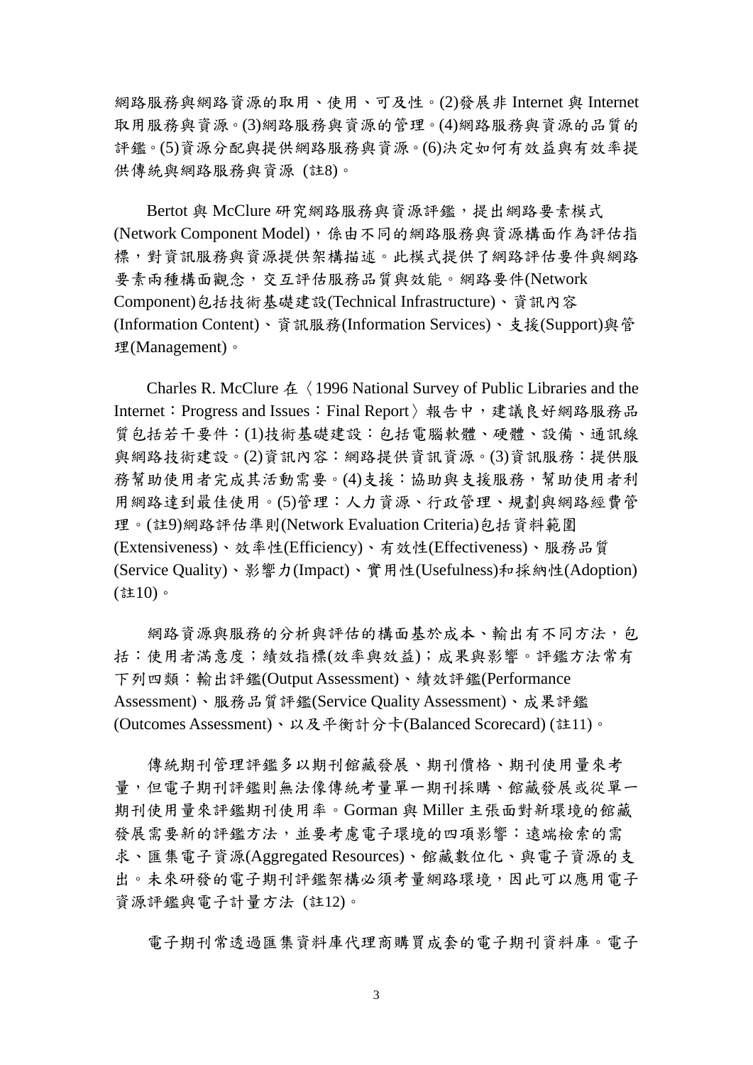網路服務與網路資源的取用、使用、可及性。(2)發展非 Internet 與 Internet 取用服務與資源。(3)網路服務與資源的管理。(4)網路服務與資源的品質的評鑑。(5)資源分配與提供網路服務與資源。(6)決定如何有效益與有效率提供傳統與網路服務與資源 (註8)。

Bertot 與 McClure 研究網路服務與資源評鑑，提出網路要素模式(Network Component Model)，係由不同的網路服務與資源構面作為評估指標，對資訊服務與資源提供架構描述。此模式提供了網路評估要件與網路要素兩種構面觀念，交互評估服務品質與效能。網路要件(Network Component)包括技術基礎建設(Technical Infrastructure)、資訊內容(Information Content)、資訊服務(Information Services)、支援(Support)與管理(Management)。

Charles R. McClure 在〈1996 National Survey of Public Libraries and the Internet：Progress and Issues：Final Report〉報告中，建議良好網路服務品質包括若干要件：(1)技術基礎建設：包括電腦軟體、硬體、設備、通訊線與網路技術建設。(2)資訊內容：網路提供資訊資源。(3)資訊服務：提供服務幫助使用者完成其活動需要。(4)支援：協助與支援服務，幫助使用者利用網路達到最佳使用。(5)管理：人力資源、行政管理、規劃與網路經費管理。(註9)網路評估準則(Network Evaluation Criteria)包括資料範圍(Extensiveness)、效率性(Efficiency)、有效性(Effectiveness)、服務品質(Service Quality)、影響力(Impact)、實用性(Usefulness)和採納性(Adoption)(註10)。

網路資源與服務的分析與評估的構面基於成本、輸出有不同方法，包括：使用者滿意度；績效指標(效率與效益)；成果與影響。評鑑方法常有下列四類：輸出評鑑(Output Assessment)、績效評鑑(Performance Assessment)、服務品質評鑑(Service Quality Assessment)、成果評鑑(Outcomes Assessment)、以及平衡計分卡(Balanced Scorecard) (註11)。

傳統期刊管理評鑑多以期刊館藏發展、期刊價格、期刊使用量來考量，但電子期刊評鑑則無法像傳統考量單一期刊採購、館藏發展或從單一期刊使用量來評鑑期刊使用率。Gorman 與 Miller 主張面對新環境的館藏發展需要新的評鑑方法，並要考慮電子環境的四項影響：遠端檢索的需求、匯集電子資源(Aggregated Resources)、館藏數位化、與電子資源的支出。未來研發的電子期刊評鑑架構必須考量網路環境，因此可以應用電子資源評鑑與電子計量方法 (註12)。

電子期刊常透過匯集資料庫代理商購買成套的電子期刊資料庫。電子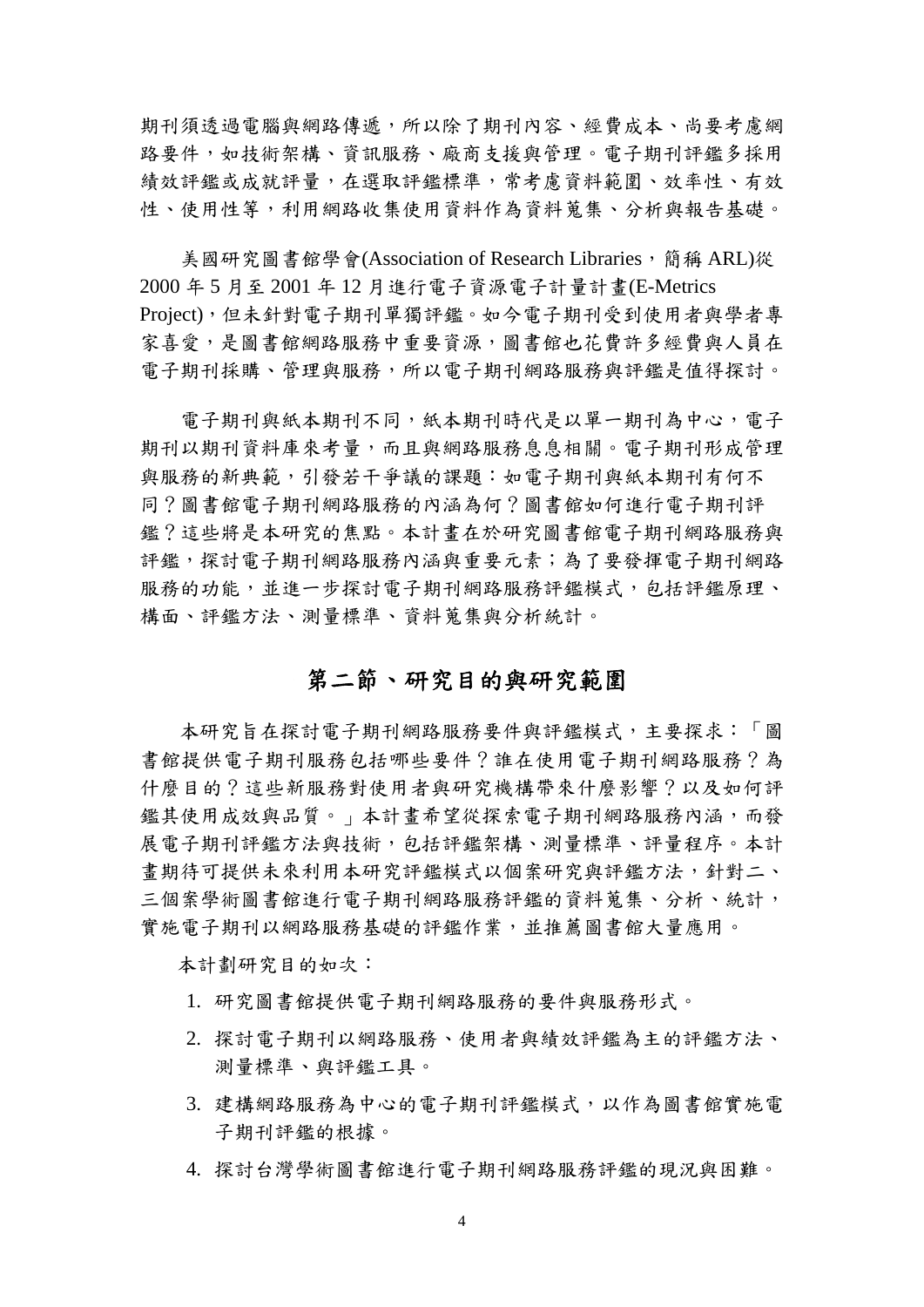期刊須透過電腦與網路傳遞，所以除了期刊內容、經費成本、尚要考慮網路要件，如技術架構、資訊服務、廠商支援與管理。電子期刊評鑑多採用績效評鑑或成就評量，在選取評鑑標準，常考慮資料範圍、效率性、有效性、使用性等，利用網路收集使用資料作為資料蒐集、分析與報告基礎。

美國研究圖書館學會(Association of Research Libraries，簡稱 ARL)從 2000 年 5 月至 2001 年 12 月進行電子資源電子計量計畫(E-Metrics Project)，但未針對電子期刊單獨評鑑。如今電子期刊受到使用者與學者專家喜愛，是圖書館網路服務中重要資源，圖書館也花費許多經費與人員在電子期刊採購、管理與服務，所以電子期刊網路服務與評鑑是值得探討。

電子期刊與紙本期刊不同，紙本期刊時代是以單一期刊為中心，電子期刊以期刊資料庫來考量，而且與網路服務息息相關。電子期刊形成管理與服務的新典範，引發若干爭議的課題：如電子期刊與紙本期刊有何不同？圖書館電子期刊網路服務的內涵為何？圖書館如何進行電子期刊評鑑？這些將是本研究的焦點。本計畫在於研究圖書館電子期刊網路服務與評鑑，探討電子期刊網路服務內涵與重要元素；為了要發揮電子期刊網路服務的功能，並進一步探討電子期刊網路服務評鑑模式，包括評鑑原理、構面、評鑑方法、測量標準、資料蒐集與分析統計。

## 第二節、研究目的與研究範圍

本研究旨在探討電子期刊網路服務要件與評鑑模式，主要探求：「圖書館提供電子期刊服務包括哪些要件？誰在使用電子期刊網路服務？為什麼目的？這些新服務對使用者與研究機構帶來什麼影響？以及如何評鑑其使用成效與品質。」本計畫希望從探索電子期刊網路服務內涵，而發展電子期刊評鑑方法與技術，包括評鑑架構、測量標準、評量程序。本計畫期待可提供未來利用本研究評鑑模式以個案研究與評鑑方法，針對二、三個案學術圖書館進行電子期刊網路服務評鑑的資料蒐集、分析、統計，實施電子期刊以網路服務基礎的評鑑作業，並推薦圖書館大量應用。

本計劃研究目的如次：

1. 研究圖書館提供電子期刊網路服務的要件與服務形式。
2. 探討電子期刊以網路服務、使用者與績效評鑑為主的評鑑方法、測量標準、與評鑑工具。
3. 建構網路服務為中心的電子期刊評鑑模式，以作為圖書館實施電子期刊評鑑的根據。
4. 探討台灣學術圖書館進行電子期刊網路服務評鑑的現況與困難。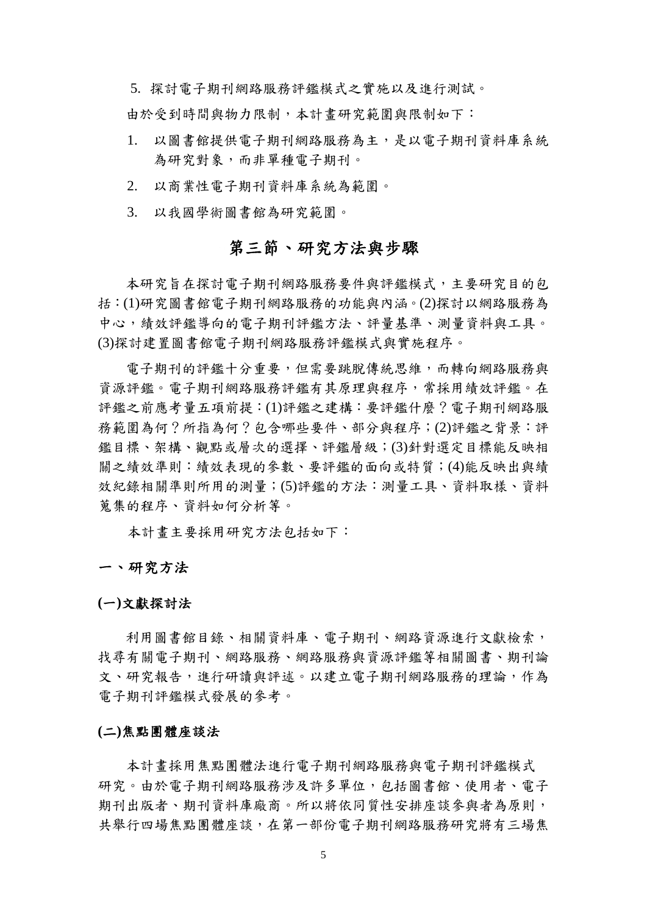5. 探討電子期刊網路服務評鑑模式之實施以及進行測試。

由於受到時間與物力限制，本計畫研究範圍與限制如下：

1. 以圖書館提供電子期刊網路服務為主，是以電子期刊資料庫系統為研究對象，而非單種電子期刊。
2. 以商業性電子期刊資料庫系統為範圍。
3. 以我國學術圖書館為研究範圍。

## 第三節、研究方法與步驟

本研究旨在探討電子期刊網路服務要件與評鑑模式，主要研究目的包括：(1)研究圖書館電子期刊網路服務的功能與內涵。(2)探討以網路服務為中心，績效評鑑導向的電子期刊評鑑方法、評量基準、測量資料與工具。(3)探討建置圖書館電子期刊網路服務評鑑模式與實施程序。

電子期刊的評鑑十分重要，但需要跳脫傳統思維，而轉向網路服務與資源評鑑。電子期刊網路服務評鑑有其原理與程序，常採用績效評鑑。在評鑑之前應考量五項前提：(1)評鑑之建構：要評鑑什麼？電子期刊網路服務範圍為何？所指為何？包含哪些要件、部分與程序；(2)評鑑之背景：評鑑目標、架構、觀點或層次的選擇、評鑑層級；(3)針對選定目標能反映相關之績效準則：績效表現的參數、要評鑑的面向或特質；(4)能反映出與績效紀錄相關準則所用的測量；(5)評鑑的方法：測量工具、資料取樣、資料蒐集的程序、資料如何分析等。

本計畫主要採用研究方法包括如下：

### 一、研究方法

#### (一)文獻探討法

利用圖書館目錄、相關資料庫、電子期刊、網路資源進行文獻檢索，找尋有關電子期刊、網路服務、網路服務與資源評鑑等相關圖書、期刊論文、研究報告，進行研讀與評述。以建立電子期刊網路服務的理論，作為電子期刊評鑑模式發展的參考。

#### (二)焦點團體座談法

本計畫採用焦點團體法進行電子期刊網路服務與電子期刊評鑑模式研究。由於電子期刊網路服務涉及許多單位，包括圖書館、使用者、電子期刊出版者、期刊資料庫廠商。所以將依同質性安排座談參與者為原則，共舉行四場焦點團體座談，在第一部份電子期刊網路服務研究將有三場焦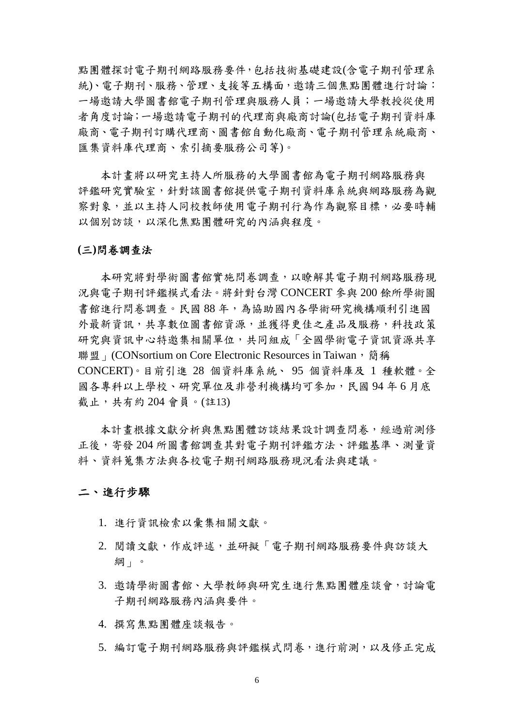點團體探討電子期刊網路服務要件，包括技術基礎建設(含電子期刊管理系統)、電子期刊、服務、管理、支援等五構面，邀請三個焦點團體進行討論：一場邀請大學圖書館電子期刊管理與服務人員；一場邀請大學教授從使用者角度討論；一場邀請電子期刊的代理商與廠商討論(包括電子期刊資料庫廠商、電子期刊訂購代理商、圖書館自動化廠商、電子期刊管理系統廠商、匯集資料庫代理商、索引摘要服務公司等)。

本計畫將以研究主持人所服務的大學圖書館為電子期刊網路服務與評鑑研究實驗室，針對該圖書館提供電子期刊資料庫系統與網路服務為觀察對象，並以主持人同校教師使用電子期刊行為作為觀察目標，必要時輔以個別訪談，以深化焦點團體研究的內涵與程度。

**(三)問卷調查法**

本研究將對學術圖書館實施問卷調查，以瞭解其電子期刊網路服務現況與電子期刊評鑑模式看法。將針對台灣 CONCERT 參與 200 餘所學術圖書館進行問卷調查。民國 88 年，為協助國內各學術研究機構順利引進國外最新資訊，共享數位圖書館資源，並獲得更佳之產品及服務，科技政策研究與資訊中心特邀集相關單位，共同組成「全國學術電子資訊資源共享聯盟」(CONsortium on Core Electronic Resources in Taiwan，簡稱 CONCERT)。目前引進 28 個資料庫系統、 95 個資料庫及 1 種軟體。全國各專科以上學校、研究單位及非營利機構均可參加，民國 94 年 6 月底截止，共有約 204 會員。(註13)

本計畫根據文獻分析與焦點團體訪談結果設計調查問卷，經過前測修正後，寄發 204 所圖書館調查其對電子期刊評鑑方法、評鑑基準、測量資料、資料蒐集方法與各校電子期刊網路服務現況看法與建議。

## 二、進行步驟

1. 進行資訊檢索以彙集相關文獻。
2. 閱讀文獻，作成評述，並研擬「電子期刊網路服務要件與訪談大綱」。
3. 邀請學術圖書館、大學教師與研究生進行焦點團體座談會，討論電子期刊網路服務內涵與要件。
4. 撰寫焦點團體座談報告。
5. 編訂電子期刊網路服務與評鑑模式問卷，進行前測，以及修正完成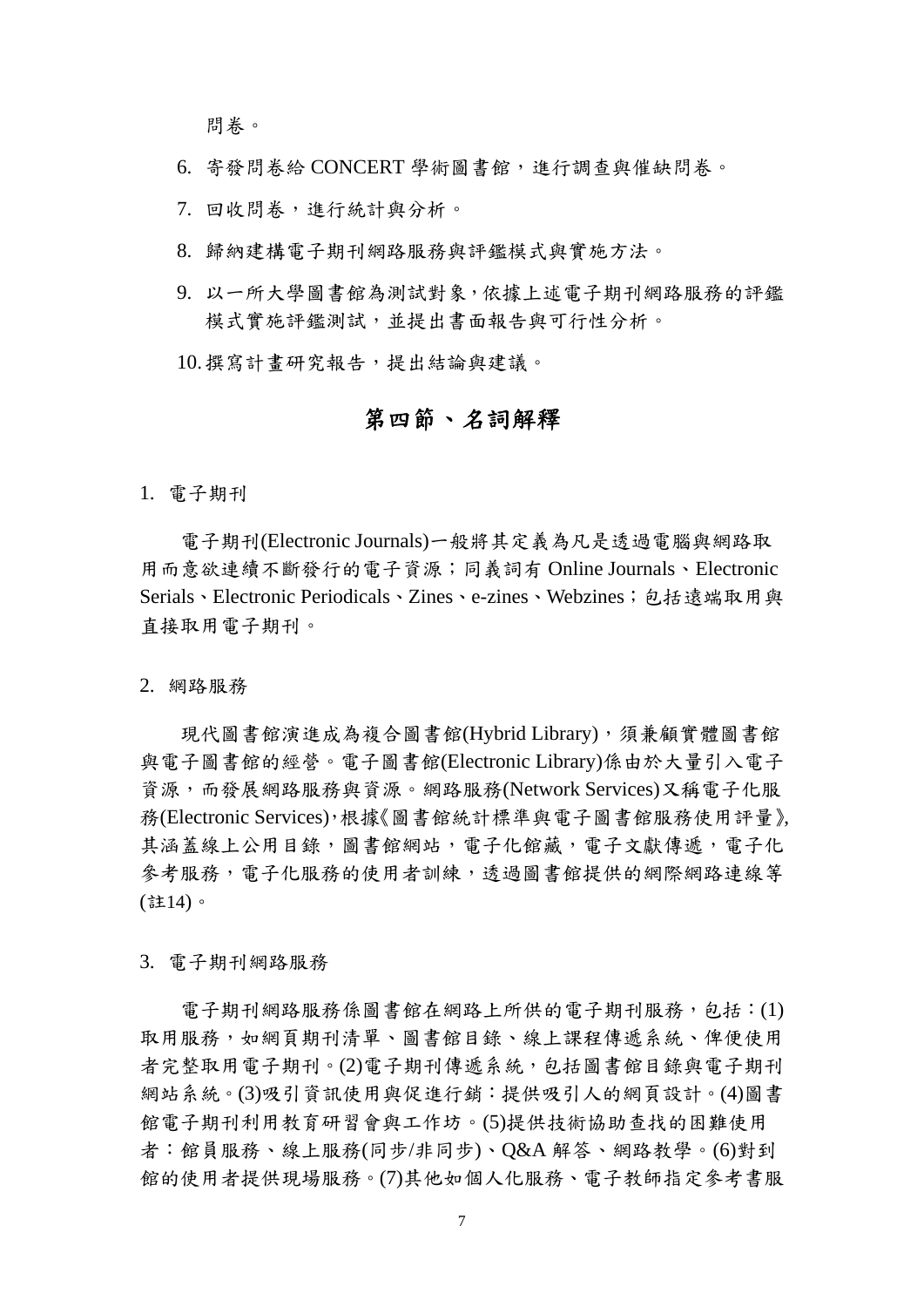問卷。

6. 寄發問卷給 CONCERT 學術圖書館，進行調查與催缺問卷。
7. 回收問卷，進行統計與分析。
8. 歸納建構電子期刊網路服務與評鑑模式與實施方法。
9. 以一所大學圖書館為測試對象，依據上述電子期刊網路服務的評鑑模式實施評鑑測試，並提出書面報告與可行性分析。
10. 撰寫計畫研究報告，提出結論與建議。

## 第四節、名詞解釋

1. 電子期刊

電子期刊(Electronic Journals)一般將其定義為凡是透過電腦與網路取用而意欲連續不斷發行的電子資源；同義詞有 Online Journals、Electronic Serials、Electronic Periodicals、Zines、e-zines、Webzines；包括遠端取用與直接取用電子期刊。

2. 網路服務

現代圖書館演進成為複合圖書館(Hybrid Library)，須兼顧實體圖書館與電子圖書館的經營。電子圖書館(Electronic Library)係由於大量引入電子資源，而發展網路服務與資源。網路服務(Network Services)又稱電子化服務(Electronic Services)，根據《圖書館統計標準與電子圖書館服務使用評量》，其涵蓋線上公用目錄，圖書館網站，電子化館藏，電子文獻傳遞，電子化參考服務，電子化服務的使用者訓練，透過圖書館提供的網際網路連線等(註14)。

3. 電子期刊網路服務

電子期刊網路服務係圖書館在網路上所供的電子期刊服務，包括：(1)取用服務，如網頁期刊清單、圖書館目錄、線上課程傳遞系統、俾便使用者完整取用電子期刊。(2)電子期刊傳遞系統，包括圖書館目錄與電子期刊網站系統。(3)吸引資訊使用與促進行銷：提供吸引人的網頁設計。(4)圖書館電子期刊利用教育研習會與工作坊。(5)提供技術協助查找的困難使用者：館員服務、線上服務(同步/非同步)、Q&A 解答、網路教學。(6)對到館的使用者提供現場服務。(7)其他如個人化服務、電子教師指定參考書服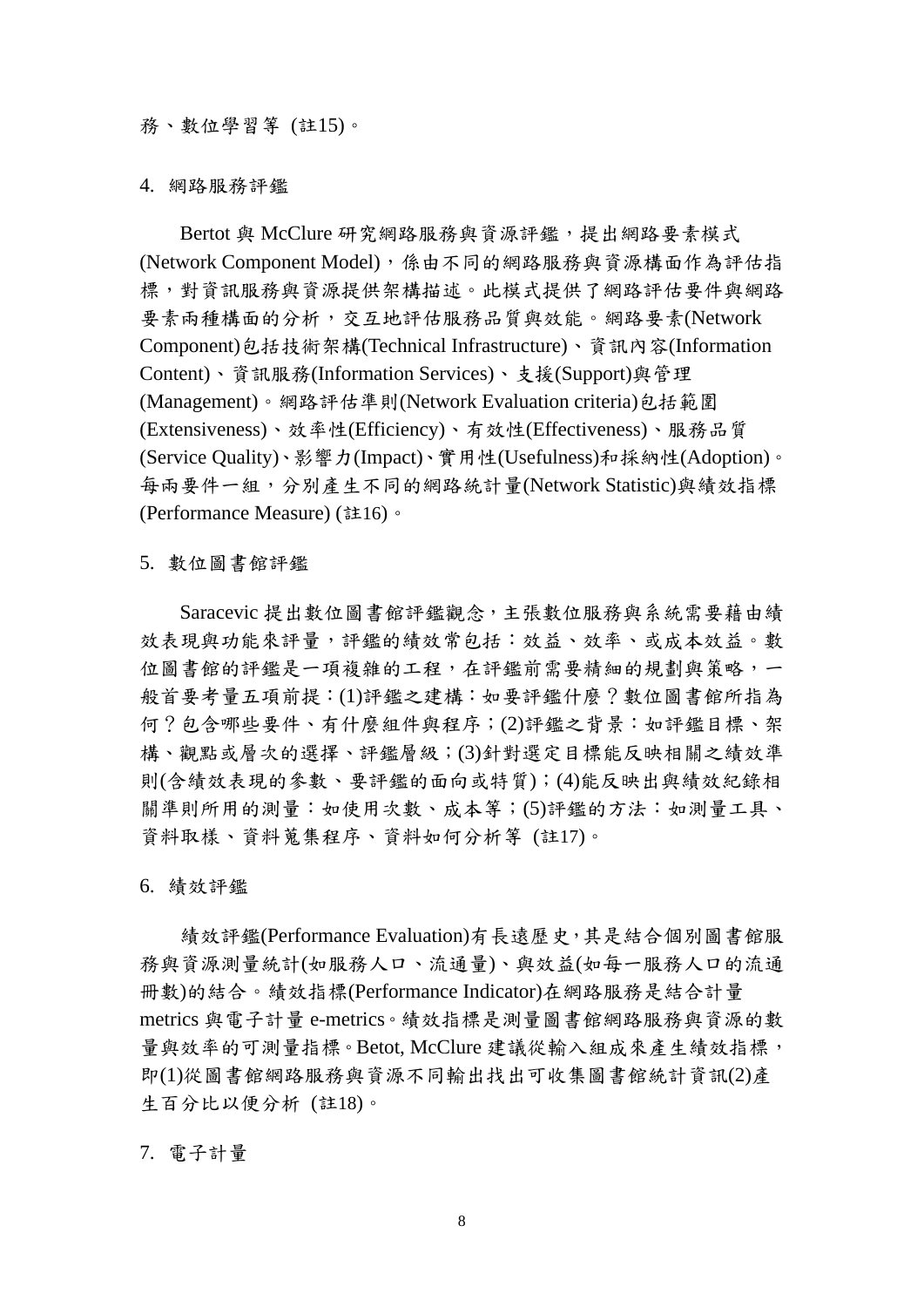務、數位學習等 (註15)。

4. 網路服務評鑑

Bertot 與 McClure 研究網路服務與資源評鑑，提出網路要素模式(Network Component Model)，係由不同的網路服務與資源構面作為評估指標，對資訊服務與資源提供架構描述。此模式提供了網路評估要件與網路要素兩種構面的分析，交互地評估服務品質與效能。網路要素(Network Component)包括技術架構(Technical Infrastructure)、資訊內容(Information Content)、資訊服務(Information Services)、支援(Support)與管理(Management)。網路評估準則(Network Evaluation criteria)包括範圍(Extensiveness)、效率性(Efficiency)、有效性(Effectiveness)、服務品質(Service Quality)、影響力(Impact)、實用性(Usefulness)和採納性(Adoption)。每兩要件一組，分別產生不同的網路統計量(Network Statistic)與績效指標(Performance Measure) (註16)。

5. 數位圖書館評鑑

Saracevic 提出數位圖書館評鑑觀念，主張數位服務與系統需要藉由績效表現與功能來評量，評鑑的績效常包括：效益、效率、或成本效益。數位圖書館的評鑑是一項複雜的工程，在評鑑前需要精細的規劃與策略，一般首要考量五項前提：(1)評鑑之建構：如要評鑑什麼？數位圖書館所指為何？包含哪些要件、有什麼組件與程序；(2)評鑑之背景：如評鑑目標、架構、觀點或層次的選擇、評鑑層級；(3)針對選定目標能反映相關之績效準則(含績效表現的參數、要評鑑的面向或特質)；(4)能反映出與績效紀錄相關準則所用的測量：如使用次數、成本等；(5)評鑑的方法：如測量工具、資料取樣、資料蒐集程序、資料如何分析等 (註17)。

6. 績效評鑑

績效評鑑(Performance Evaluation)有長遠歷史，其是結合個別圖書館服務與資源測量統計(如服務人口、流通量)、與效益(如每一服務人口的流通冊數)的結合。績效指標(Performance Indicator)在網路服務是結合計量 metrics 與電子計量 e-metrics。績效指標是測量圖書館網路服務與資源的數量與效率的可測量指標。Betot, McClure 建議從輸入組成來產生績效指標，即(1)從圖書館網路服務與資源不同輸出找出可收集圖書館統計資訊(2)產生百分比以便分析 (註18)。

7. 電子計量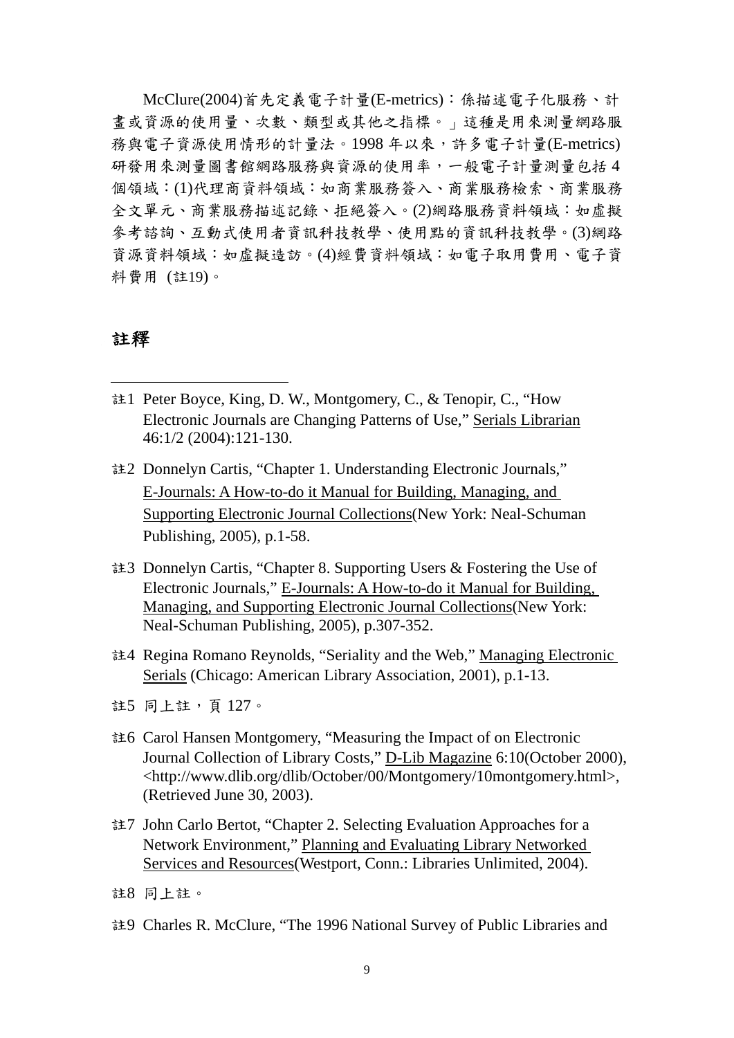McClure(2004)首先定義電子計量(E-metrics)：係描述電子化服務、計畫或資源的使用量、次數、類型或其他之指標。」這種是用來測量網路服務與電子資源使用情形的計量法。1998 年以來，許多電子計量(E-metrics)研發用來測量圖書館網路服務與資源的使用率，一般電子計量測量包括 4 個領域：(1)代理商資料領域：如商業服務簽入、商業服務檢索、商業服務全文單元、商業服務描述記錄、拒絕簽入。(2)網路服務資料領域：如虛擬參考諮詢、互動式使用者資訊科技教學、使用點的資訊科技教學。(3)網路資源資料領域：如虛擬造訪。(4)經費資料領域：如電子取用費用、電子資料費用 (註19)。

## 註釋

---

註1 Peter Boyce, King, D. W., Montgomery, C., & Tenopir, C., “How Electronic Journals are Changing Patterns of Use,” Serials Librarian 46:1/2 (2004):121-130.

註2 Donnelyn Cartis, “Chapter 1. Understanding Electronic Journals,” E-Journals: A How-to-do it Manual for Building, Managing, and Supporting Electronic Journal Collections(New York: Neal-Schuman Publishing, 2005), p.1-58.

註3 Donnelyn Cartis, “Chapter 8. Supporting Users & Fostering the Use of Electronic Journals,” E-Journals: A How-to-do it Manual for Building, Managing, and Supporting Electronic Journal Collections(New York: Neal-Schuman Publishing, 2005), p.307-352.

註4 Regina Romano Reynolds, “Seriality and the Web,” Managing Electronic Serials (Chicago: American Library Association, 2001), p.1-13.

註5 同上註，頁 127。

註6 Carol Hansen Montgomery, “Measuring the Impact of on Electronic Journal Collection of Library Costs,” D-Lib Magazine 6:10(October 2000), <http://www.dlib.org/dlib/October/00/Montgomery/10montgomery.html>, (Retrieved June 30, 2003).

註7 John Carlo Bertot, “Chapter 2. Selecting Evaluation Approaches for a Network Environment,” Planning and Evaluating Library Networked Services and Resources(Westport, Conn.: Libraries Unlimited, 2004).

註8 同上註。

註9 Charles R. McClure, “The 1996 National Survey of Public Libraries and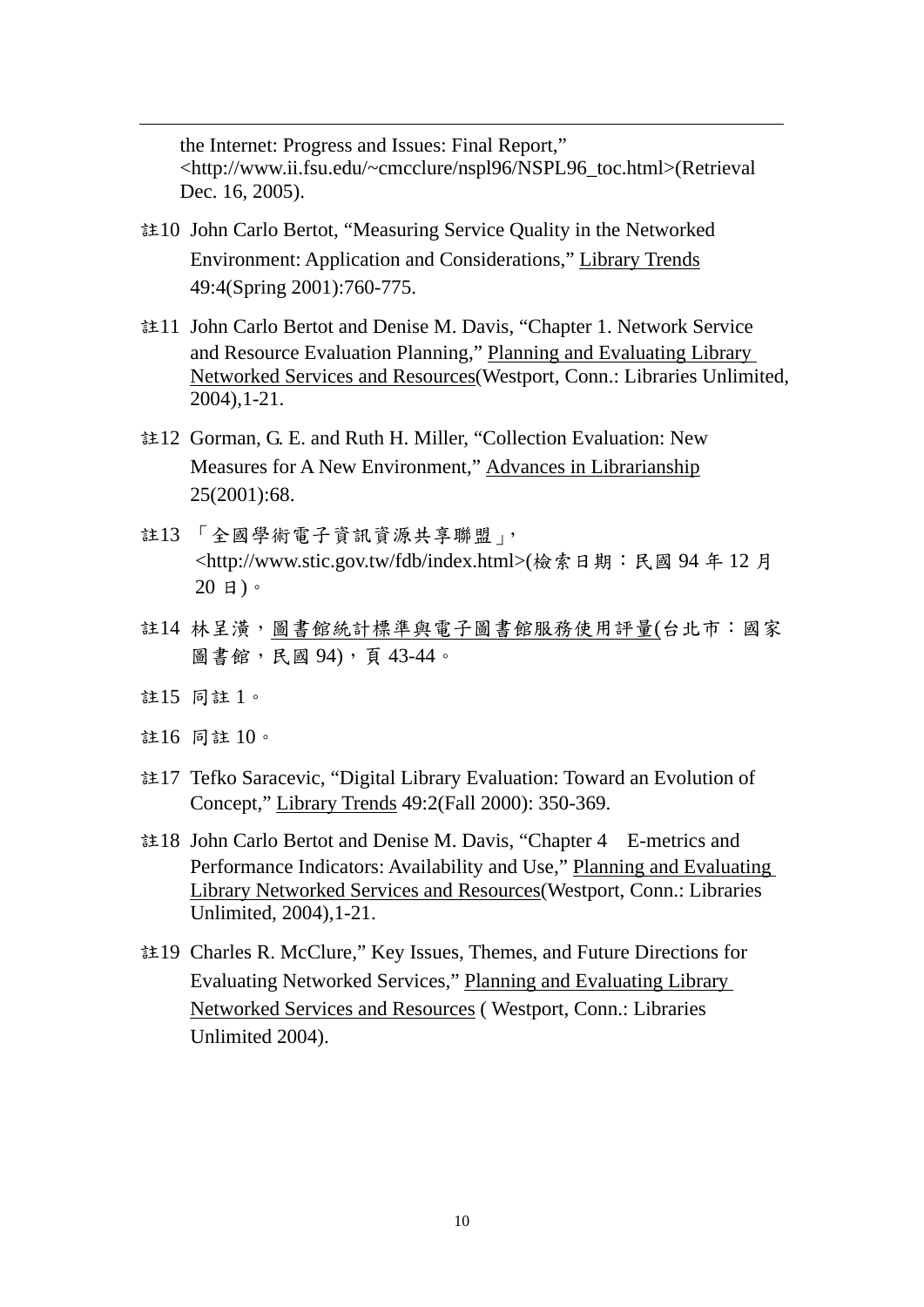the Internet: Progress and Issues: Final Report," <http://www.ii.fsu.edu/~cmcclure/nspl96/NSPL96_toc.html>(Retrieval Dec. 16, 2005).

註10 John Carlo Bertot, "Measuring Service Quality in the Networked Environment: Application and Considerations," <u>Library Trends</u> 49:4(Spring 2001):760-775.

註11 John Carlo Bertot and Denise M. Davis, "Chapter 1. Network Service and Resource Evaluation Planning," <u>Planning and Evaluating Library Networked Services and Resources</u>(Westport, Conn.: Libraries Unlimited, 2004),1-21.

註12 Gorman, G. E. and Ruth H. Miller, "Collection Evaluation: New Measures for A New Environment," <u>Advances in Librarianship</u> 25(2001):68.

註13 「全國學術電子資訊資源共享聯盟」, <http://www.stic.gov.tw/fdb/index.html>(檢索日期：民國 94 年 12 月 20 日)。

註14 林呈潢，<u>圖書館統計標準與電子圖書館服務使用評量</u>(台北市：國家圖書館，民國 94)，頁 43-44。

註15 同註 1。

註16 同註 10。

註17 Tefko Saracevic, "Digital Library Evaluation: Toward an Evolution of Concept," <u>Library Trends</u> 49:2(Fall 2000): 350-369.

註18 John Carlo Bertot and Denise M. Davis, "Chapter 4　E-metrics and Performance Indicators: Availability and Use," <u>Planning and Evaluating Library Networked Services and Resources</u>(Westport, Conn.: Libraries Unlimited, 2004),1-21.

註19 Charles R. McClure," Key Issues, Themes, and Future Directions for Evaluating Networked Services," <u>Planning and Evaluating Library Networked Services and Resources</u> ( Westport, Conn.: Libraries Unlimited 2004).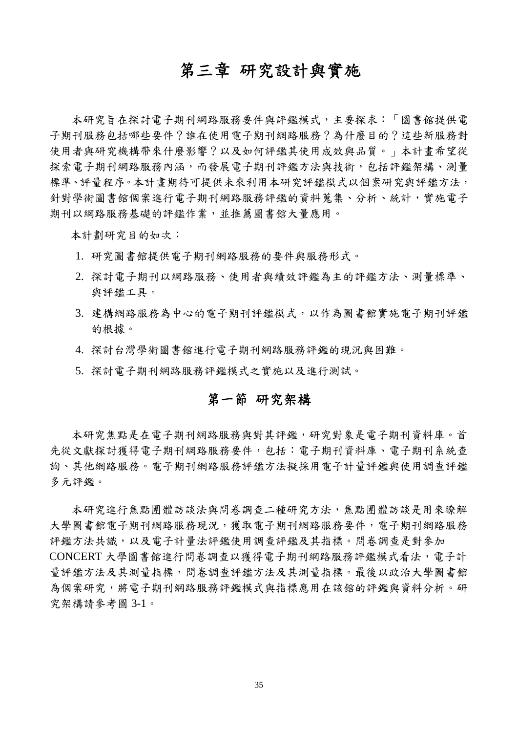# 第三章 研究設計與實施

本研究旨在探討電子期刊網路服務要件與評鑑模式，主要探求：「圖書館提供電子期刊服務包括哪些要件？誰在使用電子期刊網路服務？為什麼目的？這些新服務對使用者與研究機構帶來什麼影響？以及如何評鑑其使用成效與品質。」本計畫希望從探索電子期刊網路服務內涵，而發展電子期刊評鑑方法與技術，包括評鑑架構、測量標準、評量程序。本計畫期待可提供未來利用本研究評鑑模式以個案研究與評鑑方法，針對學術圖書館個案進行電子期刊網路服務評鑑的資料蒐集、分析、統計，實施電子期刊以網路服務基礎的評鑑作業，並推薦圖書館大量應用。

本計劃研究目的如次：

1. 研究圖書館提供電子期刊網路服務的要件與服務形式。
2. 探討電子期刊以網路服務、使用者與績效評鑑為主的評鑑方法、測量標準、與評鑑工具。
3. 建構網路服務為中心的電子期刊評鑑模式，以作為圖書館實施電子期刊評鑑的根據。
4. 探討台灣學術圖書館進行電子期刊網路服務評鑑的現況與困難。
5. 探討電子期刊網路服務評鑑模式之實施以及進行測試。

## 第一節 研究架構

本研究焦點是在電子期刊網路服務與對其評鑑，研究對象是電子期刊資料庫。首先從文獻探討獲得電子期刊網路服務要件，包括：電子期刊資料庫、電子期刊系統查詢、其他網路服務。電子期刊網路服務評鑑方法擬採用電子計量評鑑與使用調查評鑑多元評鑑。

本研究進行焦點團體訪談法與問卷調查二種研究方法，焦點團體訪談是用來瞭解大學圖書館電子期刊網路服務現況，獲取電子期刊網路服務要件，電子期刊網路服務評鑑方法共識，以及電子計量法評鑑使用調查評鑑及其指標。問卷調查是對參加 CONCERT 大學圖書館進行問卷調查以獲得電子期刊網路服務評鑑模式看法，電子計量評鑑方法及其測量指標，問卷調查評鑑方法及其測量指標。最後以政治大學圖書館為個案研究，將電子期刊網路服務評鑑模式與指標應用在該館的評鑑與資料分析。研究架構請參考圖 3-1。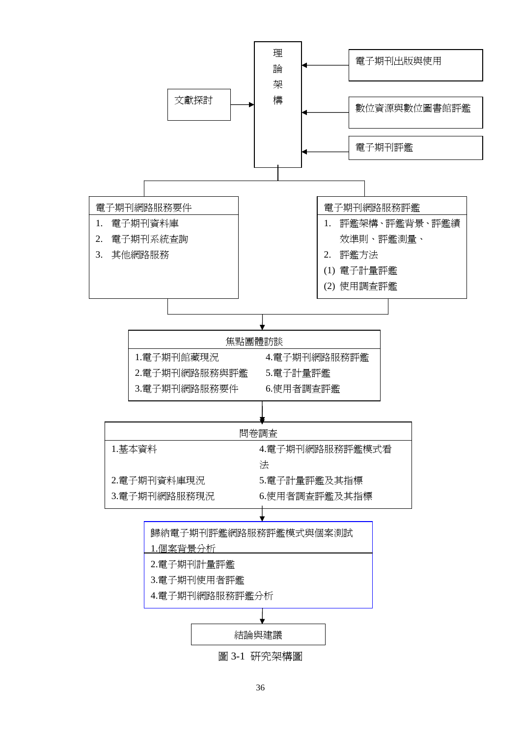理論架構

- 文獻探討 → 理論架構
- 電子期刊出版與使用 → 理論架構
- 數位資源與數位圖書館評鑑 → 理論架構
- 電子期刊評鑑 → 理論架構

電子期刊網路服務要件
1. 電子期刊資料庫
2. 電子期刊系統查詢
3. 其他網路服務

電子期刊網路服務評鑑
1. 評鑑架構、評鑑背景、評鑑績效準則、評鑑測量、
2. 評鑑方法
(1) 電子計量評鑑
(2) 使用調查評鑑

↓

焦點團體訪談

1.電子期刊館藏現況
2.電子期刊網路服務與評鑑
3.電子期刊網路服務要件
4.電子期刊網路服務評鑑
5.電子計量評鑑
6.使用者調查評鑑

↓

問卷調查

1.基本資料
2.電子期刊資料庫現況
3.電子期刊網路服務現況
4.電子期刊網路服務評鑑模式看法
5.電子計量評鑑及其指標
6.使用者調查評鑑及其指標

↓

歸納電子期刊評鑑網路服務評鑑模式與個案測試

1.個案背景分析
2.電子期刊計量評鑑
3.電子期刊使用者評鑑
4.電子期刊網路服務評鑑分析

↓

結論與建議

圖 3-1 研究架構圖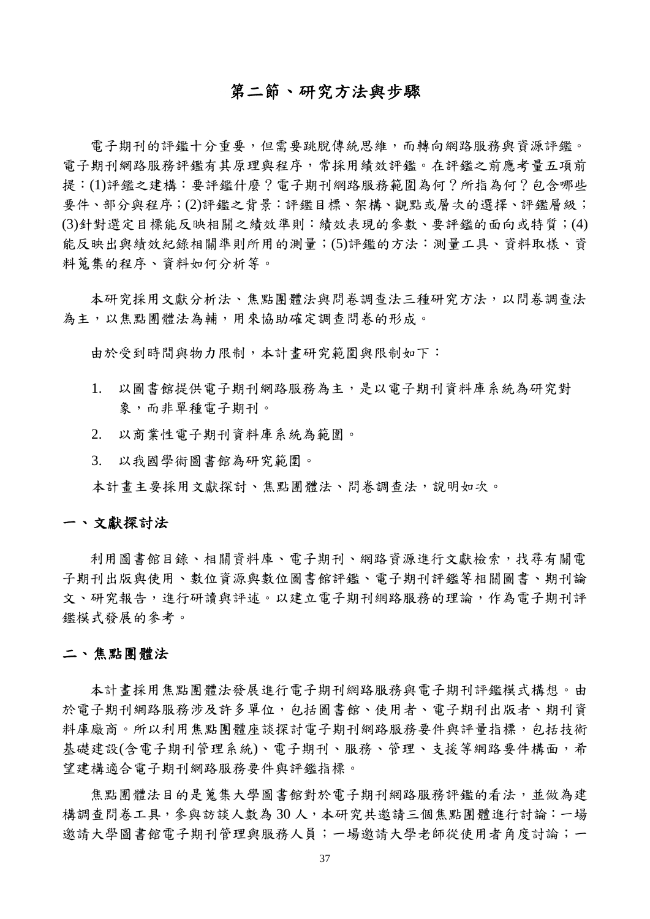## 第二節、研究方法與步驟

電子期刊的評鑑十分重要，但需要跳脫傳統思維，而轉向網路服務與資源評鑑。電子期刊網路服務評鑑有其原理與程序，常採用績效評鑑。在評鑑之前應考量五項前提：(1)評鑑之建構：要評鑑什麼？電子期刊網路服務範圍為何？所指為何？包含哪些要件、部分與程序；(2)評鑑之背景：評鑑目標、架構、觀點或層次的選擇、評鑑層級；(3)針對選定目標能反映相關之績效準則：績效表現的參數、要評鑑的面向或特質；(4)能反映出與績效紀錄相關準則所用的測量；(5)評鑑的方法：測量工具、資料取樣、資料蒐集的程序、資料如何分析等。

本研究採用文獻分析法、焦點團體法與問卷調查法三種研究方法，以問卷調查法為主，以焦點團體法為輔，用來協助確定調查問卷的形成。

由於受到時間與物力限制，本計畫研究範圍與限制如下：

1. 以圖書館提供電子期刊網路服務為主，是以電子期刊資料庫系統為研究對象，而非單種電子期刊。
2. 以商業性電子期刊資料庫系統為範圍。
3. 以我國學術圖書館為研究範圍。

本計畫主要採用文獻探討、焦點團體法、問卷調查法，說明如次。

### 一、文獻探討法

利用圖書館目錄、相關資料庫、電子期刊、網路資源進行文獻檢索，找尋有關電子期刊出版與使用、數位資源與數位圖書館評鑑、電子期刊評鑑等相關圖書、期刊論文、研究報告，進行研讀與評述。以建立電子期刊網路服務的理論，作為電子期刊評鑑模式發展的參考。

### 二、焦點團體法

本計畫採用焦點團體法發展進行電子期刊網路服務與電子期刊評鑑模式構想。由於電子期刊網路服務涉及許多單位，包括圖書館、使用者、電子期刊出版者、期刊資料庫廠商。所以利用焦點團體座談探討電子期刊網路服務要件與評量指標，包括技術基礎建設(含電子期刊管理系統)、電子期刊、服務、管理、支援等網路要件構面，希望建構適合電子期刊網路服務要件與評鑑指標。

焦點團體法目的是蒐集大學圖書館對於電子期刊網路服務評鑑的看法，並做為建構調查問卷工具，參與訪談人數為 30 人，本研究共邀請三個焦點團體進行討論：一場邀請大學圖書館電子期刊管理與服務人員；一場邀請大學老師從使用者角度討論；一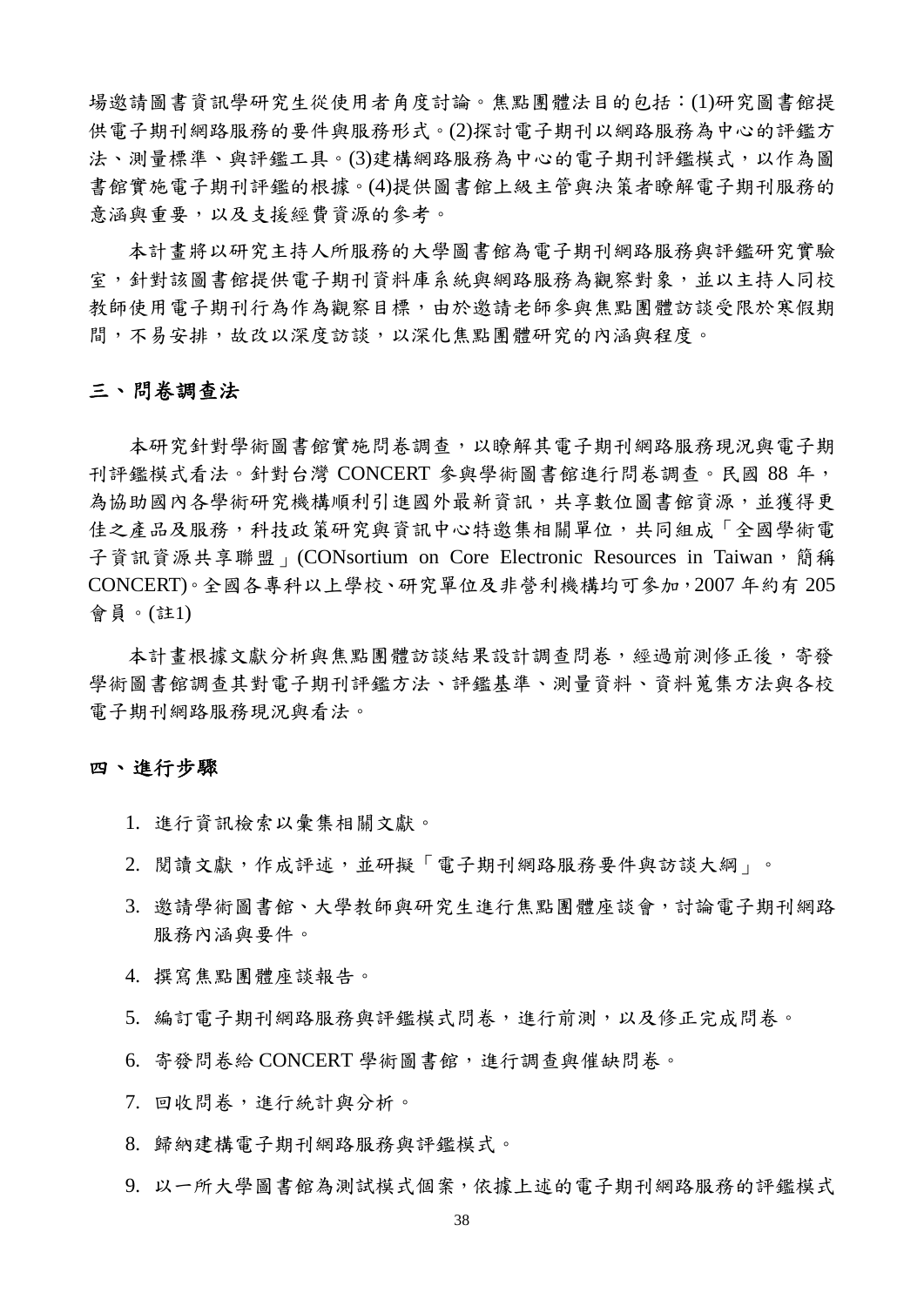場邀請圖書資訊學研究生從使用者角度討論。焦點團體法目的包括：(1)研究圖書館提供電子期刊網路服務的要件與服務形式。(2)探討電子期刊以網路服務為中心的評鑑方法、測量標準、與評鑑工具。(3)建構網路服務為中心的電子期刊評鑑模式，以作為圖書館實施電子期刊評鑑的根據。(4)提供圖書館上級主管與決策者瞭解電子期刊服務的意涵與重要，以及支援經費資源的參考。

本計畫將以研究主持人所服務的大學圖書館為電子期刊網路服務與評鑑研究實驗室，針對該圖書館提供電子期刊資料庫系統與網路服務為觀察對象，並以主持人同校教師使用電子期刊行為作為觀察目標，由於邀請老師參與焦點團體訪談受限於寒假期間，不易安排，故改以深度訪談，以深化焦點團體研究的內涵與程度。

## 三、問卷調查法

本研究針對學術圖書館實施問卷調查，以瞭解其電子期刊網路服務現況與電子期刊評鑑模式看法。針對台灣 CONCERT 參與學術圖書館進行問卷調查。民國 88 年，為協助國內各學術研究機構順利引進國外最新資訊，共享數位圖書館資源，並獲得更佳之產品及服務，科技政策研究與資訊中心特邀集相關單位，共同組成「全國學術電子資訊資源共享聯盟」(CONsortium on Core Electronic Resources in Taiwan，簡稱 CONCERT)。全國各專科以上學校、研究單位及非營利機構均可參加，2007 年約有 205 會員。(註1)

本計畫根據文獻分析與焦點團體訪談結果設計調查問卷，經過前測修正後，寄發學術圖書館調查其對電子期刊評鑑方法、評鑑基準、測量資料、資料蒐集方法與各校電子期刊網路服務現況與看法。

## 四、進行步驟

1. 進行資訊檢索以彙集相關文獻。
2. 閱讀文獻，作成評述，並研擬「電子期刊網路服務要件與訪談大綱」。
3. 邀請學術圖書館、大學教師與研究生進行焦點團體座談會，討論電子期刊網路服務內涵與要件。
4. 撰寫焦點團體座談報告。
5. 編訂電子期刊網路服務與評鑑模式問卷，進行前測，以及修正完成問卷。
6. 寄發問卷給 CONCERT 學術圖書館，進行調查與催缺問卷。
7. 回收問卷，進行統計與分析。
8. 歸納建構電子期刊網路服務與評鑑模式。
9. 以一所大學圖書館為測試模式個案，依據上述的電子期刊網路服務的評鑑模式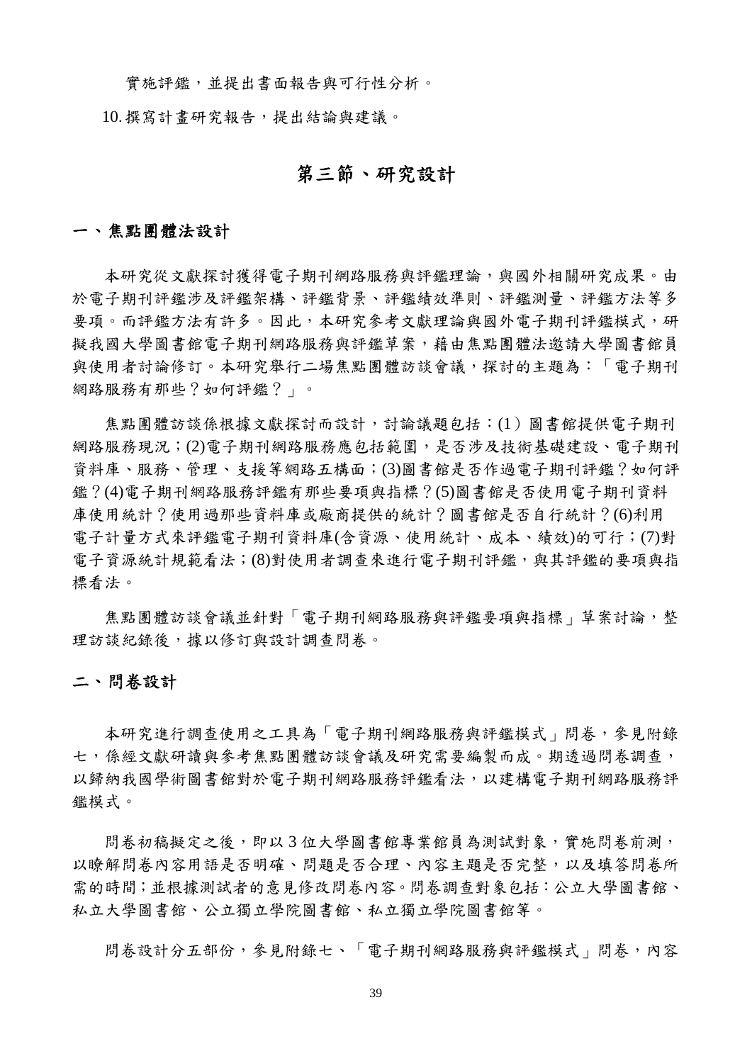實施評鑑，並提出書面報告與可行性分析。

10. 撰寫計畫研究報告，提出結論與建議。

## 第三節、研究設計

### 一、焦點團體法設計

本研究從文獻探討獲得電子期刊網路服務與評鑑理論，與國外相關研究成果。由於電子期刊評鑑涉及評鑑架構、評鑑背景、評鑑績效準則、評鑑測量、評鑑方法等多要項。而評鑑方法有許多。因此，本研究參考文獻理論與國外電子期刊評鑑模式，研擬我國大學圖書館電子期刊網路服務與評鑑草案，藉由焦點團體法邀請大學圖書館員與使用者討論修訂。本研究舉行二場焦點團體訪談會議，探討的主題為：「電子期刊網路服務有那些？如何評鑑？」。

焦點團體訪談係根據文獻探討而設計，討論議題包括：(1）圖書館提供電子期刊網路服務現況；(2)電子期刊網路服務應包括範圍，是否涉及技術基礎建設、電子期刊資料庫、服務、管理、支援等網路五構面；(3)圖書館是否作過電子期刊評鑑？如何評鑑？(4)電子期刊網路服務評鑑有那些要項與指標？(5)圖書館是否使用電子期刊資料庫使用統計？使用過那些資料庫或廠商提供的統計？圖書館是否自行統計？(6)利用電子計量方式來評鑑電子期刊資料庫(含資源、使用統計、成本、績效)的可行；(7)對電子資源統計規範看法；(8)對使用者調查來進行電子期刊評鑑，與其評鑑的要項與指標看法。

焦點團體訪談會議並針對「電子期刊網路服務與評鑑要項與指標」草案討論，整理訪談紀錄後，據以修訂與設計調查問卷。

### 二、問卷設計

本研究進行調查使用之工具為「電子期刊網路服務與評鑑模式」問卷，參見附錄七，係經文獻研讀與參考焦點團體訪談會議及研究需要編製而成。期透過問卷調查，以歸納我國學術圖書館對於電子期刊網路服務評鑑看法，以建構電子期刊網路服務評鑑模式。

問卷初稿擬定之後，即以 3 位大學圖書館專業館員為測試對象，實施問卷前測，以瞭解問卷內容用語是否明確、問題是否合理、內容主題是否完整，以及填答問卷所需的時間；並根據測試者的意見修改問卷內容。問卷調查對象包括：公立大學圖書館、私立大學圖書館、公立獨立學院圖書館、私立獨立學院圖書館等。

問卷設計分五部份，參見附錄七、「電子期刊網路服務與評鑑模式」問卷，內容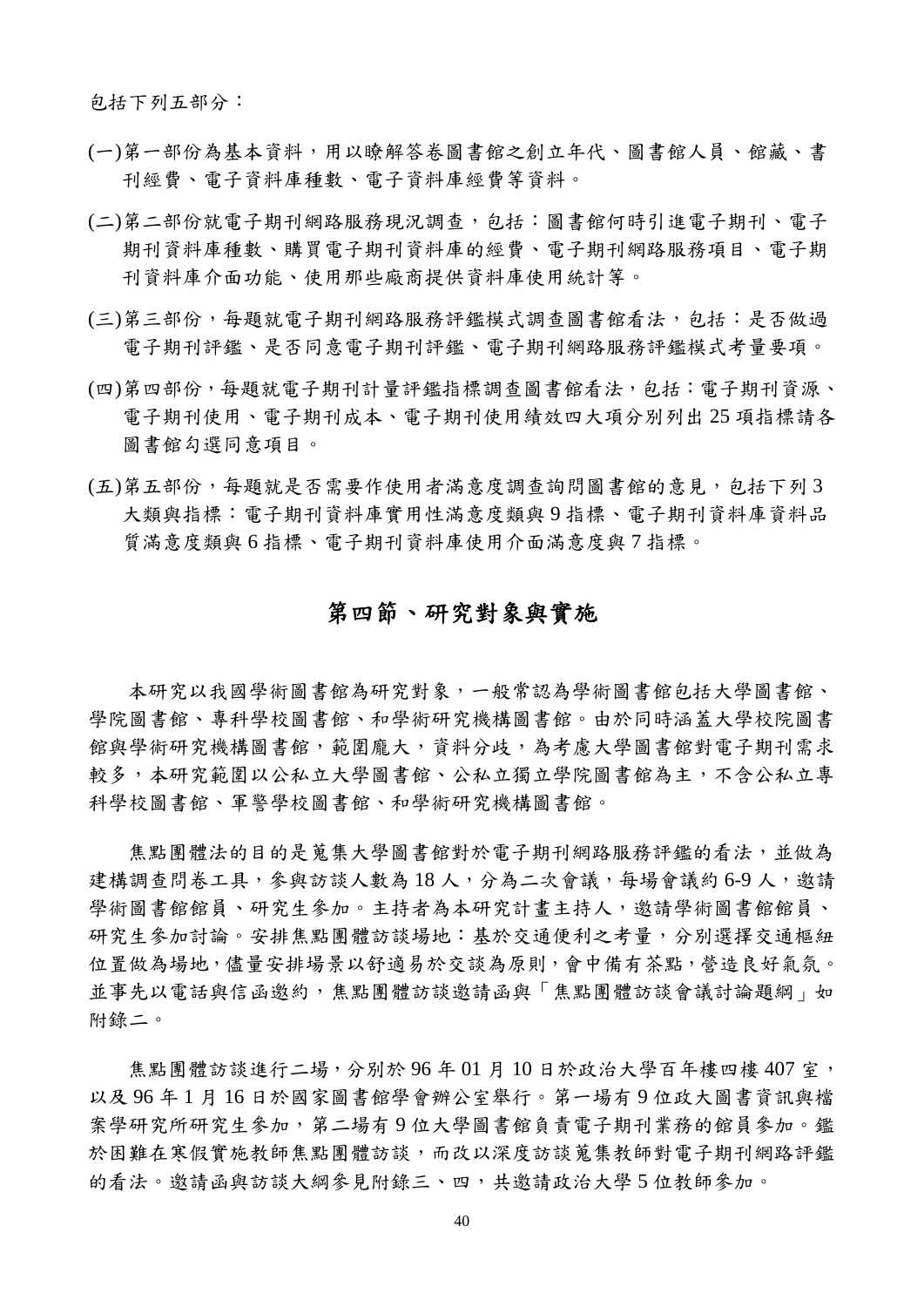包括下列五部分：

(一)第一部份為基本資料，用以瞭解答卷圖書館之創立年代、圖書館人員、館藏、書刊經費、電子資料庫種數、電子資料庫經費等資料。

(二)第二部份就電子期刊網路服務現況調查，包括：圖書館何時引進電子期刊、電子期刊資料庫種數、購買電子期刊資料庫的經費、電子期刊網路服務項目、電子期刊資料庫介面功能、使用那些廠商提供資料庫使用統計等。

(三)第三部份，每題就電子期刊網路服務評鑑模式調查圖書館看法，包括：是否做過電子期刊評鑑、是否同意電子期刊評鑑、電子期刊網路服務評鑑模式考量要項。

(四)第四部份，每題就電子期刊計量評鑑指標調查圖書館看法，包括：電子期刊資源、電子期刊使用、電子期刊成本、電子期刊使用績效四大項分別列出 25 項指標請各圖書館勾選同意項目。

(五)第五部份，每題就是否需要作使用者滿意度調查詢問圖書館的意見，包括下列 3 大類與指標：電子期刊資料庫實用性滿意度類與 9 指標、電子期刊資料庫資料品質滿意度類與 6 指標、電子期刊資料庫使用介面滿意度與 7 指標。

## 第四節、研究對象與實施

本研究以我國學術圖書館為研究對象，一般常認為學術圖書館包括大學圖書館、學院圖書館、專科學校圖書館、和學術研究機構圖書館。由於同時涵蓋大學校院圖書館與學術研究機構圖書館，範圍龐大，資料分歧，為考慮大學圖書館對電子期刊需求較多，本研究範圍以公私立大學圖書館、公私立獨立學院圖書館為主，不含公私立專科學校圖書館、軍警學校圖書館、和學術研究機構圖書館。

焦點團體法的目的是蒐集大學圖書館對於電子期刊網路服務評鑑的看法，並做為建構調查問卷工具，參與訪談人數為 18 人，分為二次會議，每場會議約 6-9 人，邀請學術圖書館館員、研究生參加。主持者為本研究計畫主持人，邀請學術圖書館館員、研究生參加討論。安排焦點團體訪談場地：基於交通便利之考量，分別選擇交通樞紐位置做為場地，儘量安排場景以舒適易於交談為原則，會中備有茶點，營造良好氣氛。並事先以電話與信函邀約，焦點團體訪談邀請函與「焦點團體訪談會議討論題綱」如附錄二。

焦點團體訪談進行二場，分別於 96 年 01 月 10 日於政治大學百年樓四樓 407 室，以及 96 年 1 月 16 日於國家圖書館學會辦公室舉行。第一場有 9 位政大圖書資訊與檔案學研究所研究生參加，第二場有 9 位大學圖書館負責電子期刊業務的館員參加。鑑於困難在寒假實施教師焦點團體訪談，而改以深度訪談蒐集教師對電子期刊網路評鑑的看法。邀請函與訪談大綱參見附錄三、四，共邀請政治大學 5 位教師參加。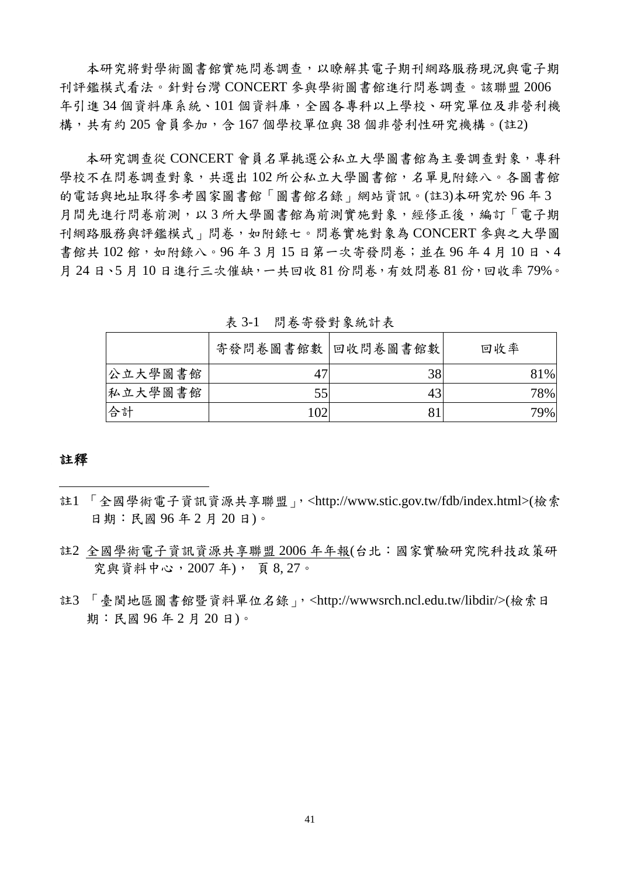本研究將對學術圖書館實施問卷調查，以瞭解其電子期刊網路服務現況與電子期刊評鑑模式看法。針對台灣 CONCERT 參與學術圖書館進行問卷調查。該聯盟 2006 年引進 34 個資料庫系統、101 個資料庫，全國各專科以上學校、研究單位及非營利機構，共有約 205 會員參加，含 167 個學校單位與 38 個非營利性研究機構。(註2)

本研究調查從 CONCERT 會員名單挑選公私立大學圖書館為主要調查對象，專科學校不在問卷調查對象，共選出 102 所公私立大學圖書館，名單見附錄八。各圖書館的電話與地址取得參考國家圖書館「圖書館名錄」網站資訊。(註3)本研究於 96 年 3 月間先進行問卷前測，以 3 所大學圖書館為前測實施對象，經修正後，編訂「電子期刊網路服務與評鑑模式」問卷，如附錄七。問卷實施對象為 CONCERT 參與之大學圖書館共 102 館，如附錄八。96 年 3 月 15 日第一次寄發問卷；並在 96 年 4 月 10 日、4 月 24 日、5 月 10 日進行三次催缺，一共回收 81 份問卷，有效問卷 81 份，回收率 79%。

表 3-1　問卷寄發對象統計表

| | 寄發問卷圖書館數 | 回收問卷圖書館數 | 回收率 |
|---|---|---|---|
| 公立大學圖書館 | 47 | 38 | 81% |
| 私立大學圖書館 | 55 | 43 | 78% |
| 合計 | 102 | 81 | 79% |

**註釋**

註1 「全國學術電子資訊資源共享聯盟」, <http://www.stic.gov.tw/fdb/index.html>(檢索日期：民國 96 年 2 月 20 日)。

註2 全國學術電子資訊資源共享聯盟 2006 年年報(台北：國家實驗研究院科技政策研究與資料中心，2007 年)， 頁 8, 27。

註3 「臺閩地區圖書館暨資料單位名錄」, <http://wwwsrch.ncl.edu.tw/libdir/>(檢索日期：民國 96 年 2 月 20 日)。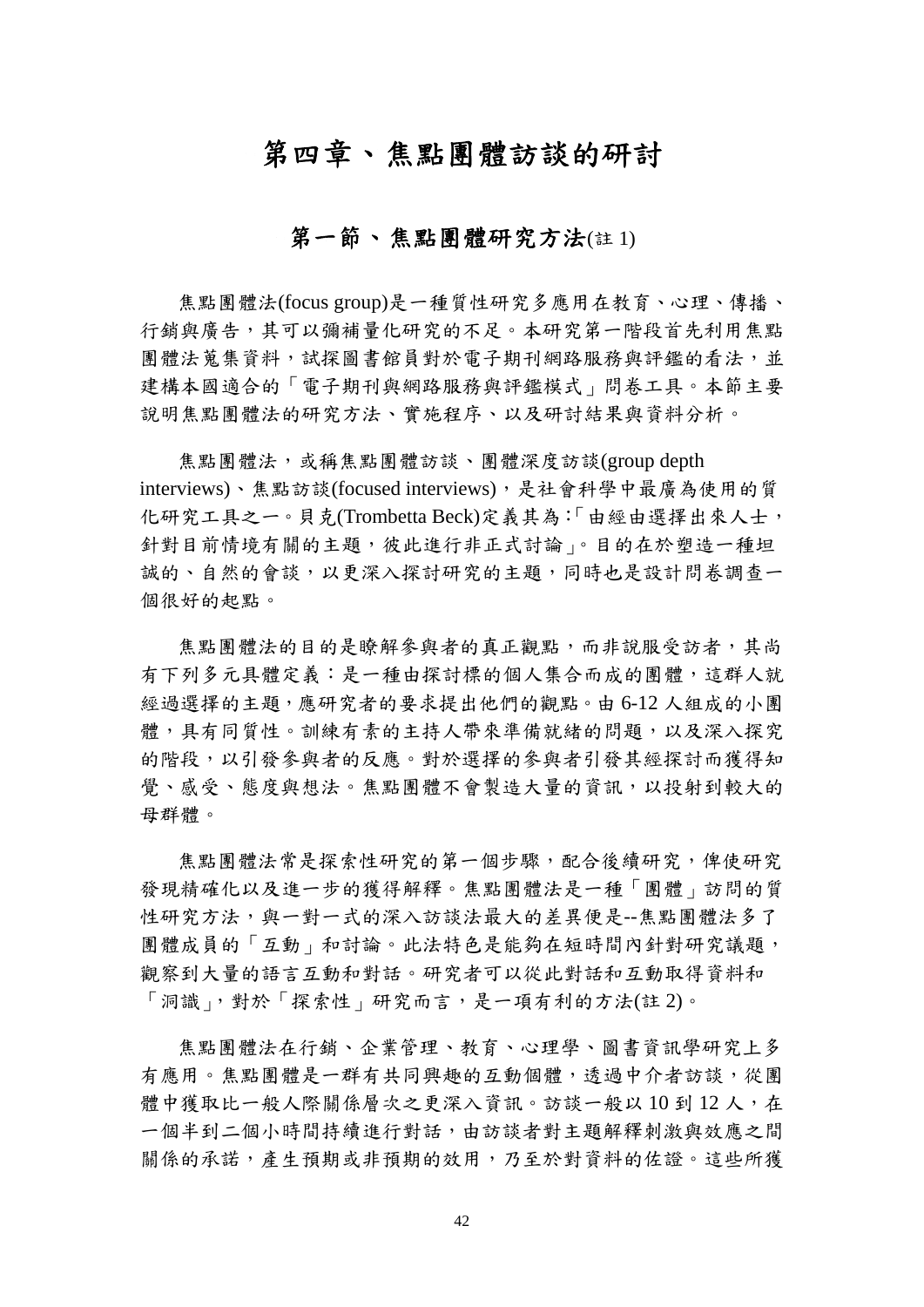# 第四章、焦點團體訪談的研討

## 第一節、焦點團體研究方法(註 1)

焦點團體法(focus group)是一種質性研究多應用在教育、心理、傳播、行銷與廣告，其可以彌補量化研究的不足。本研究第一階段首先利用焦點團體法蒐集資料，試探圖書館員對於電子期刊網路服務與評鑑的看法，並建構本國適合的「電子期刊與網路服務與評鑑模式」問卷工具。本節主要說明焦點團體法的研究方法、實施程序、以及研討結果與資料分析。

焦點團體法，或稱焦點團體訪談、團體深度訪談(group depth interviews)、焦點訪談(focused interviews)，是社會科學中最廣為使用的質化研究工具之一。貝克(Trombetta Beck)定義其為:「由經由選擇出來人士，針對目前情境有關的主題，彼此進行非正式討論」。目的在於塑造一種坦誠的、自然的會談，以更深入探討研究的主題，同時也是設計問卷調查一個很好的起點。

焦點團體法的目的是瞭解參與者的真正觀點，而非說服受訪者，其尚有下列多元具體定義：是一種由探討標的個人集合而成的團體，這群人就經過選擇的主題，應研究者的要求提出他們的觀點。由 6-12 人組成的小團體，具有同質性。訓練有素的主持人帶來準備就緒的問題，以及深入探究的階段，以引發參與者的反應。對於選擇的參與者引發其經探討而獲得知覺、感受、態度與想法。焦點團體不會製造大量的資訊，以投射到較大的母群體。

焦點團體法常是探索性研究的第一個步驟，配合後續研究，俾使研究發現精確化以及進一步的獲得解釋。焦點團體法是一種「團體」訪問的質性研究方法，與一對一式的深入訪談法最大的差異便是--焦點團體法多了團體成員的「互動」和討論。此法特色是能夠在短時間內針對研究議題，觀察到大量的語言互動和對話。研究者可以從此對話和互動取得資料和「洞識」，對於「探索性」研究而言，是一項有利的方法(註 2)。

焦點團體法在行銷、企業管理、教育、心理學、圖書資訊學研究上多有應用。焦點團體是一群有共同興趣的互動個體，透過中介者訪談，從團體中獲取比一般人際關係層次之更深入資訊。訪談一般以 10 到 12 人，在一個半到二個小時間持續進行對話，由訪談者對主題解釋刺激與效應之間關係的承諾，產生預期或非預期的效用，乃至於對資料的佐證。這些所獲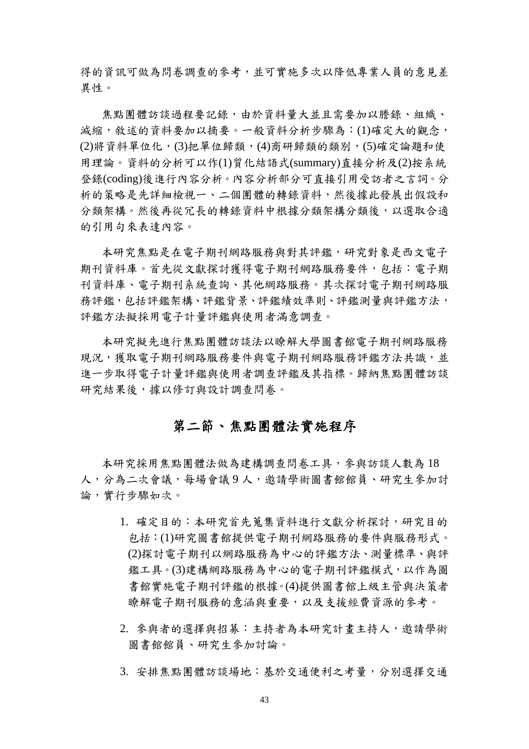得的資訊可做為問卷調查的參考，並可實施多次以降低專業人員的意見差異性。

焦點團體訪談過程要記錄，由於資料量大並且需要加以謄錄、組織、減縮，敘述的資料要加以摘要。一般資料分析步驟為：(1)確定大的觀念，(2)將資料單位化，(3)把單位歸類，(4)商研歸類的類別，(5)確定論題和使用理論。資料的分析可以作(1)質化結語式(summary)直接分析及(2)按系統登錄(coding)後進行內容分析。內容分析部分可直接引用受訪者之言詞。分析的策略是先詳細檢視一、二個團體的轉錄資料，然後據此發展出假設和分類架構。然後再從冗長的轉錄資料中根據分類架構分類後，以選取合適的引用句來表達內容。

本研究焦點是在電子期刊網路服務與對其評鑑，研究對象是西文電子期刊資料庫。首先從文獻探討獲得電子期刊網路服務要件，包括：電子期刊資料庫、電子期刊系統查詢、其他網路服務。其次探討電子期刊網路服務評鑑，包括評鑑架構、評鑑背景、評鑑績效準則、評鑑測量與評鑑方法，評鑑方法擬採用電子計量評鑑與使用者滿意調查。

本研究擬先進行焦點團體訪談法以瞭解大學圖書館電子期刊網路服務現況，獲取電子期刊網路服務要件與電子期刊網路服務評鑑方法共識，並進一步取得電子計量評鑑與使用者調查評鑑及其指標。歸納焦點團體訪談研究結果後，據以修訂與設計調查問卷。

## 第二節、焦點團體法實施程序

本研究採用焦點團體法做為建構調查問卷工具，參與訪談人數為 18 人，分為二次會議，每場會議 9 人，邀請學術圖書館館員、研究生參加討論，實行步驟如次。

1. 確定目的：本研究首先蒐集資料進行文獻分析探討，研究目的包括：(1)研究圖書館提供電子期刊網路服務的要件與服務形式。(2)探討電子期刊以網路服務為中心的評鑑方法、測量標準、與評鑑工具。(3)建構網路服務為中心的電子期刊評鑑模式，以作為圖書館實施電子期刊評鑑的根據。(4)提供圖書館上級主管與決策者瞭解電子期刊服務的意涵與重要，以及支援經費資源的參考。

2. 參與者的選擇與招募：主持者為本研究計畫主持人，邀請學術圖書館館員、研究生參加討論。

3. 安排焦點團體訪談場地：基於交通便利之考量，分別選擇交通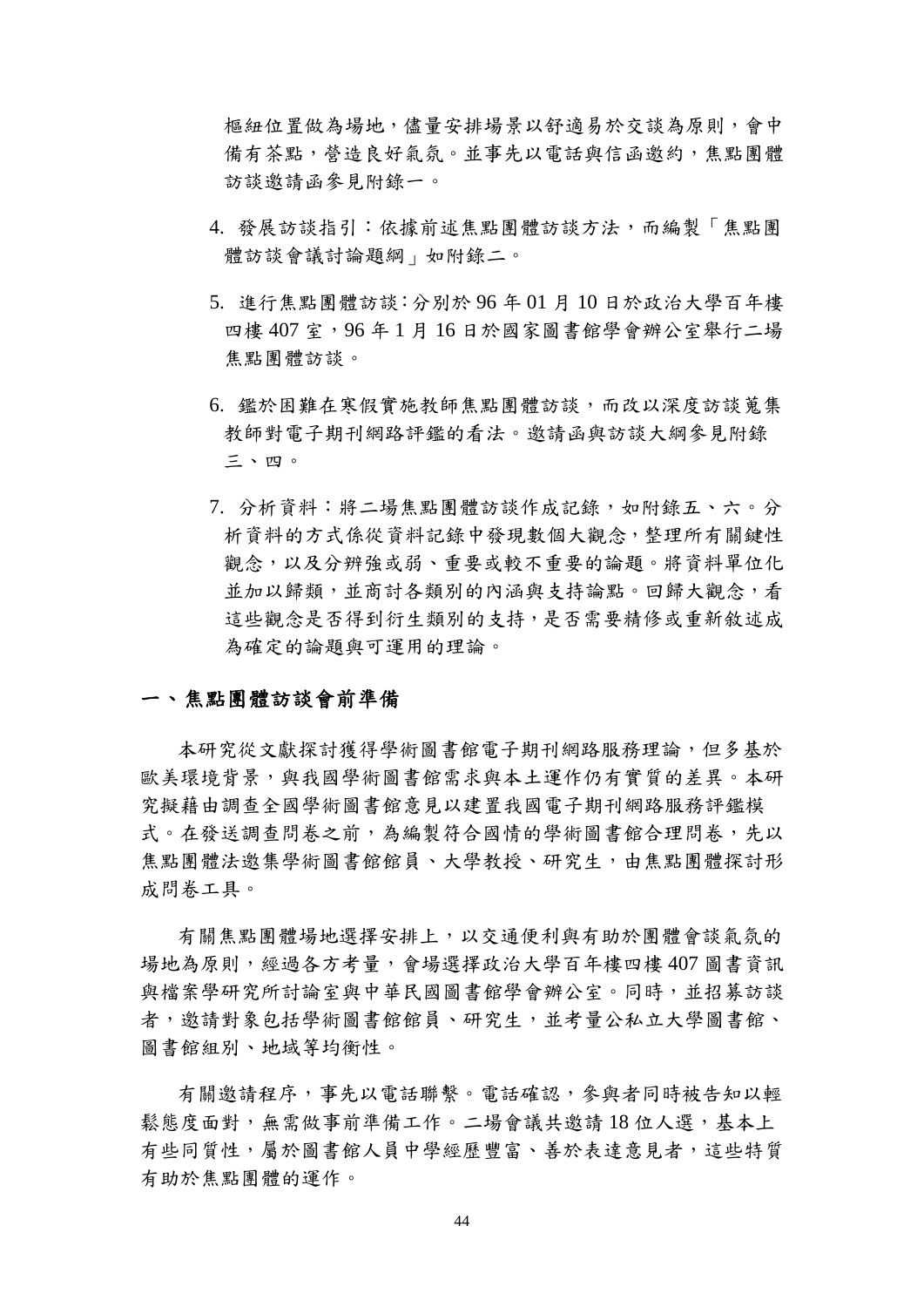樞紐位置做為場地，儘量安排場景以舒適易於交談為原則，會中備有茶點，營造良好氣氛。並事先以電話與信函邀約，焦點團體訪談邀請函參見附錄一。

4. 發展訪談指引：依據前述焦點團體訪談方法，而編製「焦點團體訪談會議討論題綱」如附錄二。

5. 進行焦點團體訪談：分別於 96 年 01 月 10 日於政治大學百年樓四樓 407 室，96 年 1 月 16 日於國家圖書館學會辦公室舉行二場焦點團體訪談。

6. 鑑於困難在寒假實施教師焦點團體訪談，而改以深度訪談蒐集教師對電子期刊網路評鑑的看法。邀請函與訪談大綱參見附錄三、四。

7. 分析資料：將二場焦點團體訪談作成記錄，如附錄五、六。分析資料的方式係從資料記錄中發現數個大觀念，整理所有關鍵性觀念，以及分辨強或弱、重要或較不重要的論題。將資料單位化並加以歸類，並商討各類別的內涵與支持論點。回歸大觀念，看這些觀念是否得到衍生類別的支持，是否需要精修或重新敘述成為確定的論題與可運用的理論。

## 一、焦點團體訪談會前準備

本研究從文獻探討獲得學術圖書館電子期刊網路服務理論，但多基於歐美環境背景，與我國學術圖書館需求與本土運作仍有實質的差異。本研究擬藉由調查全國學術圖書館意見以建置我國電子期刊網路服務評鑑模式。在發送調查問卷之前，為編製符合國情的學術圖書館合理問卷，先以焦點團體法邀集學術圖書館館員、大學教授、研究生，由焦點團體探討形成問卷工具。

有關焦點團體場地選擇安排上，以交通便利與有助於團體會談氣氛的場地為原則，經過各方考量，會場選擇政治大學百年樓四樓 407 圖書資訊與檔案學研究所討論室與中華民國圖書館學會辦公室。同時，並招募訪談者，邀請對象包括學術圖書館館員、研究生，並考量公私立大學圖書館、圖書館組別、地域等均衡性。

有關邀請程序，事先以電話聯繫。電話確認，參與者同時被告知以輕鬆態度面對，無需做事前準備工作。二場會議共邀請 18 位人選，基本上有些同質性，屬於圖書館人員中學經歷豐富、善於表達意見者，這些特質有助於焦點團體的運作。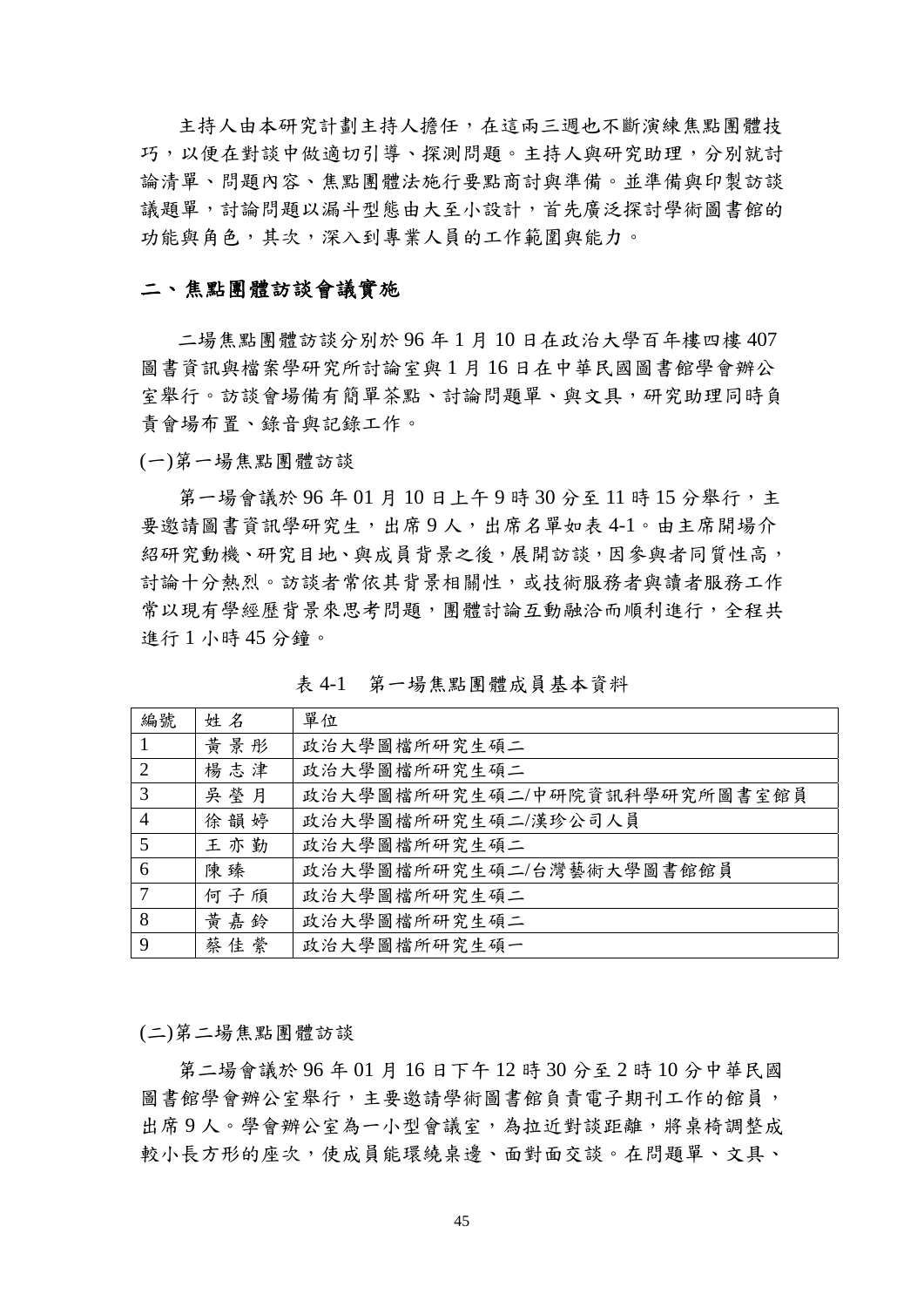主持人由本研究計劃主持人擔任，在這兩三週也不斷演練焦點團體技巧，以便在對談中做適切引導、探測問題。主持人與研究助理，分別就討論清單、問題內容、焦點團體法施行要點商討與準備。並準備與印製訪談議題單，討論問題以漏斗型態由大至小設計，首先廣泛探討學術圖書館的功能與角色，其次，深入到專業人員的工作範圍與能力。

## 二、焦點團體訪談會議實施

二場焦點團體訪談分別於 96 年 1 月 10 日在政治大學百年樓四樓 407 圖書資訊與檔案學研究所討論室與 1 月 16 日在中華民國圖書館學會辦公室舉行。訪談會場備有簡單茶點、討論問題單、與文具，研究助理同時負責會場布置、錄音與記錄工作。

(一)第一場焦點團體訪談

第一場會議於 96 年 01 月 10 日上午 9 時 30 分至 11 時 15 分舉行，主要邀請圖書資訊學研究生，出席 9 人，出席名單如表 4-1。由主席開場介紹研究動機、研究目地、與成員背景之後，展開訪談，因參與者同質性高，討論十分熱烈。訪談者常依其背景相關性，或技術服務者與讀者服務工作常以現有學經歷背景來思考問題，團體討論互動融洽而順利進行，全程共進行 1 小時 45 分鐘。

表 4-1　第一場焦點團體成員基本資料

| 編號 | 姓 名 | 單位 |
|---|---|---|
| 1 | 黃 景 彤 | 政治大學圖檔所研究生碩二 |
| 2 | 楊 志 津 | 政治大學圖檔所研究生碩二 |
| 3 | 吳 瑩 月 | 政治大學圖檔所研究生碩二/中研院資訊科學研究所圖書室館員 |
| 4 | 徐 韻 婷 | 政治大學圖檔所研究生碩二/漢珍公司人員 |
| 5 | 王 亦 勤 | 政治大學圖檔所研究生碩二 |
| 6 | 陳 臻 | 政治大學圖檔所研究生碩二/台灣藝術大學圖書館館員 |
| 7 | 何 子 頎 | 政治大學圖檔所研究生碩二 |
| 8 | 黃 嘉 鈴 | 政治大學圖檔所研究生碩二 |
| 9 | 蔡 佳 縈 | 政治大學圖檔所研究生碩一 |

(二)第二場焦點團體訪談

第二場會議於 96 年 01 月 16 日下午 12 時 30 分至 2 時 10 分中華民國圖書館學會辦公室舉行，主要邀請學術圖書館負責電子期刊工作的館員，出席 9 人。學會辦公室為一小型會議室，為拉近對談距離，將桌椅調整成較小長方形的座次，使成員能環繞桌邊、面對面交談。在問題單、文具、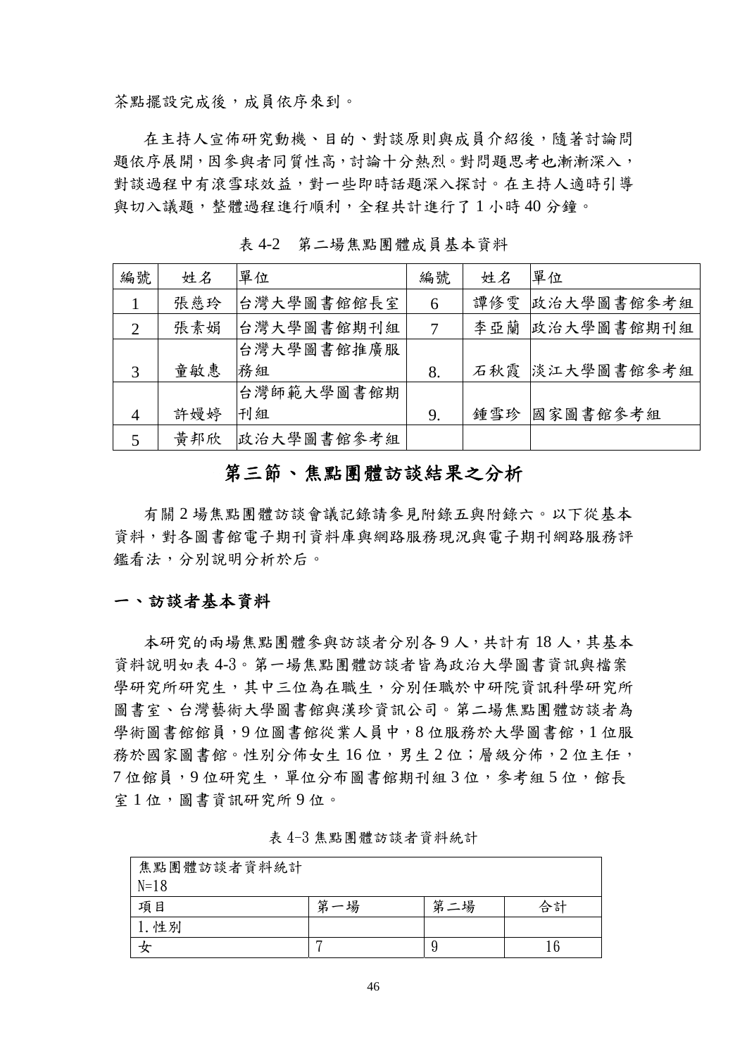茶點擺設完成後，成員依序來到。

在主持人宣佈研究動機、目的、對談原則與成員介紹後，隨著討論問題依序展開，因參與者同質性高，討論十分熱烈。對問題思考也漸漸深入，對談過程中有滾雪球效益，對一些即時話題深入探討。在主持人適時引導與切入議題，整體過程進行順利，全程共計進行了 1 小時 40 分鐘。

表 4-2　第二場焦點團體成員基本資料

| 編號 | 姓名 | 單位 | 編號 | 姓名 | 單位 |
|---|---|---|---|---|---|
| 1 | 張慈玲 | 台灣大學圖書館館長室 | 6 | 譚修雯 | 政治大學圖書館參考組 |
| 2 | 張素娟 | 台灣大學圖書館期刊組 | 7 | 李亞蘭 | 政治大學圖書館期刊組 |
| 3 | 童敏惠 | 台灣大學圖書館推廣服務組 | 8. | 石秋霞 | 淡江大學圖書館參考組 |
| 4 | 許嫚婷 | 台灣師範大學圖書館期刊組 | 9. | 鍾雪珍 | 國家圖書館參考組 |
| 5 | 黃邦欣 | 政治大學圖書館參考組 | | | |

## 第三節、焦點團體訪談結果之分析

有關 2 場焦點團體訪談會議記錄請參見附錄五與附錄六。以下從基本資料，對各圖書館電子期刊資料庫與網路服務現況與電子期刊網路服務評鑑看法，分別說明分析於后。

### 一、訪談者基本資料

本研究的兩場焦點團體參與訪談者分別各 9 人，共計有 18 人，其基本資料說明如表 4-3。第一場焦點團體訪談者皆為政治大學圖書資訊與檔案學研究所研究生，其中三位為在職生，分別任職於中研院資訊科學研究所圖書室、台灣藝術大學圖書館與漢珍資訊公司。第二場焦點團體訪談者為學術圖書館館員，9 位圖書館從業人員中，8 位服務於大學圖書館，1 位服務於國家圖書館。性別分佈女生 16 位，男生 2 位；層級分佈，2 位主任，7 位館員，9 位研究生，單位分布圖書館期刊組 3 位，參考組 5 位，館長室 1 位，圖書資訊研究所 9 位。

表 4-3 焦點團體訪談者資料統計

| 焦點團體訪談者資料統計<br>N=18 | | | |
|---|---|---|---|
| 項目 | 第一場 | 第二場 | 合計 |
| 1. 性別 | | | |
| 女 | 7 | 9 | 16 |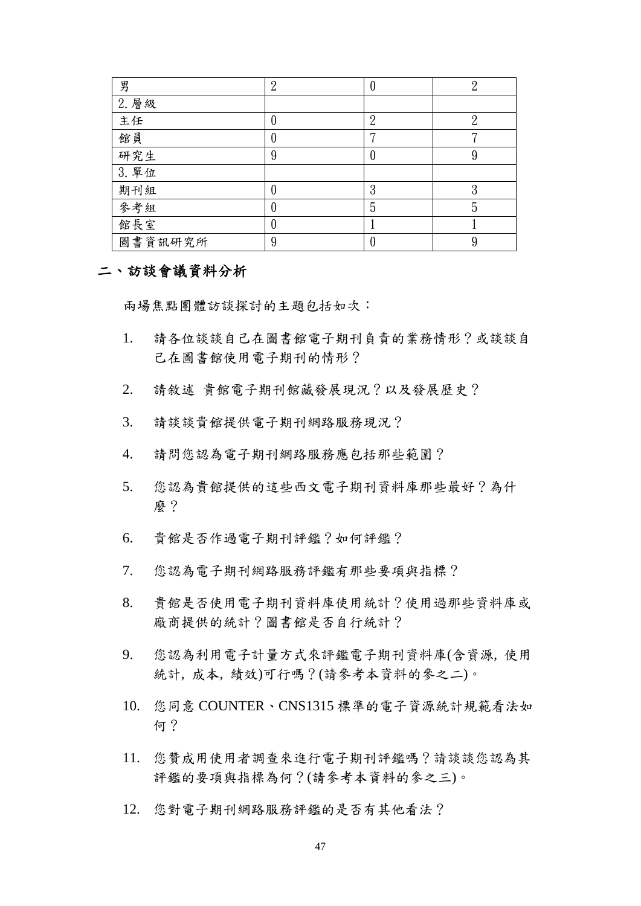| 男 | 2 | 0 | 2 |
|---|---|---|---|
| 2.層級 | | | |
| 主任 | 0 | 2 | 2 |
| 館員 | 0 | 7 | 7 |
| 研究生 | 9 | 0 | 9 |
| 3.單位 | | | |
| 期刊組 | 0 | 3 | 3 |
| 參考組 | 0 | 5 | 5 |
| 館長室 | 0 | 1 | 1 |
| 圖書資訊研究所 | 9 | 0 | 9 |

## 二、訪談會議資料分析

兩場焦點團體訪談探討的主題包括如次：

1. 請各位談談自己在圖書館電子期刊負責的業務情形？或談談自己在圖書館使用電子期刊的情形？
2. 請敘述 貴館電子期刊館藏發展現況？以及發展歷史？
3. 請談談貴館提供電子期刊網路服務現況？
4. 請問您認為電子期刊網路服務應包括那些範圍？
5. 您認為貴館提供的這些西文電子期刊資料庫那些最好？為什麼？
6. 貴館是否作過電子期刊評鑑？如何評鑑？
7. 您認為電子期刊網路服務評鑑有那些要項與指標？
8. 貴館是否使用電子期刊資料庫使用統計？使用過那些資料庫或廠商提供的統計？圖書館是否自行統計？
9. 您認為利用電子計量方式來評鑑電子期刊資料庫(含資源, 使用統計, 成本, 績效)可行嗎？(請參考本資料的參之二)。
10. 您同意 COUNTER、CNS1315 標準的電子資源統計規範看法如何？
11. 您贊成用使用者調查來進行電子期刊評鑑嗎？請談談您認為其評鑑的要項與指標為何？(請參考本資料的參之三)。
12. 您對電子期刊網路服務評鑑的是否有其他看法？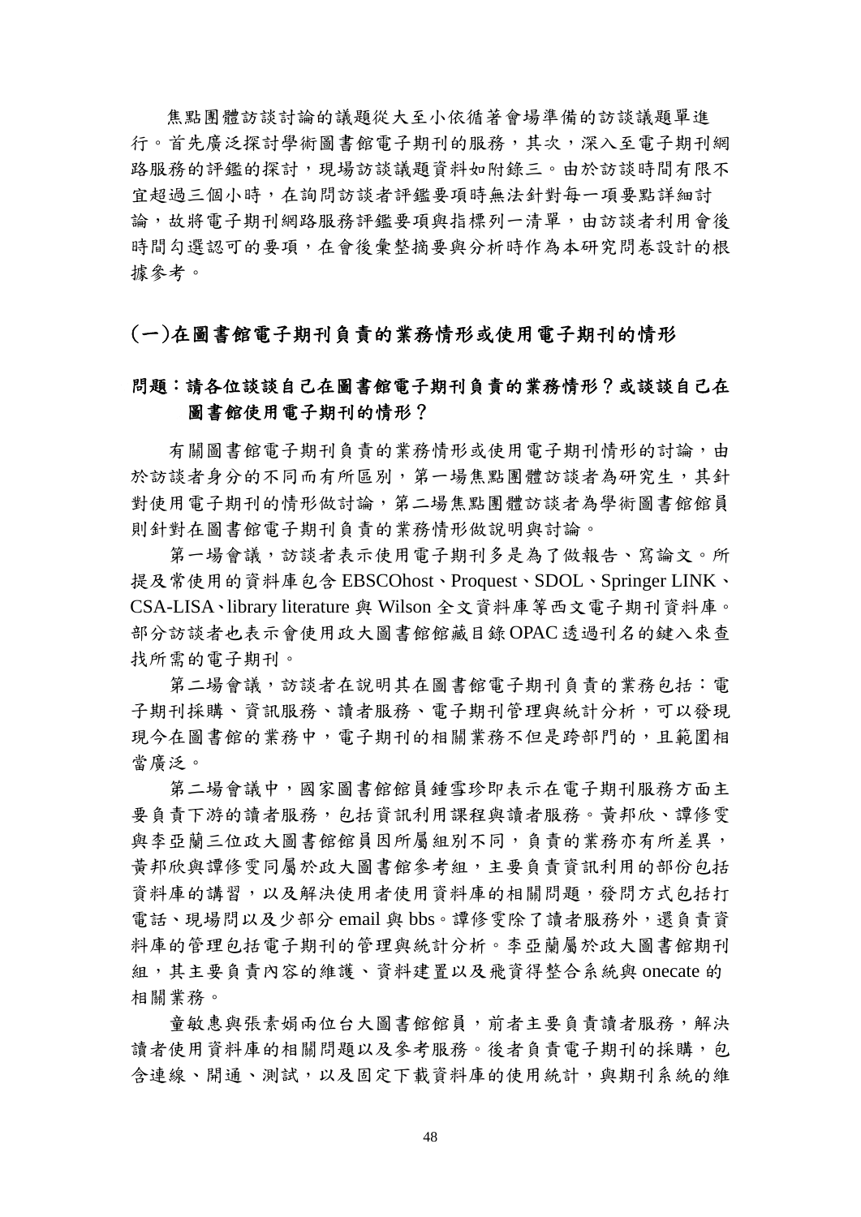焦點團體訪談討論的議題從大至小依循著會場準備的訪談議題單進行。首先廣泛探討學術圖書館電子期刊的服務，其次，深入至電子期刊網路服務的評鑑的探討，現場訪談議題資料如附錄三。由於訪談時間有限不宜超過三個小時，在詢問訪談者評鑑要項時無法針對每一項要點詳細討論，故將電子期刊網路服務評鑑要項與指標列一清單，由訪談者利用會後時間勾選認可的要項，在會後彙整摘要與分析時作為本研究問卷設計的根據參考。

## (一)在圖書館電子期刊負責的業務情形或使用電子期刊的情形

### 問題：請各位談談自己在圖書館電子期刊負責的業務情形？或談談自己在圖書館使用電子期刊的情形？

有關圖書館電子期刊負責的業務情形或使用電子期刊情形的討論，由於訪談者身分的不同而有所區別，第一場焦點團體訪談者為研究生，其針對使用電子期刊的情形做討論，第二場焦點團體訪談者為學術圖書館館員則針對在圖書館電子期刊負責的業務情形做說明與討論。

第一場會議，訪談者表示使用電子期刊多是為了做報告、寫論文。所提及常使用的資料庫包含 EBSCOhost、Proquest、SDOL、Springer LINK、CSA-LISA、library literature 與 Wilson 全文資料庫等西文電子期刊資料庫。部分訪談者也表示會使用政大圖書館館藏目錄OPAC透過刊名的鍵入來查找所需的電子期刊。

第二場會議，訪談者在說明其在圖書館電子期刊負責的業務包括：電子期刊採購、資訊服務、讀者服務、電子期刊管理與統計分析，可以發現現今在圖書館的業務中，電子期刊的相關業務不但是跨部門的，且範圍相當廣泛。

第二場會議中，國家圖書館館員鍾雪珍即表示在電子期刊服務方面主要負責下游的讀者服務，包括資訊利用課程與讀者服務。黃邦欣、譚修雯與李亞蘭三位政大圖書館館員因所屬組別不同，負責的業務亦有所差異，黃邦欣與譚修雯同屬於政大圖書館參考組，主要負責資訊利用的部份包括資料庫的講習，以及解決使用者使用資料庫的相關問題，發問方式包括打電話、現場問以及少部分 email 與 bbs。譚修雯除了讀者服務外，還負責資料庫的管理包括電子期刊的管理與統計分析。李亞蘭屬於政大圖書館期刊組，其主要負責內容的維護、資料建置以及飛資得整合系統與 onecate 的相關業務。

童敏惠與張素娟兩位台大圖書館館員，前者主要負責讀者服務，解決讀者使用資料庫的相關問題以及參考服務。後者負責電子期刊的採購，包含連線、開通、測試，以及固定下載資料庫的使用統計，與期刊系統的維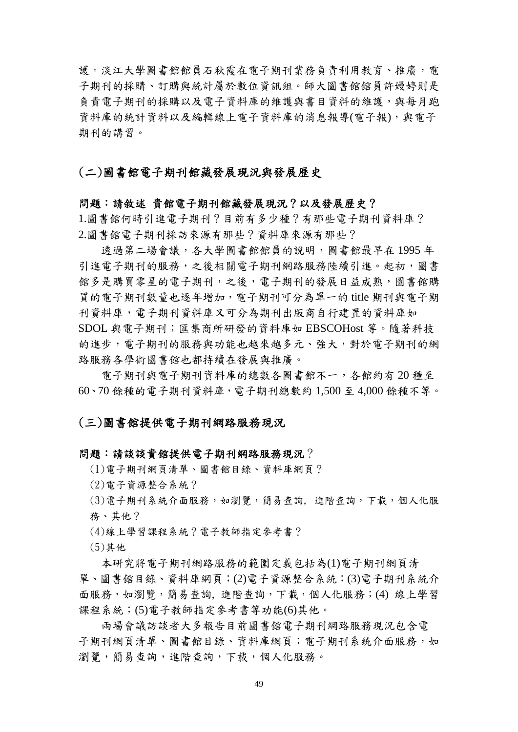護。淡江大學圖書館館員石秋霞在電子期刊業務負責利用教育、推廣，電子期刊的採購、訂購與統計屬於數位資訊組。師大圖書館館員許嫚婷則是負責電子期刊的採購以及電子資料庫的維護與書目資料的維護，與每月跑資料庫的統計資料以及編輯線上電子資料庫的消息報導(電子報)，與電子期刊的講習。

## (二)圖書館電子期刊館藏發展現況與發展歷史

**問題：請敘述 貴館電子期刊館藏發展現況？以及發展歷史？**

1.圖書館何時引進電子期刊？目前有多少種？有那些電子期刊資料庫？
2.圖書館電子期刊採訪來源有那些？資料庫來源有那些？

透過第二場會議，各大學圖書館館員的說明，圖書館最早在 1995 年引進電子期刊的服務，之後相關電子期刊網路服務陸續引進。起初，圖書館多是購買零星的電子期刊，之後，電子期刊的發展日益成熟，圖書館購買的電子期刊數量也逐年增加，電子期刊可分為單一的 title 期刊與電子期刊資料庫，電子期刊資料庫又可分為期刊出版商自行建置的資料庫如 SDOL 與電子期刊；匯集商所研發的資料庫如 EBSCOHost 等。隨著科技的進步，電子期刊的服務與功能也越來越多元、強大，對於電子期刊的網路服務各學術圖書館也都持續在發展與推廣。

電子期刊與電子期刊資料庫的總數各圖書館不一，各館約有 20 種至 60、70 餘種的電子期刊資料庫，電子期刊總數約 1,500 至 4,000 餘種不等。

## (三)圖書館提供電子期刊網路服務現況

**問題：請談談貴館提供電子期刊網路服務現況**？

(1)電子期刊網頁清單、圖書館目錄、資料庫網頁？

(2)電子資源整合系統？

(3)電子期刊系統介面服務，如瀏覽，簡易查詢, 進階查詢，下載，個人化服務、其他？

(4)線上學習課程系統？電子教師指定參考書？

(5)其他

本研究將電子期刊網路服務的範圍定義包括為(1)電子期刊網頁清單、圖書館目錄、資料庫網頁；(2)電子資源整合系統；(3)電子期刊系統介面服務，如瀏覽，簡易查詢, 進階查詢，下載，個人化服務；(4) 線上學習課程系統；(5)電子教師指定參考書等功能(6)其他。

兩場會議訪談者大多報告目前圖書館電子期刊網路服務現況包含電子期刊網頁清單、圖書館目錄、資料庫網頁；電子期刊系統介面服務，如瀏覽，簡易查詢，進階查詢，下載，個人化服務。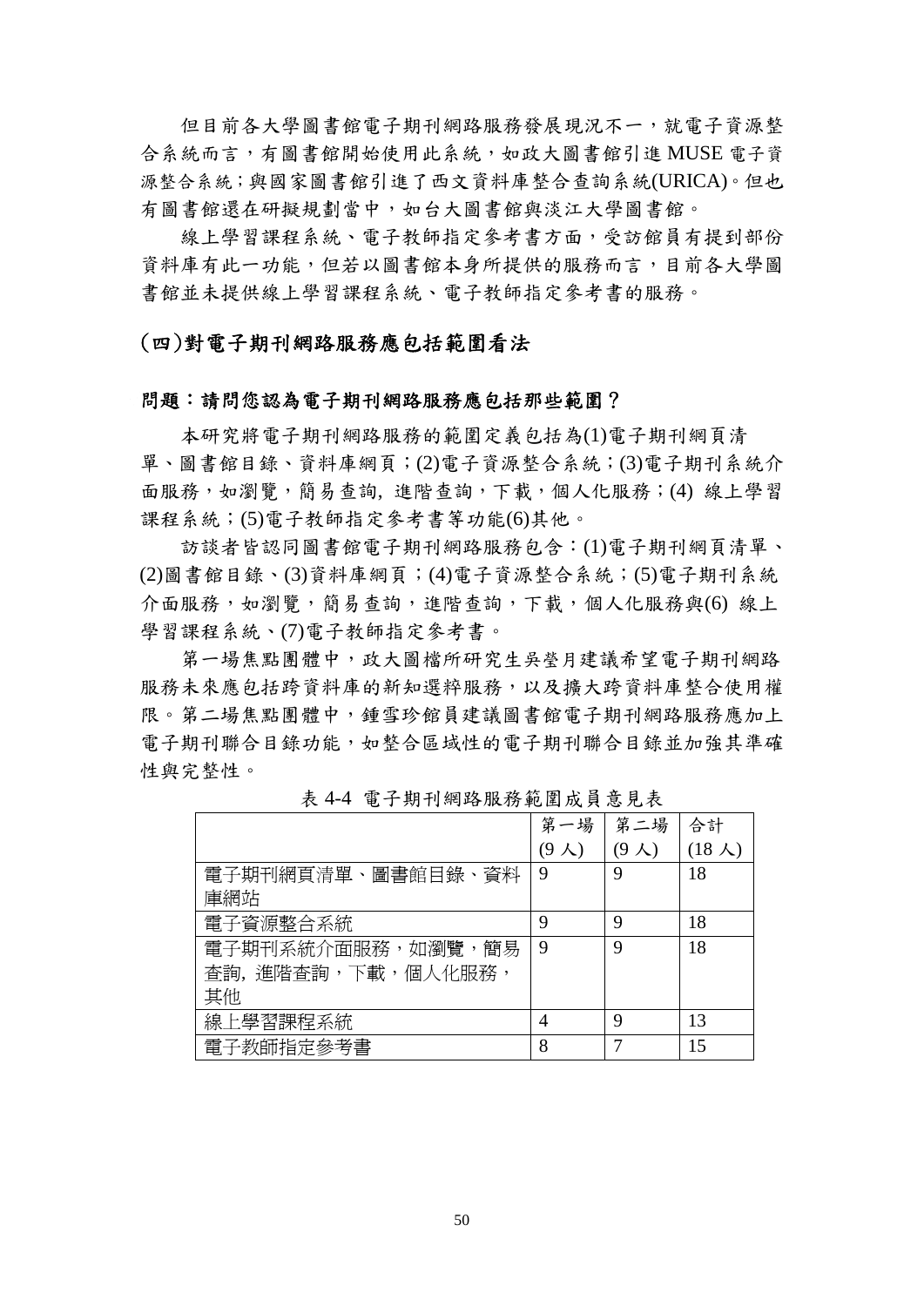但目前各大學圖書館電子期刊網路服務發展現況不一，就電子資源整合系統而言，有圖書館開始使用此系統，如政大圖書館引進 MUSE 電子資源整合系統；與國家圖書館引進了西文資料庫整合查詢系統(URICA)。但也有圖書館還在研擬規劃當中，如台大圖書館與淡江大學圖書館。

線上學習課程系統、電子教師指定參考書方面，受訪館員有提到部份資料庫有此一功能，但若以圖書館本身所提供的服務而言，目前各大學圖書館並未提供線上學習課程系統、電子教師指定參考書的服務。

## (四)對電子期刊網路服務應包括範圍看法

### 問題：請問您認為電子期刊網路服務應包括那些範圍？

本研究將電子期刊網路服務的範圍定義包括為(1)電子期刊網頁清單、圖書館目錄、資料庫網頁；(2)電子資源整合系統；(3)電子期刊系統介面服務，如瀏覽，簡易查詢, 進階查詢，下載，個人化服務；(4) 線上學習課程系統；(5)電子教師指定參考書等功能(6)其他。

訪談者皆認同圖書館電子期刊網路服務包含：(1)電子期刊網頁清單、(2)圖書館目錄、(3)資料庫網頁；(4)電子資源整合系統；(5)電子期刊系統介面服務，如瀏覽，簡易查詢，進階查詢，下載，個人化服務與(6) 線上學習課程系統、(7)電子教師指定參考書。

第一場焦點團體中，政大圖檔所研究生吳瑩月建議希望電子期刊網路服務未來應包括跨資料庫的新知選粹服務，以及擴大跨資料庫整合使用權限。第二場焦點團體中，鍾雪珍館員建議圖書館電子期刊網路服務應加上電子期刊聯合目錄功能，如整合區域性的電子期刊聯合目錄並加強其準確性與完整性。

表 4-4 電子期刊網路服務範圍成員意見表

| | 第一場 (9 人) | 第二場 (9 人) | 合計 (18 人) |
|---|---|---|---|
| 電子期刊網頁清單、圖書館目錄、資料庫網站 | 9 | 9 | 18 |
| 電子資源整合系統 | 9 | 9 | 18 |
| 電子期刊系統介面服務，如瀏覽，簡易查詢, 進階查詢，下載，個人化服務，其他 | 9 | 9 | 18 |
| 線上學習課程系統 | 4 | 9 | 13 |
| 電子教師指定參考書 | 8 | 7 | 15 |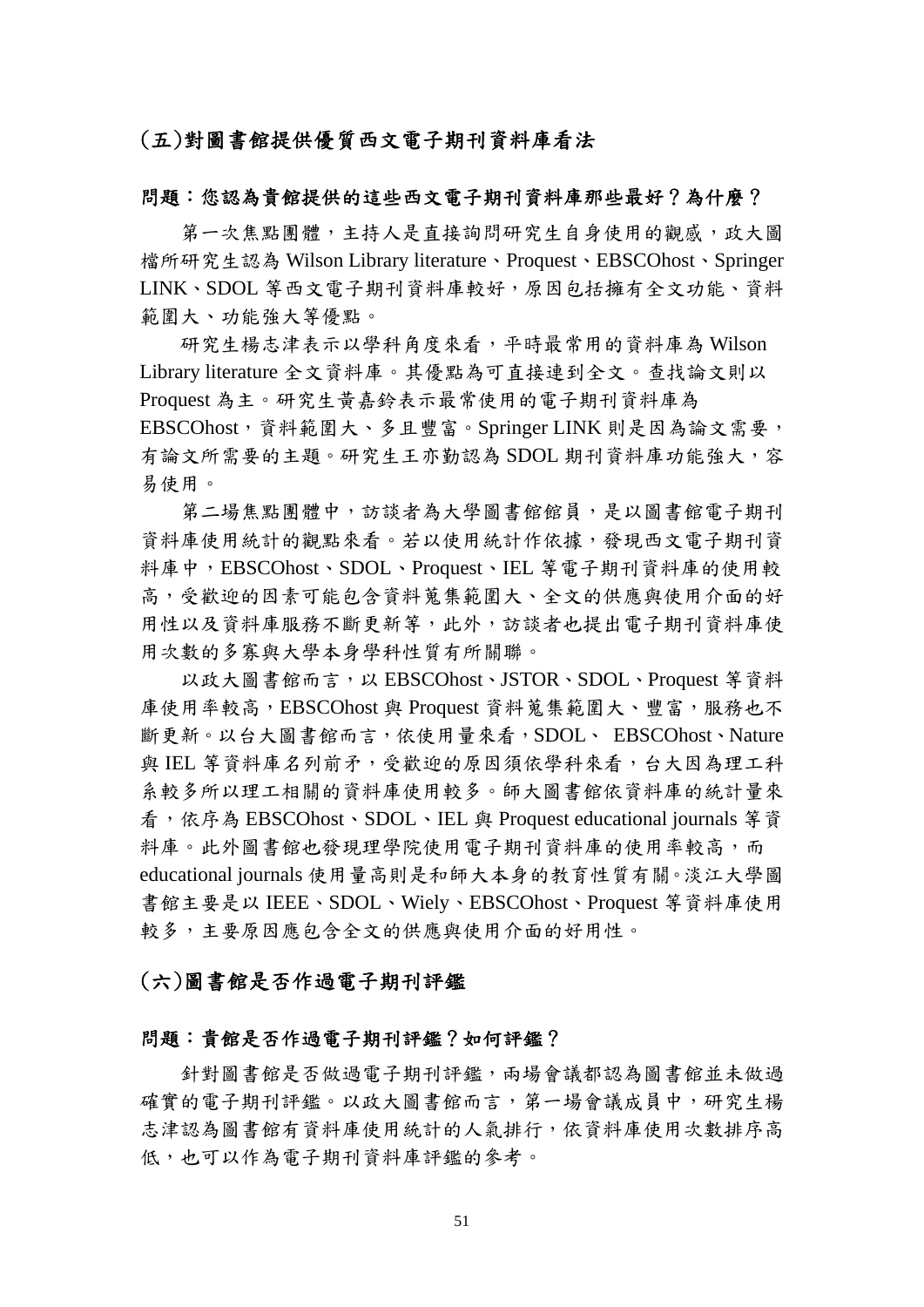## (五)對圖書館提供優質西文電子期刊資料庫看法

**問題：您認為貴館提供的這些西文電子期刊資料庫那些最好？為什麼？**

第一次焦點團體，主持人是直接詢問研究生自身使用的觀感，政大圖檔所研究生認為 Wilson Library literature、Proquest、EBSCOhost、Springer LINK、SDOL 等西文電子期刊資料庫較好，原因包括擁有全文功能、資料範圍大、功能強大等優點。

研究生楊志津表示以學科角度來看，平時最常用的資料庫為 Wilson Library literature 全文資料庫。其優點為可直接連到全文。查找論文則以 Proquest 為主。研究生黃嘉鈴表示最常使用的電子期刊資料庫為 EBSCOhost，資料範圍大、多且豐富。Springer LINK 則是因為論文需要，有論文所需要的主題。研究生王亦勤認為 SDOL 期刊資料庫功能強大，容易使用。

第二場焦點團體中，訪談者為大學圖書館館員，是以圖書館電子期刊資料庫使用統計的觀點來看。若以使用統計作依據，發現西文電子期刊資料庫中，EBSCOhost、SDOL、Proquest、IEL 等電子期刊資料庫的使用較高，受歡迎的因素可能包含資料蒐集範圍大、全文的供應與使用介面的好用性以及資料庫服務不斷更新等，此外，訪談者也提出電子期刊資料庫使用次數的多寡與大學本身學科性質有所關聯。

以政大圖書館而言，以 EBSCOhost、JSTOR、SDOL、Proquest 等資料庫使用率較高，EBSCOhost 與 Proquest 資料蒐集範圍大、豐富，服務也不斷更新。以台大圖書館而言，依使用量來看，SDOL、 EBSCOhost、Nature 與 IEL 等資料庫名列前矛，受歡迎的原因須依學科來看，台大因為理工科系較多所以理工相關的資料庫使用較多。師大圖書館依資料庫的統計量來看，依序為 EBSCOhost、SDOL、IEL 與 Proquest educational journals 等資料庫。此外圖書館也發現理學院使用電子期刊資料庫的使用率較高，而 educational journals 使用量高則是和師大本身的教育性質有關。淡江大學圖書館主要是以 IEEE、SDOL、Wiely、EBSCOhost、Proquest 等資料庫使用較多，主要原因應包含全文的供應與使用介面的好用性。

## (六)圖書館是否作過電子期刊評鑑

**問題：貴館是否作過電子期刊評鑑？如何評鑑？**

針對圖書館是否做過電子期刊評鑑，兩場會議都認為圖書館並未做過確實的電子期刊評鑑。以政大圖書館而言，第一場會議成員中，研究生楊志津認為圖書館有資料庫使用統計的人氣排行，依資料庫使用次數排序高低，也可以作為電子期刊資料庫評鑑的參考。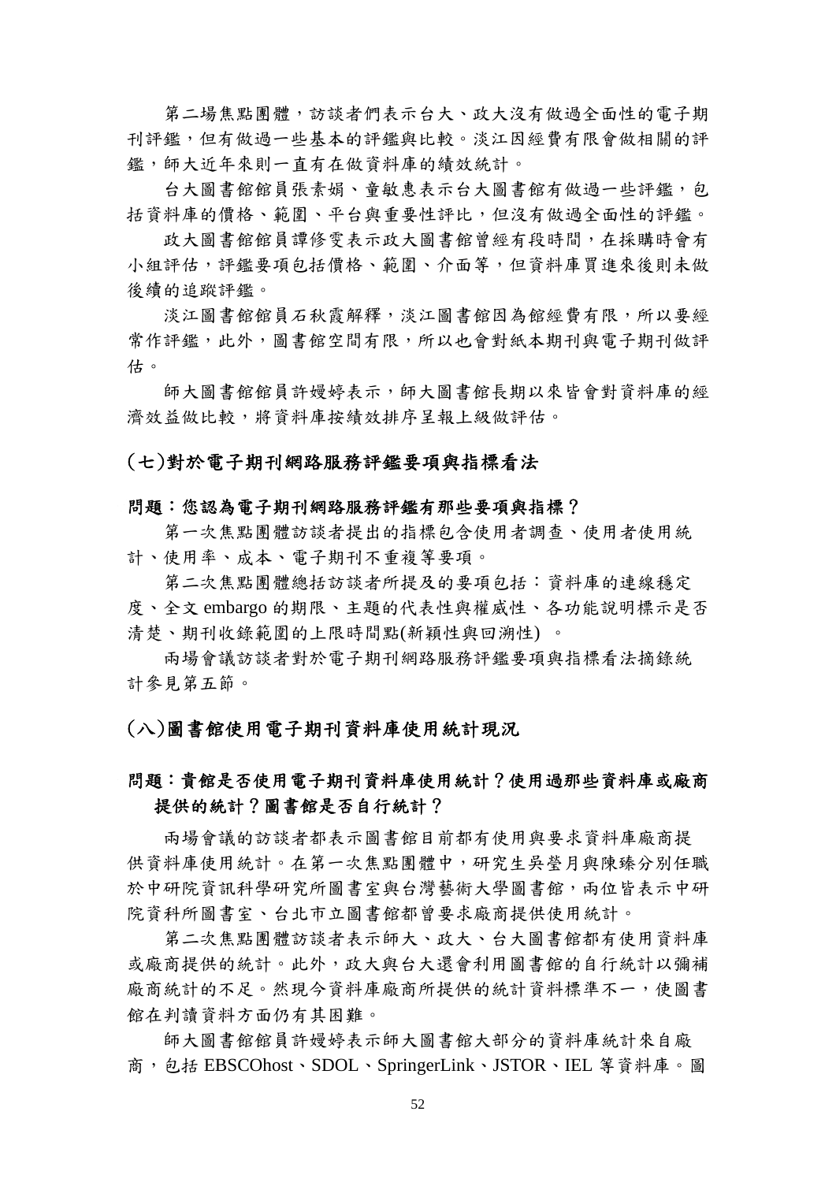第二場焦點團體，訪談者們表示台大、政大沒有做過全面性的電子期刊評鑑，但有做過一些基本的評鑑與比較。淡江因經費有限會做相關的評鑑，師大近年來則一直有在做資料庫的績效統計。

台大圖書館館員張素娟、童敏惠表示台大圖書館有做過一些評鑑，包括資料庫的價格、範圍、平台與重要性評比，但沒有做過全面性的評鑑。

政大圖書館館員譚修雯表示政大圖書館曾經有段時間，在採購時會有小組評估，評鑑要項包括價格、範圍、介面等，但資料庫買進來後則未做後續的追蹤評鑑。

淡江圖書館館員石秋霞解釋，淡江圖書館因為館經費有限，所以要經常作評鑑，此外，圖書館空間有限，所以也會對紙本期刊與電子期刊做評估。

師大圖書館館員許嫚婷表示，師大圖書館長期以來皆會對資料庫的經濟效益做比較，將資料庫按績效排序呈報上級做評估。

### (七)對於電子期刊網路服務評鑑要項與指標看法

**問題：您認為電子期刊網路服務評鑑有那些要項與指標？**

第一次焦點團體訪談者提出的指標包含使用者調查、使用者使用統計、使用率、成本、電子期刊不重複等要項。

第二次焦點團體總括訪談者所提及的要項包括：資料庫的連線穩定度、全文 embargo 的期限、主題的代表性與權威性、各功能說明標示是否清楚、期刊收錄範圍的上限時間點(新穎性與回溯性) 。

兩場會議訪談者對於電子期刊網路服務評鑑要項與指標看法摘錄統計參見第五節。

### (八)圖書館使用電子期刊資料庫使用統計現況

**問題：貴館是否使用電子期刊資料庫使用統計？使用過那些資料庫或廠商提供的統計？圖書館是否自行統計？**

兩場會議的訪談者都表示圖書館目前都有使用與要求資料庫廠商提供資料庫使用統計。在第一次焦點團體中，研究生吳瑩月與陳臻分別任職於中研院資訊科學研究所圖書室與台灣藝術大學圖書館，兩位皆表示中研院資科所圖書室、台北市立圖書館都曾要求廠商提供使用統計。

第二次焦點團體訪談者表示師大、政大、台大圖書館都有使用資料庫或廠商提供的統計。此外，政大與台大還會利用圖書館的自行統計以彌補廠商統計的不足。然現今資料庫廠商所提供的統計資料標準不一，使圖書館在判讀資料方面仍有其困難。

師大圖書館館員許嫚婷表示師大圖書館大部分的資料庫統計來自廠商，包括 EBSCOhost、SDOL、SpringerLink、JSTOR、IEL 等資料庫。圖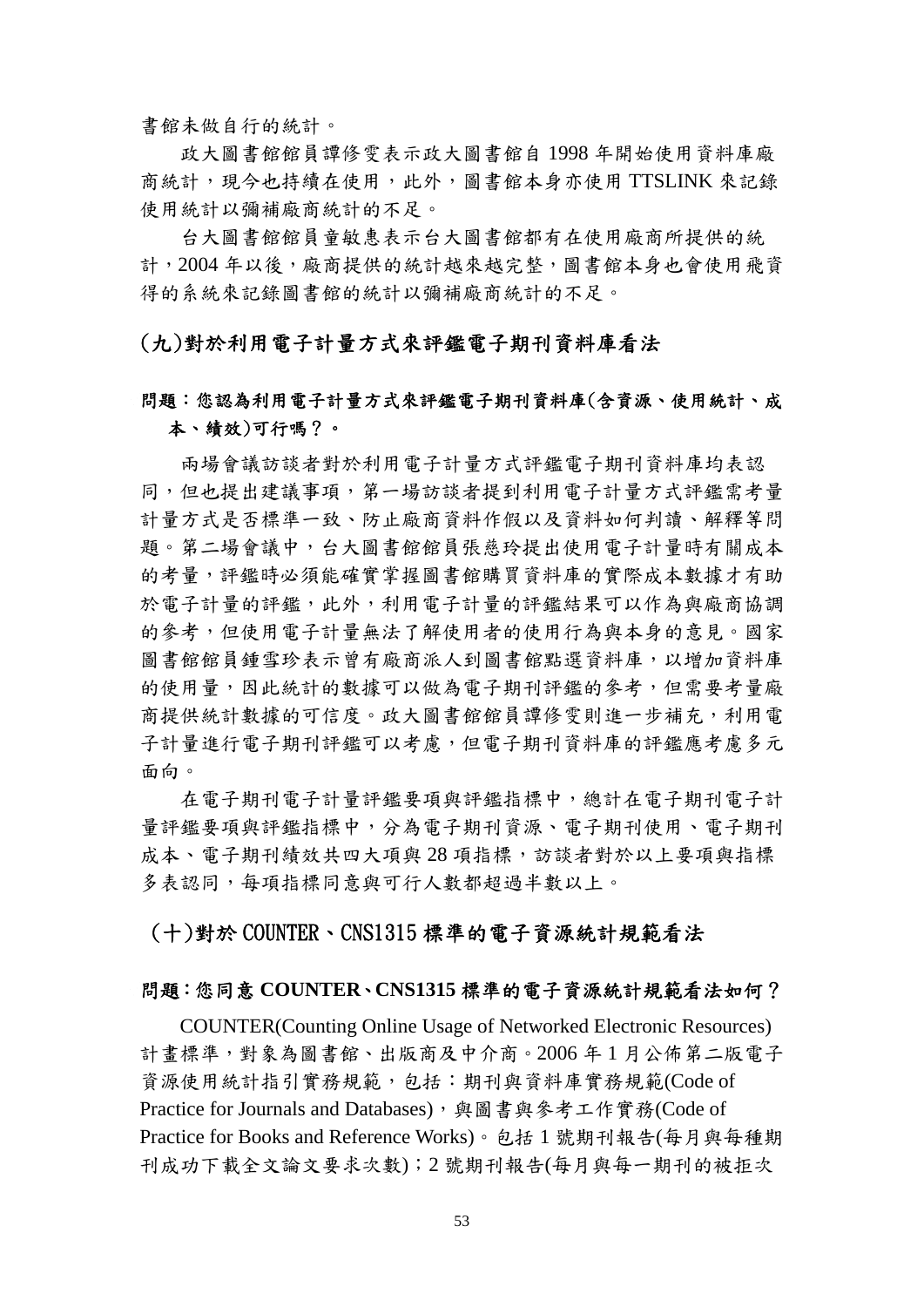書館未做自行的統計。

政大圖書館館員譚修雯表示政大圖書館自 1998 年開始使用資料庫廠商統計，現今也持續在使用，此外，圖書館本身亦使用 TTSLINK 來記錄使用統計以彌補廠商統計的不足。

台大圖書館館員童敏惠表示台大圖書館都有在使用廠商所提供的統計，2004 年以後，廠商提供的統計越來越完整，圖書館本身也會使用飛資得的系統來記錄圖書館的統計以彌補廠商統計的不足。

## (九)對於利用電子計量方式來評鑑電子期刊資料庫看法

**問題：您認為利用電子計量方式來評鑑電子期刊資料庫(含資源、使用統計、成本、績效)可行嗎？。**

兩場會議訪談者對於利用電子計量方式評鑑電子期刊資料庫均表認同，但也提出建議事項，第一場訪談者提到利用電子計量方式評鑑需考量計量方式是否標準一致、防止廠商資料作假以及資料如何判讀、解釋等問題。第二場會議中，台大圖書館館員張慈玲提出使用電子計量時有關成本的考量，評鑑時必須能確實掌握圖書館購買資料庫的實際成本數據才有助於電子計量的評鑑，此外，利用電子計量的評鑑結果可以作為與廠商協調的參考，但使用電子計量無法了解使用者的使用行為與本身的意見。國家圖書館館員鍾雪珍表示曾有廠商派人到圖書館點選資料庫，以增加資料庫的使用量，因此統計的數據可以做為電子期刊評鑑的參考，但需要考量廠商提供統計數據的可信度。政大圖書館館員譚修雯則進一步補充，利用電子計量進行電子期刊評鑑可以考慮，但電子期刊資料庫的評鑑應考慮多元面向。

在電子期刊電子計量評鑑要項與評鑑指標中，總計在電子期刊電子計量評鑑要項與評鑑指標中，分為電子期刊資源、電子期刊使用、電子期刊成本、電子期刊績效共四大項與 28 項指標，訪談者對於以上要項與指標多表認同，每項指標同意與可行人數都超過半數以上。

## (十)對於 COUNTER、CNS1315 標準的電子資源統計規範看法

**問題：您同意 COUNTER、CNS1315 標準的電子資源統計規範看法如何？**

COUNTER(Counting Online Usage of Networked Electronic Resources)計畫標準，對象為圖書館、出版商及中介商。2006 年 1 月公佈第二版電子資源使用統計指引實務規範，包括：期刊與資料庫實務規範(Code of Practice for Journals and Databases)，與圖書與參考工作實務(Code of Practice for Books and Reference Works)。包括 1 號期刊報告(每月與每種期刊成功下載全文論文要求次數)；2 號期刊報告(每月與每一期刊的被拒次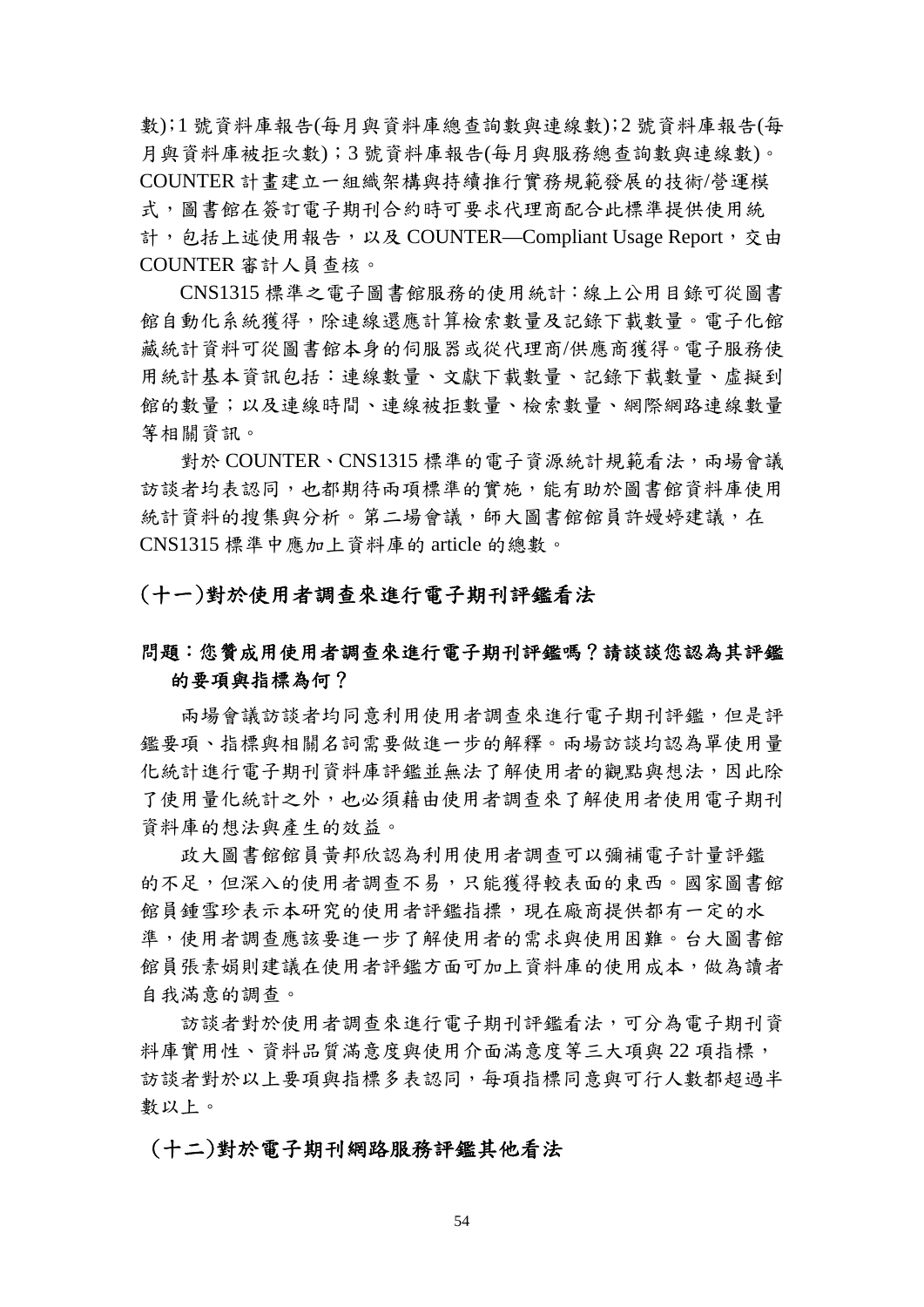數)；1 號資料庫報告(每月與資料庫總查詢數與連線數)；2 號資料庫報告(每月與資料庫被拒次數)；3 號資料庫報告(每月與服務總查詢數與連線數)。COUNTER 計畫建立一組織架構與持續推行實務規範發展的技術/營運模式，圖書館在簽訂電子期刊合約時可要求代理商配合此標準提供使用統計，包括上述使用報告，以及 COUNTER—Compliant Usage Report，交由 COUNTER 審計人員查核。

CNS1315 標準之電子圖書館服務的使用統計：線上公用目錄可從圖書館自動化系統獲得，除連線還應計算檢索數量及記錄下載數量。電子化館藏統計資料可從圖書館本身的伺服器或從代理商/供應商獲得。電子服務使用統計基本資訊包括：連線數量、文獻下載數量、記錄下載數量、虛擬到館的數量；以及連線時間、連線被拒數量、檢索數量、網際網路連線數量等相關資訊。

對於 COUNTER、CNS1315 標準的電子資源統計規範看法，兩場會議訪談者均表認同，也都期待兩項標準的實施，能有助於圖書館資料庫使用統計資料的搜集與分析。第二場會議，師大圖書館館員許嫚婷建議，在 CNS1315 標準中應加上資料庫的 article 的總數。

## (十一)對於使用者調查來進行電子期刊評鑑看法

### 問題：您贊成用使用者調查來進行電子期刊評鑑嗎？請談談您認為其評鑑的要項與指標為何？

兩場會議訪談者均同意利用使用者調查來進行電子期刊評鑑，但是評鑑要項、指標與相關名詞需要做進一步的解釋。兩場訪談均認為單使用量化統計進行電子期刊資料庫評鑑並無法了解使用者的觀點與想法，因此除了使用量化統計之外，也必須藉由使用者調查來了解使用者使用電子期刊資料庫的想法與產生的效益。

政大圖書館館員黃邦欣認為利用使用者調查可以彌補電子計量評鑑的不足，但深入的使用者調查不易，只能獲得較表面的東西。國家圖書館館員鍾雪珍表示本研究的使用者評鑑指標，現在廠商提供都有一定的水準，使用者調查應該要進一步了解使用者的需求與使用困難。台大圖書館館員張素娟則建議在使用者評鑑方面可加上資料庫的使用成本，做為讀者自我滿意的調查。

訪談者對於使用者調查來進行電子期刊評鑑看法，可分為電子期刊資料庫實用性、資料品質滿意度與使用介面滿意度等三大項與 22 項指標，訪談者對於以上要項與指標多表認同，每項指標同意與可行人數都超過半數以上。

## (十二)對於電子期刊網路服務評鑑其他看法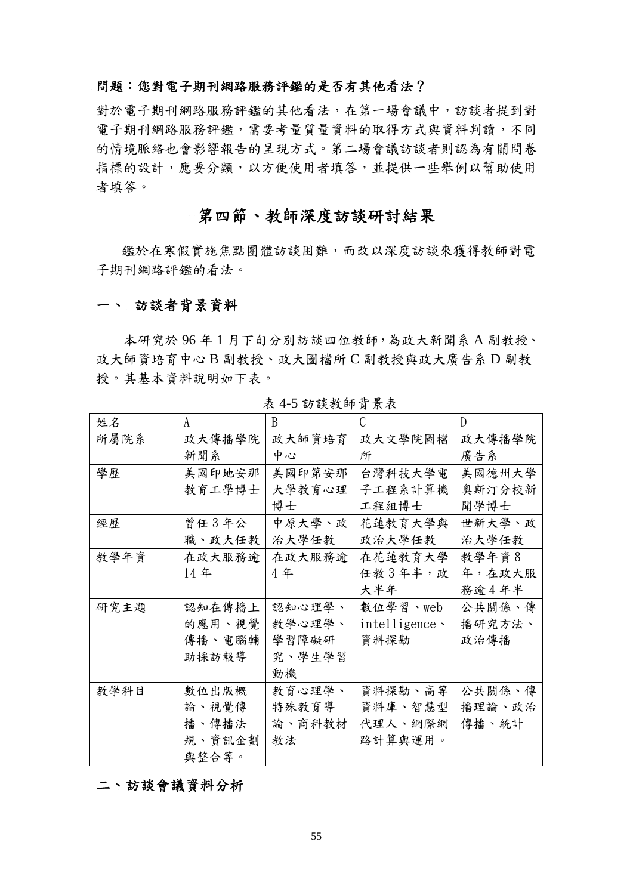**問題：您對電子期刊網路服務評鑑的是否有其他看法？**

對於電子期刊網路服務評鑑的其他看法，在第一場會議中，訪談者提到對電子期刊網路服務評鑑，需要考量質量資料的取得方式與資料判讀，不同的情境脈絡也會影響報告的呈現方式。第二場會議訪談者則認為有關問卷指標的設計，應要分類，以方便使用者填答，並提供一些舉例以幫助使用者填答。

## 第四節、教師深度訪談研討結果

鑑於在寒假實施焦點團體訪談困難，而改以深度訪談來獲得教師對電子期刊網路評鑑的看法。

### 一、 訪談者背景資料

本研究於 96 年 1 月下旬分別訪談四位教師，為政大新聞系 A 副教授、政大師資培育中心 B 副教授、政大圖檔所 C 副教授與政大廣告系 D 副教授。其基本資料說明如下表。

表 4-5 訪談教師背景表

| 姓名 | A | B | C | D |
|---|---|---|---|---|
| 所屬院系 | 政大傳播學院新聞系 | 政大師資培育中心 | 政大文學院圖檔所 | 政大傳播學院廣告系 |
| 學歷 | 美國印地安那教育工學博士 | 美國印第安那大學教育心理博士 | 台灣科技大學電子工程系計算機工程組博士 | 美國德州大學奧斯汀分校新聞學博士 |
| 經歷 | 曾任 3 年公職、政大任教 | 中原大學、政治大學任教 | 花蓮教育大學與政治大學任教 | 世新大學、政治大學任教 |
| 教學年資 | 在政大服務逾 14 年 | 在政大服務逾 4 年 | 在花蓮教育大學任教 3 年半，政大半年 | 教學年資 8 年，在政大服務逾 4 年半 |
| 研究主題 | 認知在傳播上的應用、視覺傳播、電腦輔助採訪報導 | 認知心理學、教學心理學、學習障礙研究、學生學習動機 | 數位學習、web intelligence、資料探勘 | 公共關係、傳播研究方法、政治傳播 |
| 教學科目 | 數位出版概論、視覺傳播、傳播法規、資訊企劃與整合等。 | 教育心理學、特殊教育導論、商科教材教法 | 資料探勘、高等資料庫、智慧型代理人、網際網路計算與運用。 | 公共關係、傳播理論、政治傳播、統計 |

### 二、訪談會議資料分析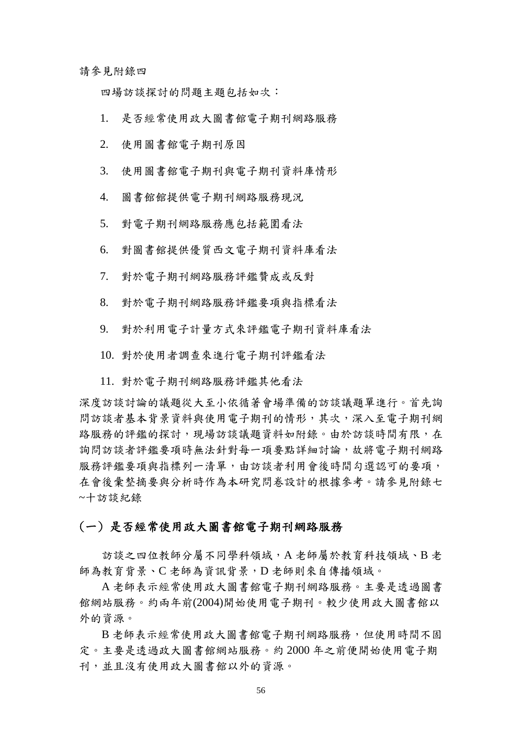請參見附錄四

四場訪談探討的問題主題包括如次：

1. 是否經常使用政大圖書館電子期刊網路服務
2. 使用圖書館電子期刊原因
3. 使用圖書館電子期刊與電子期刊資料庫情形
4. 圖書館館提供電子期刊網路服務現況
5. 對電子期刊網路服務應包括範圍看法
6. 對圖書館提供優質西文電子期刊資料庫看法
7. 對於電子期刊網路服務評鑑贊成或反對
8. 對於電子期刊網路服務評鑑要項與指標看法
9. 對於利用電子計量方式來評鑑電子期刊資料庫看法
10. 對於使用者調查來進行電子期刊評鑑看法
11. 對於電子期刊網路服務評鑑其他看法

深度訪談討論的議題從大至小依循著會場準備的訪談議題單進行。首先詢問訪談者基本背景資料與使用電子期刊的情形，其次，深入至電子期刊網路服務的評鑑的探討，現場訪談議題資料如附錄。由於訪談時間有限，在詢問訪談者評鑑要項時無法針對每一項要點詳細討論，故將電子期刊網路服務評鑑要項與指標列一清單，由訪談者利用會後時間勾選認可的要項，在會後彙整摘要與分析時作為本研究問卷設計的根據參考。請參見附錄七~十訪談紀錄

## （一）是否經常使用政大圖書館電子期刊網路服務

訪談之四位教師分屬不同學科領域，A 老師屬於教育科技領域、B 老師為教育背景、C 老師為資訊背景，D 老師則來自傳播領域。

A 老師表示經常使用政大圖書館電子期刊網路服務。主要是透過圖書館網站服務。約兩年前(2004)開始使用電子期刊。較少使用政大圖書館以外的資源。

B 老師表示經常使用政大圖書館電子期刊網路服務，但使用時間不固定。主要是透過政大圖書館網站服務。約 2000 年之前便開始使用電子期刊，並且沒有使用政大圖書館以外的資源。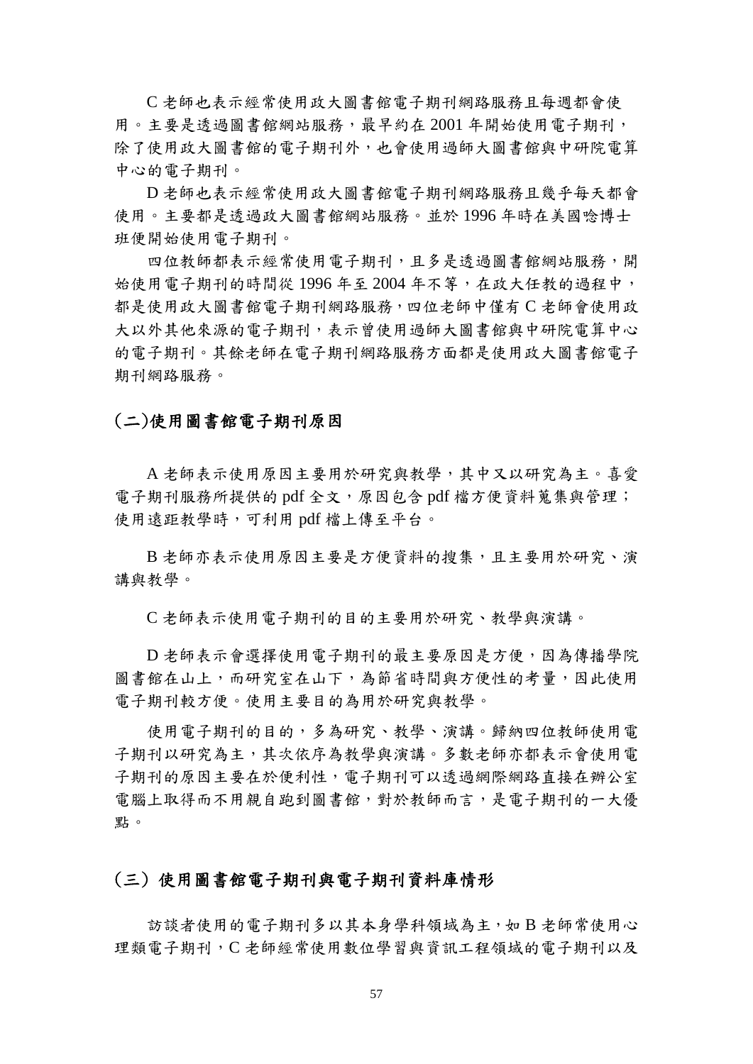C 老師也表示經常使用政大圖書館電子期刊網路服務且每週都會使用。主要是透過圖書館網站服務，最早約在 2001 年開始使用電子期刊，除了使用政大圖書館的電子期刊外，也會使用過師大圖書館與中研院電算中心的電子期刊。

D 老師也表示經常使用政大圖書館電子期刊網路服務且幾乎每天都會使用。主要都是透過政大圖書館網站服務。並於 1996 年時在美國唸博士班便開始使用電子期刊。

四位教師都表示經常使用電子期刊，且多是透過圖書館網站服務，開始使用電子期刊的時間從 1996 年至 2004 年不等，在政大任教的過程中，都是使用政大圖書館電子期刊網路服務，四位老師中僅有 C 老師會使用政大以外其他來源的電子期刊，表示曾使用過師大圖書館與中研院電算中心的電子期刊。其餘老師在電子期刊網路服務方面都是使用政大圖書館電子期刊網路服務。

### (二)使用圖書館電子期刊原因

A 老師表示使用原因主要用於研究與教學，其中又以研究為主。喜愛電子期刊服務所提供的 pdf 全文，原因包含 pdf 檔方便資料蒐集與管理；使用遠距教學時，可利用 pdf 檔上傳至平台。

B 老師亦表示使用原因主要是方便資料的搜集，且主要用於研究、演講與教學。

C 老師表示使用電子期刊的目的主要用於研究、教學與演講。

D 老師表示會選擇使用電子期刊的最主要原因是方便，因為傳播學院圖書館在山上，而研究室在山下，為節省時間與方便性的考量，因此使用電子期刊較方便。使用主要目的為用於研究與教學。

使用電子期刊的目的，多為研究、教學、演講。歸納四位教師使用電子期刊以研究為主，其次依序為教學與演講。多數老師亦都表示會使用電子期刊的原因主要在於便利性，電子期刊可以透過網際網路直接在辦公室電腦上取得而不用親自跑到圖書館，對於教師而言，是電子期刊的一大優點。

### (三) 使用圖書館電子期刊與電子期刊資料庫情形

訪談者使用的電子期刊多以其本身學科領域為主，如 B 老師常使用心理類電子期刊，C 老師經常使用數位學習與資訊工程領域的電子期刊以及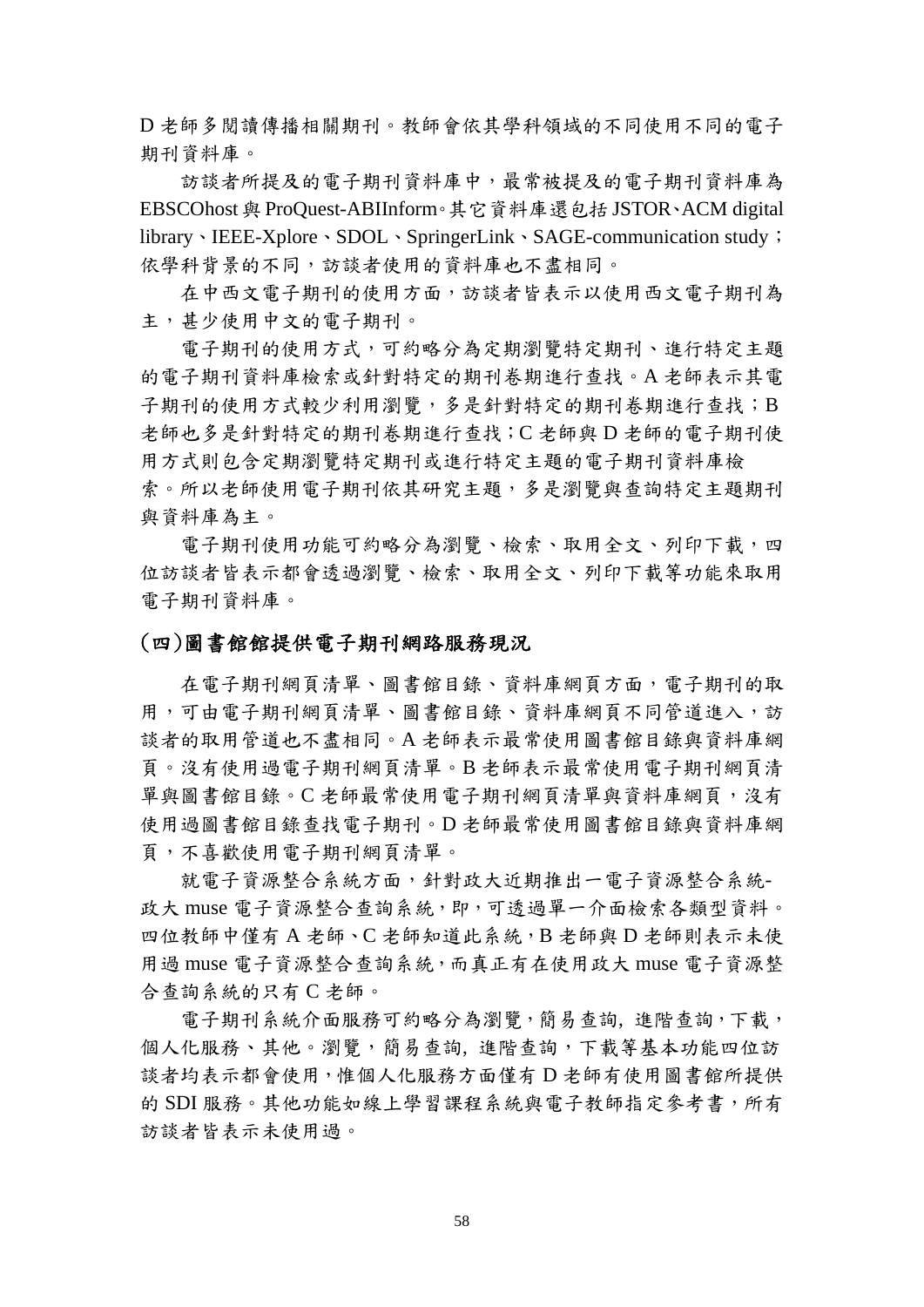D 老師多閱讀傳播相關期刊。教師會依其學科領域的不同使用不同的電子期刊資料庫。

訪談者所提及的電子期刊資料庫中，最常被提及的電子期刊資料庫為 EBSCOhost 與 ProQuest-ABIInform。其它資料庫還包括 JSTOR、ACM digital library、IEEE-Xplore、SDOL、SpringerLink、SAGE-communication study；依學科背景的不同，訪談者使用的資料庫也不盡相同。

在中西文電子期刊的使用方面，訪談者皆表示以使用西文電子期刊為主，甚少使用中文的電子期刊。

電子期刊的使用方式，可約略分為定期瀏覽特定期刊、進行特定主題的電子期刊資料庫檢索或針對特定的期刊卷期進行查找。A 老師表示其電子期刊的使用方式較少利用瀏覽，多是針對特定的期刊卷期進行查找；B 老師也多是針對特定的期刊卷期進行查找；C 老師與 D 老師的電子期刊使用方式則包含定期瀏覽特定期刊或進行特定主題的電子期刊資料庫檢索。所以老師使用電子期刊依其研究主題，多是瀏覽與查詢特定主題期刊與資料庫為主。

電子期刊使用功能可約略分為瀏覽、檢索、取用全文、列印下載，四位訪談者皆表示都會透過瀏覽、檢索、取用全文、列印下載等功能來取用電子期刊資料庫。

## (四)圖書館館提供電子期刊網路服務現況

在電子期刊網頁清單、圖書館目錄、資料庫網頁方面，電子期刊的取用，可由電子期刊網頁清單、圖書館目錄、資料庫網頁不同管道進入，訪談者的取用管道也不盡相同。A 老師表示最常使用圖書館目錄與資料庫網頁。沒有使用過電子期刊網頁清單。B 老師表示最常使用電子期刊網頁清單與圖書館目錄。C 老師最常使用電子期刊網頁清單與資料庫網頁，沒有使用過圖書館目錄查找電子期刊。D 老師最常使用圖書館目錄與資料庫網頁，不喜歡使用電子期刊網頁清單。

就電子資源整合系統方面，針對政大近期推出一電子資源整合系統-政大 muse 電子資源整合查詢系統，即，可透過單一介面檢索各類型資料。四位教師中僅有 A 老師、C 老師知道此系統，B 老師與 D 老師則表示未使用過 muse 電子資源整合查詢系統，而真正有在使用政大 muse 電子資源整合查詢系統的只有 C 老師。

電子期刊系統介面服務可約略分為瀏覽，簡易查詢, 進階查詢，下載，個人化服務、其他。瀏覽，簡易查詢, 進階查詢，下載等基本功能四位訪談者均表示都會使用，惟個人化服務方面僅有 D 老師有使用圖書館所提供的 SDI 服務。其他功能如線上學習課程系統與電子教師指定參考書，所有訪談者皆表示未使用過。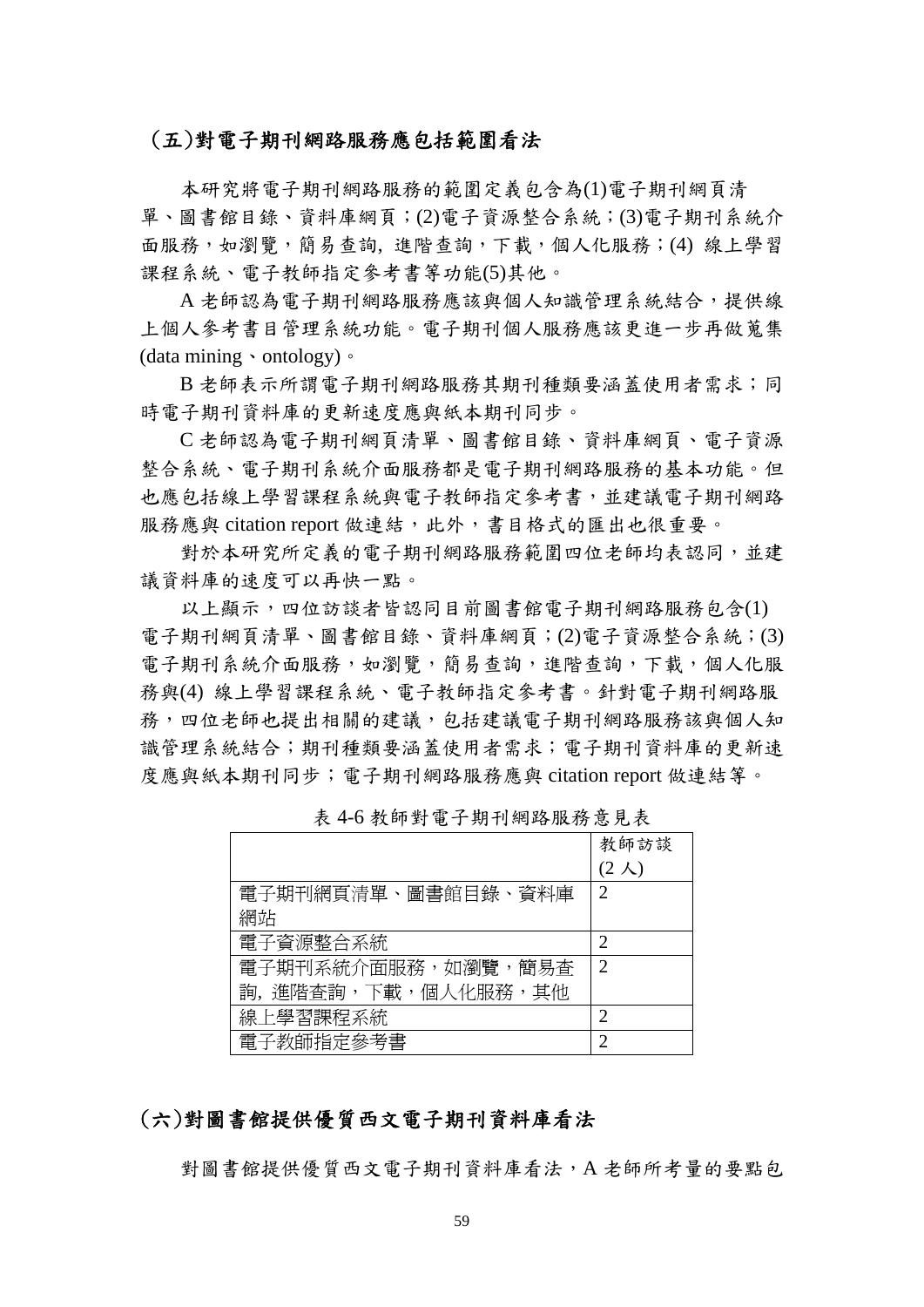### (五)對電子期刊網路服務應包括範圍看法

本研究將電子期刊網路服務的範圍定義包含為(1)電子期刊網頁清單、圖書館目錄、資料庫網頁；(2)電子資源整合系統；(3)電子期刊系統介面服務，如瀏覽，簡易查詢, 進階查詢，下載，個人化服務；(4) 線上學習課程系統、電子教師指定參考書等功能(5)其他。

A 老師認為電子期刊網路服務應該與個人知識管理系統結合，提供線上個人參考書目管理系統功能。電子期刊個人服務應該更進一步再做蒐集(data mining、ontology)。

B 老師表示所謂電子期刊網路服務其期刊種類要涵蓋使用者需求；同時電子期刊資料庫的更新速度應與紙本期刊同步。

C 老師認為電子期刊網頁清單、圖書館目錄、資料庫網頁、電子資源整合系統、電子期刊系統介面服務都是電子期刊網路服務的基本功能。但也應包括線上學習課程系統與電子教師指定參考書，並建議電子期刊網路服務應與 citation report 做連結，此外，書目格式的匯出也很重要。

對於本研究所定義的電子期刊網路服務範圍四位老師均表認同，並建議資料庫的速度可以再快一點。

以上顯示，四位訪談者皆認同目前圖書館電子期刊網路服務包含(1) 電子期刊網頁清單、圖書館目錄、資料庫網頁；(2)電子資源整合系統；(3) 電子期刊系統介面服務，如瀏覽，簡易查詢，進階查詢，下載，個人化服務與(4) 線上學習課程系統、電子教師指定參考書。針對電子期刊網路服務，四位老師也提出相關的建議，包括建議電子期刊網路服務該與個人知識管理系統結合；期刊種類要涵蓋使用者需求；電子期刊資料庫的更新速度應與紙本期刊同步；電子期刊網路服務應與 citation report 做連結等。

表 4-6 教師對電子期刊網路服務意見表

| | 教師訪談 (2 人) |
|---|---|
| 電子期刊網頁清單、圖書館目錄、資料庫網站 | 2 |
| 電子資源整合系統 | 2 |
| 電子期刊系統介面服務，如瀏覽，簡易查詢, 進階查詢，下載，個人化服務，其他 | 2 |
| 線上學習課程系統 | 2 |
| 電子教師指定參考書 | 2 |

### (六)對圖書館提供優質西文電子期刊資料庫看法

對圖書館提供優質西文電子期刊資料庫看法，A 老師所考量的要點包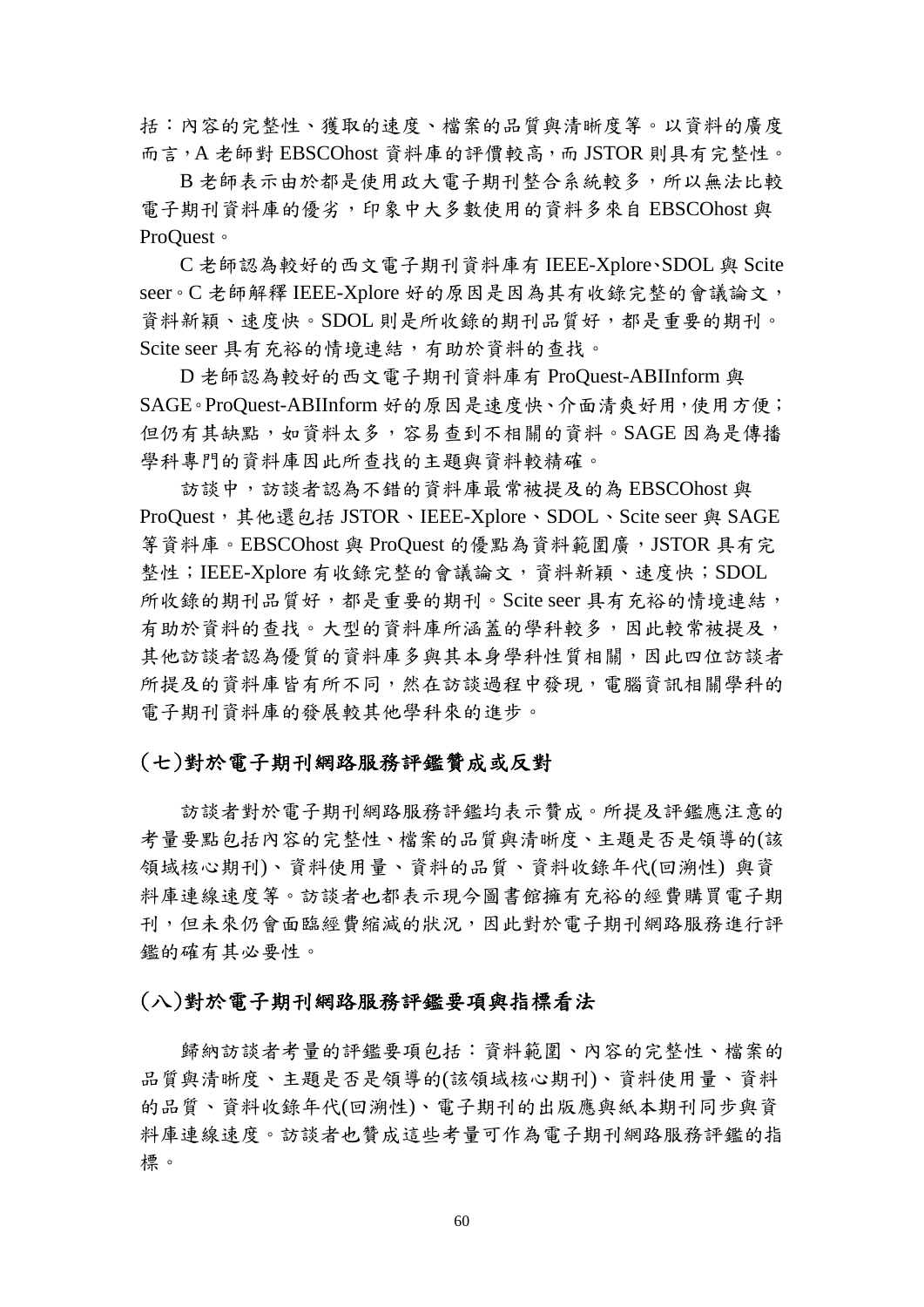括：內容的完整性、獲取的速度、檔案的品質與清晰度等。以資料的廣度而言，A 老師對 EBSCOhost 資料庫的評價較高，而 JSTOR 則具有完整性。

B 老師表示由於都是使用政大電子期刊整合系統較多，所以無法比較電子期刊資料庫的優劣，印象中大多數使用的資料多來自 EBSCOhost 與 ProQuest。

C 老師認為較好的西文電子期刊資料庫有 IEEE-Xplore、SDOL 與 Scite seer。C 老師解釋 IEEE-Xplore 好的原因是因為其有收錄完整的會議論文，資料新穎、速度快。SDOL 則是所收錄的期刊品質好，都是重要的期刊。Scite seer 具有充裕的情境連結，有助於資料的查找。

D 老師認為較好的西文電子期刊資料庫有 ProQuest-ABIInform 與 SAGE。ProQuest-ABIInform 好的原因是速度快、介面清爽好用，使用方便；但仍有其缺點，如資料太多，容易查到不相關的資料。SAGE 因為是傳播學科專門的資料庫因此所查找的主題與資料較精確。

訪談中，訪談者認為不錯的資料庫最常被提及的為 EBSCOhost 與 ProQuest，其他還包括 JSTOR、IEEE-Xplore、SDOL、Scite seer 與 SAGE 等資料庫。EBSCOhost 與 ProQuest 的優點為資料範圍廣，JSTOR 具有完整性；IEEE-Xplore 有收錄完整的會議論文，資料新穎、速度快；SDOL 所收錄的期刊品質好，都是重要的期刊。Scite seer 具有充裕的情境連結，有助於資料的查找。大型的資料庫所涵蓋的學科較多，因此較常被提及，其他訪談者認為優質的資料庫多與其本身學科性質相關，因此四位訪談者所提及的資料庫皆有所不同，然在訪談過程中發現，電腦資訊相關學科的電子期刊資料庫的發展較其他學科來的進步。

### (七)對於電子期刊網路服務評鑑贊成或反對

訪談者對於電子期刊網路服務評鑑均表示贊成。所提及評鑑應注意的考量要點包括內容的完整性、檔案的品質與清晰度、主題是否是領導的(該領域核心期刊)、資料使用量、資料的品質、資料收錄年代(回溯性) 與資料庫連線速度等。訪談者也都表示現今圖書館擁有充裕的經費購買電子期刊，但未來仍會面臨經費縮減的狀況，因此對於電子期刊網路服務進行評鑑的確有其必要性。

### (八)對於電子期刊網路服務評鑑要項與指標看法

歸納訪談者考量的評鑑要項包括：資料範圍、內容的完整性、檔案的品質與清晰度、主題是否是領導的(該領域核心期刊)、資料使用量、資料的品質、資料收錄年代(回溯性)、電子期刊的出版應與紙本期刊同步與資料庫連線速度。訪談者也贊成這些考量可作為電子期刊網路服務評鑑的指標。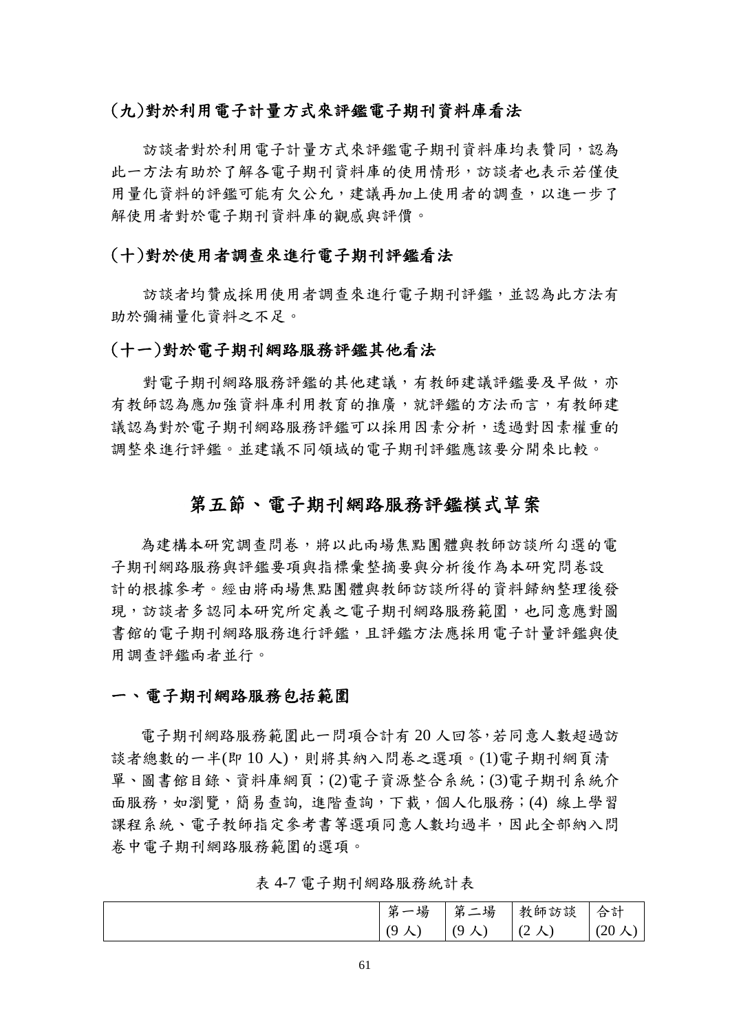### (九)對於利用電子計量方式來評鑑電子期刊資料庫看法

訪談者對於利用電子計量方式來評鑑電子期刊資料庫均表贊同，認為此一方法有助於了解各電子期刊資料庫的使用情形，訪談者也表示若僅使用量化資料的評鑑可能有欠公允，建議再加上使用者的調查，以進一步了解使用者對於電子期刊資料庫的觀感與評價。

### (十)對於使用者調查來進行電子期刊評鑑看法

訪談者均贊成採用使用者調查來進行電子期刊評鑑，並認為此方法有助於彌補量化資料之不足。

### (十一)對於電子期刊網路服務評鑑其他看法

對電子期刊網路服務評鑑的其他建議，有教師建議評鑑要及早做，亦有教師認為應加強資料庫利用教育的推廣，就評鑑的方法而言，有教師建議認為對於電子期刊網路服務評鑑可以採用因素分析，透過對因素權重的調整來進行評鑑。並建議不同領域的電子期刊評鑑應該要分開來比較。

## 第五節、電子期刊網路服務評鑑模式草案

為建構本研究調查問卷，將以此兩場焦點團體與教師訪談所勾選的電子期刊網路服務與評鑑要項與指標彙整摘要與分析後作為本研究問卷設計的根據參考。經由將兩場焦點團體與教師訪談所得的資料歸納整理後發現，訪談者多認同本研究所定義之電子期刊網路服務範圍，也同意應對圖書館的電子期刊網路服務進行評鑑，且評鑑方法應採用電子計量評鑑與使用調查評鑑兩者並行。

### 一、電子期刊網路服務包括範圍

電子期刊網路服務範圍此一問項合計有 20 人回答，若同意人數超過訪談者總數的一半(即 10 人)，則將其納入問卷之選項。(1)電子期刊網頁清單、圖書館目錄、資料庫網頁；(2)電子資源整合系統；(3)電子期刊系統介面服務，如瀏覽，簡易查詢，進階查詢，下載，個人化服務；(4) 線上學習課程系統、電子教師指定參考書等選項同意人數均過半，因此全部納入問卷中電子期刊網路服務範圍的選項。

表 4-7 電子期刊網路服務統計表

| | 第一場 (9 人) | 第二場 (9 人) | 教師訪談 (2 人) | 合計 (20 人) |
|---|---|---|---|---|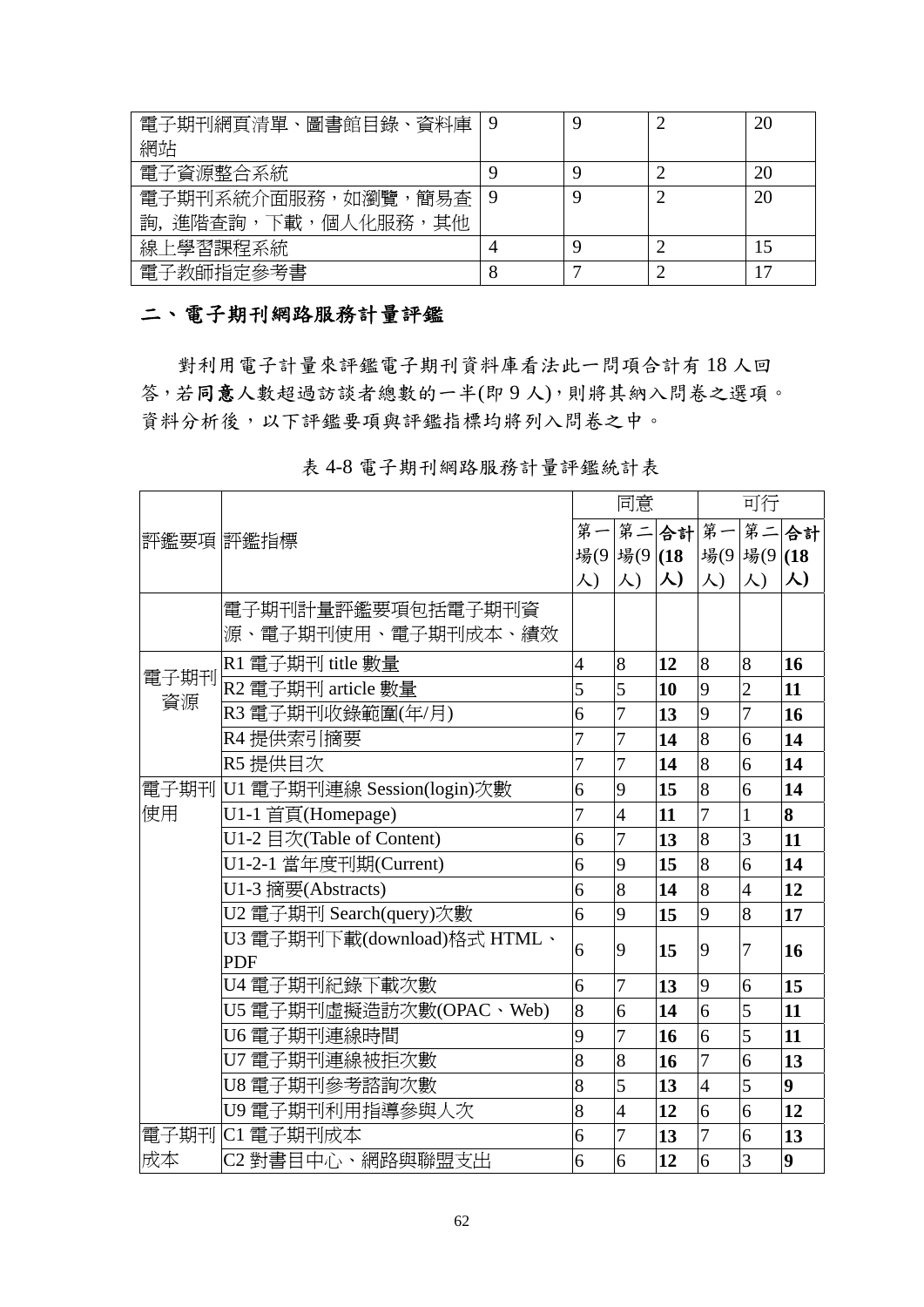| 電子期刊網頁清單、圖書館目錄、資料庫網站 | 9 | 9 | 2 | 20 |
|---|---|---|---|---|
| 電子資源整合系統 | 9 | 9 | 2 | 20 |
| 電子期刊系統介面服務，如瀏覽，簡易查詢, 進階查詢，下載，個人化服務，其他 | 9 | 9 | 2 | 20 |
| 線上學習課程系統 | 4 | 9 | 2 | 15 |
| 電子教師指定參考書 | 8 | 7 | 2 | 17 |

## 二、電子期刊網路服務計量評鑑

對利用電子計量來評鑑電子期刊資料庫看法此一問項合計有 18 人回答，若**同意**人數超過訪談者總數的一半(即 9 人)，則將其納入問卷之選項。資料分析後，以下評鑑要項與評鑑指標均將列入問卷之中。

表 4-8 電子期刊網路服務計量評鑑統計表

| 評鑑要項 | 評鑑指標 | 同意 | | | 可行 | | |
|---|---|---|---|---|---|---|---|
| | | 第一場(9人) | 第二場(9人) | **合計(18人)** | 第一場(9人) | 第二場(9人) | **合計(18人)** |
| | 電子期刊計量評鑑要項包括電子期刊資源、電子期刊使用、電子期刊成本、績效 | | | | | | |
| 電子期刊資源 | R1 電子期刊 title 數量 | 4 | 8 | **12** | 8 | 8 | **16** |
| | R2 電子期刊 article 數量 | 5 | 5 | **10** | 9 | 2 | **11** |
| | R3 電子期刊收錄範圍(年/月) | 6 | 7 | **13** | 9 | 7 | **16** |
| | R4 提供索引摘要 | 7 | 7 | **14** | 8 | 6 | **14** |
| | R5 提供目次 | 7 | 7 | **14** | 8 | 6 | **14** |
| 電子期刊使用 | U1 電子期刊連線 Session(login)次數 | 6 | 9 | **15** | 8 | 6 | **14** |
| | U1-1 首頁(Homepage) | 7 | 4 | **11** | 7 | 1 | **8** |
| | U1-2 目次(Table of Content) | 6 | 7 | **13** | 8 | 3 | **11** |
| | U1-2-1 當年度刊期(Current) | 6 | 9 | **15** | 8 | 6 | **14** |
| | U1-3 摘要(Abstracts) | 6 | 8 | **14** | 8 | 4 | **12** |
| | U2 電子期刊 Search(query)次數 | 6 | 9 | **15** | 9 | 8 | **17** |
| | U3 電子期刊下載(download)格式 HTML、PDF | 6 | 9 | **15** | 9 | 7 | **16** |
| | U4 電子期刊紀錄下載次數 | 6 | 7 | **13** | 9 | 6 | **15** |
| | U5 電子期刊虛擬造訪次數(OPAC、Web) | 8 | 6 | **14** | 6 | 5 | **11** |
| | U6 電子期刊連線時間 | 9 | 7 | **16** | 6 | 5 | **11** |
| | U7 電子期刊連線被拒次數 | 8 | 8 | **16** | 7 | 6 | **13** |
| | U8 電子期刊參考諮詢次數 | 8 | 5 | **13** | 4 | 5 | **9** |
| | U9 電子期刊利用指導參與人次 | 8 | 4 | **12** | 6 | 6 | **12** |
| 電子期刊成本 | C1 電子期刊成本 | 6 | 7 | **13** | 7 | 6 | **13** |
| | C2 對書目中心、網路與聯盟支出 | 6 | 6 | **12** | 6 | 3 | **9** |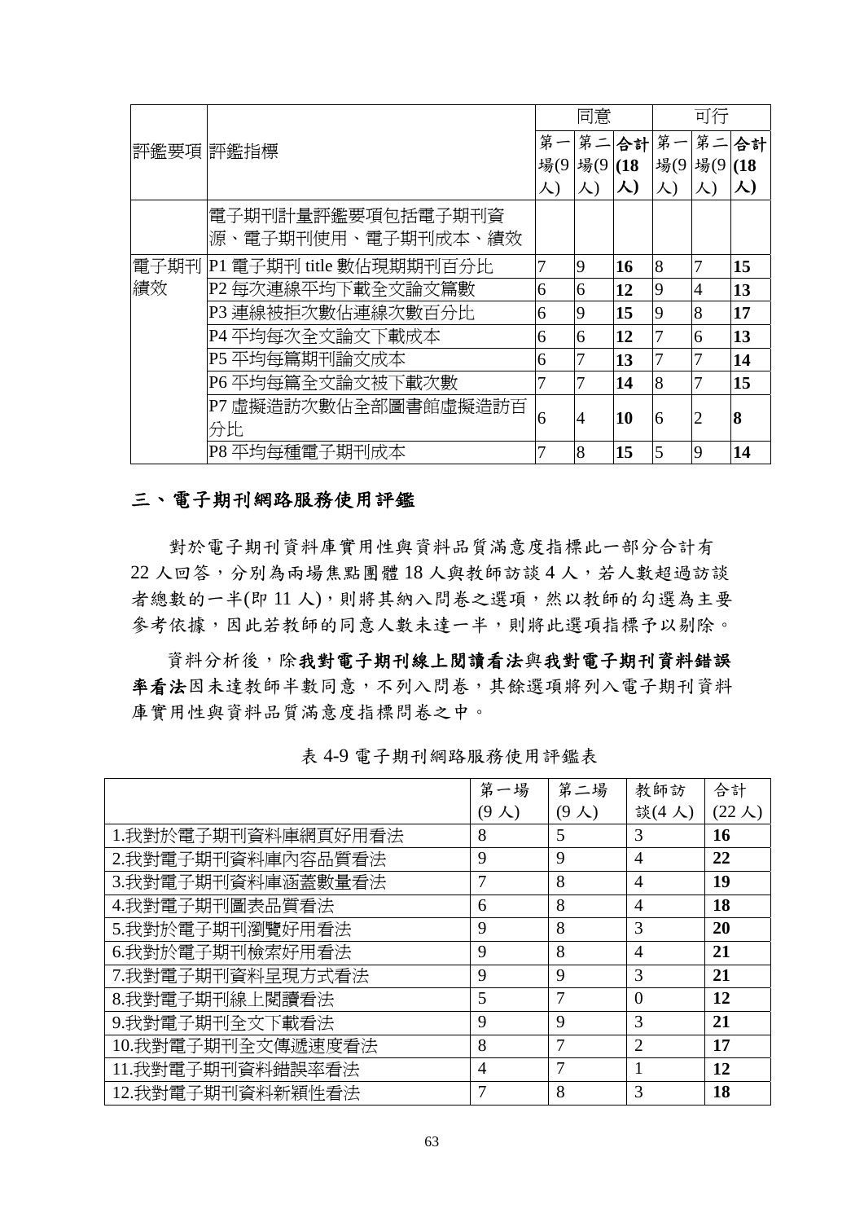| 評鑑要項 | 評鑑指標 | 同意 | | | 可行 | | |
|---|---|---|---|---|---|---|---|
| | | 第一場(9人) | 第二場(9人) | **合計(18人)** | 第一場(9人) | 第二場(9人) | **合計(18人)** |
| | 電子期刊計量評鑑要項包括電子期刊資源、電子期刊使用、電子期刊成本、績效 | | | | | | |
| 電子期刊績效 | P1 電子期刊 title 數佔現期期刊百分比 | 7 | 9 | **16** | 8 | 7 | **15** |
| | P2 每次連線平均下載全文論文篇數 | 6 | 6 | **12** | 9 | 4 | **13** |
| | P3 連線被拒次數佔連線次數百分比 | 6 | 9 | **15** | 9 | 8 | **17** |
| | P4 平均每次全文論文下載成本 | 6 | 6 | **12** | 7 | 6 | **13** |
| | P5 平均每篇期刊論文成本 | 6 | 7 | **13** | 7 | 7 | **14** |
| | P6 平均每篇全文論文被下載次數 | 7 | 7 | **14** | 8 | 7 | **15** |
| | P7 虛擬造訪次數佔全部圖書館虛擬造訪百分比 | 6 | 4 | **10** | 6 | 2 | **8** |
| | P8 平均每種電子期刊成本 | 7 | 8 | **15** | 5 | 9 | **14** |

## 三、電子期刊網路服務使用評鑑

對於電子期刊資料庫實用性與資料品質滿意度指標此一部分合計有22人回答，分別為兩場焦點團體18人與教師訪談4人，若人數超過訪談者總數的一半(即11人)，則將其納入問卷之選項，然以教師的勾選為主要參考依據，因此若教師的同意人數未達一半，則將此選項指標予以剔除。

資料分析後，除**我對電子期刊線上閱讀看法**與**我對電子期刊資料錯誤率看法**因未達教師半數同意，不列入問卷，其餘選項將列入電子期刊資料庫實用性與資料品質滿意度指標問卷之中。

表 4-9 電子期刊網路服務使用評鑑表

| | 第一場(9人) | 第二場(9人) | 教師訪談(4人) | 合計(22人) |
|---|---|---|---|---|
| 1.我對於電子期刊資料庫網頁好用看法 | 8 | 5 | 3 | **16** |
| 2.我對電子期刊資料庫內容品質看法 | 9 | 9 | 4 | **22** |
| 3.我對電子期刊資料庫涵蓋數量看法 | 7 | 8 | 4 | **19** |
| 4.我對電子期刊圖表品質看法 | 6 | 8 | 4 | **18** |
| 5.我對於電子期刊瀏覽好用看法 | 9 | 8 | 3 | **20** |
| 6.我對於電子期刊檢索好用看法 | 9 | 8 | 4 | **21** |
| 7.我對電子期刊資料呈現方式看法 | 9 | 9 | 3 | **21** |
| 8.我對電子期刊線上閱讀看法 | 5 | 7 | 0 | **12** |
| 9.我對電子期刊全文下載看法 | 9 | 9 | 3 | **21** |
| 10.我對電子期刊全文傳遞速度看法 | 8 | 7 | 2 | **17** |
| 11.我對電子期刊資料錯誤率看法 | 4 | 7 | 1 | **12** |
| 12.我對電子期刊資料新穎性看法 | 7 | 8 | 3 | **18** |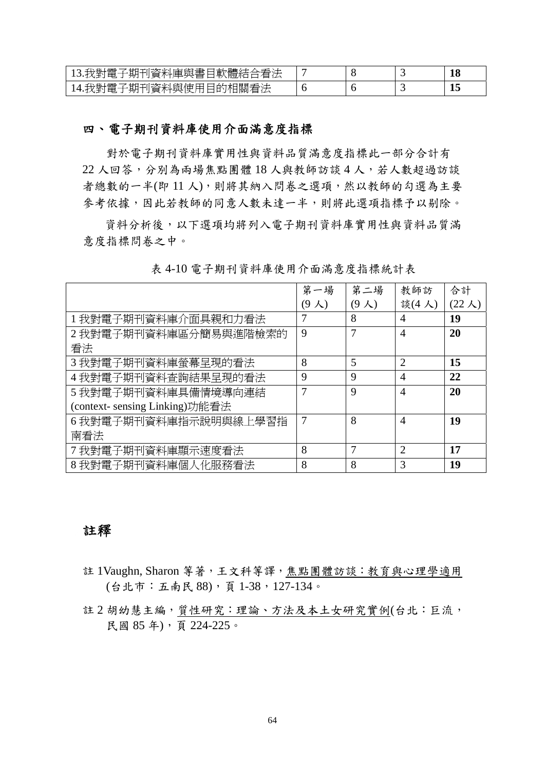| | | | | |
|---|---|---|---|---|
| 13.我對電子期刊資料庫與書目軟體結合看法 | 7 | 8 | 3 | **18** |
| 14.我對電子期刊資料與使用目的相關看法 | 6 | 6 | 3 | **15** |

## 四、電子期刊資料庫使用介面滿意度指標

對於電子期刊資料庫實用性與資料品質滿意度指標此一部分合計有 22 人回答，分別為兩場焦點團體 18 人與教師訪談 4 人，若人數超過訪談者總數的一半(即 11 人)，則將其納入問卷之選項，然以教師的勾選為主要參考依據，因此若教師的同意人數未達一半，則將此選項指標予以剔除。

資料分析後，以下選項均將列入電子期刊資料庫實用性與資料品質滿意度指標問卷之中。

表 4-10 電子期刊資料庫使用介面滿意度指標統計表

| | 第一場 (9 人) | 第二場 (9 人) | 教師訪談(4 人) | 合計 (22 人) |
|---|---|---|---|---|
| 1 我對電子期刊資料庫介面具親和力看法 | 7 | 8 | 4 | **19** |
| 2 我對電子期刊資料庫區分簡易與進階檢索的看法 | 9 | 7 | 4 | **20** |
| 3 我對電子期刊資料庫螢幕呈現的看法 | 8 | 5 | 2 | **15** |
| 4 我對電子期刊資料查詢結果呈現的看法 | 9 | 9 | 4 | **22** |
| 5 我對電子期刊資料庫具備情境導向連結 (context- sensing Linking)功能看法 | 7 | 9 | 4 | **20** |
| 6 我對電子期刊資料庫指示說明與線上學習指南看法 | 7 | 8 | 4 | **19** |
| 7 我對電子期刊資料庫顯示速度看法 | 8 | 7 | 2 | **17** |
| 8 我對電子期刊資料庫個人化服務看法 | 8 | 8 | 3 | **19** |

## 註釋

註 1Vaughn, Sharon 等著，王文科等譯，焦點團體訪談：教育與心理學適用(台北市：五南民 88)，頁 1-38，127-134。

註 2 胡幼慧主編，質性研究：理論、方法及本土女研究實例(台北：巨流，民國 85 年)，頁 224-225。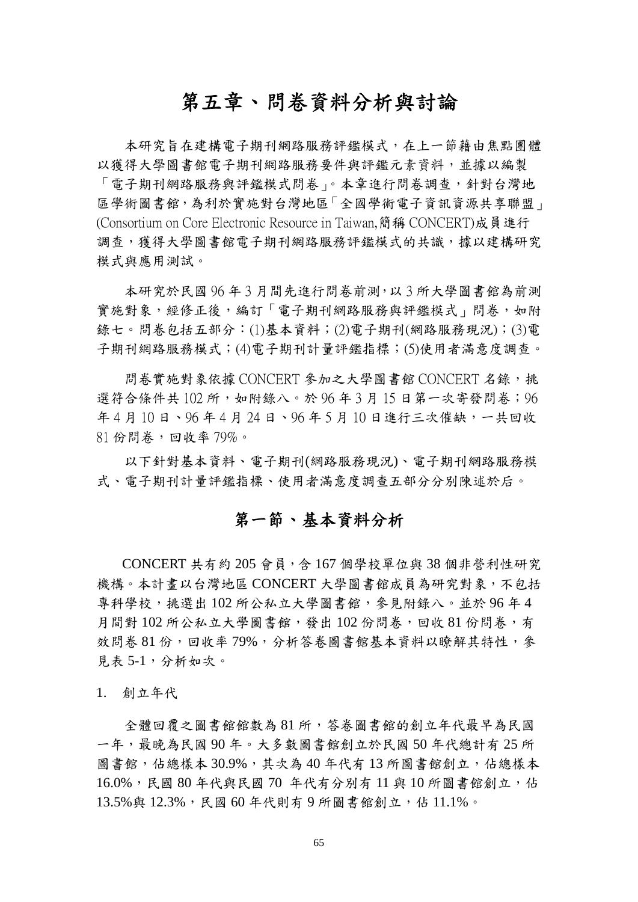# 第五章、問卷資料分析與討論

本研究旨在建構電子期刊網路服務評鑑模式，在上一節藉由焦點團體以獲得大學圖書館電子期刊網路服務要件與評鑑元素資料，並據以編製「電子期刊網路服務與評鑑模式問卷」。本章進行問卷調查，針對台灣地區學術圖書館，為利於實施對台灣地區「全國學術電子資訊資源共享聯盟」(Consortium on Core Electronic Resource in Taiwan,簡稱 CONCERT)成員進行調查，獲得大學圖書館電子期刊網路服務評鑑模式的共識，據以建構研究模式與應用測試。

本研究於民國 96 年 3 月間先進行問卷前測，以 3 所大學圖書館為前測實施對象，經修正後，編訂「電子期刊網路服務與評鑑模式」問卷，如附錄七。問卷包括五部分：(1)基本資料；(2)電子期刊(網路服務現況)；(3)電子期刊網路服務模式；(4)電子期刊計量評鑑指標；(5)使用者滿意度調查。

問卷實施對象依據 CONCERT 參加之大學圖書館 CONCERT 名錄，挑選符合條件共 102 所，如附錄八。於 96 年 3 月 15 日第一次寄發問卷；96 年 4 月 10 日、96 年 4 月 24 日、96 年 5 月 10 日進行三次催缺，一共回收 81 份問卷，回收率 79%。

以下針對基本資料、電子期刊(網路服務現況)、電子期刊網路服務模式、電子期刊計量評鑑指標、使用者滿意度調查五部分分別陳述於后。

## 第一節、基本資料分析

CONCERT 共有約 205 會員，含 167 個學校單位與 38 個非營利性研究機構。本計畫以台灣地區 CONCERT 大學圖書館成員為研究對象，不包括專科學校，挑選出 102 所公私立大學圖書館，參見附錄八。並於 96 年 4 月間對 102 所公私立大學圖書館，發出 102 份問卷，回收 81 份問卷，有效問卷 81 份，回收率 79%，分析答卷圖書館基本資料以瞭解其特性，參見表 5-1，分析如次。

1. 創立年代

全體回覆之圖書館館數為 81 所，答卷圖書館的創立年代最早為民國一年，最晚為民國 90 年。大多數圖書館創立於民國 50 年代總計有 25 所圖書館，佔總樣本 30.9%，其次為 40 年代有 13 所圖書館創立，佔總樣本 16.0%，民國 80 年代與民國 70 年代有分別有 11 與 10 所圖書館創立，佔 13.5%與 12.3%，民國 60 年代則有 9 所圖書館創立，佔 11.1%。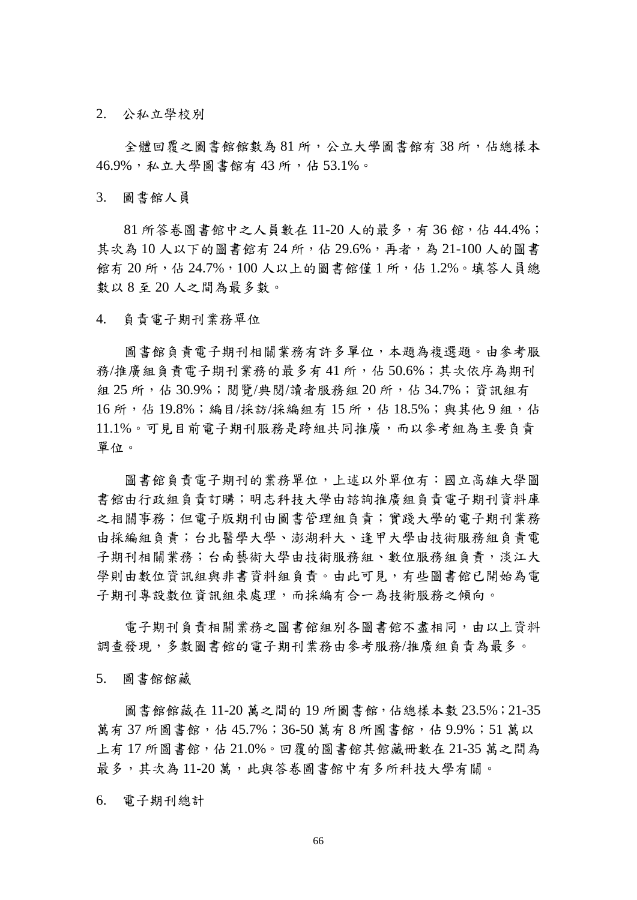2. 公私立學校別

全體回覆之圖書館館數為 81 所，公立大學圖書館有 38 所，佔總樣本 46.9%，私立大學圖書館有 43 所，佔 53.1%。

3. 圖書館人員

81 所答卷圖書館中之人員數在 11-20 人的最多，有 36 館，佔 44.4%；其次為 10 人以下的圖書館有 24 所，佔 29.6%，再者，為 21-100 人的圖書館有 20 所，佔 24.7%，100 人以上的圖書館僅 1 所，佔 1.2%。填答人員總數以 8 至 20 人之間為最多數。

4. 負責電子期刊業務單位

圖書館負責電子期刊相關業務有許多單位，本題為複選題。由參考服務/推廣組負責電子期刊業務的最多有 41 所，佔 50.6%；其次依序為期刊組 25 所，佔 30.9%；閱覽/典閱/讀者服務組 20 所，佔 34.7%；資訊組有 16 所，佔 19.8%；編目/採訪/採編組有 15 所，佔 18.5%；與其他 9 組，佔 11.1%。可見目前電子期刊服務是跨組共同推廣，而以參考組為主要負責單位。

圖書館負責電子期刊的業務單位，上述以外單位有：國立高雄大學圖書館由行政組負責訂購；明志科技大學由諮詢推廣組負責電子期刊資料庫之相關事務；但電子版期刊由圖書管理組負責；實踐大學的電子期刊業務由採編組負責；台北醫學大學、澎湖科大、逢甲大學由技術服務組負責電子期刊相關業務；台南藝術大學由技術服務組、數位服務組負責，淡江大學則由數位資訊組與非書資料組負責。由此可見，有些圖書館已開始為電子期刊專設數位資訊組來處理，而採編有合一為技術服務之傾向。

電子期刊負責相關業務之圖書館組別各圖書館不盡相同，由以上資料調查發現，多數圖書館的電子期刊業務由參考服務/推廣組負責為最多。

5. 圖書館館藏

圖書館館藏在 11-20 萬之間的 19 所圖書館，佔總樣本數 23.5%；21-35 萬有 37 所圖書館，佔 45.7%；36-50 萬有 8 所圖書館，佔 9.9%；51 萬以上有 17 所圖書館，佔 21.0%。回覆的圖書館其館藏冊數在 21-35 萬之間為最多，其次為 11-20 萬，此與答卷圖書館中有多所科技大學有關。

6. 電子期刊總計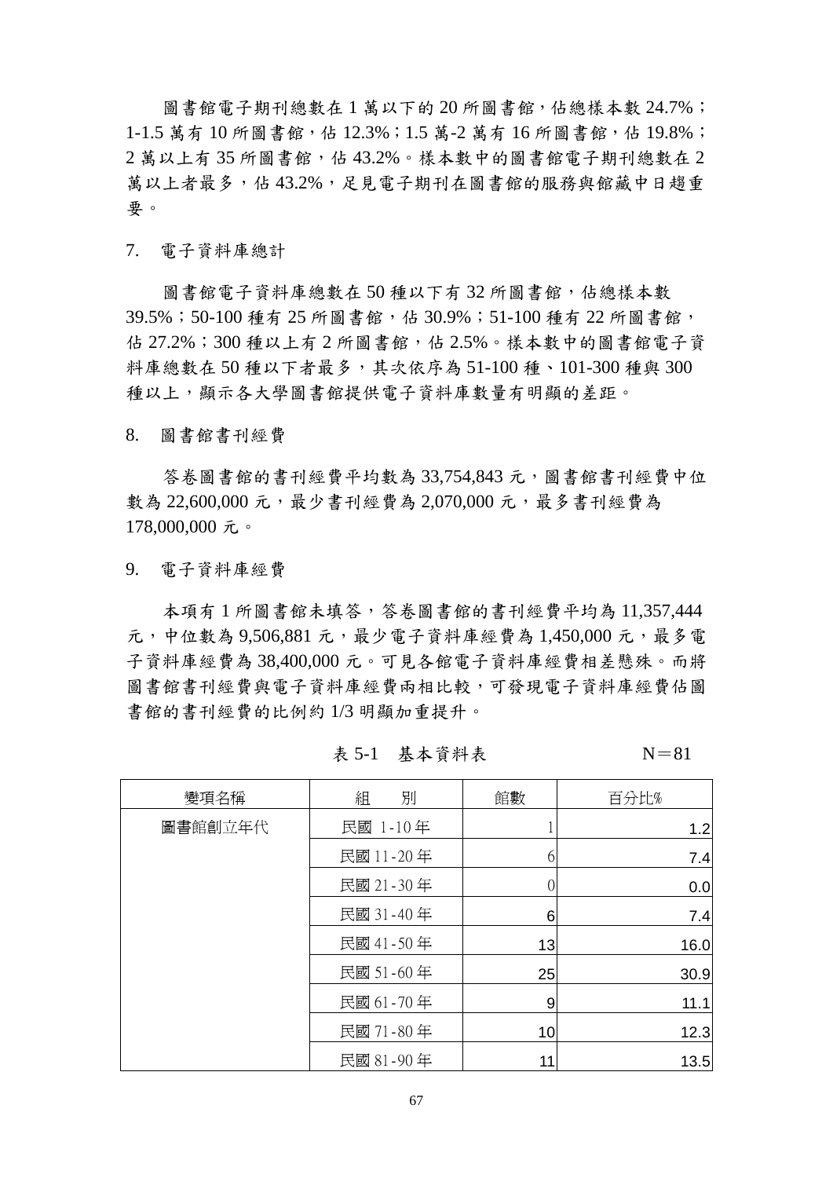圖書館電子期刊總數在 1 萬以下的 20 所圖書館，佔總樣本數 24.7%；1-1.5 萬有 10 所圖書館，佔 12.3%；1.5 萬-2 萬有 16 所圖書館，佔 19.8%；2 萬以上有 35 所圖書館，佔 43.2%。樣本數中的圖書館電子期刊總數在 2 萬以上者最多，佔 43.2%，足見電子期刊在圖書館的服務與館藏中日趨重要。

7. 電子資料庫總計

圖書館電子資料庫總數在 50 種以下有 32 所圖書館，佔總樣本數 39.5%；50-100 種有 25 所圖書館，佔 30.9%；51-100 種有 22 所圖書館，佔 27.2%；300 種以上有 2 所圖書館，佔 2.5%。樣本數中的圖書館電子資料庫總數在 50 種以下者最多，其次依序為 51-100 種、101-300 種與 300 種以上，顯示各大學圖書館提供電子資料庫數量有明顯的差距。

8. 圖書館書刊經費

答卷圖書館的書刊經費平均數為 33,754,843 元，圖書館書刊經費中位數為 22,600,000 元，最少書刊經費為 2,070,000 元，最多書刊經費為 178,000,000 元。

9. 電子資料庫經費

本項有 1 所圖書館未填答，答卷圖書館的書刊經費平均為 11,357,444 元，中位數為 9,506,881 元，最少電子資料庫經費為 1,450,000 元，最多電子資料庫經費為 38,400,000 元。可見各館電子資料庫經費相差懸殊。而將圖書館書刊經費與電子資料庫經費兩相比較，可發現電子資料庫經費佔圖書館的書刊經費的比例約 1/3 明顯加重提升。

表 5-1 基本資料表 N＝81

| 變項名稱 | 組　　別 | 館數 | 百分比% |
|---|---|---|---|
| 圖書館創立年代 | 民國 1-10 年 | 1 | 1.2 |
| | 民國 11-20 年 | 6 | 7.4 |
| | 民國 21-30 年 | 0 | 0.0 |
| | 民國 31-40 年 | 6 | 7.4 |
| | 民國 41-50 年 | 13 | 16.0 |
| | 民國 51-60 年 | 25 | 30.9 |
| | 民國 61-70 年 | 9 | 11.1 |
| | 民國 71-80 年 | 10 | 12.3 |
| | 民國 81-90 年 | 11 | 13.5 |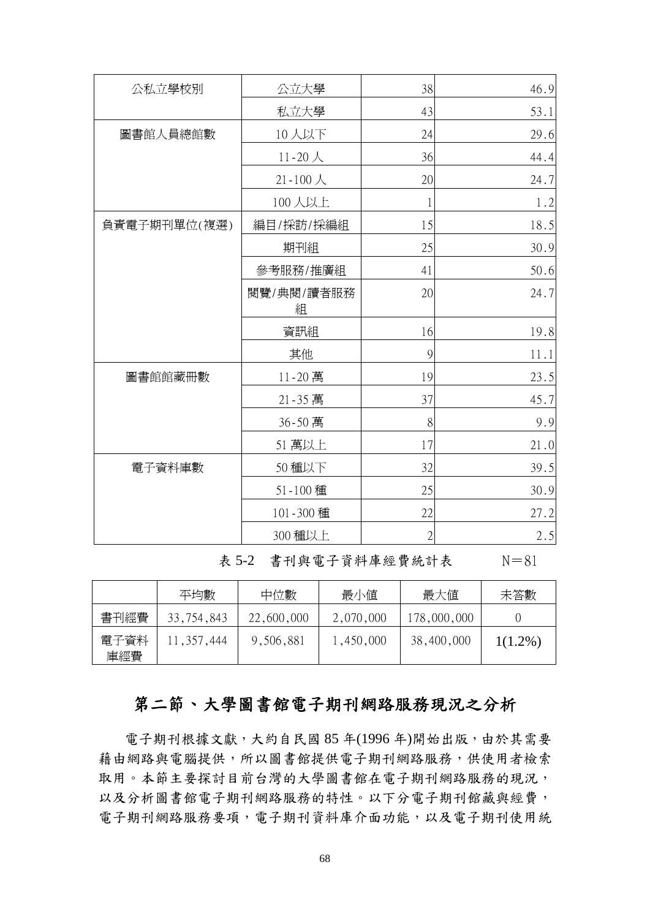| | | | |
|---|---|---|---|
| 公私立學校別 | 公立大學 | 38 | 46.9 |
| | 私立大學 | 43 | 53.1 |
| 圖書館人員總館數 | 10 人以下 | 24 | 29.6 |
| | 11-20 人 | 36 | 44.4 |
| | 21-100 人 | 20 | 24.7 |
| | 100 人以上 | 1 | 1.2 |
| 負責電子期刊單位(複選) | 編目/採訪/採編組 | 15 | 18.5 |
| | 期刊組 | 25 | 30.9 |
| | 參考服務/推廣組 | 41 | 50.6 |
| | 閱覽/典閱/讀者服務組 | 20 | 24.7 |
| | 資訊組 | 16 | 19.8 |
| | 其他 | 9 | 11.1 |
| 圖書館館藏冊數 | 11-20 萬 | 19 | 23.5 |
| | 21-35 萬 | 37 | 45.7 |
| | 36-50 萬 | 8 | 9.9 |
| | 51 萬以上 | 17 | 21.0 |
| 電子資料庫數 | 50 種以下 | 32 | 39.5 |
| | 51-100 種 | 25 | 30.9 |
| | 101-300 種 | 22 | 27.2 |
| | 300 種以上 | 2 | 2.5 |

表 5-2　書刊與電子資料庫經費統計表　　N＝81

| | 平均數 | 中位數 | 最小值 | 最大值 | 未答數 |
|---|---|---|---|---|---|
| 書刊經費 | 33,754,843 | 22,600,000 | 2,070,000 | 178,000,000 | 0 |
| 電子資料庫經費 | 11,357,444 | 9,506,881 | 1,450,000 | 38,400,000 | 1(1.2%) |

## 第二節、大學圖書館電子期刊網路服務現況之分析

電子期刊根據文獻，大約自民國 85 年(1996 年)開始出版，由於其需要藉由網路與電腦提供，所以圖書館提供電子期刊網路服務，供使用者檢索取用。本節主要探討目前台灣的大學圖書館在電子期刊網路服務的現況，以及分析圖書館電子期刊網路服務的特性。以下分電子期刊館藏與經費，電子期刊網路服務要項，電子期刊資料庫介面功能，以及電子期刊使用統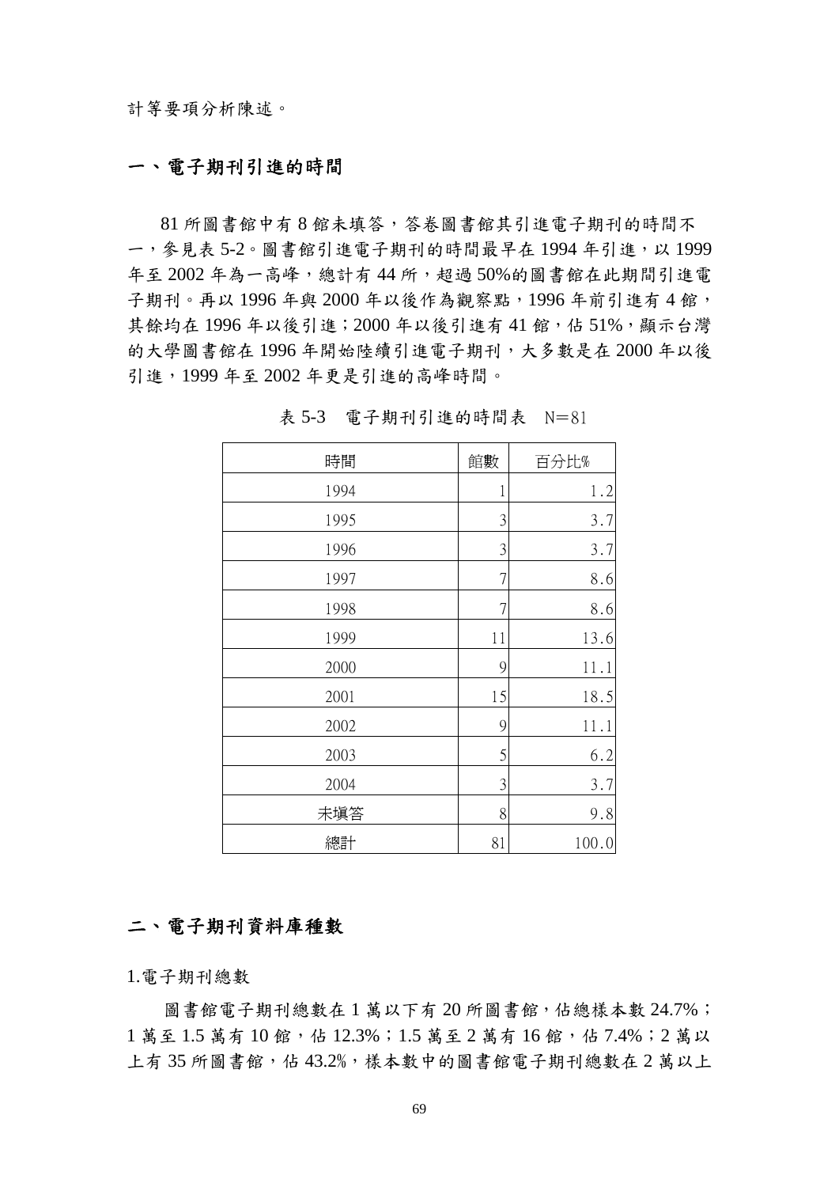計等要項分析陳述。

## 一、電子期刊引進的時間

81 所圖書館中有 8 館未填答，答卷圖書館其引進電子期刊的時間不一，參見表 5-2。圖書館引進電子期刊的時間最早在 1994 年引進，以 1999 年至 2002 年為一高峰，總計有 44 所，超過 50%的圖書館在此期間引進電子期刊。再以 1996 年與 2000 年以後作為觀察點，1996 年前引進有 4 館，其餘均在 1996 年以後引進；2000 年以後引進有 41 館，佔 51%，顯示台灣的大學圖書館在 1996 年開始陸續引進電子期刊，大多數是在 2000 年以後引進，1999 年至 2002 年更是引進的高峰時間。

表 5-3　電子期刊引進的時間表　N＝81

| 時間 | 館數 | 百分比% |
|---|---|---|
| 1994 | 1 | 1.2 |
| 1995 | 3 | 3.7 |
| 1996 | 3 | 3.7 |
| 1997 | 7 | 8.6 |
| 1998 | 7 | 8.6 |
| 1999 | 11 | 13.6 |
| 2000 | 9 | 11.1 |
| 2001 | 15 | 18.5 |
| 2002 | 9 | 11.1 |
| 2003 | 5 | 6.2 |
| 2004 | 3 | 3.7 |
| 未塡答 | 8 | 9.8 |
| 總計 | 81 | 100.0 |

## 二、電子期刊資料庫種數

1.電子期刊總數

圖書館電子期刊總數在 1 萬以下有 20 所圖書館，佔總樣本數 24.7%；1 萬至 1.5 萬有 10 館，佔 12.3%；1.5 萬至 2 萬有 16 館，佔 7.4%；2 萬以上有 35 所圖書館，佔 43.2%，樣本數中的圖書館電子期刊總數在 2 萬以上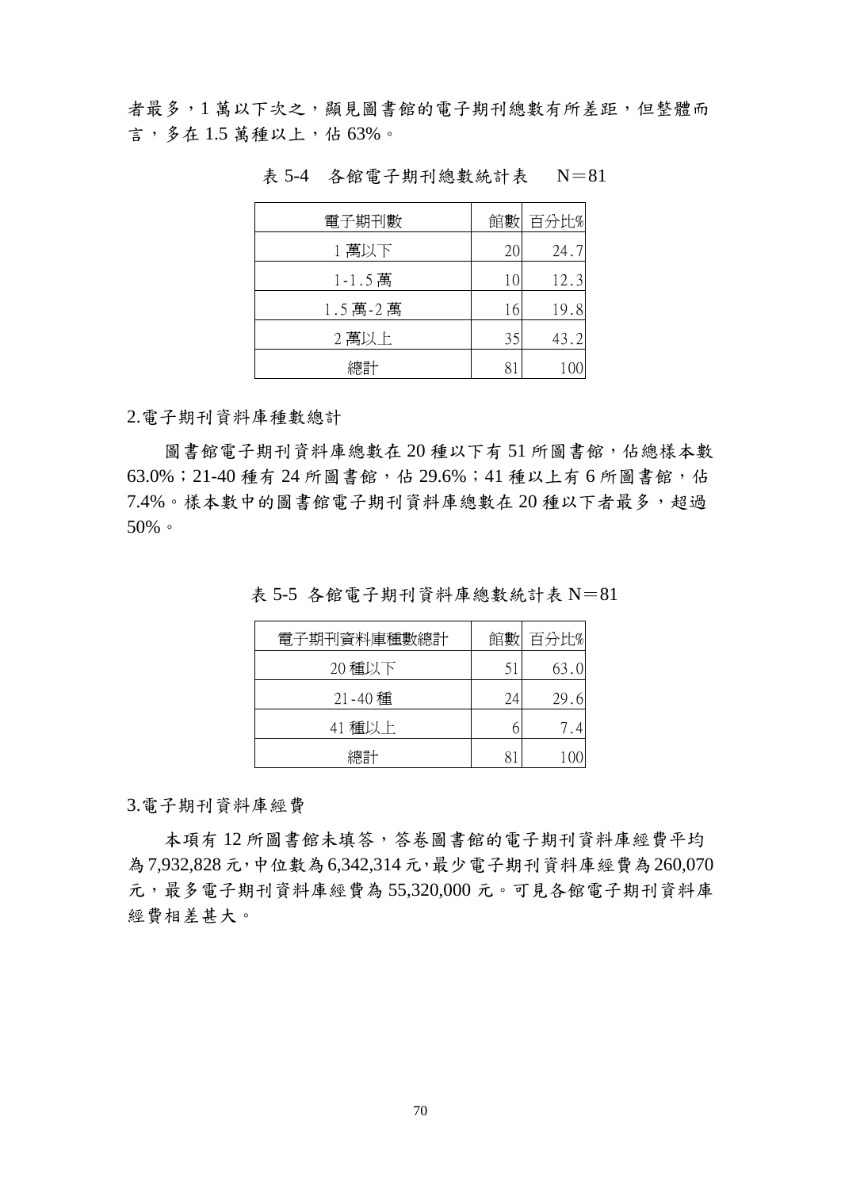者最多，1 萬以下次之，顯見圖書館的電子期刊總數有所差距，但整體而言，多在 1.5 萬種以上，佔 63%。

表 5-4　各館電子期刊總數統計表　N＝81

| 電子期刊數 | 館數 | 百分比% |
|---|---|---|
| 1 萬以下 | 20 | 24.7 |
| 1-1.5 萬 | 10 | 12.3 |
| 1.5 萬-2 萬 | 16 | 19.8 |
| 2 萬以上 | 35 | 43.2 |
| 總計 | 81 | 100 |

2.電子期刊資料庫種數總計

圖書館電子期刊資料庫總數在 20 種以下有 51 所圖書館，佔總樣本數 63.0%；21-40 種有 24 所圖書館，佔 29.6%；41 種以上有 6 所圖書館，佔 7.4%。樣本數中的圖書館電子期刊資料庫總數在 20 種以下者最多，超過 50%。

表 5-5 各館電子期刊資料庫總數統計表 N＝81

| 電子期刊資料庫種數總計 | 館數 | 百分比% |
|---|---|---|
| 20 種以下 | 51 | 63.0 |
| 21-40 種 | 24 | 29.6 |
| 41 種以上 | 6 | 7.4 |
| 總計 | 81 | 100 |

3.電子期刊資料庫經費

本項有 12 所圖書館未填答，答卷圖書館的電子期刊資料庫經費平均為 7,932,828 元，中位數為 6,342,314 元，最少電子期刊資料庫經費為 260,070 元，最多電子期刊資料庫經費為 55,320,000 元。可見各館電子期刊資料庫經費相差甚大。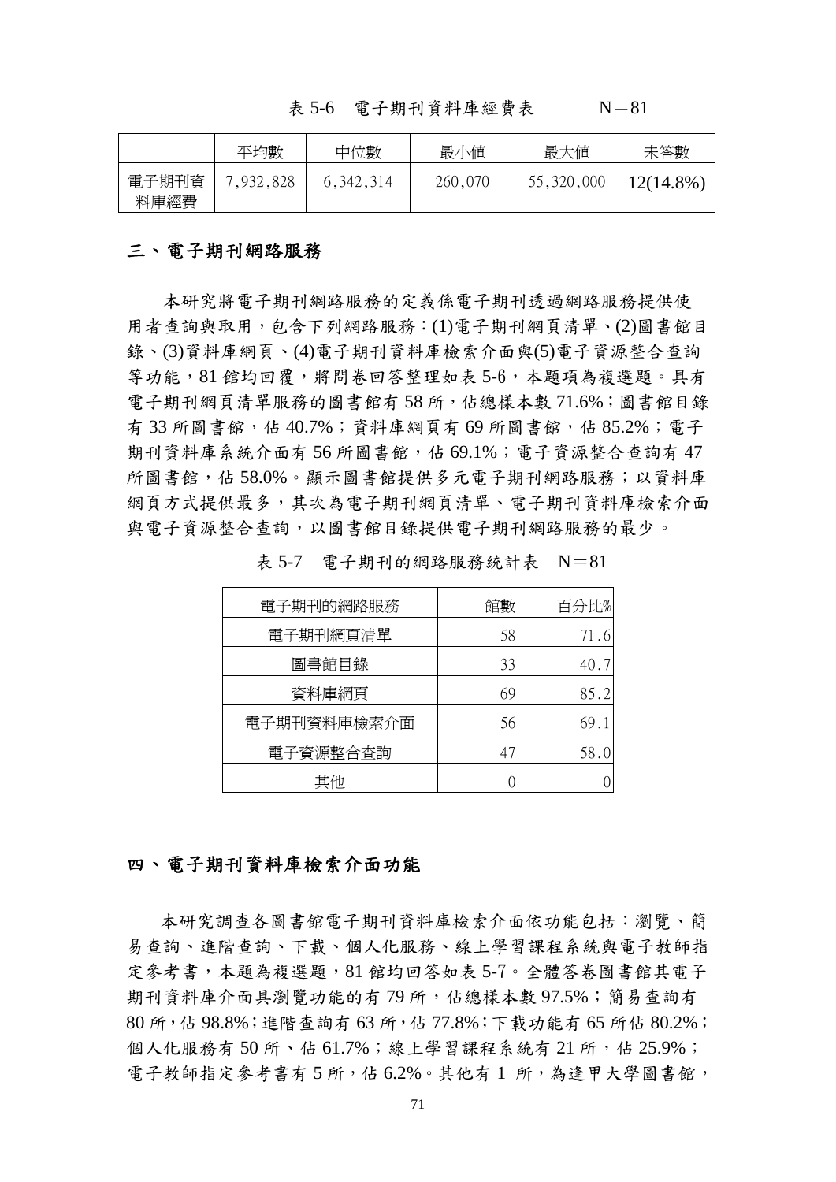表 5-6　電子期刊資料庫經費表　　　N＝81

| | 平均數 | 中位數 | 最小值 | 最大值 | 未答數 |
|---|---|---|---|---|---|
| 電子期刊資料庫經費 | 7,932,828 | 6,342,314 | 260,070 | 55,320,000 | 12(14.8%) |

## 三、電子期刊網路服務

本研究將電子期刊網路服務的定義係電子期刊透過網路服務提供使用者查詢與取用，包含下列網路服務：(1)電子期刊網頁清單、(2)圖書館目錄、(3)資料庫網頁、(4)電子期刊資料庫檢索介面與(5)電子資源整合查詢等功能，81 館均回覆，將問卷回答整理如表 5-6，本題項為複選題。具有電子期刊網頁清單服務的圖書館有 58 所，佔總樣本數 71.6%；圖書館目錄有 33 所圖書館，佔 40.7%；資料庫網頁有 69 所圖書館，佔 85.2%；電子期刊資料庫系統介面有 56 所圖書館，佔 69.1%；電子資源整合查詢有 47 所圖書館，佔 58.0%。顯示圖書館提供多元電子期刊網路服務；以資料庫網頁方式提供最多，其次為電子期刊網頁清單、電子期刊資料庫檢索介面與電子資源整合查詢，以圖書館目錄提供電子期刊網路服務的最少。

表 5-7　電子期刊的網路服務統計表　N＝81

| 電子期刊的網路服務 | 館數 | 百分比% |
|---|---|---|
| 電子期刊網頁清單 | 58 | 71.6 |
| 圖書館目錄 | 33 | 40.7 |
| 資料庫網頁 | 69 | 85.2 |
| 電子期刊資料庫檢索介面 | 56 | 69.1 |
| 電子資源整合查詢 | 47 | 58.0 |
| 其他 | 0 | 0 |

## 四、電子期刊資料庫檢索介面功能

本研究調查各圖書館電子期刊資料庫檢索介面依功能包括：瀏覽、簡易查詢、進階查詢、下載、個人化服務、線上學習課程系統與電子教師指定參考書，本題為複選題，81 館均回答如表 5-7。全體答卷圖書館其電子期刊資料庫介面具瀏覽功能的有 79 所，佔總樣本數 97.5%；簡易查詢有 80 所，佔 98.8%；進階查詢有 63 所，佔 77.8%；下載功能有 65 所佔 80.2%；個人化服務有 50 所、佔 61.7%；線上學習課程系統有 21 所，佔 25.9%；電子教師指定參考書有 5 所，佔 6.2%。其他有 1 所，為逢甲大學圖書館，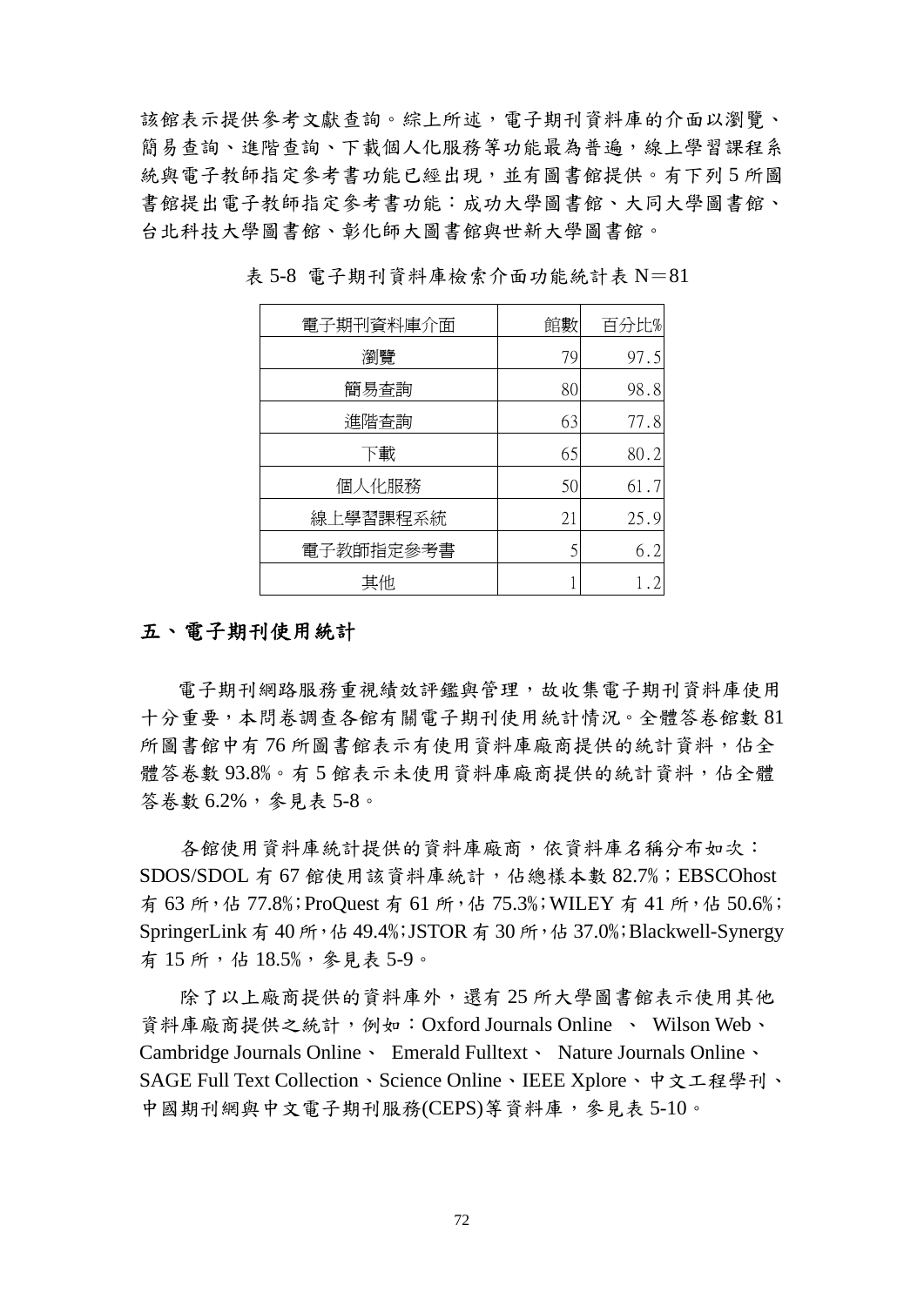該館表示提供參考文獻查詢。綜上所述，電子期刊資料庫的介面以瀏覽、簡易查詢、進階查詢、下載個人化服務等功能最為普遍，線上學習課程系統與電子教師指定參考書功能已經出現，並有圖書館提供。有下列 5 所圖書館提出電子教師指定參考書功能：成功大學圖書館、大同大學圖書館、台北科技大學圖書館、彰化師大圖書館與世新大學圖書館。

表 5-8 電子期刊資料庫檢索介面功能統計表 N＝81

| 電子期刊資料庫介面 | 館數 | 百分比% |
|---|---|---|
| 瀏覽 | 79 | 97.5 |
| 簡易查詢 | 80 | 98.8 |
| 進階查詢 | 63 | 77.8 |
| 下載 | 65 | 80.2 |
| 個人化服務 | 50 | 61.7 |
| 線上學習課程系統 | 21 | 25.9 |
| 電子教師指定參考書 | 5 | 6.2 |
| 其他 | 1 | 1.2 |

## 五、電子期刊使用統計

電子期刊網路服務重視績效評鑑與管理，故收集電子期刊資料庫使用十分重要，本問卷調查各館有關電子期刊使用統計情況。全體答卷館數 81 所圖書館中有 76 所圖書館表示有使用資料庫廠商提供的統計資料，佔全體答卷數 93.8%。有 5 館表示未使用資料庫廠商提供的統計資料，佔全體答卷數 6.2%，參見表 5-8。

各館使用資料庫統計提供的資料庫廠商，依資料庫名稱分布如次：SDOS/SDOL 有 67 館使用該資料庫統計，佔總樣本數 82.7%；EBSCOhost 有 63 所，佔 77.8%；ProQuest 有 61 所，佔 75.3%；WILEY 有 41 所，佔 50.6%；SpringerLink 有 40 所，佔 49.4%；JSTOR 有 30 所，佔 37.0%；Blackwell-Synergy 有 15 所，佔 18.5%，參見表 5-9。

除了以上廠商提供的資料庫外，還有 25 所大學圖書館表示使用其他資料庫廠商提供之統計，例如：Oxford Journals Online 、 Wilson Web、Cambridge Journals Online、 Emerald Fulltext、 Nature Journals Online、SAGE Full Text Collection、Science Online、IEEE Xplore、中文工程學刊、中國期刊網與中文電子期刊服務(CEPS)等資料庫，參見表 5-10。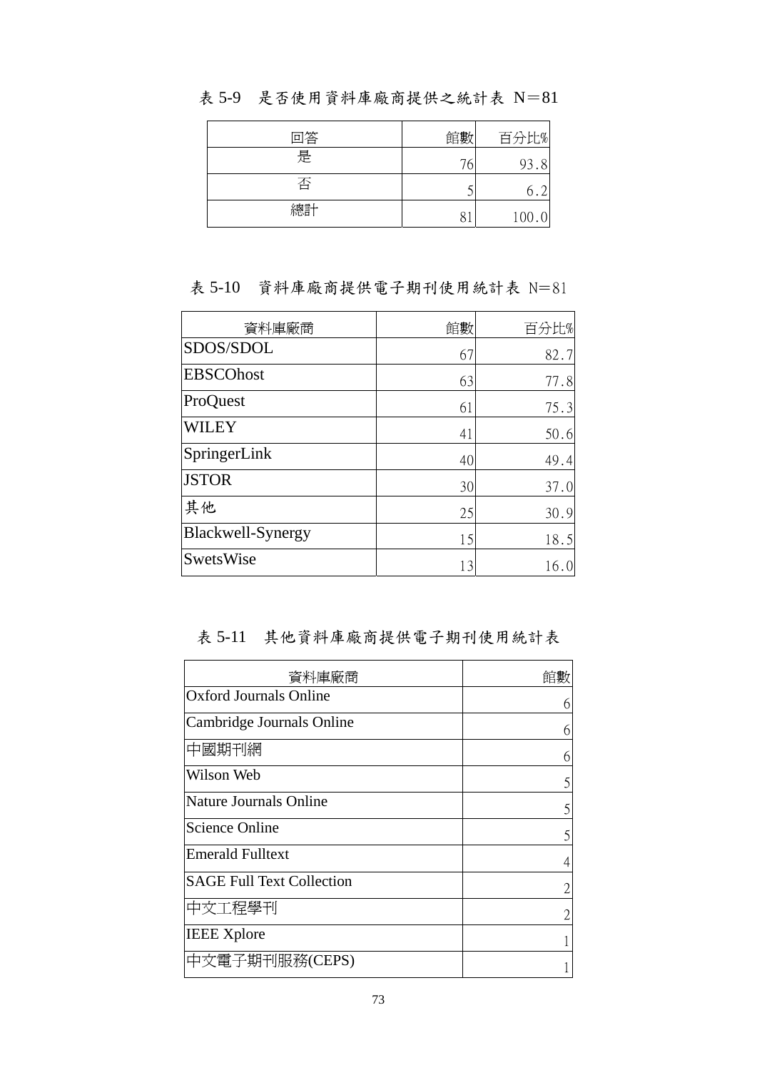表 5-9　是否使用資料庫廠商提供之統計表 N＝81

| 回答 | 館數 | 百分比% |
|---|---|---|
| 是 | 76 | 93.8 |
| 否 | 5 | 6.2 |
| 總計 | 81 | 100.0 |

表 5-10　資料庫廠商提供電子期刊使用統計表 N＝81

| 資料庫廠商 | 館數 | 百分比% |
|---|---|---|
| SDOS/SDOL | 67 | 82.7 |
| EBSCOhost | 63 | 77.8 |
| ProQuest | 61 | 75.3 |
| WILEY | 41 | 50.6 |
| SpringerLink | 40 | 49.4 |
| JSTOR | 30 | 37.0 |
| 其他 | 25 | 30.9 |
| Blackwell-Synergy | 15 | 18.5 |
| SwetsWise | 13 | 16.0 |

表 5-11　其他資料庫廠商提供電子期刊使用統計表

| 資料庫廠商 | 館數 |
|---|---|
| Oxford Journals Online | 6 |
| Cambridge Journals Online | 6 |
| 中國期刊網 | 6 |
| Wilson Web | 5 |
| Nature Journals Online | 5 |
| Science Online | 5 |
| Emerald Fulltext | 4 |
| SAGE Full Text Collection | 2 |
| 中文工程學刊 | 2 |
| IEEE Xplore | 1 |
| 中文電子期刊服務(CEPS) | 1 |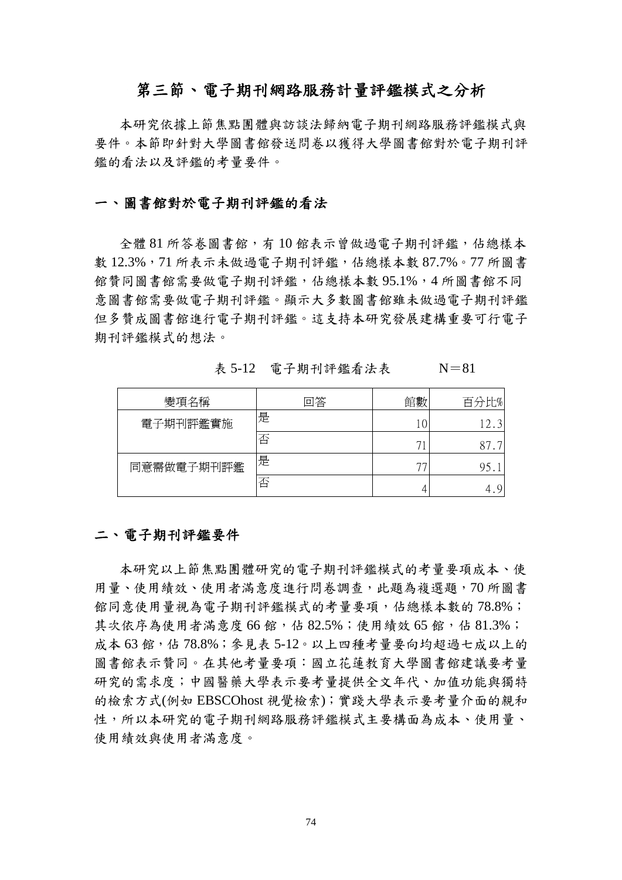## 第三節、電子期刊網路服務計量評鑑模式之分析

本研究依據上節焦點團體與訪談法歸納電子期刊網路服務評鑑模式與要件。本節即針對大學圖書館發送問卷以獲得大學圖書館對於電子期刊評鑑的看法以及評鑑的考量要件。

### 一、圖書館對於電子期刊評鑑的看法

全體 81 所答卷圖書館，有 10 館表示曾做過電子期刊評鑑，佔總樣本數 12.3%，71 所表示未做過電子期刊評鑑，佔總樣本數 87.7%。77 所圖書館贊同圖書館需要做電子期刊評鑑，佔總樣本數 95.1%，4 所圖書館不同意圖書館需要做電子期刊評鑑。顯示大多數圖書館雖未做過電子期刊評鑑但多贊成圖書館進行電子期刊評鑑。這支持本研究發展建構重要可行電子期刊評鑑模式的想法。

表 5-12　電子期刊評鑑看法表　　　N＝81

| 變項名稱 | 回答 | 館數 | 百分比% |
|---|---|---|---|
| 電子期刊評鑑實施 | 是 | 10 | 12.3 |
| | 否 | 71 | 87.7 |
| 同意需做電子期刊評鑑 | 是 | 77 | 95.1 |
| | 否 | 4 | 4.9 |

### 二、電子期刊評鑑要件

本研究以上節焦點團體研究的電子期刊評鑑模式的考量要項成本、使用量、使用績效、使用者滿意度進行問卷調查，此題為複選題，70 所圖書館同意使用量視為電子期刊評鑑模式的考量要項，佔總樣本數的 78.8%；其次依序為使用者滿意度 66 館，佔 82.5%；使用績效 65 館，佔 81.3%；成本 63 館，佔 78.8%；參見表 5-12。以上四種考量要向均超過七成以上的圖書館表示贊同。在其他考量要項：國立花蓮教育大學圖書館建議要考量研究的需求度；中國醫藥大學表示要考量提供全文年代、加值功能與獨特的檢索方式(例如 EBSCOhost 視覺檢索)；實踐大學表示要考量介面的親和性，所以本研究的電子期刊網路服務評鑑模式主要構面為成本、使用量、使用績效與使用者滿意度。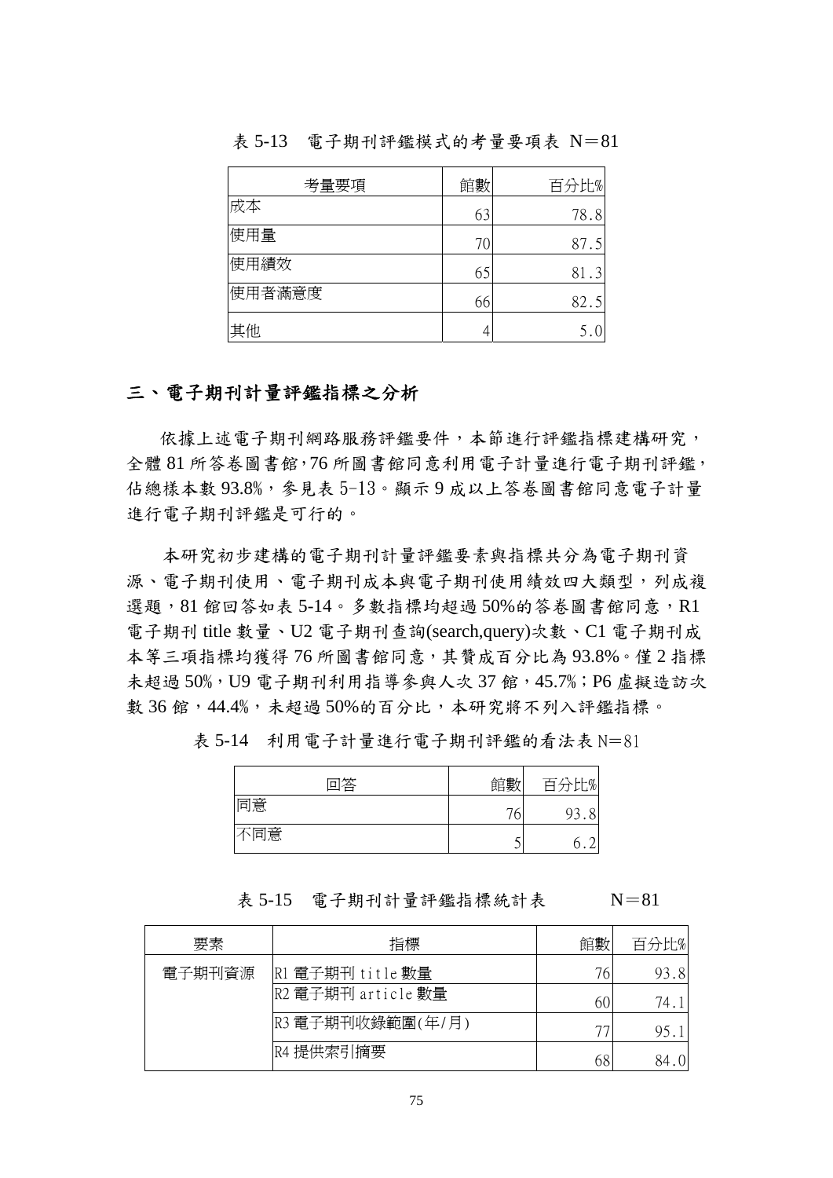表 5-13　電子期刊評鑑模式的考量要項表　N＝81

| 考量要項 | 館數 | 百分比% |
| --- | --- | --- |
| 成本 | 63 | 78.8 |
| 使用量 | 70 | 87.5 |
| 使用績效 | 65 | 81.3 |
| 使用者滿意度 | 66 | 82.5 |
| 其他 | 4 | 5.0 |

## 三、電子期刊計量評鑑指標之分析

依據上述電子期刊網路服務評鑑要件，本節進行評鑑指標建構研究，全體 81 所答卷圖書館，76 所圖書館同意利用電子計量進行電子期刊評鑑，佔總樣本數 93.8%，參見表 5-13。顯示 9 成以上答卷圖書館同意電子計量進行電子期刊評鑑是可行的。

本研究初步建構的電子期刊計量評鑑要素與指標共分為電子期刊資源、電子期刊使用、電子期刊成本與電子期刊使用績效四大類型，列成複選題，81 館回答如表 5-14。多數指標均超過 50%的答卷圖書館同意，R1 電子期刊 title 數量、U2 電子期刊查詢(search,query)次數、C1 電子期刊成本等三項指標均獲得 76 所圖書館同意，其贊成百分比為 93.8%。僅 2 指標未超過 50%，U9 電子期刊利用指導參與人次 37 館，45.7%；P6 虛擬造訪次數 36 館，44.4%，未超過 50%的百分比，本研究將不列入評鑑指標。

表 5-14　利用電子計量進行電子期刊評鑑的看法表 N＝81

| 回答 | 館數 | 百分比% |
| --- | --- | --- |
| 同意 | 76 | 93.8 |
| 不同意 | 5 | 6.2 |

表 5-15　電子期刊計量評鑑指標統計表　　N＝81

| 要素 | 指標 | 館數 | 百分比% |
| --- | --- | --- | --- |
| 電子期刊資源 | R1 電子期刊 title 數量 | 76 | 93.8 |
| | R2 電子期刊 article 數量 | 60 | 74.1 |
| | R3 電子期刊收錄範圍(年/月) | 77 | 95.1 |
| | R4 提供索引摘要 | 68 | 84.0 |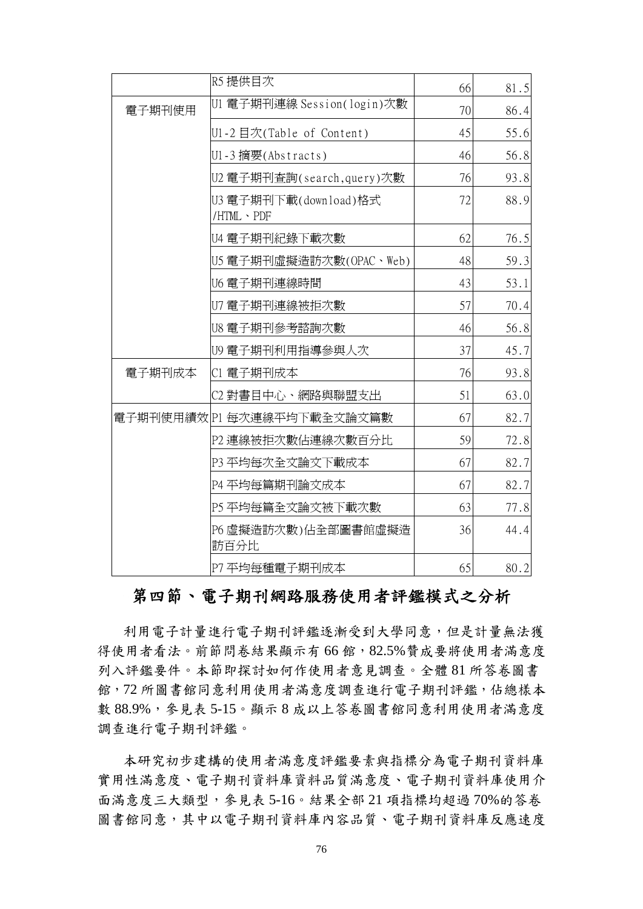| | | | |
|---|---|---|---|
| | R5 提供目次 | 66 | 81.5 |
| 電子期刊使用 | U1 電子期刊連線 Session(login)次數 | 70 | 86.4 |
| | U1-2 目次(Table of Content) | 45 | 55.6 |
| | U1-3 摘要(Abstracts) | 46 | 56.8 |
| | U2 電子期刊查詢(search,query)次數 | 76 | 93.8 |
| | U3 電子期刊下載(download)格式 /HTML、PDF | 72 | 88.9 |
| | U4 電子期刊紀錄下載次數 | 62 | 76.5 |
| | U5 電子期刊虛擬造訪次數(OPAC、Web) | 48 | 59.3 |
| | U6 電子期刊連線時間 | 43 | 53.1 |
| | U7 電子期刊連線被拒次數 | 57 | 70.4 |
| | U8 電子期刊參考諮詢次數 | 46 | 56.8 |
| | U9 電子期刊利用指導參與人次 | 37 | 45.7 |
| 電子期刊成本 | C1 電子期刊成本 | 76 | 93.8 |
| | C2 對書目中心、網路與聯盟支出 | 51 | 63.0 |
| 電子期刊使用績效 | P1 每次連線平均下載全文論文篇數 | 67 | 82.7 |
| | P2 連線被拒次數佔連線次數百分比 | 59 | 72.8 |
| | P3 平均每次全文論文下載成本 | 67 | 82.7 |
| | P4 平均每篇期刊論文成本 | 67 | 82.7 |
| | P5 平均每篇全文論文被下載次數 | 63 | 77.8 |
| | P6 虛擬造訪次數)佔全部圖書館虛擬造訪百分比 | 36 | 44.4 |
| | P7 平均每種電子期刊成本 | 65 | 80.2 |

## 第四節、電子期刊網路服務使用者評鑑模式之分析

利用電子計量進行電子期刊評鑑逐漸受到大學同意，但是計量無法獲得使用者看法。前節問卷結果顯示有 66 館，82.5%贊成要將使用者滿意度列入評鑑要件。本節即探討如何作使用者意見調查。全體 81 所答卷圖書館，72 所圖書館同意利用使用者滿意度調查進行電子期刊評鑑，佔總樣本數 88.9%，參見表 5-15。顯示 8 成以上答卷圖書館同意利用使用者滿意度調查進行電子期刊評鑑。

本研究初步建構的使用者滿意度評鑑要素與指標分為電子期刊資料庫實用性滿意度、電子期刊資料庫資料品質滿意度、電子期刊資料庫使用介面滿意度三大類型，參見表 5-16。結果全部 21 項指標均超過 70%的答卷圖書館同意，其中以電子期刊資料庫內容品質、電子期刊資料庫反應速度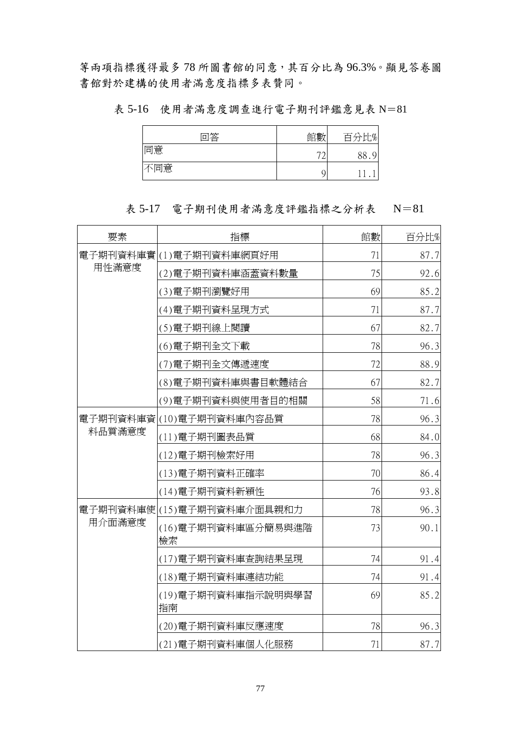等兩項指標獲得最多 78 所圖書館的同意，其百分比為 96.3%。顯見答卷圖書館對於建構的使用者滿意度指標多表贊同。

表 5-16　使用者滿意度調查進行電子期刊評鑑意見表 N＝81

| 回答 | 館數 | 百分比% |
|---|---|---|
| 同意 | 72 | 88.9 |
| 不同意 | 9 | 11.1 |

表 5-17　電子期刊使用者滿意度評鑑指標之分析表　N＝81

| 要素 | 指標 | 館數 | 百分比% |
|---|---|---|---|
| 電子期刊資料庫實用性滿意度 | (1)電子期刊資料庫網頁好用 | 71 | 87.7 |
| | (2)電子期刊資料庫涵蓋資料數量 | 75 | 92.6 |
| | (3)電子期刊瀏覽好用 | 69 | 85.2 |
| | (4)電子期刊資料呈現方式 | 71 | 87.7 |
| | (5)電子期刊線上閱讀 | 67 | 82.7 |
| | (6)電子期刊全文下載 | 78 | 96.3 |
| | (7)電子期刊全文傳遞速度 | 72 | 88.9 |
| | (8)電子期刊資料庫與書目軟體結合 | 67 | 82.7 |
| | (9)電子期刊資料與使用者目的相關 | 58 | 71.6 |
| 電子期刊資料庫資料品質滿意度 | (10)電子期刊資料庫內容品質 | 78 | 96.3 |
| | (11)電子期刊圖表品質 | 68 | 84.0 |
| | (12)電子期刊檢索好用 | 78 | 96.3 |
| | (13)電子期刊資料正確率 | 70 | 86.4 |
| | (14)電子期刊資料新穎性 | 76 | 93.8 |
| 電子期刊資料庫使用介面滿意度 | (15)電子期刊資料庫介面具親和力 | 78 | 96.3 |
| | (16)電子期刊資料庫區分簡易與進階檢索 | 73 | 90.1 |
| | (17)電子期刊資料庫查詢結果呈現 | 74 | 91.4 |
| | (18)電子期刊資料庫連結功能 | 74 | 91.4 |
| | (19)電子期刊資料庫指示說明與學習指南 | 69 | 85.2 |
| | (20)電子期刊資料庫反應速度 | 78 | 96.3 |
| | (21)電子期刊資料庫個人化服務 | 71 | 87.7 |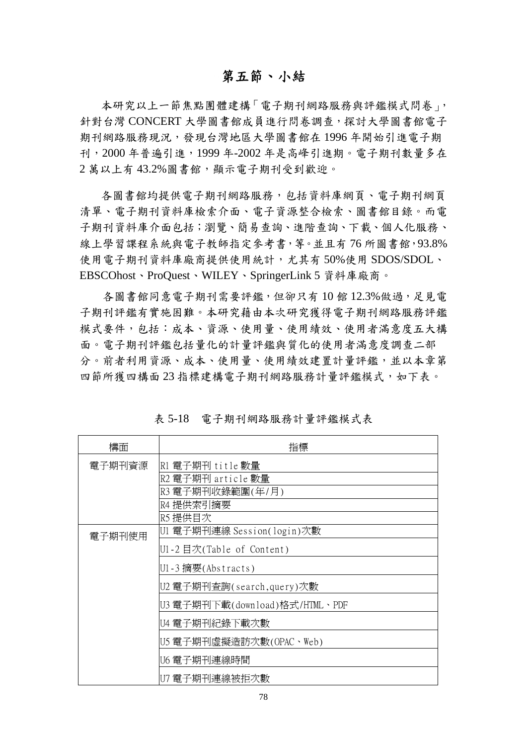## 第五節、小結

本研究以上一節焦點團體建構「電子期刊網路服務與評鑑模式問卷」，針對台灣 CONCERT 大學圖書館成員進行問卷調查，探討大學圖書館電子期刊網路服務現況，發現台灣地區大學圖書館在 1996 年開始引進電子期刊，2000 年普遍引進，1999 年-2002 年是高峰引進期。電子期刊數量多在 2 萬以上有 43.2%圖書館，顯示電子期刊受到歡迎。

各圖書館均提供電子期刊網路服務，包括資料庫網頁、電子期刊網頁清單、電子期刊資料庫檢索介面、電子資源整合檢索、圖書館目錄。而電子期刊資料庫介面包括；瀏覽、簡易查詢、進階查詢、下載、個人化服務、線上學習課程系統與電子教師指定參考書，等。並且有 76 所圖書館，93.8%使用電子期刊資料庫廠商提供使用統計，尤其有 50%使用 SDOS/SDOL、EBSCOhost、ProQuest、WILEY、SpringerLink 5 資料庫廠商。

各圖書館同意電子期刊需要評鑑，但卻只有 10 館 12.3%做過，足見電子期刊評鑑有實施困難。本研究藉由本次研究獲得電子期刊網路服務評鑑模式要件，包括：成本、資源、使用量、使用績效、使用者滿意度五大構面。電子期刊評鑑包括量化的計量評鑑與質化的使用者滿意度調查二部分。前者利用資源、成本、使用量、使用績效建置計量評鑑，並以本章第四節所獲四構面 23 指標建構電子期刊網路服務計量評鑑模式，如下表。

表 5-18　電子期刊網路服務計量評鑑模式表

| 構面 | 指標 |
|---|---|
| 電子期刊資源 | R1 電子期刊 title 數量 |
| | R2 電子期刊 article 數量 |
| | R3 電子期刊收錄範圍(年/月) |
| | R4 提供索引摘要 |
| | R5 提供目次 |
| 電子期刊使用 | U1 電子期刊連線 Session(login)次數 |
| | U1-2 目次(Table of Content) |
| | U1-3 摘要(Abstracts) |
| | U2 電子期刊查詢(search,query)次數 |
| | U3 電子期刊下載(download)格式/HTML、PDF |
| | U4 電子期刊紀錄下載次數 |
| | U5 電子期刊虛擬造訪次數(OPAC、Web) |
| | U6 電子期刊連線時間 |
| | U7 電子期刊連線被拒次數 |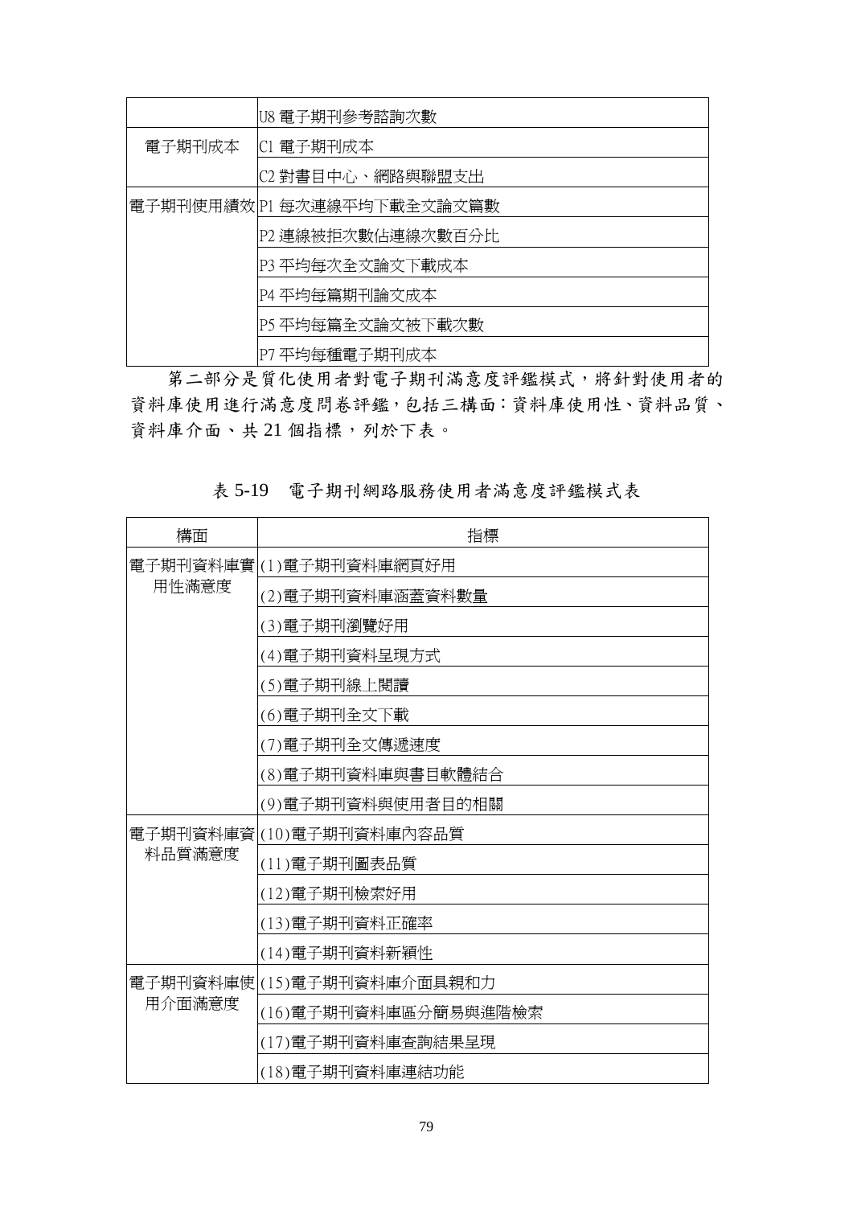|  |  |
|---|---|
|  | U8 電子期刊參考諮詢次數 |
| 電子期刊成本 | C1 電子期刊成本 |
|  | C2 對書目中心、網路與聯盟支出 |
| 電子期刊使用績效 | P1 每次連線平均下載全文論文篇數 |
|  | P2 連線被拒次數佔連線次數百分比 |
|  | P3 平均每次全文論文下載成本 |
|  | P4 平均每篇期刊論文成本 |
|  | P5 平均每篇全文論文被下載次數 |
|  | P7 平均每種電子期刊成本 |

第二部分是質化使用者對電子期刊滿意度評鑑模式，將針對使用者的資料庫使用進行滿意度問卷評鑑，包括三構面：資料庫使用性、資料品質、資料庫介面、共 21 個指標，列於下表。

表 5-19　電子期刊網路服務使用者滿意度評鑑模式表

| 構面 | 指標 |
|---|---|
| 電子期刊資料庫實用性滿意度 | (1)電子期刊資料庫網頁好用 |
|  | (2)電子期刊資料庫涵蓋資料數量 |
|  | (3)電子期刊瀏覽好用 |
|  | (4)電子期刊資料呈現方式 |
|  | (5)電子期刊線上閱讀 |
|  | (6)電子期刊全文下載 |
|  | (7)電子期刊全文傳遞速度 |
|  | (8)電子期刊資料庫與書目軟體結合 |
|  | (9)電子期刊資料與使用者目的相關 |
| 電子期刊資料庫資料品質滿意度 | (10)電子期刊資料庫內容品質 |
|  | (11)電子期刊圖表品質 |
|  | (12)電子期刊檢索好用 |
|  | (13)電子期刊資料正確率 |
|  | (14)電子期刊資料新穎性 |
| 電子期刊資料庫使用介面滿意度 | (15)電子期刊資料庫介面具親和力 |
|  | (16)電子期刊資料庫區分簡易與進階檢索 |
|  | (17)電子期刊資料庫查詢結果呈現 |
|  | (18)電子期刊資料庫連結功能 |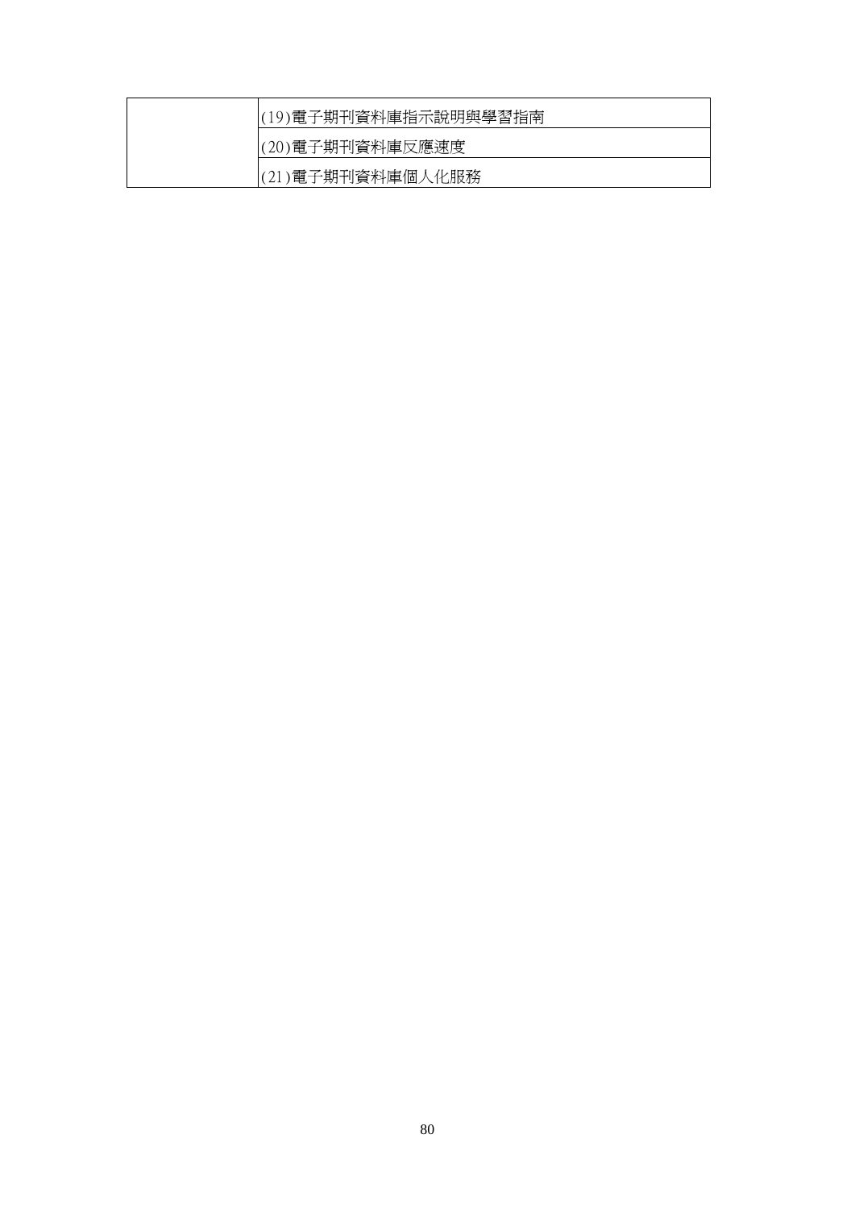| | |
|---|---|
| | (19)電子期刊資料庫指示說明與學習指南 |
| | (20)電子期刊資料庫反應速度 |
| | (21)電子期刊資料庫個人化服務 |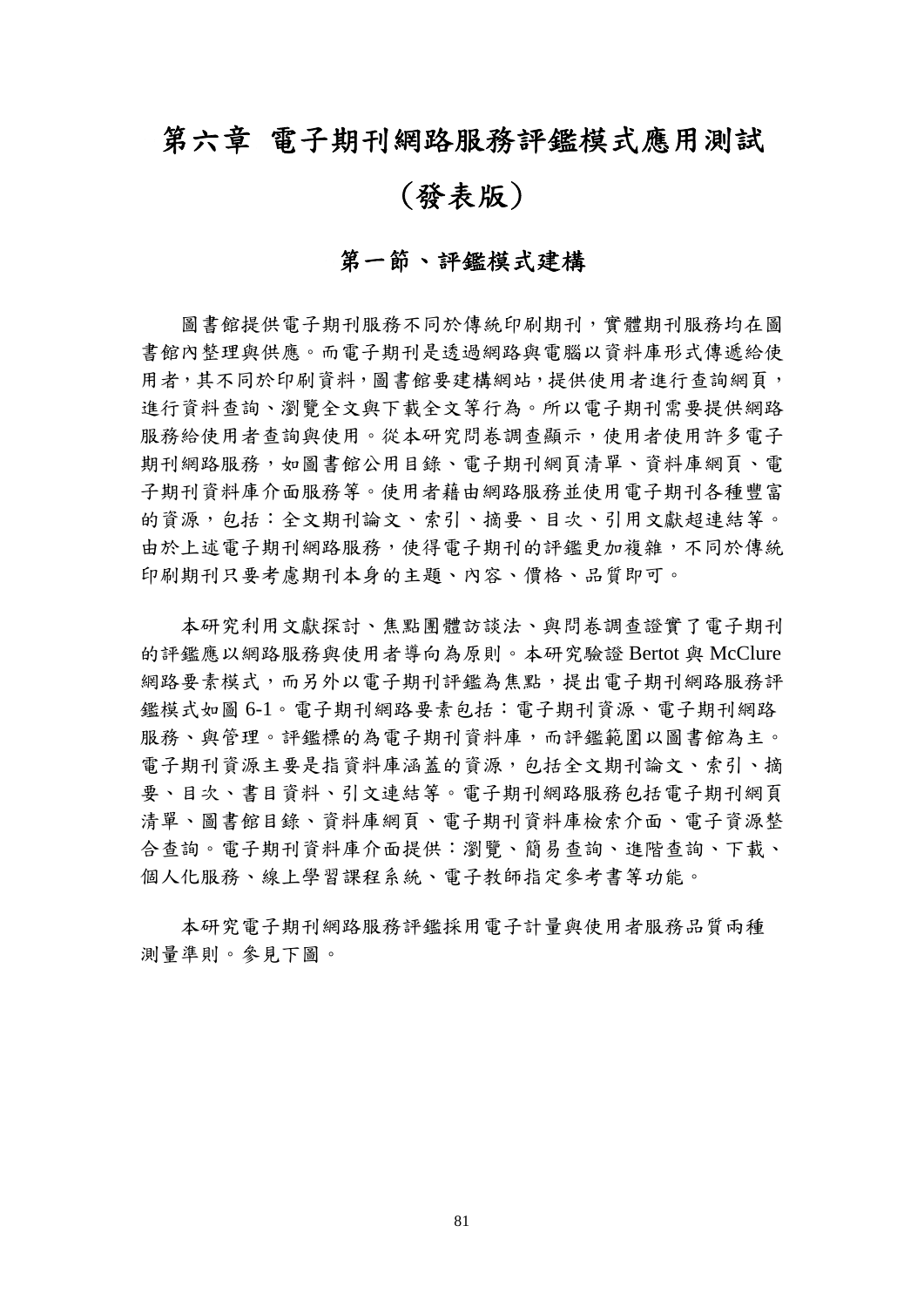# 第六章 電子期刊網路服務評鑑模式應用測試（發表版）

## 第一節、評鑑模式建構

圖書館提供電子期刊服務不同於傳統印刷期刊，實體期刊服務均在圖書館內整理與供應。而電子期刊是透過網路與電腦以資料庫形式傳遞給使用者，其不同於印刷資料，圖書館要建構網站，提供使用者進行查詢網頁，進行資料查詢、瀏覽全文與下載全文等行為。所以電子期刊需要提供網路服務給使用者查詢與使用。從本研究問卷調查顯示，使用者使用許多電子期刊網路服務，如圖書館公用目錄、電子期刊網頁清單、資料庫網頁、電子期刊資料庫介面服務等。使用者藉由網路服務並使用電子期刊各種豐富的資源，包括：全文期刊論文、索引、摘要、目次、引用文獻超連結等。由於上述電子期刊網路服務，使得電子期刊的評鑑更加複雜，不同於傳統印刷期刊只要考慮期刊本身的主題、內容、價格、品質即可。

本研究利用文獻探討、焦點團體訪談法、與問卷調查證實了電子期刊的評鑑應以網路服務與使用者導向為原則。本研究驗證 Bertot 與 McClure 網路要素模式，而另外以電子期刊評鑑為焦點，提出電子期刊網路服務評鑑模式如圖 6-1。電子期刊網路要素包括：電子期刊資源、電子期刊網路服務、與管理。評鑑標的為電子期刊資料庫，而評鑑範圍以圖書館為主。電子期刊資源主要是指資料庫涵蓋的資源，包括全文期刊論文、索引、摘要、目次、書目資料、引文連結等。電子期刊網路服務包括電子期刊網頁清單、圖書館目錄、資料庫網頁、電子期刊資料庫檢索介面、電子資源整合查詢。電子期刊資料庫介面提供：瀏覽、簡易查詢、進階查詢、下載、個人化服務、線上學習課程系統、電子教師指定參考書等功能。

本研究電子期刊網路服務評鑑採用電子計量與使用者服務品質兩種測量準則。參見下圖。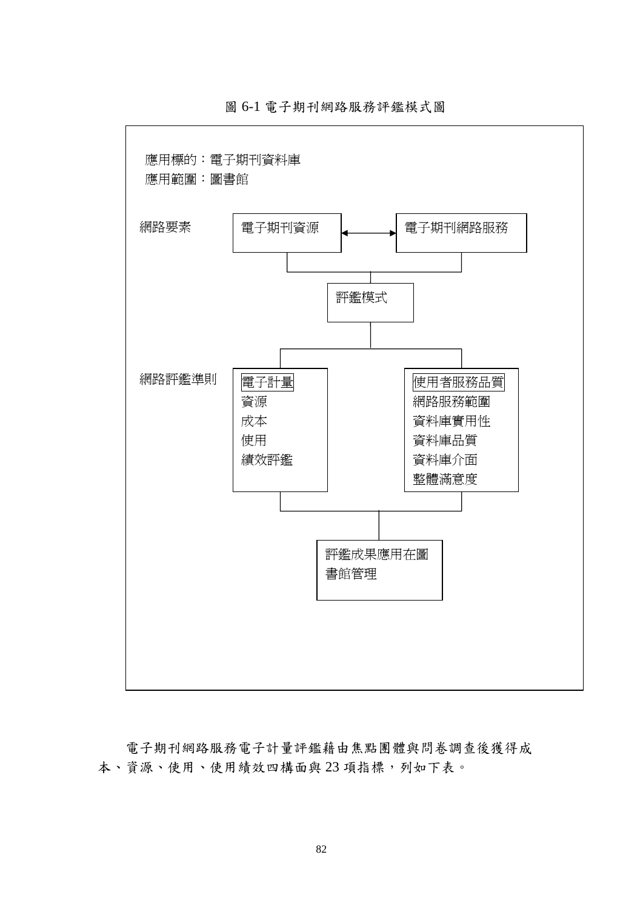圖 6-1 電子期刊網路服務評鑑模式圖

應用標的：電子期刊資料庫
應用範圍：圖書館

網路要素

電子期刊資源 ↔ 電子期刊網路服務

評鑑模式

網路評鑑準則

電子計量
- 資源
- 成本
- 使用
- 績效評鑑

使用者服務品質
- 網路服務範圍
- 資料庫實用性
- 資料庫品質
- 資料庫介面
- 整體滿意度

評鑑成果應用在圖書館管理

電子期刊網路服務電子計量評鑑藉由焦點團體與問卷調查後獲得成本、資源、使用、使用績效四構面與 23 項指標，列如下表。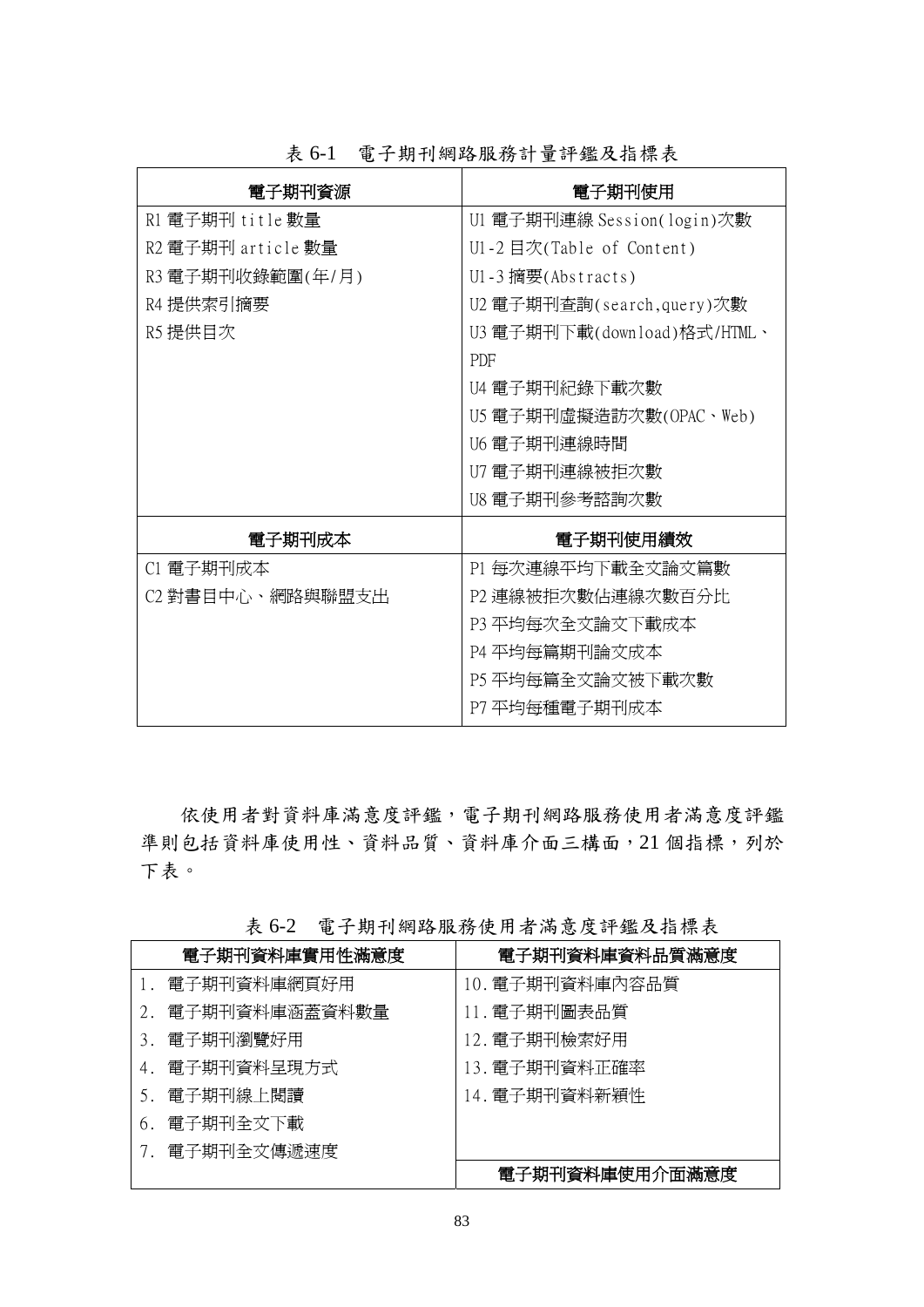表 6-1　電子期刊網路服務計量評鑑及指標表

| 電子期刊資源 | 電子期刊使用 |
|---|---|
| R1 電子期刊 title 數量 | U1 電子期刊連線 Session(login)次數 |
| R2 電子期刊 article 數量 | U1-2 目次(Table of Content) |
| R3 電子期刊收錄範圍(年/月) | U1-3 摘要(Abstracts) |
| R4 提供索引摘要 | U2 電子期刊查詢(search,query)次數 |
| R5 提供目次 | U3 電子期刊下載(download)格式/HTML、PDF |
| | U4 電子期刊紀錄下載次數 |
| | U5 電子期刊虛擬造訪次數(OPAC、Web) |
| | U6 電子期刊連線時間 |
| | U7 電子期刊連線被拒次數 |
| | U8 電子期刊參考諮詢次數 |
| **電子期刊成本** | **電子期刊使用績效** |
| C1 電子期刊成本 | P1 每次連線平均下載全文論文篇數 |
| C2 對書目中心、網路與聯盟支出 | P2 連線被拒次數佔連線次數百分比 |
| | P3 平均每次全文論文下載成本 |
| | P4 平均每篇期刊論文成本 |
| | P5 平均每篇全文論文被下載次數 |
| | P7 平均每種電子期刊成本 |

依使用者對資料庫滿意度評鑑，電子期刊網路服務使用者滿意度評鑑準則包括資料庫使用性、資料品質、資料庫介面三構面，21 個指標，列於下表。

表 6-2　電子期刊網路服務使用者滿意度評鑑及指標表

| 電子期刊資料庫實用性滿意度 | 電子期刊資料庫資料品質滿意度 |
|---|---|
| 1. 電子期刊資料庫網頁好用 | 10.電子期刊資料庫內容品質 |
| 2. 電子期刊資料庫涵蓋資料數量 | 11.電子期刊圖表品質 |
| 3. 電子期刊瀏覽好用 | 12.電子期刊檢索好用 |
| 4. 電子期刊資料呈現方式 | 13.電子期刊資料正確率 |
| 5. 電子期刊線上閱讀 | 14.電子期刊資料新穎性 |
| 6. 電子期刊全文下載 | |
| 7. 電子期刊全文傳遞速度 | |
| | **電子期刊資料庫使用介面滿意度** |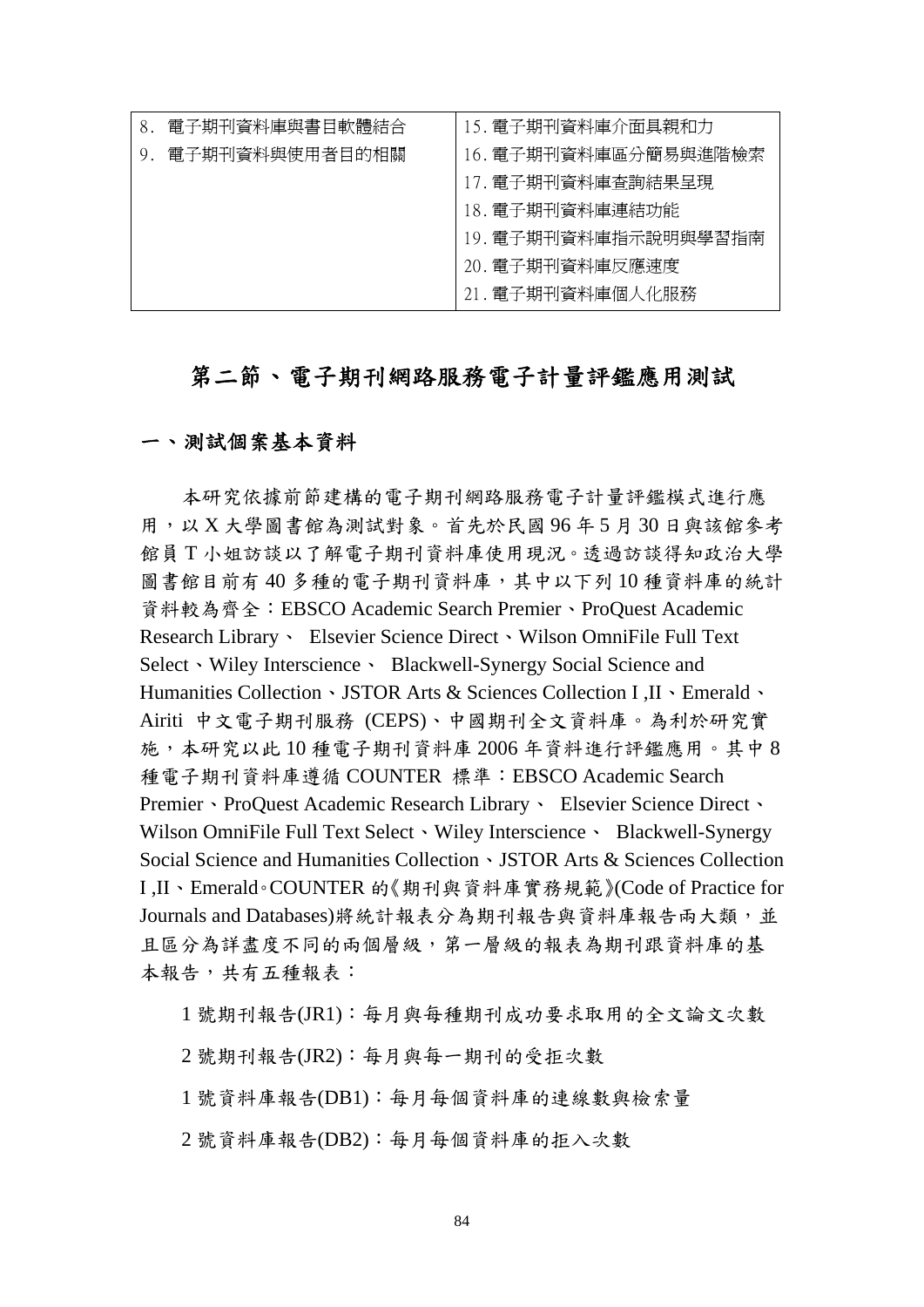| 8. 電子期刊資料庫與書目軟體結合 | 15. 電子期刊資料庫介面具親和力 |
| --- | --- |
| 9. 電子期刊資料與使用者目的相關 | 16. 電子期刊資料庫區分簡易與進階檢索 |
| | 17. 電子期刊資料庫查詢結果呈現 |
| | 18. 電子期刊資料庫連結功能 |
| | 19. 電子期刊資料庫指示說明與學習指南 |
| | 20. 電子期刊資料庫反應速度 |
| | 21. 電子期刊資料庫個人化服務 |

## 第二節、電子期刊網路服務電子計量評鑑應用測試

### 一、測試個案基本資料

本研究依據前節建構的電子期刊網路服務電子計量評鑑模式進行應用，以 X 大學圖書館為測試對象。首先於民國 96 年 5 月 30 日與該館參考館員 T 小姐訪談以了解電子期刊資料庫使用現況。透過訪談得知政治大學圖書館目前有 40 多種的電子期刊資料庫，其中以下列 10 種資料庫的統計資料較為齊全：EBSCO Academic Search Premier、ProQuest Academic Research Library、 Elsevier Science Direct、Wilson OmniFile Full Text Select、Wiley Interscience、 Blackwell-Synergy Social Science and Humanities Collection、JSTOR Arts & Sciences Collection I ,II、Emerald、Airiti 中文電子期刊服務 (CEPS)、中國期刊全文資料庫。為利於研究實施，本研究以此 10 種電子期刊資料庫 2006 年資料進行評鑑應用。其中 8 種電子期刊資料庫遵循 COUNTER 標準：EBSCO Academic Search Premier、ProQuest Academic Research Library、 Elsevier Science Direct、Wilson OmniFile Full Text Select、Wiley Interscience、 Blackwell-Synergy Social Science and Humanities Collection、JSTOR Arts & Sciences Collection I ,II、Emerald。COUNTER 的《期刊與資料庫實務規範》(Code of Practice for Journals and Databases)將統計報表分為期刊報告與資料庫報告兩大類，並且區分為詳盡度不同的兩個層級，第一層級的報表為期刊跟資料庫的基本報告，共有五種報表：

1 號期刊報告(JR1)：每月與每種期刊成功要求取用的全文論文次數

2 號期刊報告(JR2)：每月與每一期刊的受拒次數

1 號資料庫報告(DB1)：每月每個資料庫的連線數與檢索量

2 號資料庫報告(DB2)：每月每個資料庫的拒入次數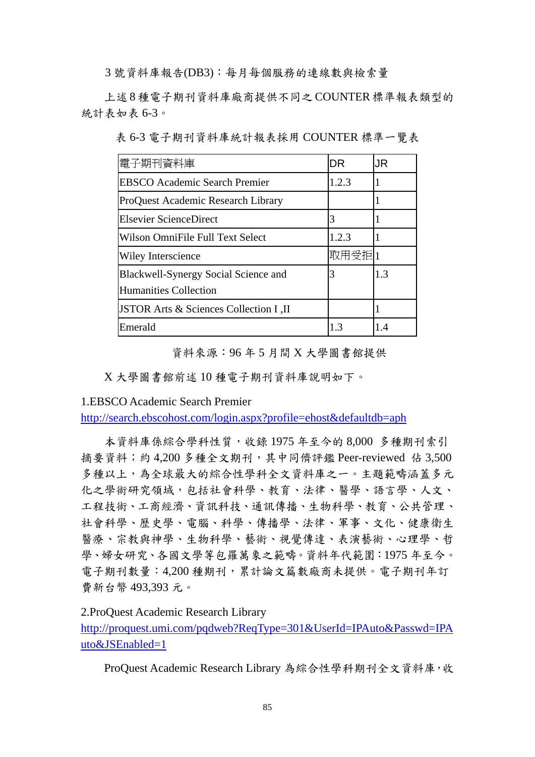3 號資料庫報告(DB3)：每月每個服務的連線數與檢索量

上述 8 種電子期刊資料庫廠商提供不同之 COUNTER 標準報表類型的統計表如表 6-3。

表 6-3 電子期刊資料庫統計報表採用 COUNTER 標準一覽表

| 電子期刊資料庫 | DR | JR |
|---|---|---|
| EBSCO Academic Search Premier | 1.2.3 | 1 |
| ProQuest Academic Research Library | | 1 |
| Elsevier ScienceDirect | 3 | 1 |
| Wilson OmniFile Full Text Select | 1.2.3 | 1 |
| Wiley Interscience | 取用受拒 | 1 |
| Blackwell-Synergy Social Science and Humanities Collection | 3 | 1.3 |
| JSTOR Arts & Sciences Collection I ,II | | 1 |
| Emerald | 1.3 | 1.4 |

資料來源：96 年 5 月間 X 大學圖書館提供

X 大學圖書館前述 10 種電子期刊資料庫說明如下。

1.EBSCO Academic Search Premier
http://search.ebscohost.com/login.aspx?profile=ehost&defaultdb=aph

本資料庫係綜合學科性質，收錄 1975 年至今的 8,000 多種期刊索引摘要資料；約 4,200 多種全文期刊，其中同儕評鑑 Peer-reviewed 佔 3,500 多種以上，為全球最大的綜合性學科全文資料庫之一。主題範疇涵蓋多元化之學術研究領域，包括社會科學、教育、法律、醫學、語言學、人文、工程技術、工商經濟、資訊科技、通訊傳播、生物科學、教育、公共管理、社會科學、歷史學、電腦、科學、傳播學、法律、軍事、文化、健康衛生醫療、宗教與神學、生物科學、藝術、視覺傳達、表演藝術、心理學、哲學、婦女研究、各國文學等包羅萬象之範疇。資料年代範圍：1975 年至今。電子期刊數量：4,200 種期刊，累計論文篇數廠商未提供。電子期刊年訂費新台幣 493,393 元。

2.ProQuest Academic Research Library
http://proquest.umi.com/pqdweb?ReqType=301&UserId=IPAuto&Passwd=IPAuto&JSEnabled=1

ProQuest Academic Research Library 為綜合性學科期刊全文資料庫，收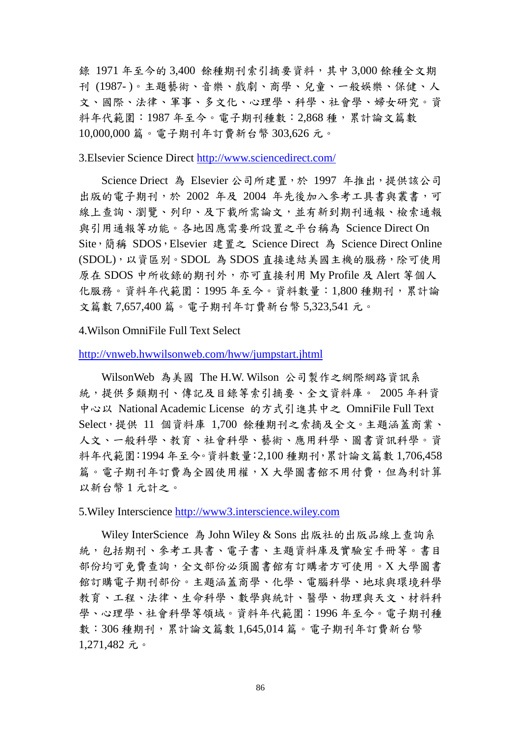錄 1971 年至今的 3,400 餘種期刊索引摘要資料，其中 3,000 餘種全文期刊 (1987- )。主題藝術、音樂、戲劇、商學、兒童、一般娛樂、保健、人文、國際、法律、軍事、多文化、心理學、科學、社會學、婦女研究。資料年代範圍：1987 年至今。電子期刊種數：2,868 種，累計論文篇數 10,000,000 篇。電子期刊年訂費新台幣 303,626 元。

3.Elsevier Science Direct http://www.sciencedirect.com/

Science Driect 為 Elsevier 公司所建置，於 1997 年推出，提供該公司出版的電子期刊，於 2002 年及 2004 年先後加入參考工具書與叢書，可線上查詢、瀏覽、列印、及下載所需論文，並有新到期刊通報、檢索通報與引用通報等功能。各地因應需要所設置之平台稱為 Science Direct On Site，簡稱 SDOS，Elsevier 建置之 Science Direct 為 Science Direct Online (SDOL)，以資區別。SDOL 為 SDOS 直接連結美國主機的服務，除可使用原在 SDOS 中所收錄的期刊外，亦可直接利用 My Profile 及 Alert 等個人化服務。資料年代範圍：1995 年至今。資料數量：1,800 種期刊，累計論文篇數 7,657,400 篇。電子期刊年訂費新台幣 5,323,541 元。

4.Wilson OmniFile Full Text Select

http://vnweb.hwwilsonweb.com/hww/jumpstart.jhtml

WilsonWeb 為美國 The H.W. Wilson 公司製作之網際網路資訊系統，提供多類期刊、傳記及目錄等索引摘要、全文資料庫。 2005 年科資中心以 National Academic License 的方式引進其中之 OmniFile Full Text Select，提供 11 個資料庫 1,700 餘種期刊之索摘及全文。主題涵蓋商業、人文、一般科學、教育、社會科學、藝術、應用科學、圖書資訊科學。資料年代範圍：1994 年至今。資料數量：2,100 種期刊，累計論文篇數 1,706,458 篇。電子期刊年訂費為全國使用權，X 大學圖書館不用付費，但為利計算以新台幣 1 元計之。

5.Wiley Interscience http://www3.interscience.wiley.com

Wiley InterScience 為 John Wiley & Sons 出版社的出版品線上查詢系統，包括期刊、參考工具書、電子書、主題資料庫及實驗室手冊等。書目部份均可免費查詢，全文部份必須圖書館有訂購者方可使用。X 大學圖書館訂購電子期刊部份。主題涵蓋商學、化學、電腦科學、地球與環境科學教育、工程、法律、生命科學、數學與統計、醫學、物理與天文、材料科學、心理學、社會科學等領域。資料年代範圍：1996 年至今。電子期刊種數：306 種期刊，累計論文篇數 1,645,014 篇。電子期刊年訂費新台幣 1,271,482 元。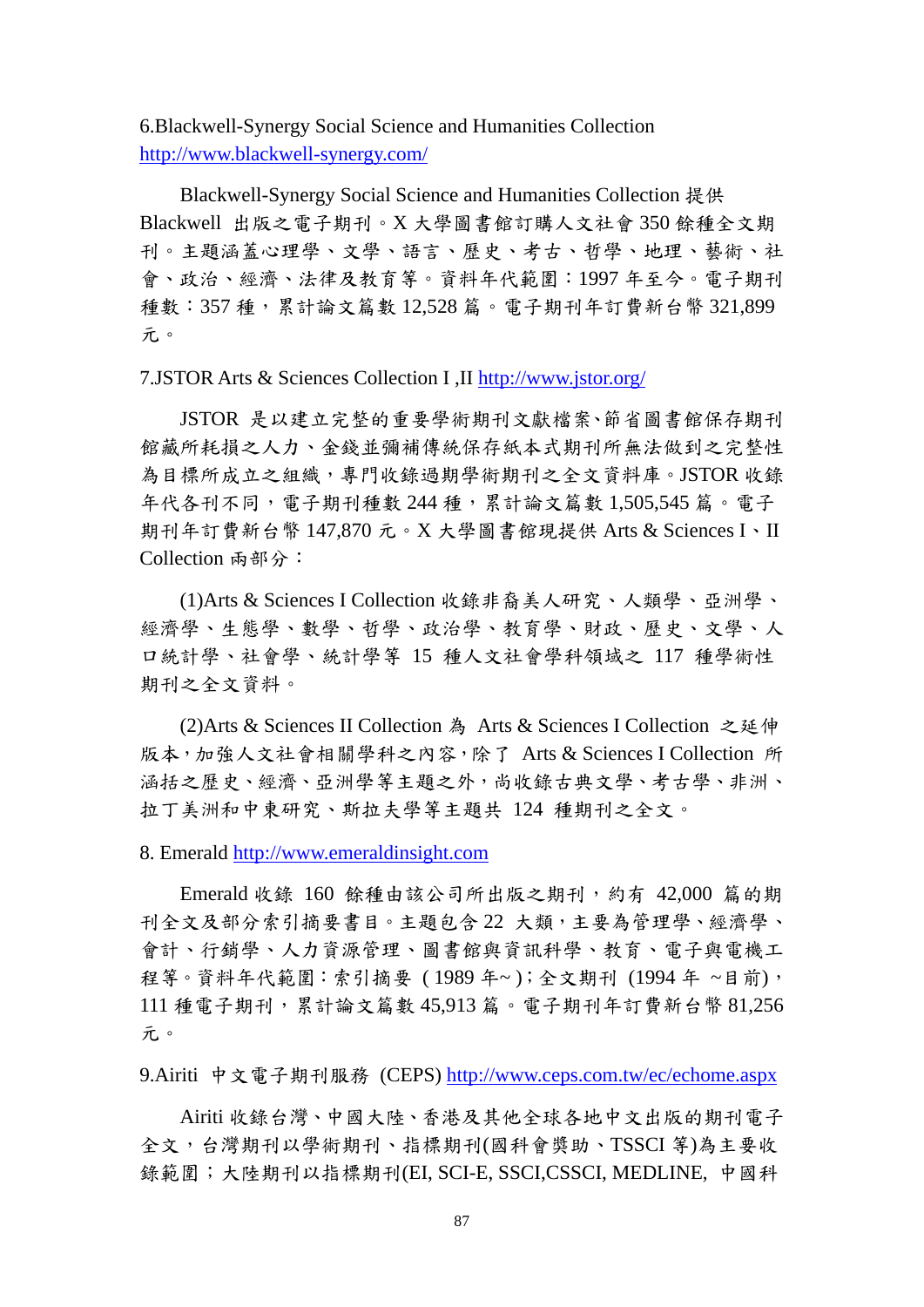6.Blackwell-Synergy Social Science and Humanities Collection
http://www.blackwell-synergy.com/

Blackwell-Synergy Social Science and Humanities Collection 提供 Blackwell 出版之電子期刊。X 大學圖書館訂購人文社會 350 餘種全文期刊。主題涵蓋心理學、文學、語言、歷史、考古、哲學、地理、藝術、社會、政治、經濟、法律及教育等。資料年代範圍：1997 年至今。電子期刊種數：357 種，累計論文篇數 12,528 篇。電子期刊年訂費新台幣 321,899 元。

7.JSTOR Arts & Sciences Collection I ,II http://www.jstor.org/

JSTOR 是以建立完整的重要學術期刊文獻檔案、節省圖書館保存期刊館藏所耗損之人力、金錢並彌補傳統保存紙本式期刊所無法做到之完整性為目標所成立之組織，專門收錄過期學術期刊之全文資料庫。JSTOR 收錄年代各刊不同，電子期刊種數 244 種，累計論文篇數 1,505,545 篇。電子期刊年訂費新台幣 147,870 元。X 大學圖書館現提供 Arts & Sciences I、II Collection 兩部分：

(1)Arts & Sciences I Collection 收錄非裔美人研究、人類學、亞洲學、經濟學、生態學、數學、哲學、政治學、教育學、財政、歷史、文學、人口統計學、社會學、統計學等 15 種人文社會學科領域之 117 種學術性期刊之全文資料。

(2)Arts & Sciences II Collection 為 Arts & Sciences I Collection 之延伸版本，加強人文社會相關學科之內容，除了 Arts & Sciences I Collection 所涵括之歷史、經濟、亞洲學等主題之外，尚收錄古典文學、考古學、非洲、拉丁美洲和中東研究、斯拉夫學等主題共 124 種期刊之全文。

8. Emerald http://www.emeraldinsight.com

Emerald 收錄 160 餘種由該公司所出版之期刊，約有 42,000 篇的期刊全文及部分索引摘要書目。主題包含 22 大類，主要為管理學、經濟學、會計、行銷學、人力資源管理、圖書館與資訊科學、教育、電子與電機工程等。資料年代範圍：索引摘要 ( 1989 年~)；全文期刊 (1994 年 ~目前)，111 種電子期刊，累計論文篇數 45,913 篇。電子期刊年訂費新台幣 81,256 元。

9.Airiti 中文電子期刊服務 (CEPS) http://www.ceps.com.tw/ec/echome.aspx

Airiti 收錄台灣、中國大陸、香港及其他全球各地中文出版的期刊電子全文，台灣期刊以學術期刊、指標期刊(國科會獎助、TSSCI 等)為主要收錄範圍；大陸期刊以指標期刊(EI, SCI-E, SSCI,CSSCI, MEDLINE, 中國科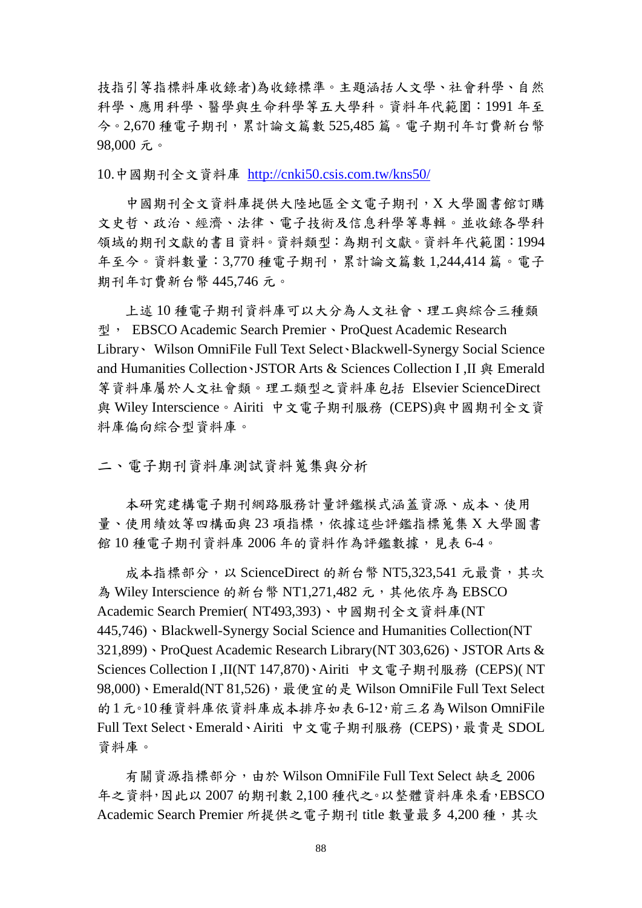技指引等指標料庫收錄者)為收錄標準。主題涵括人文學、社會科學、自然科學、應用科學、醫學與生命科學等五大學科。資料年代範圍：1991 年至今。2,670 種電子期刊，累計論文篇數 525,485 篇。電子期刊年訂費新台幣 98,000 元。

10. 中國期刊全文資料庫 http://cnki50.csis.com.tw/kns50/

中國期刊全文資料庫提供大陸地區全文電子期刊，X 大學圖書館訂購文史哲、政治、經濟、法律、電子技術及信息科學等專輯。並收錄各學科領域的期刊文獻的書目資料。資料類型：為期刊文獻。資料年代範圍：1994 年至今。資料數量：3,770 種電子期刊，累計論文篇數 1,244,414 篇。電子期刊年訂費新台幣 445,746 元。

上述 10 種電子期刊資料庫可以大分為人文社會、理工與綜合三種類型， EBSCO Academic Search Premier、ProQuest Academic Research Library、 Wilson OmniFile Full Text Select、Blackwell-Synergy Social Science and Humanities Collection、JSTOR Arts & Sciences Collection I ,II 與 Emerald 等資料庫屬於人文社會類。理工類型之資料庫包括 Elsevier ScienceDirect 與 Wiley Interscience。Airiti 中文電子期刊服務 (CEPS)與中國期刊全文資料庫偏向綜合型資料庫。

## 二、電子期刊資料庫測試資料蒐集與分析

本研究建構電子期刊網路服務計量評鑑模式涵蓋資源、成本、使用量、使用績效等四構面與 23 項指標，依據這些評鑑指標蒐集 X 大學圖書館 10 種電子期刊資料庫 2006 年的資料作為評鑑數據，見表 6-4。

成本指標部分，以 ScienceDirect 的新台幣 NT5,323,541 元最貴，其次為 Wiley Interscience 的新台幣 NT1,271,482 元，其他依序為 EBSCO Academic Search Premier( NT493,393)、中國期刊全文資料庫(NT 445,746)、Blackwell-Synergy Social Science and Humanities Collection(NT 321,899)、ProQuest Academic Research Library(NT 303,626)、JSTOR Arts & Sciences Collection I ,II(NT 147,870)、Airiti 中文電子期刊服務 (CEPS)( NT 98,000)、Emerald(NT 81,526)，最便宜的是 Wilson OmniFile Full Text Select 的 1 元。10 種資料庫依資料庫成本排序如表 6-12，前三名為 Wilson OmniFile Full Text Select、Emerald、Airiti 中文電子期刊服務 (CEPS)，最貴是 SDOL 資料庫。

有關資源指標部分，由於 Wilson OmniFile Full Text Select 缺乏 2006 年之資料，因此以 2007 的期刊數 2,100 種代之。以整體資料庫來看，EBSCO Academic Search Premier 所提供之電子期刊 title 數量最多 4,200 種，其次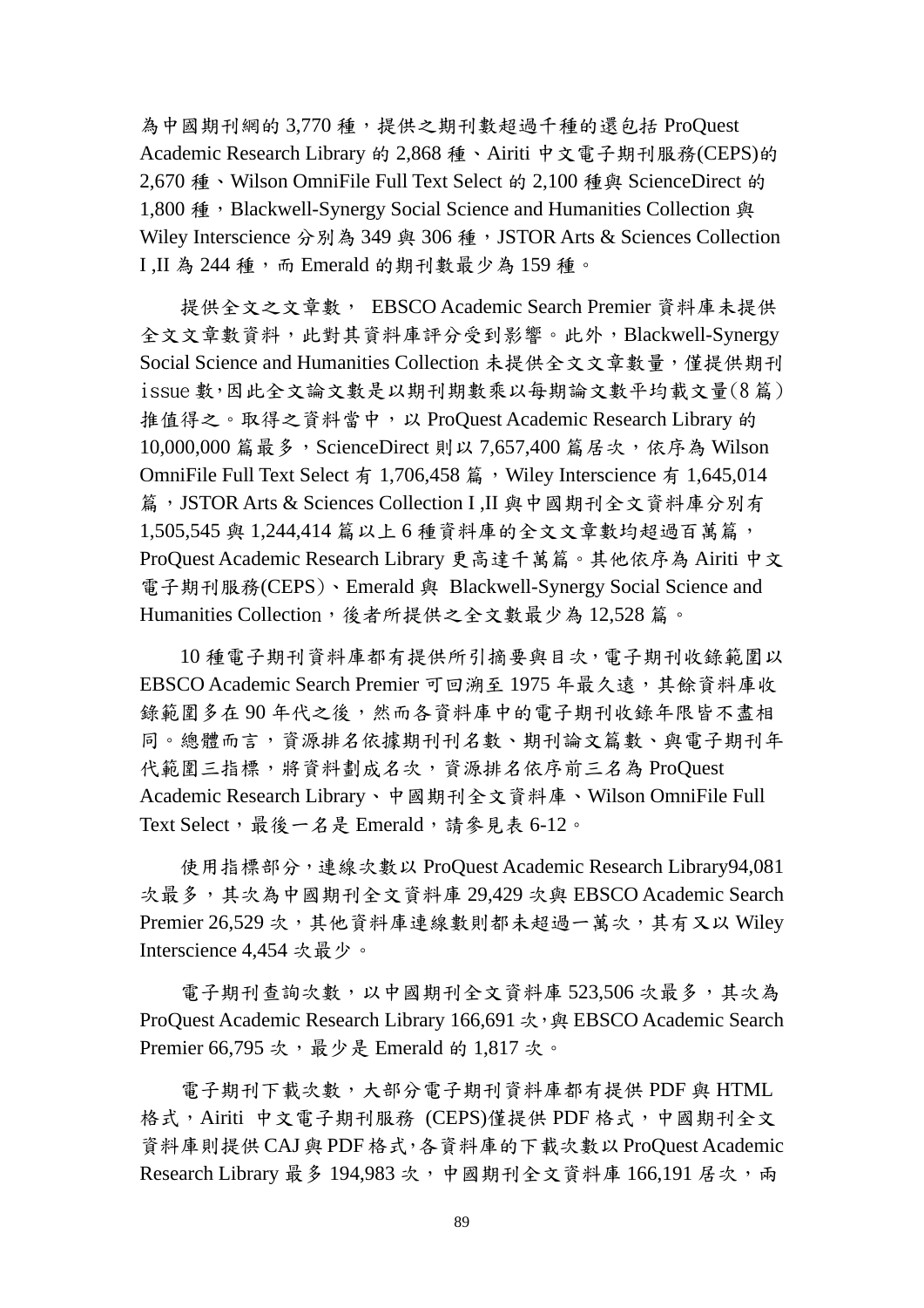為中國期刊網的 3,770 種，提供之期刊數超過千種的還包括 ProQuest Academic Research Library 的 2,868 種、Airiti 中文電子期刊服務(CEPS)的 2,670 種、Wilson OmniFile Full Text Select 的 2,100 種與 ScienceDirect 的 1,800 種，Blackwell-Synergy Social Science and Humanities Collection 與 Wiley Interscience 分別為 349 與 306 種，JSTOR Arts & Sciences Collection I ,II 為 244 種，而 Emerald 的期刊數最少為 159 種。

提供全文之文章數， EBSCO Academic Search Premier 資料庫未提供全文文章數資料，此對其資料庫評分受到影響。此外，Blackwell-Synergy Social Science and Humanities Collection 未提供全文文章數量，僅提供期刊 issue 數，因此全文論文數是以期刊期數乘以每期論文數平均載文量(8 篇)推值得之。取得之資料當中，以 ProQuest Academic Research Library 的 10,000,000 篇最多，ScienceDirect 則以 7,657,400 篇居次，依序為 Wilson OmniFile Full Text Select 有 1,706,458 篇，Wiley Interscience 有 1,645,014 篇，JSTOR Arts & Sciences Collection I ,II 與中國期刊全文資料庫分別有 1,505,545 與 1,244,414 篇以上 6 種資料庫的全文文章數均超過百萬篇，ProQuest Academic Research Library 更高達千萬篇。其他依序為 Airiti 中文電子期刊服務(CEPS)、Emerald 與 Blackwell-Synergy Social Science and Humanities Collection，後者所提供之全文數最少為 12,528 篇。

10 種電子期刊資料庫都有提供所引摘要與目次，電子期刊收錄範圍以 EBSCO Academic Search Premier 可回溯至 1975 年最久遠，其餘資料庫收錄範圍多在 90 年代之後，然而各資料庫中的電子期刊收錄年限皆不盡相同。總體而言，資源排名依據期刊刊名數、期刊論文篇數、與電子期刊年代範圍三指標，將資料劃成名次，資源排名依序前三名為 ProQuest Academic Research Library、中國期刊全文資料庫、Wilson OmniFile Full Text Select，最後一名是 Emerald，請參見表 6-12。

使用指標部分，連線次數以 ProQuest Academic Research Library94,081 次最多，其次為中國期刊全文資料庫 29,429 次與 EBSCO Academic Search Premier 26,529 次，其他資料庫連線數則都未超過一萬次，其有又以 Wiley Interscience 4,454 次最少。

電子期刊查詢次數，以中國期刊全文資料庫 523,506 次最多，其次為 ProQuest Academic Research Library 166,691 次，與 EBSCO Academic Search Premier 66,795 次，最少是 Emerald 的 1,817 次。

電子期刊下載次數，大部分電子期刊資料庫都有提供 PDF 與 HTML 格式，Airiti 中文電子期刊服務 (CEPS)僅提供 PDF 格式，中國期刊全文資料庫則提供 CAJ 與 PDF 格式，各資料庫的下載次數以 ProQuest Academic Research Library 最多 194,983 次，中國期刊全文資料庫 166,191 居次，兩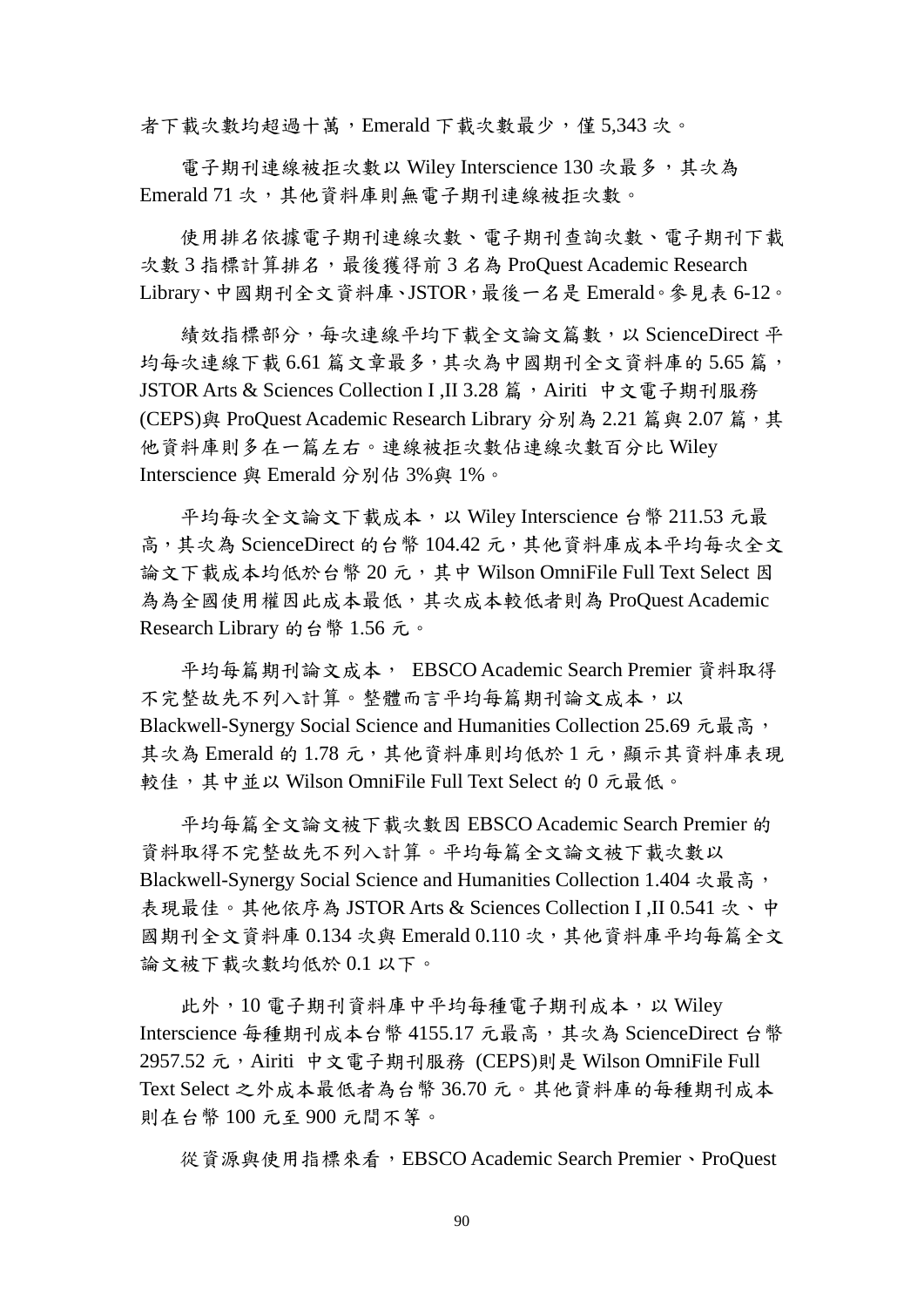者下載次數均超過十萬，Emerald 下載次數最少，僅 5,343 次。

電子期刊連線被拒次數以 Wiley Interscience 130 次最多，其次為 Emerald 71 次，其他資料庫則無電子期刊連線被拒次數。

使用排名依據電子期刊連線次數、電子期刊查詢次數、電子期刊下載次數 3 指標計算排名，最後獲得前 3 名為 ProQuest Academic Research Library、中國期刊全文資料庫、JSTOR，最後一名是 Emerald。參見表 6-12。

績效指標部分，每次連線平均下載全文論文篇數，以 ScienceDirect 平均每次連線下載 6.61 篇文章最多，其次為中國期刊全文資料庫的 5.65 篇，JSTOR Arts & Sciences Collection I ,II 3.28 篇，Airiti 中文電子期刊服務 (CEPS)與 ProQuest Academic Research Library 分別為 2.21 篇與 2.07 篇，其他資料庫則多在一篇左右。連線被拒次數佔連線次數百分比 Wiley Interscience 與 Emerald 分別佔 3%與 1%。

平均每次全文論文下載成本，以 Wiley Interscience 台幣 211.53 元最高，其次為 ScienceDirect 的台幣 104.42 元，其他資料庫成本平均每次全文論文下載成本均低於台幣 20 元，其中 Wilson OmniFile Full Text Select 因為為全國使用權因此成本最低，其次成本較低者則為 ProQuest Academic Research Library 的台幣 1.56 元。

平均每篇期刊論文成本， EBSCO Academic Search Premier 資料取得不完整故先不列入計算。整體而言平均每篇期刊論文成本，以 Blackwell-Synergy Social Science and Humanities Collection 25.69 元最高，其次為 Emerald 的 1.78 元，其他資料庫則均低於 1 元，顯示其資料庫表現較佳，其中並以 Wilson OmniFile Full Text Select 的 0 元最低。

平均每篇全文論文被下載次數因 EBSCO Academic Search Premier 的資料取得不完整故先不列入計算。平均每篇全文論文被下載次數以 Blackwell-Synergy Social Science and Humanities Collection 1.404 次最高，表現最佳。其他依序為 JSTOR Arts & Sciences Collection I ,II 0.541 次、中國期刊全文資料庫 0.134 次與 Emerald 0.110 次，其他資料庫平均每篇全文論文被下載次數均低於 0.1 以下。

此外，10 電子期刊資料庫中平均每種電子期刊成本，以 Wiley Interscience 每種期刊成本台幣 4155.17 元最高，其次為 ScienceDirect 台幣 2957.52 元，Airiti 中文電子期刊服務 (CEPS)則是 Wilson OmniFile Full Text Select 之外成本最低者為台幣 36.70 元。其他資料庫的每種期刊成本則在台幣 100 元至 900 元間不等。

從資源與使用指標來看，EBSCO Academic Search Premier、ProQuest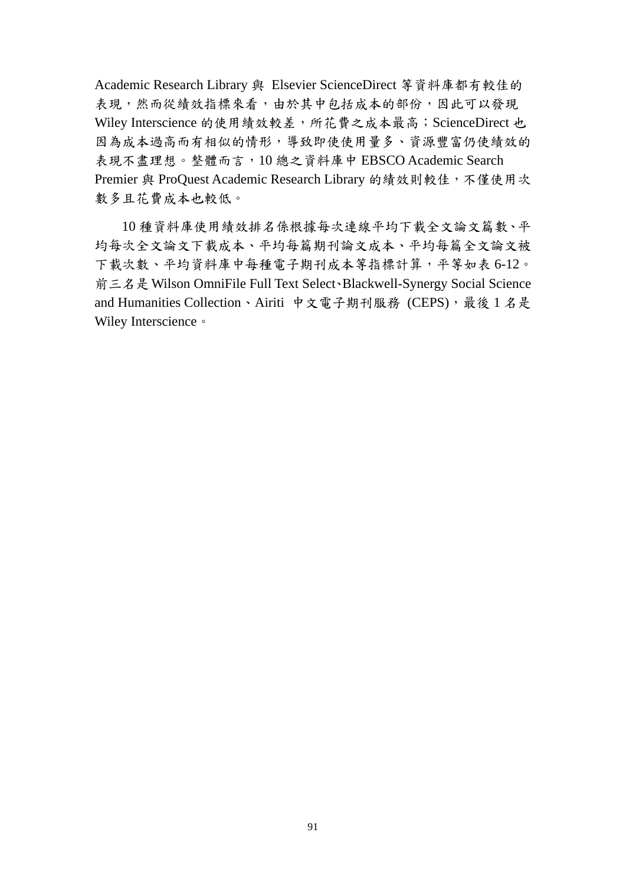Academic Research Library 與 Elsevier ScienceDirect 等資料庫都有較佳的表現，然而從績效指標來看，由於其中包括成本的部份，因此可以發現 Wiley Interscience 的使用績效較差，所花費之成本最高；ScienceDirect 也因為成本過高而有相似的情形，導致即使使用量多、資源豐富仍使績效的表現不盡理想。整體而言，10 總之資料庫中 EBSCO Academic Search Premier 與 ProQuest Academic Research Library 的績效則較佳，不僅使用次數多且花費成本也較低。

10 種資料庫使用績效排名係根據每次連線平均下載全文論文篇數、平均每次全文論文下載成本、平均每篇期刊論文成本、平均每篇全文論文被下載次數、平均資料庫中每種電子期刊成本等指標計算，平等如表 6-12。前三名是 Wilson OmniFile Full Text Select、Blackwell-Synergy Social Science and Humanities Collection、Airiti 中文電子期刊服務 (CEPS)，最後 1 名是 Wiley Interscience。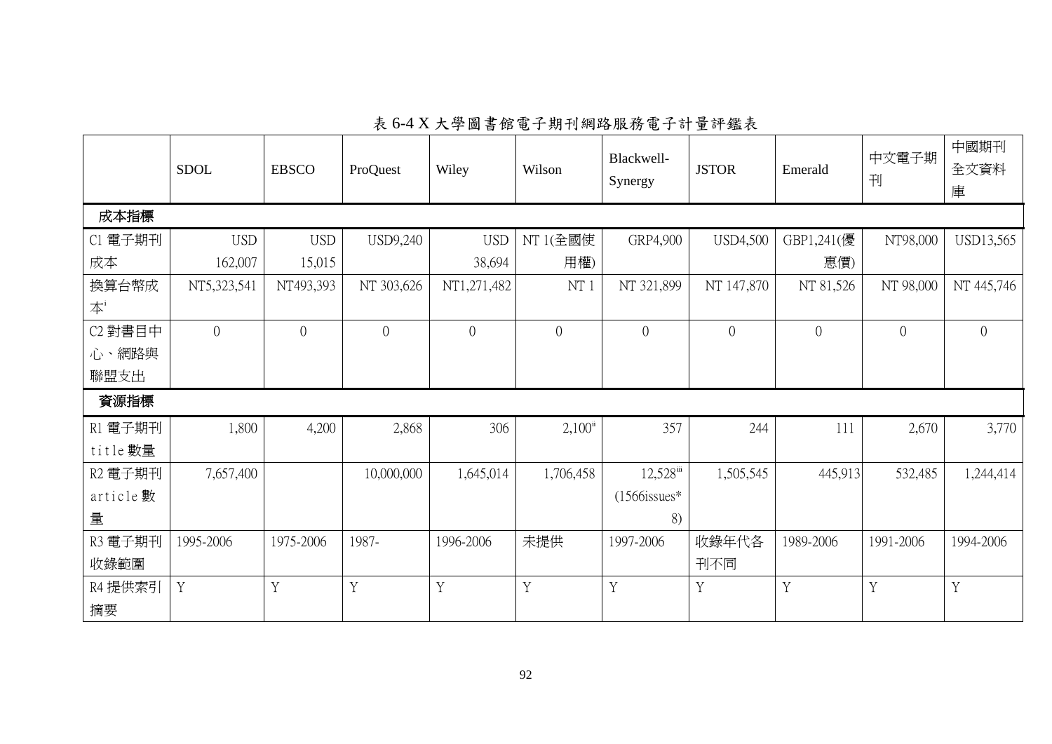表 6-4 X 大學圖書館電子期刊網路服務電子計量評鑑表

| | SDOL | EBSCO | ProQuest | Wiley | Wilson | Blackwell-Synergy | JSTOR | Emerald | 中文電子期刊 | 中國期刊全文資料庫 |
|---|---|---|---|---|---|---|---|---|---|---|
| **成本指標** | | | | | | | | | | |
| C1 電子期刊成本 | USD 162,007 | USD 15,015 | USD9,240 | USD 38,694 | NT 1(全國使用權) | GRP4,900 | USD4,500 | GBP1,241(優惠價) | NT98,000 | USD13,565 |
| 換算台幣成本[i] | NT5,323,541 | NT493,393 | NT 303,626 | NT1,271,482 | NT 1 | NT 321,899 | NT 147,870 | NT 81,526 | NT 98,000 | NT 445,746 |
| C2 對書目中心、網路與聯盟支出 | 0 | 0 | 0 | 0 | 0 | 0 | 0 | 0 | 0 | 0 |
| **資源指標** | | | | | | | | | | |
| R1 電子期刊 title 數量 | 1,800 | 4,200 | 2,868 | 306 | 2,100[ii] | 357 | 244 | 111 | 2,670 | 3,770 |
| R2 電子期刊 article 數量 | 7,657,400 | | 10,000,000 | 1,645,014 | 1,706,458 | 12,528[iii] (1566issues*8) | 1,505,545 | 445,913 | 532,485 | 1,244,414 |
| R3 電子期刊收錄範圍 | 1995-2006 | 1975-2006 | 1987- | 1996-2006 | 未提供 | 1997-2006 | 收錄年代各刊不同 | 1989-2006 | 1991-2006 | 1994-2006 |
| R4 提供索引摘要 | Y | Y | Y | Y | Y | Y | Y | Y | Y | Y |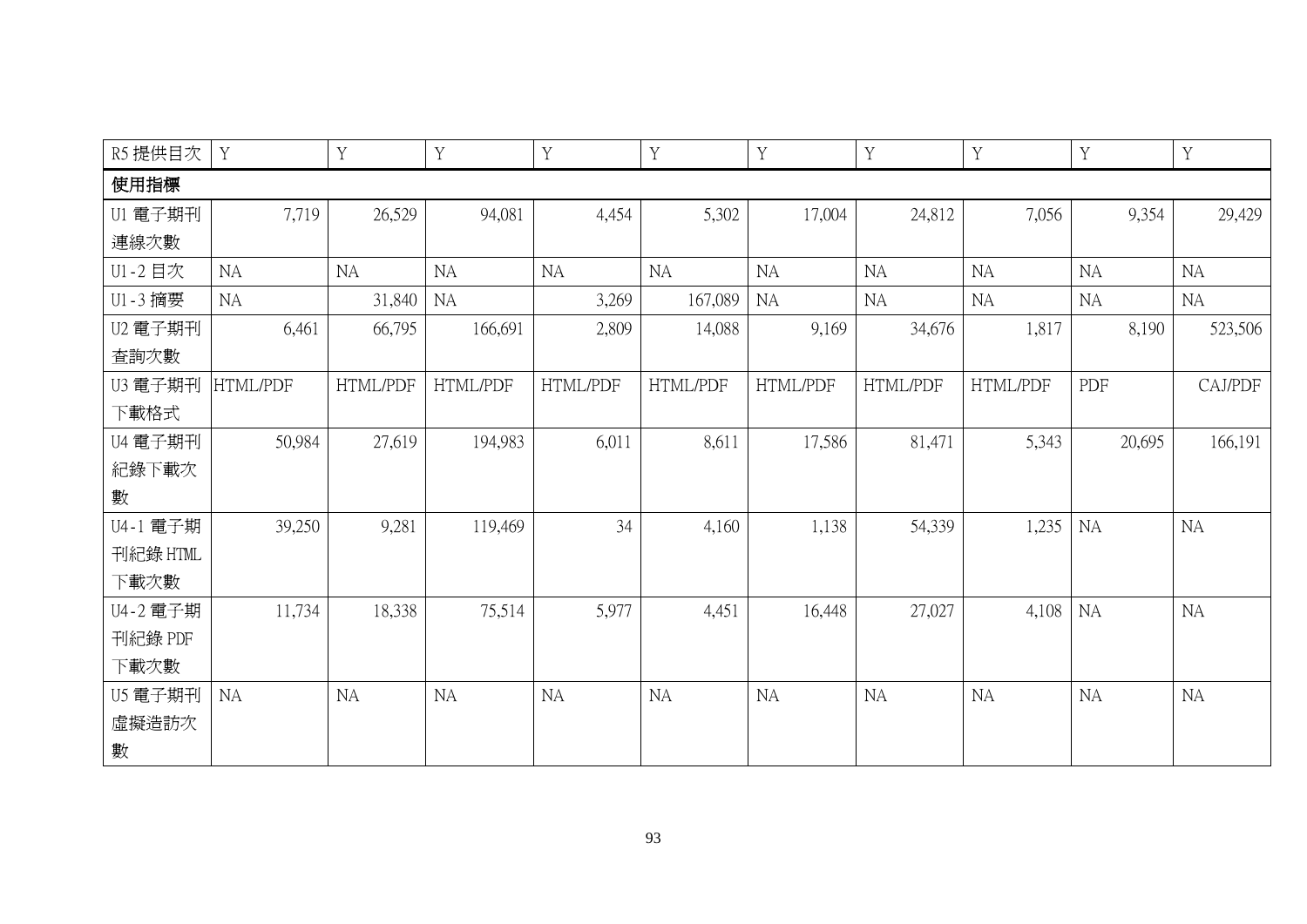| R5 提供目次 | Y | Y | Y | Y | Y | Y | Y | Y | Y | Y |
|---|---|---|---|---|---|---|---|---|---|---|
| **使用指標** | | | | | | | | | | |
| U1 電子期刊連線次數 | 7,719 | 26,529 | 94,081 | 4,454 | 5,302 | 17,004 | 24,812 | 7,056 | 9,354 | 29,429 |
| U1-2 目次 | NA | NA | NA | NA | NA | NA | NA | NA | NA | NA |
| U1-3 摘要 | NA | 31,840 | NA | 3,269 | 167,089 | NA | NA | NA | NA | NA |
| U2 電子期刊查詢次數 | 6,461 | 66,795 | 166,691 | 2,809 | 14,088 | 9,169 | 34,676 | 1,817 | 8,190 | 523,506 |
| U3 電子期刊下載格式 | HTML/PDF | HTML/PDF | HTML/PDF | HTML/PDF | HTML/PDF | HTML/PDF | HTML/PDF | HTML/PDF | PDF | CAJ/PDF |
| U4 電子期刊紀錄下載次數 | 50,984 | 27,619 | 194,983 | 6,011 | 8,611 | 17,586 | 81,471 | 5,343 | 20,695 | 166,191 |
| U4-1 電子期刊紀錄 HTML 下載次數 | 39,250 | 9,281 | 119,469 | 34 | 4,160 | 1,138 | 54,339 | 1,235 | NA | NA |
| U4-2 電子期刊紀錄 PDF 下載次數 | 11,734 | 18,338 | 75,514 | 5,977 | 4,451 | 16,448 | 27,027 | 4,108 | NA | NA |
| U5 電子期刊虛擬造訪次數 | NA | NA | NA | NA | NA | NA | NA | NA | NA | NA |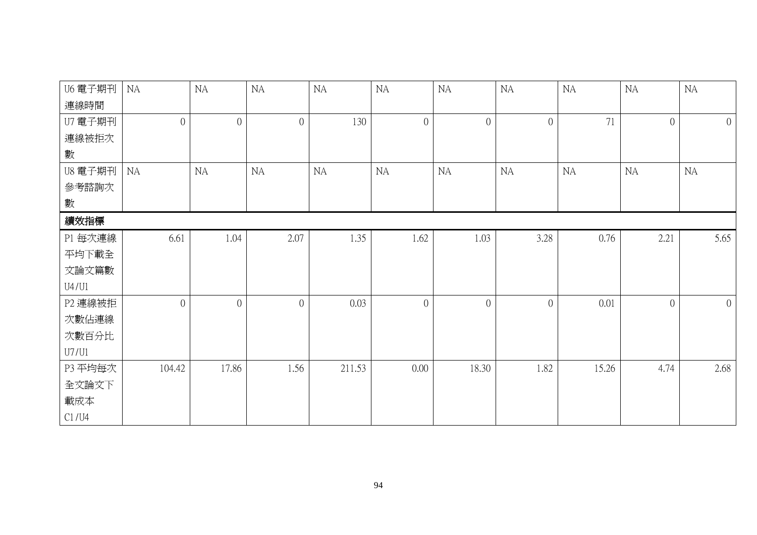| U6 電子期刊連線時間 | NA | NA | NA | NA | NA | NA | NA | NA | NA | NA |
|---|---|---|---|---|---|---|---|---|---|---|
| U7 電子期刊連線被拒次數 | 0 | 0 | 0 | 130 | 0 | 0 | 0 | 71 | 0 | 0 |
| U8 電子期刊參考諮詢次數 | NA | NA | NA | NA | NA | NA | NA | NA | NA | NA |
| **績效指標** | | | | | | | | | | |
| P1 每次連線平均下載全文論文篇數 U4/U1 | 6.61 | 1.04 | 2.07 | 1.35 | 1.62 | 1.03 | 3.28 | 0.76 | 2.21 | 5.65 |
| P2 連線被拒次數佔連線次數百分比 U7/U1 | 0 | 0 | 0 | 0.03 | 0 | 0 | 0 | 0.01 | 0 | 0 |
| P3 平均每次全文論文下載成本 C1/U4 | 104.42 | 17.86 | 1.56 | 211.53 | 0.00 | 18.30 | 1.82 | 15.26 | 4.74 | 2.68 |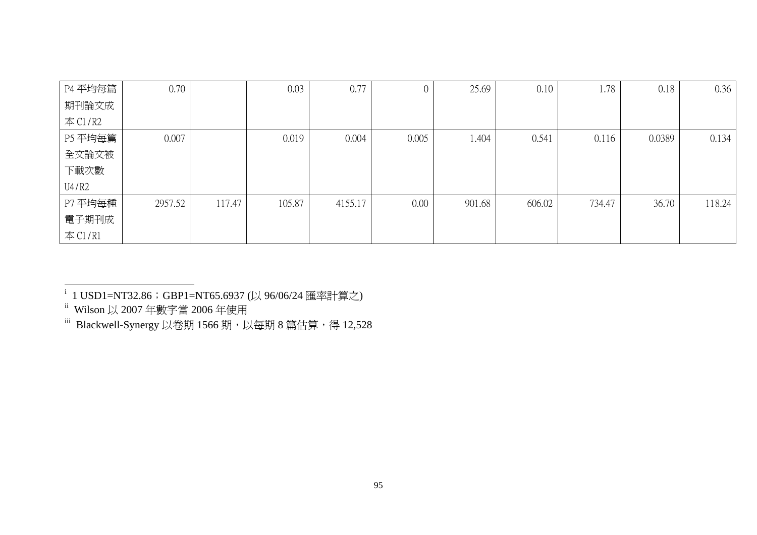| | | | | | | | | | | |
|---|---|---|---|---|---|---|---|---|---|---|
| P4 平均每篇期刊論文成本 C1/R2 | 0.70 | | 0.03 | 0.77 | 0 | 25.69 | 0.10 | 1.78 | 0.18 | 0.36 |
| P5 平均每篇全文論文被下載次數 U4/R2 | 0.007 | | 0.019 | 0.004 | 0.005 | 1.404 | 0.541 | 0.116 | 0.0389 | 0.134 |
| P7 平均每種電子期刊成本 C1/R1 | 2957.52 | 117.47 | 105.87 | 4155.17 | 0.00 | 901.68 | 606.02 | 734.47 | 36.70 | 118.24 |

---

i 1 USD1=NT32.86；GBP1=NT65.6937 (以 96/06/24 匯率計算之)

ii Wilson 以 2007 年數字當 2006 年使用

iii Blackwell-Synergy 以卷期 1566 期，以每期 8 篇估算，得 12,528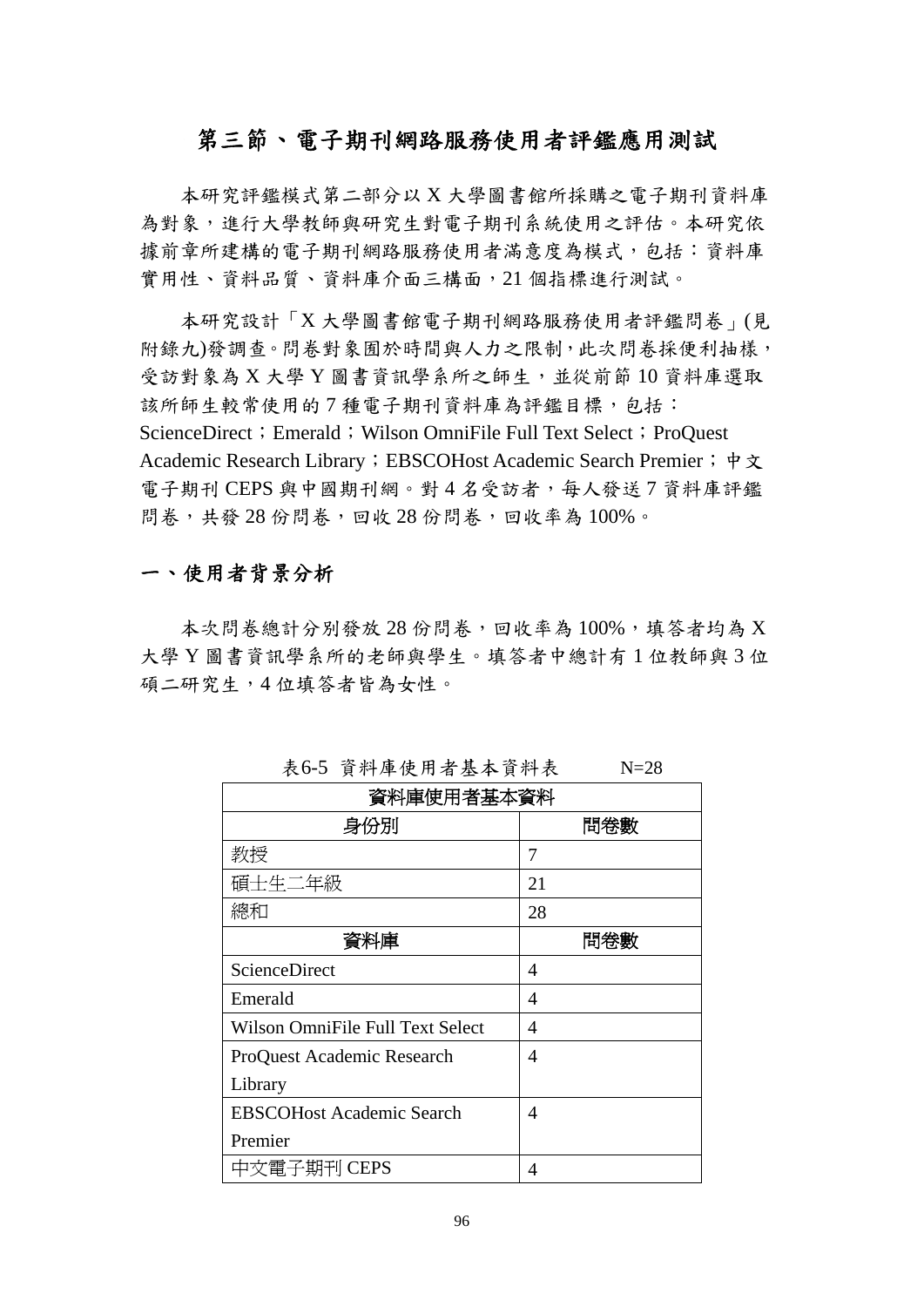## 第三節、電子期刊網路服務使用者評鑑應用測試

本研究評鑑模式第二部分以 X 大學圖書館所採購之電子期刊資料庫為對象，進行大學教師與研究生對電子期刊系統使用之評估。本研究依據前章所建構的電子期刊網路服務使用者滿意度為模式，包括：資料庫實用性、資料品質、資料庫介面三構面，21 個指標進行測試。

本研究設計「X 大學圖書館電子期刊網路服務使用者評鑑問卷」(見附錄九)發調查。問卷對象囿於時間與人力之限制，此次問卷採便利抽樣，受訪對象為 X 大學 Y 圖書資訊學系所之師生，並從前節 10 資料庫選取該所師生較常使用的 7 種電子期刊資料庫為評鑑目標，包括：ScienceDirect；Emerald；Wilson OmniFile Full Text Select；ProQuest Academic Research Library；EBSCOHost Academic Search Premier；中文電子期刊 CEPS 與中國期刊網。對 4 名受訪者，每人發送 7 資料庫評鑑問卷，共發 28 份問卷，回收 28 份問卷，回收率為 100%。

### 一、使用者背景分析

本次問卷總計分別發放 28 份問卷，回收率為 100%，填答者均為 X 大學 Y 圖書資訊學系所的老師與學生。填答者中總計有 1 位教師與 3 位碩二研究生，4 位填答者皆為女性。

表6-5 資料庫使用者基本資料表　　N=28

| 資料庫使用者基本資料 | |
|---|---|
| 身份別 | 問卷數 |
| 教授 | 7 |
| 碩士生二年級 | 21 |
| 總和 | 28 |
| 資料庫 | 問卷數 |
| ScienceDirect | 4 |
| Emerald | 4 |
| Wilson OmniFile Full Text Select | 4 |
| ProQuest Academic Research Library | 4 |
| EBSCOHost Academic Search Premier | 4 |
| 中文電子期刊 CEPS | 4 |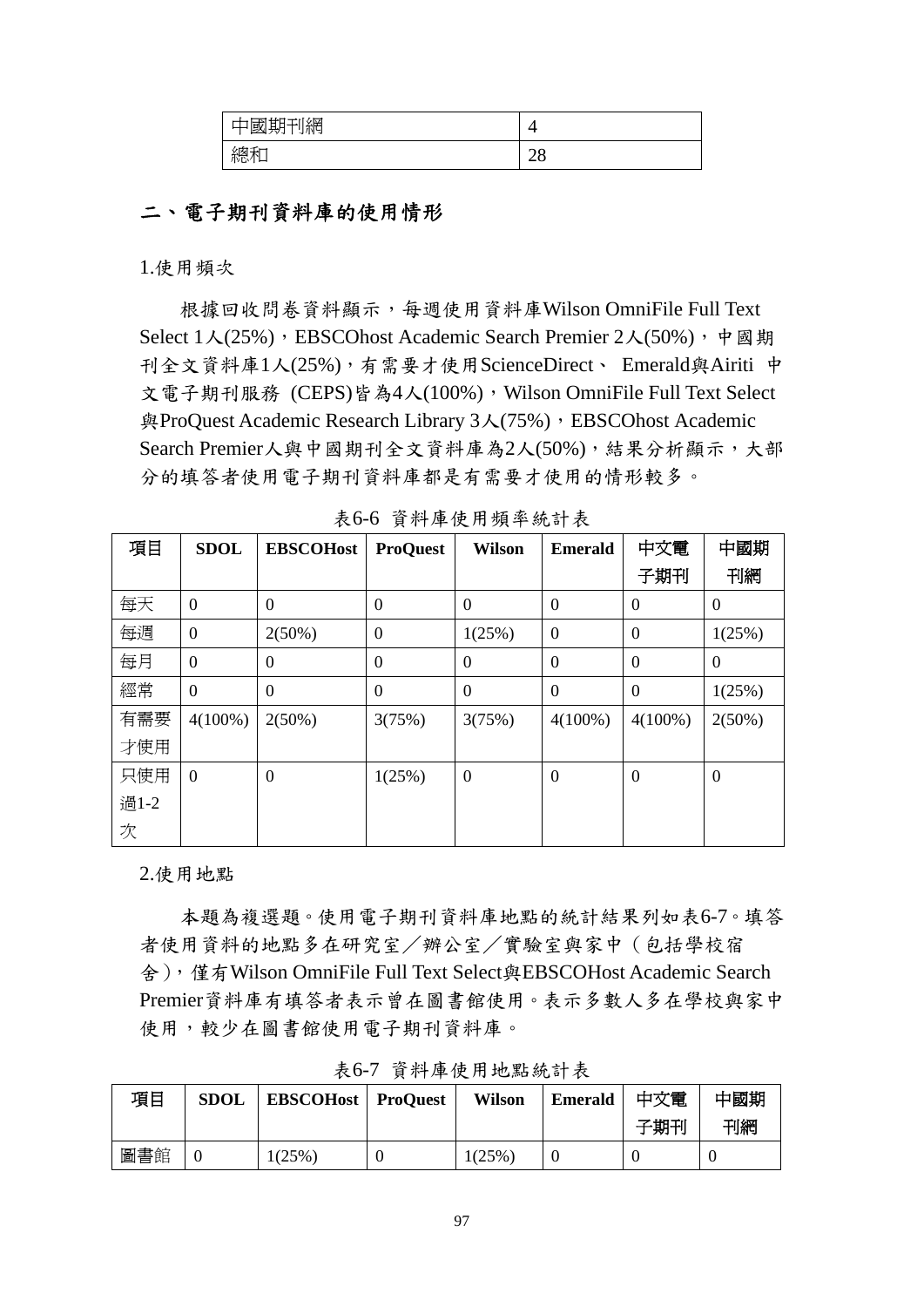| 中國期刊網 | 4 |
|---|---|
| 總和 | 28 |

## 二、電子期刊資料庫的使用情形

1.使用頻次

根據回收問卷資料顯示，每週使用資料庫Wilson OmniFile Full Text Select 1人(25%)，EBSCOhost Academic Search Premier 2人(50%)，中國期刊全文資料庫1人(25%)，有需要才使用ScienceDirect、 Emerald與Airiti 中文電子期刊服務 (CEPS)皆為4人(100%)，Wilson OmniFile Full Text Select與ProQuest Academic Research Library 3人(75%)，EBSCOhost Academic Search Premier人與中國期刊全文資料庫為2人(50%)，結果分析顯示，大部分的填答者使用電子期刊資料庫都是有需要才使用的情形較多。

表6-6 資料庫使用頻率統計表

| 項目 | SDOL | EBSCOHost | ProQuest | Wilson | Emerald | 中文電子期刊 | 中國期刊網 |
|---|---|---|---|---|---|---|---|
| 每天 | 0 | 0 | 0 | 0 | 0 | 0 | 0 |
| 每週 | 0 | 2(50%) | 0 | 1(25%) | 0 | 0 | 1(25%) |
| 每月 | 0 | 0 | 0 | 0 | 0 | 0 | 0 |
| 經常 | 0 | 0 | 0 | 0 | 0 | 0 | 1(25%) |
| 有需要才使用 | 4(100%) | 2(50%) | 3(75%) | 3(75%) | 4(100%) | 4(100%) | 2(50%) |
| 只使用過1-2次 | 0 | 0 | 1(25%) | 0 | 0 | 0 | 0 |

2.使用地點

本題為複選題。使用電子期刊資料庫地點的統計結果列如表6-7。填答者使用資料的地點多在研究室／辦公室／實驗室與家中（包括學校宿舍），僅有Wilson OmniFile Full Text Select與EBSCOHost Academic Search Premier資料庫有填答者表示曾在圖書館使用。表示多數人多在學校與家中使用，較少在圖書館使用電子期刊資料庫。

表6-7 資料庫使用地點統計表

| 項目 | SDOL | EBSCOHost | ProQuest | Wilson | Emerald | 中文電子期刊 | 中國期刊網 |
|---|---|---|---|---|---|---|---|
| 圖書館 | 0 | 1(25%) | 0 | 1(25%) | 0 | 0 | 0 |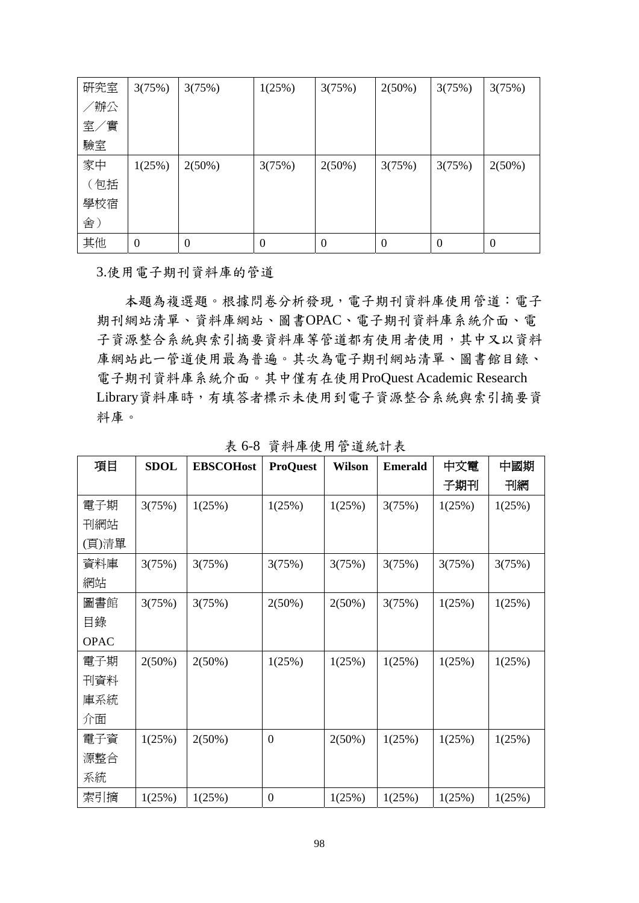| 研究室／辦公室／實驗室 | 3(75%) | 3(75%) | 1(25%) | 3(75%) | 2(50%) | 3(75%) | 3(75%) |
|---|---|---|---|---|---|---|---|
| 家中（包括學校宿舍） | 1(25%) | 2(50%) | 3(75%) | 2(50%) | 3(75%) | 3(75%) | 2(50%) |
| 其他 | 0 | 0 | 0 | 0 | 0 | 0 | 0 |

3.使用電子期刊資料庫的管道

本題為複選題。根據問卷分析發現，電子期刊資料庫使用管道：電子期刊網站清單、資料庫網站、圖書OPAC、電子期刊資料庫系統介面、電子資源整合系統與索引摘要資料庫等管道都有使用者使用，其中又以資料庫網站此一管道使用最為普遍。其次為電子期刊網站清單、圖書館目錄、電子期刊資料庫系統介面。其中僅有在使用ProQuest Academic Research Library資料庫時，有填答者標示未使用到電子資源整合系統與索引摘要資料庫。

表 6-8 資料庫使用管道統計表

| 項目 | SDOL | EBSCOHost | ProQuest | Wilson | Emerald | 中文電子期刊 | 中國期刊網 |
|---|---|---|---|---|---|---|---|
| 電子期刊網站(頁)清單 | 3(75%) | 1(25%) | 1(25%) | 1(25%) | 3(75%) | 1(25%) | 1(25%) |
| 資料庫網站 | 3(75%) | 3(75%) | 3(75%) | 3(75%) | 3(75%) | 3(75%) | 3(75%) |
| 圖書館目錄OPAC | 3(75%) | 3(75%) | 2(50%) | 2(50%) | 3(75%) | 1(25%) | 1(25%) |
| 電子期刊資料庫系統介面 | 2(50%) | 2(50%) | 1(25%) | 1(25%) | 1(25%) | 1(25%) | 1(25%) |
| 電子資源整合系統 | 1(25%) | 2(50%) | 0 | 2(50%) | 1(25%) | 1(25%) | 1(25%) |
| 索引摘 | 1(25%) | 1(25%) | 0 | 1(25%) | 1(25%) | 1(25%) | 1(25%) |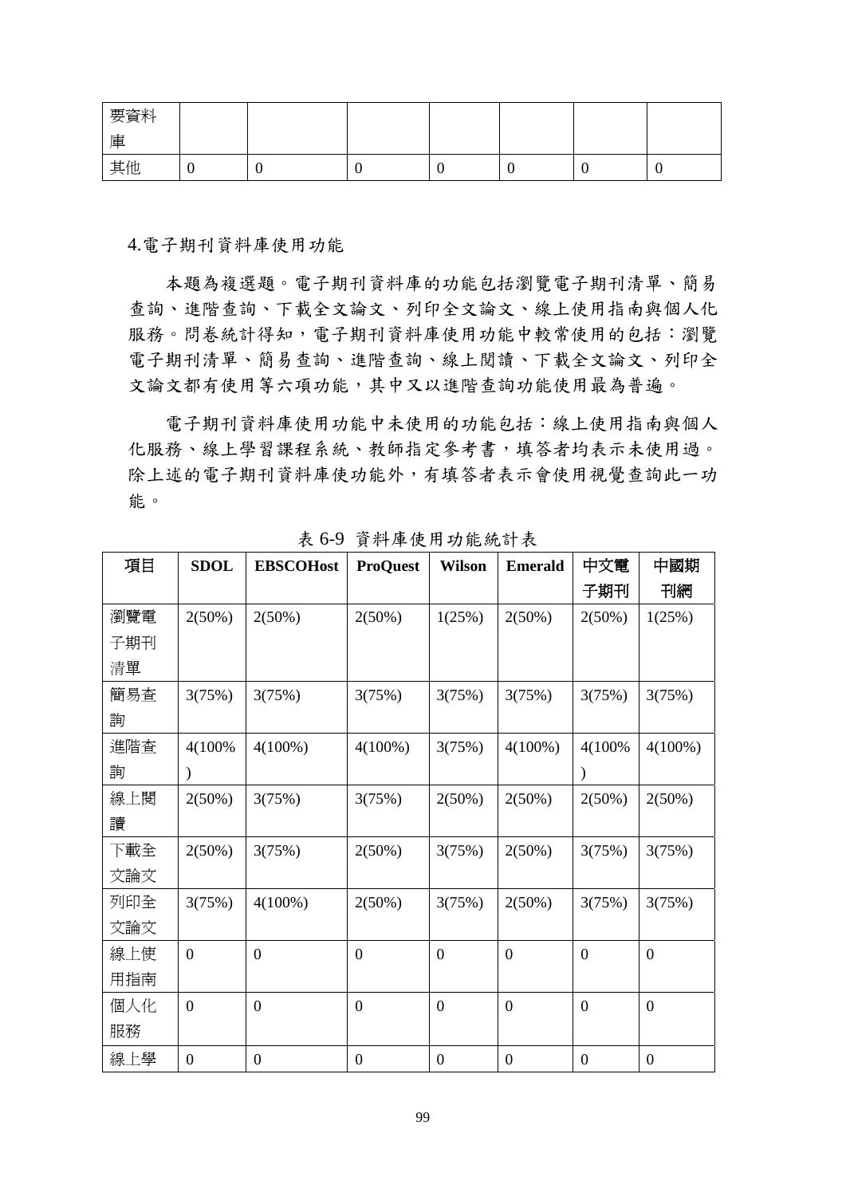| 要資料庫 | | | | | | | |
|---|---|---|---|---|---|---|---|
| 其他 | 0 | 0 | 0 | 0 | 0 | 0 | 0 |

4.電子期刊資料庫使用功能

本題為複選題。電子期刊資料庫的功能包括瀏覽電子期刊清單、簡易查詢、進階查詢、下載全文論文、列印全文論文、線上使用指南與個人化服務。問卷統計得知，電子期刊資料庫使用功能中較常使用的包括：瀏覽電子期刊清單、簡易查詢、進階查詢、線上閱讀、下載全文論文、列印全文論文都有使用等六項功能，其中又以進階查詢功能使用最為普遍。

電子期刊資料庫使用功能中未使用的功能包括：線上使用指南與個人化服務、線上學習課程系統、教師指定參考書，填答者均表示未使用過。除上述的電子期刊資料庫使功能外，有填答者表示會使用視覺查詢此一功能。

表 6-9 資料庫使用功能統計表

| 項目 | SDOL | EBSCOHost | ProQuest | Wilson | Emerald | 中文電子期刊 | 中國期刊網 |
|---|---|---|---|---|---|---|---|
| 瀏覽電子期刊清單 | 2(50%) | 2(50%) | 2(50%) | 1(25%) | 2(50%) | 2(50%) | 1(25%) |
| 簡易查詢 | 3(75%) | 3(75%) | 3(75%) | 3(75%) | 3(75%) | 3(75%) | 3(75%) |
| 進階查詢 | 4(100%) | 4(100%) | 4(100%) | 3(75%) | 4(100%) | 4(100%) | 4(100%) |
| 線上閱讀 | 2(50%) | 3(75%) | 3(75%) | 2(50%) | 2(50%) | 2(50%) | 2(50%) |
| 下載全文論文 | 2(50%) | 3(75%) | 2(50%) | 3(75%) | 2(50%) | 3(75%) | 3(75%) |
| 列印全文論文 | 3(75%) | 4(100%) | 2(50%) | 3(75%) | 2(50%) | 3(75%) | 3(75%) |
| 線上使用指南 | 0 | 0 | 0 | 0 | 0 | 0 | 0 |
| 個人化服務 | 0 | 0 | 0 | 0 | 0 | 0 | 0 |
| 線上學 | 0 | 0 | 0 | 0 | 0 | 0 | 0 |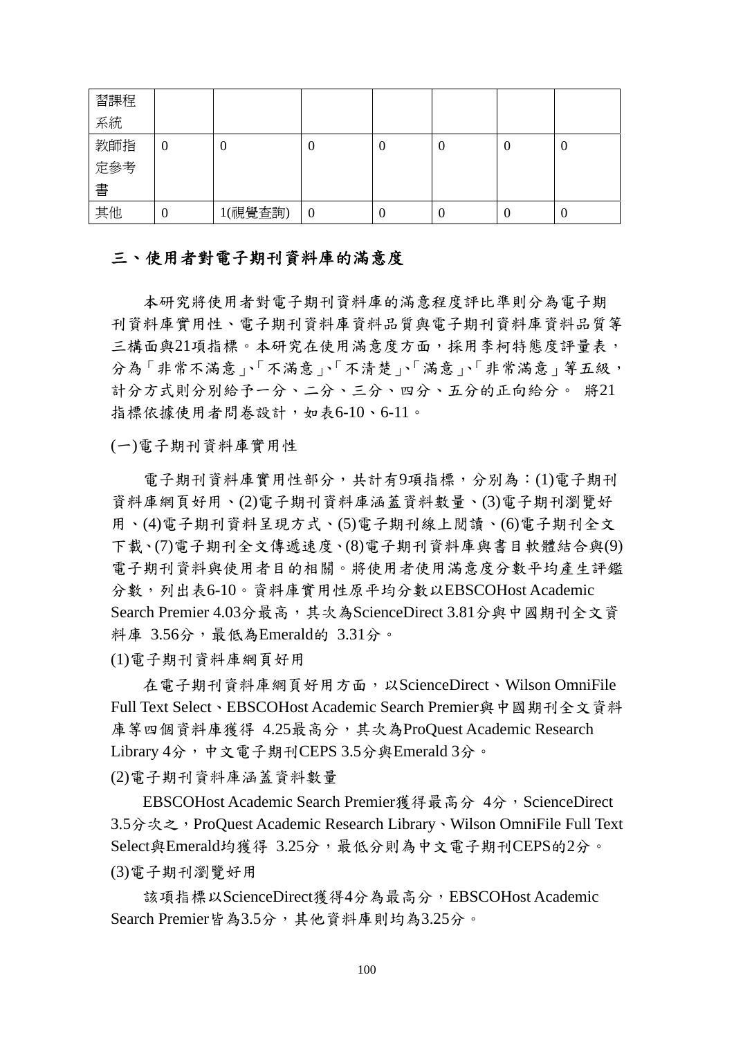| 習課程系統 |  |  |  |  |  |  |  |
|---|---|---|---|---|---|---|---|
| 教師指定參考書 | 0 | 0 | 0 | 0 | 0 | 0 | 0 |
| 其他 | 0 | 1(視覺查詢) | 0 | 0 | 0 | 0 | 0 |

## 三、使用者對電子期刊資料庫的滿意度

本研究將使用者對電子期刊資料庫的滿意程度評比準則分為電子期刊資料庫實用性、電子期刊資料庫資料品質與電子期刊資料庫資料品質等三構面與21項指標。本研究在使用滿意度方面，採用李柯特態度評量表，分為「非常不滿意」、「不滿意」、「不清楚」、「滿意」、「非常滿意」等五級，計分方式則分別給予一分、二分、三分、四分、五分的正向給分。 將21指標依據使用者問卷設計，如表6-10、6-11。

(一)電子期刊資料庫實用性

電子期刊資料庫實用性部分，共計有9項指標，分別為：(1)電子期刊資料庫網頁好用、(2)電子期刊資料庫涵蓋資料數量、(3)電子期刊瀏覽好用、(4)電子期刊資料呈現方式、(5)電子期刊線上閱讀、(6)電子期刊全文下載、(7)電子期刊全文傳遞速度、(8)電子期刊資料庫與書目軟體結合與(9)電子期刊資料與使用者目的相關。將使用者使用滿意度分數平均產生評鑑分數，列出表6-10。資料庫實用性原平均分數以EBSCOHost Academic Search Premier 4.03分最高，其次為ScienceDirect 3.81分與中國期刊全文資料庫 3.56分，最低為Emerald的 3.31分。

(1)電子期刊資料庫網頁好用

在電子期刊資料庫網頁好用方面，以ScienceDirect、Wilson OmniFile Full Text Select、EBSCOHost Academic Search Premier與中國期刊全文資料庫等四個資料庫獲得 4.25最高分，其次為ProQuest Academic Research Library 4分，中文電子期刊CEPS 3.5分與Emerald 3分。

(2)電子期刊資料庫涵蓋資料數量

EBSCOHost Academic Search Premier獲得最高分 4分，ScienceDirect 3.5分次之，ProQuest Academic Research Library、Wilson OmniFile Full Text Select與Emerald均獲得 3.25分，最低分則為中文電子期刊CEPS的2分。

(3)電子期刊瀏覽好用

該項指標以ScienceDirect獲得4分為最高分，EBSCOHost Academic Search Premier皆為3.5分，其他資料庫則均為3.25分。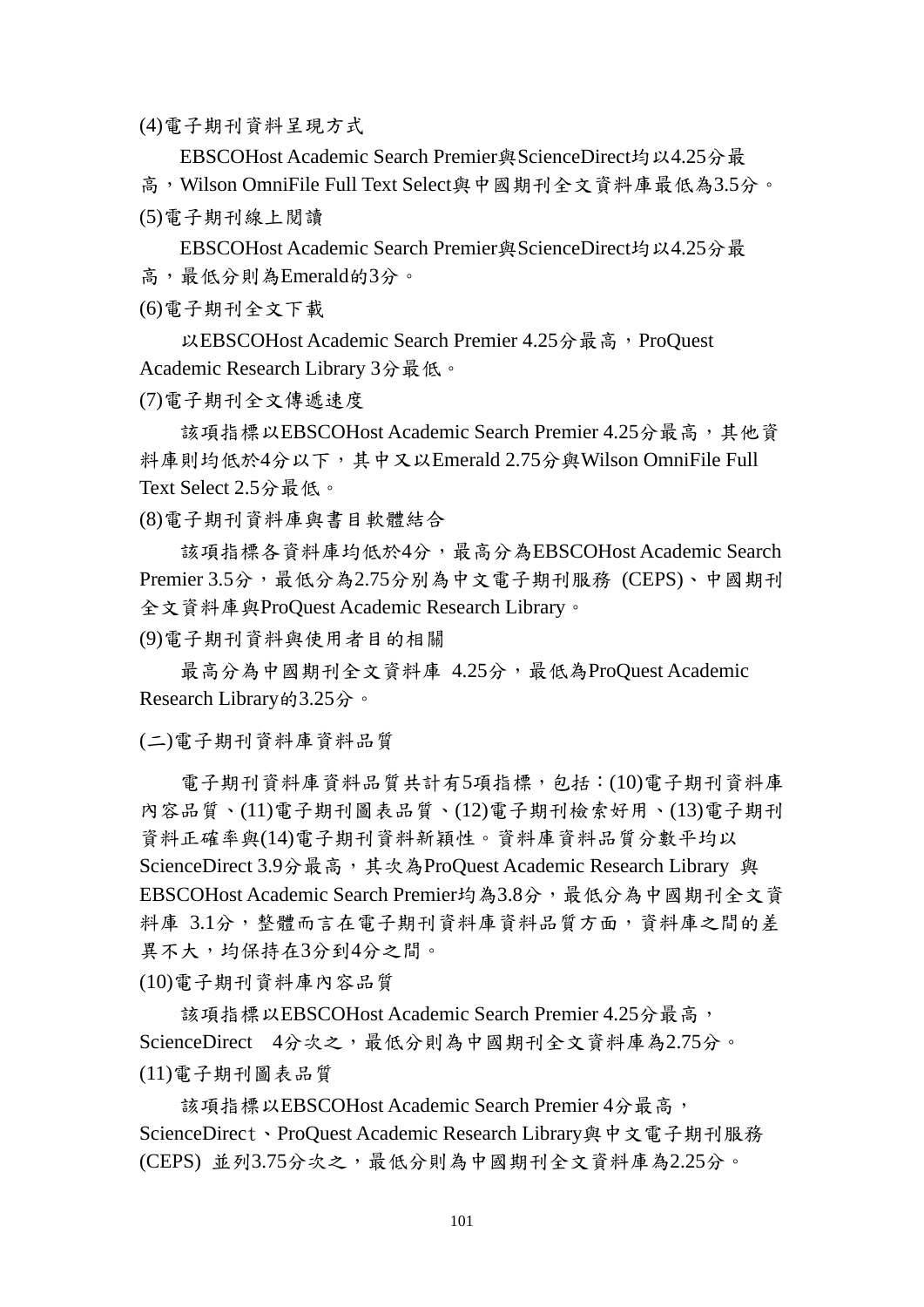(4)電子期刊資料呈現方式

EBSCOHost Academic Search Premier與ScienceDirect均以4.25分最高，Wilson OmniFile Full Text Select與中國期刊全文資料庫最低為3.5分。

(5)電子期刊線上閱讀

EBSCOHost Academic Search Premier與ScienceDirect均以4.25分最高，最低分則為Emerald的3分。

(6)電子期刊全文下載

以EBSCOHost Academic Search Premier 4.25分最高，ProQuest Academic Research Library 3分最低。

(7)電子期刊全文傳遞速度

該項指標以EBSCOHost Academic Search Premier 4.25分最高，其他資料庫則均低於4分以下，其中又以Emerald 2.75分與Wilson OmniFile Full Text Select 2.5分最低。

(8)電子期刊資料庫與書目軟體結合

該項指標各資料庫均低於4分，最高分為EBSCOHost Academic Search Premier 3.5分，最低分為2.75分別為中文電子期刊服務 (CEPS)、中國期刊全文資料庫與ProQuest Academic Research Library。

(9)電子期刊資料與使用者目的相關

最高分為中國期刊全文資料庫 4.25分，最低為ProQuest Academic Research Library的3.25分。

(二)電子期刊資料庫資料品質

電子期刊資料庫資料品質共計有5項指標，包括：(10)電子期刊資料庫內容品質、(11)電子期刊圖表品質、(12)電子期刊檢索好用、(13)電子期刊資料正確率與(14)電子期刊資料新穎性。資料庫資料品質分數平均以ScienceDirect 3.9分最高，其次為ProQuest Academic Research Library 與EBSCOHost Academic Search Premier均為3.8分，最低分為中國期刊全文資料庫 3.1分，整體而言在電子期刊資料庫資料品質方面，資料庫之間的差異不大，均保持在3分到4分之間。

(10)電子期刊資料庫內容品質

該項指標以EBSCOHost Academic Search Premier 4.25分最高，ScienceDirect　4分次之，最低分則為中國期刊全文資料庫為2.75分。

(11)電子期刊圖表品質

該項指標以EBSCOHost Academic Search Premier 4分最高，ScienceDirect、ProQuest Academic Research Library與中文電子期刊服務 (CEPS) 並列3.75分次之，最低分則為中國期刊全文資料庫為2.25分。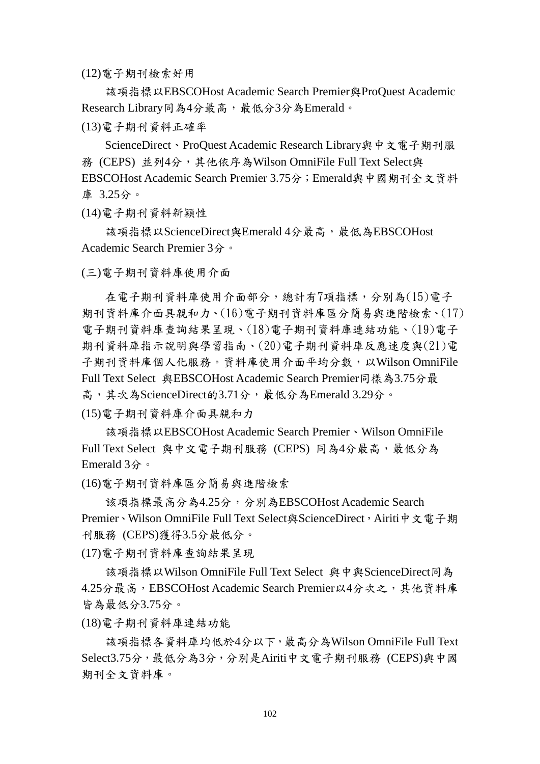(12)電子期刊檢索好用

該項指標以EBSCOHost Academic Search Premier與ProQuest Academic Research Library同為4分最高，最低分3分為Emerald。

(13)電子期刊資料正確率

ScienceDirect、ProQuest Academic Research Library與中文電子期刊服務 (CEPS) 並列4分，其他依序為Wilson OmniFile Full Text Select與EBSCOHost Academic Search Premier 3.75分；Emerald與中國期刊全文資料庫 3.25分。

(14)電子期刊資料新穎性

該項指標以ScienceDirect與Emerald 4分最高，最低為EBSCOHost Academic Search Premier 3分。

(三)電子期刊資料庫使用介面

在電子期刊資料庫使用介面部分，總計有7項指標，分別為(15)電子期刊資料庫介面具親和力、(16)電子期刊資料庫區分簡易與進階檢索、(17)電子期刊資料庫查詢結果呈現、(18)電子期刊資料庫連結功能、(19)電子期刊資料庫指示說明與學習指南、(20)電子期刊資料庫反應速度與(21)電子期刊資料庫個人化服務。資料庫使用介面平均分數，以Wilson OmniFile Full Text Select 與EBSCOHost Academic Search Premier同樣為3.75分最高，其次為ScienceDirect的3.71分，最低分為Emerald 3.29分。

(15)電子期刊資料庫介面具親和力

該項指標以EBSCOHost Academic Search Premier、Wilson OmniFile Full Text Select 與中文電子期刊服務 (CEPS) 同為4分最高，最低分為Emerald 3分。

(16)電子期刊資料庫區分簡易與進階檢索

該項指標最高分為4.25分，分別為EBSCOHost Academic Search Premier、Wilson OmniFile Full Text Select與ScienceDirect，Airiti中文電子期刊服務 (CEPS)獲得3.5分最低分。

(17)電子期刊資料庫查詢結果呈現

該項指標以Wilson OmniFile Full Text Select 與中與ScienceDirect同為4.25分最高，EBSCOHost Academic Search Premier以4分次之，其他資料庫皆為最低分3.75分。

(18)電子期刊資料庫連結功能

該項指標各資料庫均低於4分以下，最高分為Wilson OmniFile Full Text Select3.75分，最低分為3分，分別是Airiti中文電子期刊服務 (CEPS)與中國期刊全文資料庫。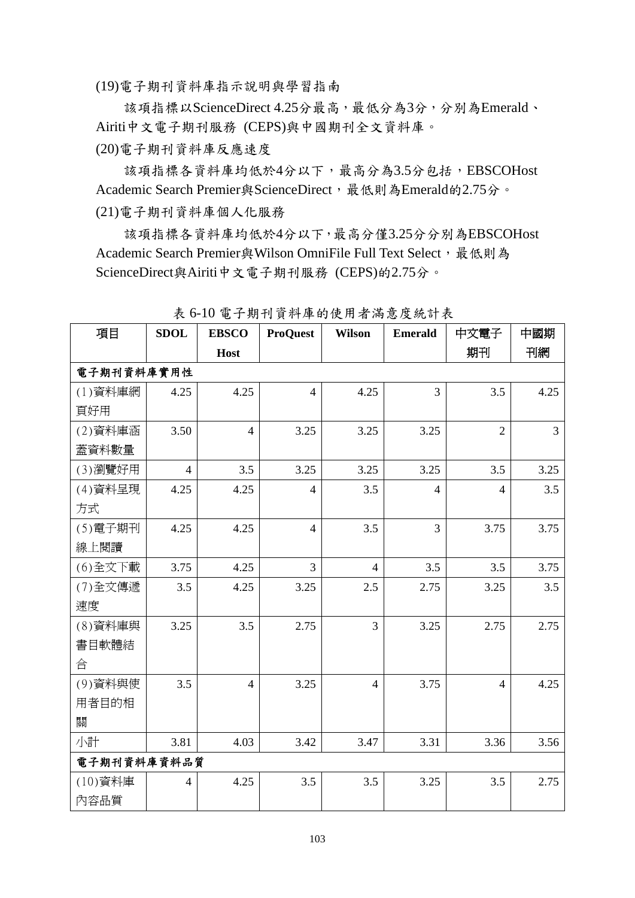(19)電子期刊資料庫指示說明與學習指南

該項指標以ScienceDirect 4.25分最高，最低分為3分，分別為Emerald、Airiti中文電子期刊服務 (CEPS)與中國期刊全文資料庫。

(20)電子期刊資料庫反應速度

該項指標各資料庫均低於4分以下，最高分為3.5分包括，EBSCOHost Academic Search Premier與ScienceDirect，最低則為Emerald的2.75分。

(21)電子期刊資料庫個人化服務

該項指標各資料庫均低於4分以下，最高分僅3.25分分別為EBSCOHost Academic Search Premier與Wilson OmniFile Full Text Select，最低則為ScienceDirect與Airiti中文電子期刊服務 (CEPS)的2.75分。

表 6-10 電子期刊資料庫的使用者滿意度統計表

| 項目 | SDOL | EBSCO Host | ProQuest | Wilson | Emerald | 中文電子期刊 | 中國期刊網 |
|---|---|---|---|---|---|---|---|
| 電子期刊資料庫實用性 | | | | | | | |
| (1)資料庫網頁好用 | 4.25 | 4.25 | 4 | 4.25 | 3 | 3.5 | 4.25 |
| (2)資料庫涵蓋資料數量 | 3.50 | 4 | 3.25 | 3.25 | 3.25 | 2 | 3 |
| (3)瀏覽好用 | 4 | 3.5 | 3.25 | 3.25 | 3.25 | 3.5 | 3.25 |
| (4)資料呈現方式 | 4.25 | 4.25 | 4 | 3.5 | 4 | 4 | 3.5 |
| (5)電子期刊線上閱讀 | 4.25 | 4.25 | 4 | 3.5 | 3 | 3.75 | 3.75 |
| (6)全文下載 | 3.75 | 4.25 | 3 | 4 | 3.5 | 3.5 | 3.75 |
| (7)全文傳遞速度 | 3.5 | 4.25 | 3.25 | 2.5 | 2.75 | 3.25 | 3.5 |
| (8)資料庫與書目軟體結合 | 3.25 | 3.5 | 2.75 | 3 | 3.25 | 2.75 | 2.75 |
| (9)資料與使用者目的相關 | 3.5 | 4 | 3.25 | 4 | 3.75 | 4 | 4.25 |
| 小計 | 3.81 | 4.03 | 3.42 | 3.47 | 3.31 | 3.36 | 3.56 |
| 電子期刊資料庫資料品質 | | | | | | | |
| (10)資料庫內容品質 | 4 | 4.25 | 3.5 | 3.5 | 3.25 | 3.5 | 2.75 |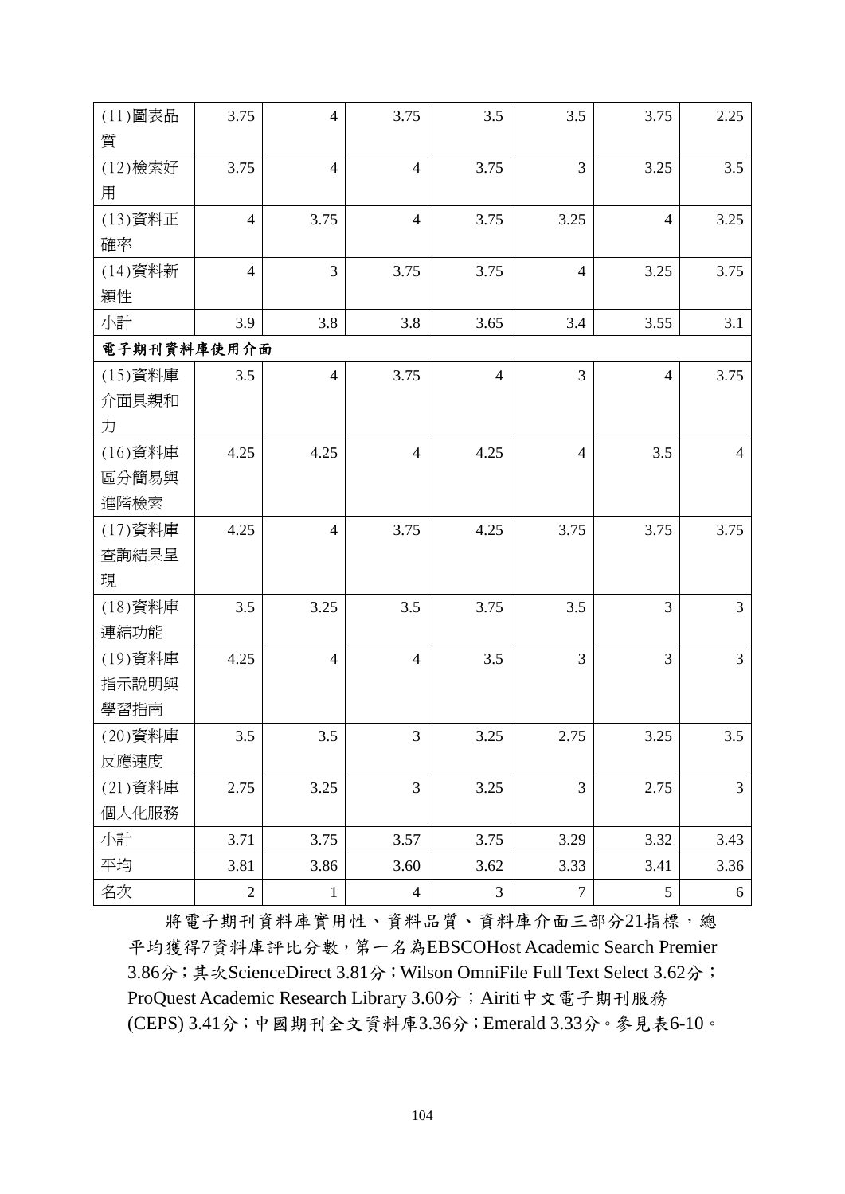| (11)圖表品質 | 3.75 | 4 | 3.75 | 3.5 | 3.5 | 3.75 | 2.25 |
|---|---|---|---|---|---|---|---|
| (12)檢索好用 | 3.75 | 4 | 4 | 3.75 | 3 | 3.25 | 3.5 |
| (13)資料正確率 | 4 | 3.75 | 4 | 3.75 | 3.25 | 4 | 3.25 |
| (14)資料新穎性 | 4 | 3 | 3.75 | 3.75 | 4 | 3.25 | 3.75 |
| 小計 | 3.9 | 3.8 | 3.8 | 3.65 | 3.4 | 3.55 | 3.1 |
| **電子期刊資料庫使用介面** | | | | | | | |
| (15)資料庫介面具親和力 | 3.5 | 4 | 3.75 | 4 | 3 | 4 | 3.75 |
| (16)資料庫區分簡易與進階檢索 | 4.25 | 4.25 | 4 | 4.25 | 4 | 3.5 | 4 |
| (17)資料庫查詢結果呈現 | 4.25 | 4 | 3.75 | 4.25 | 3.75 | 3.75 | 3.75 |
| (18)資料庫連結功能 | 3.5 | 3.25 | 3.5 | 3.75 | 3.5 | 3 | 3 |
| (19)資料庫指示說明與學習指南 | 4.25 | 4 | 4 | 3.5 | 3 | 3 | 3 |
| (20)資料庫反應速度 | 3.5 | 3.5 | 3 | 3.25 | 2.75 | 3.25 | 3.5 |
| (21)資料庫個人化服務 | 2.75 | 3.25 | 3 | 3.25 | 3 | 2.75 | 3 |
| 小計 | 3.71 | 3.75 | 3.57 | 3.75 | 3.29 | 3.32 | 3.43 |
| 平均 | 3.81 | 3.86 | 3.60 | 3.62 | 3.33 | 3.41 | 3.36 |
| 名次 | 2 | 1 | 4 | 3 | 7 | 5 | 6 |

將電子期刊資料庫實用性、資料品質、資料庫介面三部分21指標，總平均獲得7資料庫評比分數，第一名為EBSCOHost Academic Search Premier 3.86分；其次ScienceDirect 3.81分；Wilson OmniFile Full Text Select 3.62分；ProQuest Academic Research Library 3.60分；Airiti中文電子期刊服務(CEPS) 3.41分；中國期刊全文資料庫3.36分；Emerald 3.33分。參見表6-10。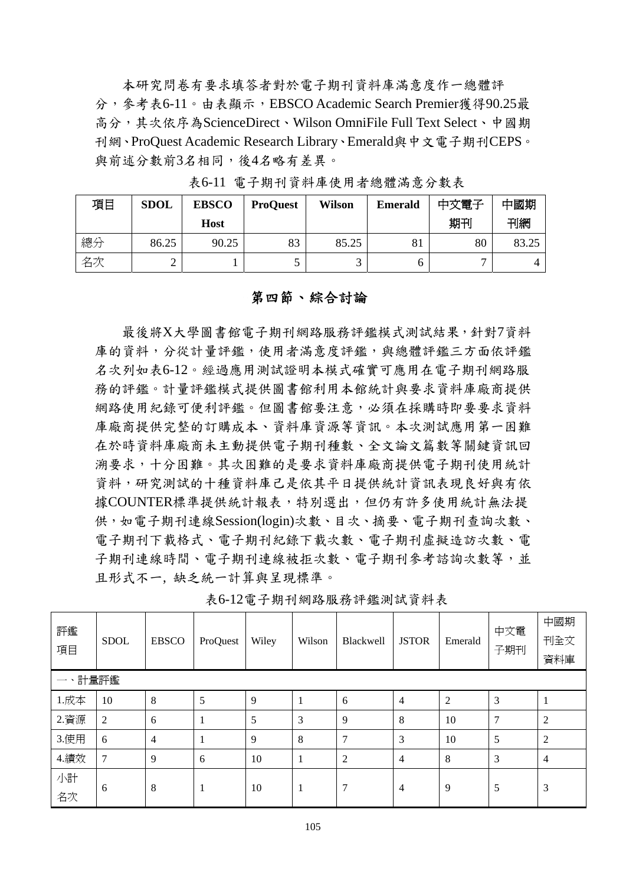本研究問卷有要求填答者對於電子期刊資料庫滿意度作一總體評分，參考表6-11。由表顯示，EBSCO Academic Search Premier獲得90.25最高分，其次依序為ScienceDirect、Wilson OmniFile Full Text Select、中國期刊網、ProQuest Academic Research Library、Emerald與中文電子期刊CEPS。與前述分數前3名相同，後4名略有差異。

表6-11 電子期刊資料庫使用者總體滿意分數表

| 項目 | SDOL | EBSCO Host | ProQuest | Wilson | Emerald | 中文電子期刊 | 中國期刊網 |
|---|---|---|---|---|---|---|---|
| 總分 | 86.25 | 90.25 | 83 | 85.25 | 81 | 80 | 83.25 |
| 名次 | 2 | 1 | 5 | 3 | 6 | 7 | 4 |

## 第四節、綜合討論

最後將X大學圖書館電子期刊網路服務評鑑模式測試結果，針對7資料庫的資料，分從計量評鑑，使用者滿意度評鑑，與總體評鑑三方面依評鑑名次列如表6-12。經過應用測試證明本模式確實可應用在電子期刊網路服務的評鑑。計量評鑑模式提供圖書館利用本館統計與要求資料庫廠商提供網路使用紀錄可便利評鑑。但圖書館要注意，必須在採購時即要要求資料庫廠商提供完整的訂購成本、資料庫資源等資訊。本次測試應用第一困難在於時資料庫廠商未主動提供電子期刊種數、全文論文篇數等關鍵資訊回溯要求，十分困難。其次困難的是要求資料庫廠商提供電子期刊使用統計資料，研究測試的十種資料庫己是依其平日提供統計資訊表現良好與有依據COUNTER標準提供統計報表，特別選出，但仍有許多使用統計無法提供，如電子期刊連線Session(login)次數、目次、摘要、電子期刊查詢次數、電子期刊下載格式、電子期刊紀錄下載次數、電子期刊虛擬造訪次數、電子期刊連線時間、電子期刊連線被拒次數、電子期刊參考諮詢次數等，並且形式不一，缺乏統一計算與呈現標準。

表6-12電子期刊網路服務評鑑測試資料表

| 評鑑項目 | SDOL | EBSCO | ProQuest | Wiley | Wilson | Blackwell | JSTOR | Emerald | 中文電子期刊 | 中國期刊全文資料庫 |
|---|---|---|---|---|---|---|---|---|---|---|
| 一、計量評鑑 | | | | | | | | | | |
| 1.成本 | 10 | 8 | 5 | 9 | 1 | 6 | 4 | 2 | 3 | 1 |
| 2.資源 | 2 | 6 | 1 | 5 | 3 | 9 | 8 | 10 | 7 | 2 |
| 3.使用 | 6 | 4 | 1 | 9 | 8 | 7 | 3 | 10 | 5 | 2 |
| 4.績效 | 7 | 9 | 6 | 10 | 1 | 2 | 4 | 8 | 3 | 4 |
| 小計名次 | 6 | 8 | 1 | 10 | 1 | 7 | 4 | 9 | 5 | 3 |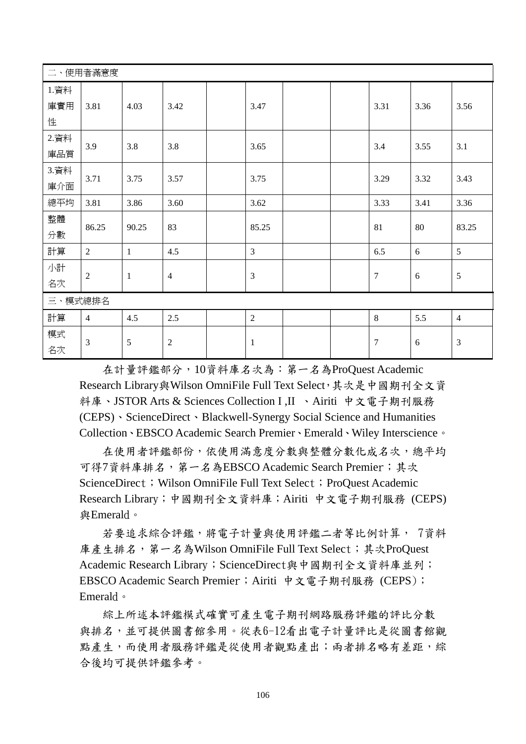| 二、使用者滿意度 | | | | | | | | | | |
|---|---|---|---|---|---|---|---|---|---|---|
| 1.資料庫實用性 | 3.81 | 4.03 | 3.42 | | 3.47 | | | 3.31 | 3.36 | 3.56 |
| 2.資料庫品質 | 3.9 | 3.8 | 3.8 | | 3.65 | | | 3.4 | 3.55 | 3.1 |
| 3.資料庫介面 | 3.71 | 3.75 | 3.57 | | 3.75 | | | 3.29 | 3.32 | 3.43 |
| 總平均 | 3.81 | 3.86 | 3.60 | | 3.62 | | | 3.33 | 3.41 | 3.36 |
| 整體分數 | 86.25 | 90.25 | 83 | | 85.25 | | | 81 | 80 | 83.25 |
| 計算 | 2 | 1 | 4.5 | | 3 | | | 6.5 | 6 | 5 |
| 小計名次 | 2 | 1 | 4 | | 3 | | | 7 | 6 | 5 |
| 三、模式總排名 | | | | | | | | | | |
| 計算 | 4 | 4.5 | 2.5 | | 2 | | | 8 | 5.5 | 4 |
| 模式名次 | 3 | 5 | 2 | | 1 | | | 7 | 6 | 3 |

在計量評鑑部分，10資料庫名次為：第一名為ProQuest Academic Research Library與Wilson OmniFile Full Text Select，其次是中國期刊全文資料庫、JSTOR Arts & Sciences Collection I ,II 、Airiti 中文電子期刊服務(CEPS)、ScienceDirect、Blackwell-Synergy Social Science and Humanities Collection、EBSCO Academic Search Premier、Emerald、Wiley Interscience。

在使用者評鑑部份，依使用滿意度分數與整體分數化成名次，總平均可得7資料庫排名，第一名為EBSCO Academic Search Premier；其次ScienceDirect；Wilson OmniFile Full Text Select；ProQuest Academic Research Library；中國期刊全文資料庫；Airiti 中文電子期刊服務 (CEPS)與Emerald。

若要追求綜合評鑑，將電子計量與使用評鑑二者等比例計算， 7資料庫產生排名，第一名為Wilson OmniFile Full Text Select；其次ProQuest Academic Research Library；ScienceDirect與中國期刊全文資料庫並列；EBSCO Academic Search Premier；Airiti 中文電子期刊服務 (CEPS)；Emerald。

綜上所述本評鑑模式確實可產生電子期刊網路服務評鑑的評比分數與排名，並可提供圖書館參用。從表6-12看出電子計量評比是從圖書館觀點產生，而使用者服務評鑑是從使用者觀點產出；兩者排名略有差距，綜合後均可提供評鑑參考。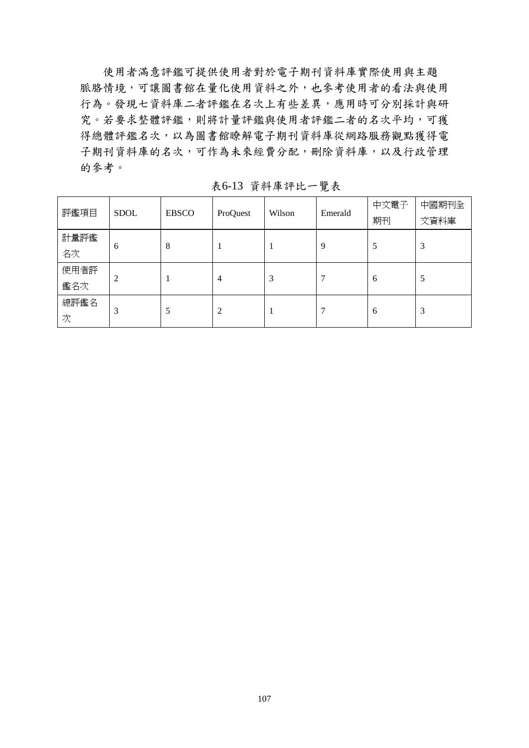使用者滿意評鑑可提供使用者對於電子期刊資料庫實際使用與主題脈絡情境，可讓圖書館在量化使用資料之外，也參考使用者的看法與使用行為。發現七資料庫二者評鑑在名次上有些差異，應用時可分別採計與研究。若要求整體評鑑，則將計量評鑑與使用者評鑑二者的名次平均，可獲得總體評鑑名次，以為圖書館瞭解電子期刊資料庫從網路服務觀點獲得電子期刊資料庫的名次，可作為未來經費分配，刪除資料庫，以及行政管理的參考。

表6-13 資料庫評比一覽表

| 評鑑項目 | SDOL | EBSCO | ProQuest | Wilson | Emerald | 中文電子期刊 | 中國期刊全文資料庫 |
|---|---|---|---|---|---|---|---|
| 計量評鑑名次 | 6 | 8 | 1 | 1 | 9 | 5 | 3 |
| 使用者評鑑名次 | 2 | 1 | 4 | 3 | 7 | 6 | 5 |
| 總評鑑名次 | 3 | 5 | 2 | 1 | 7 | 6 | 3 |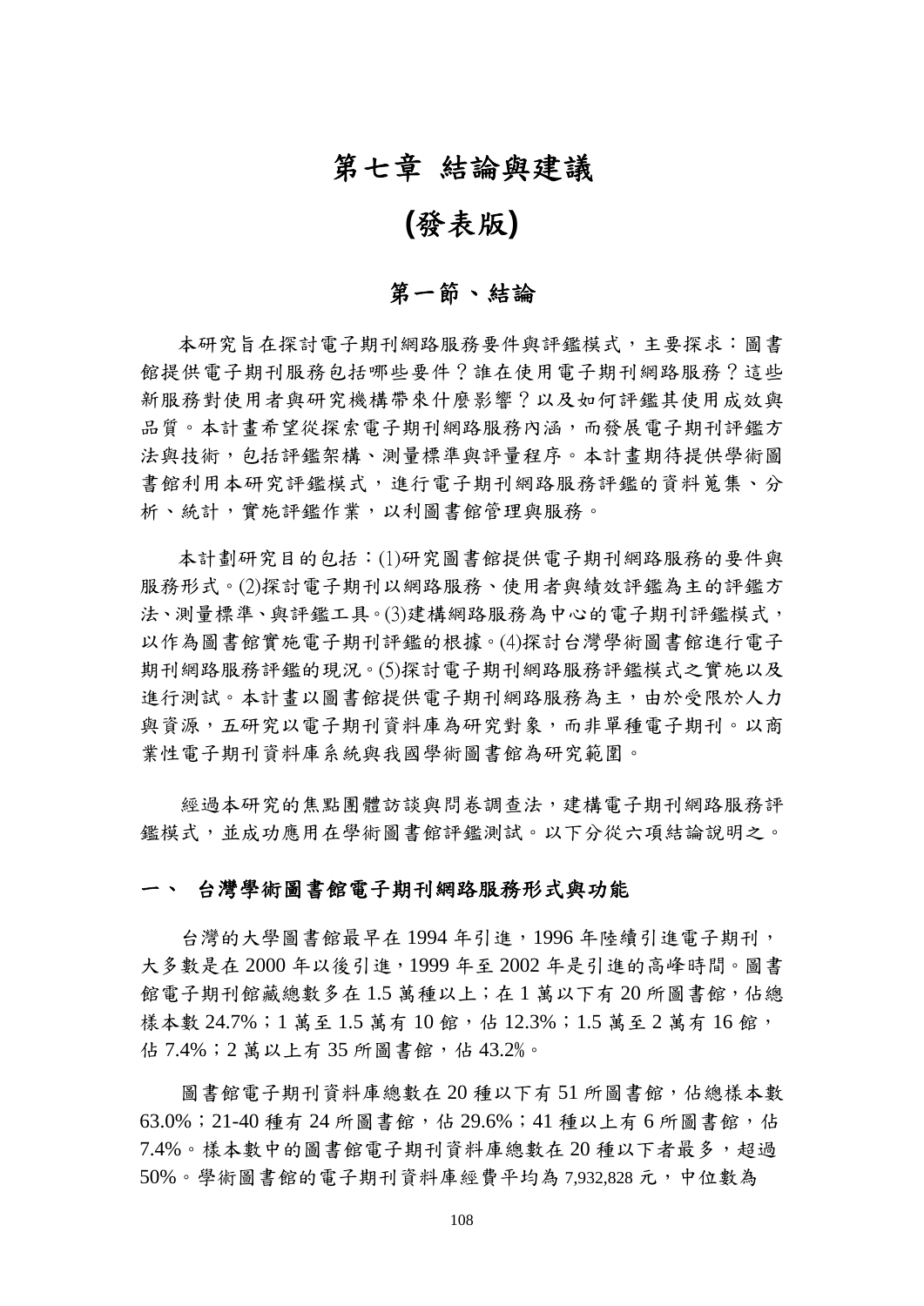# 第七章 結論與建議

# (發表版)

## 第一節、結論

本研究旨在探討電子期刊網路服務要件與評鑑模式，主要探求：圖書館提供電子期刊服務包括哪些要件？誰在使用電子期刊網路服務？這些新服務對使用者與研究機構帶來什麼影響？以及如何評鑑其使用成效與品質。本計畫希望從探索電子期刊網路服務內涵，而發展電子期刊評鑑方法與技術，包括評鑑架構、測量標準與評量程序。本計畫期待提供學術圖書館利用本研究評鑑模式，進行電子期刊網路服務評鑑的資料蒐集、分析、統計，實施評鑑作業，以利圖書館管理與服務。

本計劃研究目的包括：(1)研究圖書館提供電子期刊網路服務的要件與服務形式。(2)探討電子期刊以網路服務、使用者與績效評鑑為主的評鑑方法、測量標準、與評鑑工具。(3)建構網路服務為中心的電子期刊評鑑模式，以作為圖書館實施電子期刊評鑑的根據。(4)探討台灣學術圖書館進行電子期刊網路服務評鑑的現況。(5)探討電子期刊網路服務評鑑模式之實施以及進行測試。本計畫以圖書館提供電子期刊網路服務為主，由於受限於人力與資源，五研究以電子期刊資料庫為研究對象，而非單種電子期刊。以商業性電子期刊資料庫系統與我國學術圖書館為研究範圍。

經過本研究的焦點團體訪談與問卷調查法，建構電子期刊網路服務評鑑模式，並成功應用在學術圖書館評鑑測試。以下分從六項結論說明之。

### 一、 台灣學術圖書館電子期刊網路服務形式與功能

台灣的大學圖書館最早在 1994 年引進，1996 年陸續引進電子期刊，大多數是在 2000 年以後引進，1999 年至 2002 年是引進的高峰時間。圖書館電子期刊館藏總數多在 1.5 萬種以上；在 1 萬以下有 20 所圖書館，佔總樣本數 24.7%；1 萬至 1.5 萬有 10 館，佔 12.3%；1.5 萬至 2 萬有 16 館，佔 7.4%；2 萬以上有 35 所圖書館，佔 43.2%。

圖書館電子期刊資料庫總數在 20 種以下有 51 所圖書館，佔總樣本數 63.0%；21-40 種有 24 所圖書館，佔 29.6%；41 種以上有 6 所圖書館，佔 7.4%。樣本數中的圖書館電子期刊資料庫總數在 20 種以下者最多，超過 50%。學術圖書館的電子期刊資料庫經費平均為 7,932,828 元，中位數為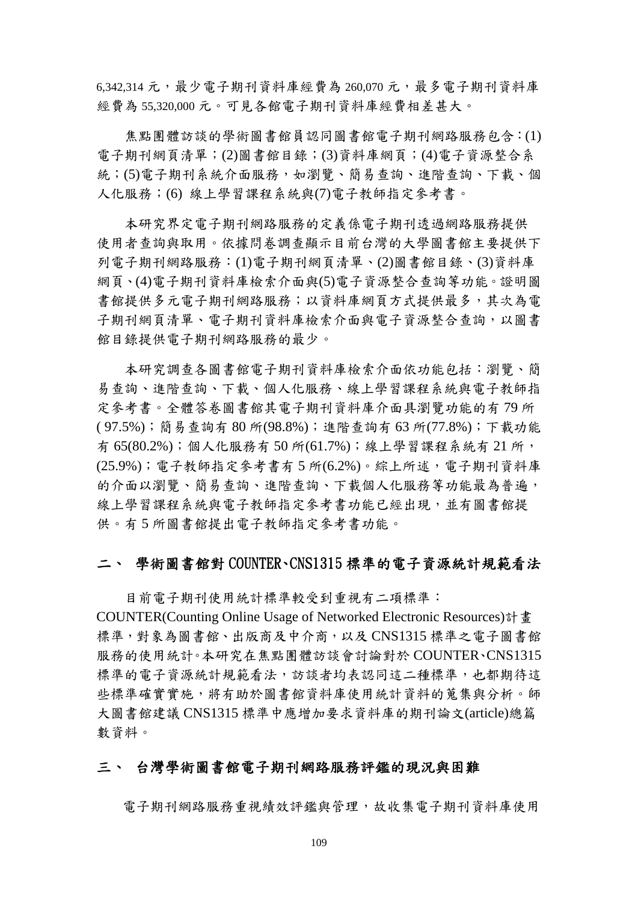6,342,314 元，最少電子期刊資料庫經費為 260,070 元，最多電子期刊資料庫經費為 55,320,000 元。可見各館電子期刊資料庫經費相差甚大。

焦點團體訪談的學術圖書館員認同圖書館電子期刊網路服務包含：(1)電子期刊網頁清單；(2)圖書館目錄；(3)資料庫網頁；(4)電子資源整合系統；(5)電子期刊系統介面服務，如瀏覽、簡易查詢、進階查詢、下載、個人化服務；(6) 線上學習課程系統與(7)電子教師指定參考書。

本研究界定電子期刊網路服務的定義係電子期刊透過網路服務提供使用者查詢與取用。依據問卷調查顯示目前台灣的大學圖書館主要提供下列電子期刊網路服務：(1)電子期刊網頁清單、(2)圖書館目錄、(3)資料庫網頁、(4)電子期刊資料庫檢索介面與(5)電子資源整合查詢等功能。證明圖書館提供多元電子期刊網路服務；以資料庫網頁方式提供最多，其次為電子期刊網頁清單、電子期刊資料庫檢索介面與電子資源整合查詢，以圖書館目錄提供電子期刊網路服務的最少。

本研究調查各圖書館電子期刊資料庫檢索介面依功能包括：瀏覽、簡易查詢、進階查詢、下載、個人化服務、線上學習課程系統與電子教師指定參考書。全體答卷圖書館其電子期刊資料庫介面具瀏覽功能的有 79 所( 97.5%)；簡易查詢有 80 所(98.8%)；進階查詢有 63 所(77.8%)；下載功能有 65(80.2%)；個人化服務有 50 所(61.7%)；線上學習課程系統有 21 所，(25.9%)；電子教師指定參考書有 5 所(6.2%)。綜上所述，電子期刊資料庫的介面以瀏覽、簡易查詢、進階查詢、下載個人化服務等功能最為普遍，線上學習課程系統與電子教師指定參考書功能已經出現，並有圖書館提供。有 5 所圖書館提出電子教師指定參考書功能。

## 二、 學術圖書館對 COUNTER、CNS1315 標準的電子資源統計規範看法

目前電子期刊使用統計標準較受到重視有二項標準：COUNTER(Counting Online Usage of Networked Electronic Resources)計畫標準，對象為圖書館、出版商及中介商，以及 CNS1315 標準之電子圖書館服務的使用統計。本研究在焦點團體訪談會討論對於 COUNTER、CNS1315 標準的電子資源統計規範看法，訪談者均表認同這二種標準，也都期待這些標準確實實施，將有助於圖書館資料庫使用統計資料的蒐集與分析。師大圖書館建議 CNS1315 標準中應增加要求資料庫的期刊論文(article)總篇數資料。

## 三、 台灣學術圖書館電子期刊網路服務評鑑的現況與困難

電子期刊網路服務重視績效評鑑與管理，故收集電子期刊資料庫使用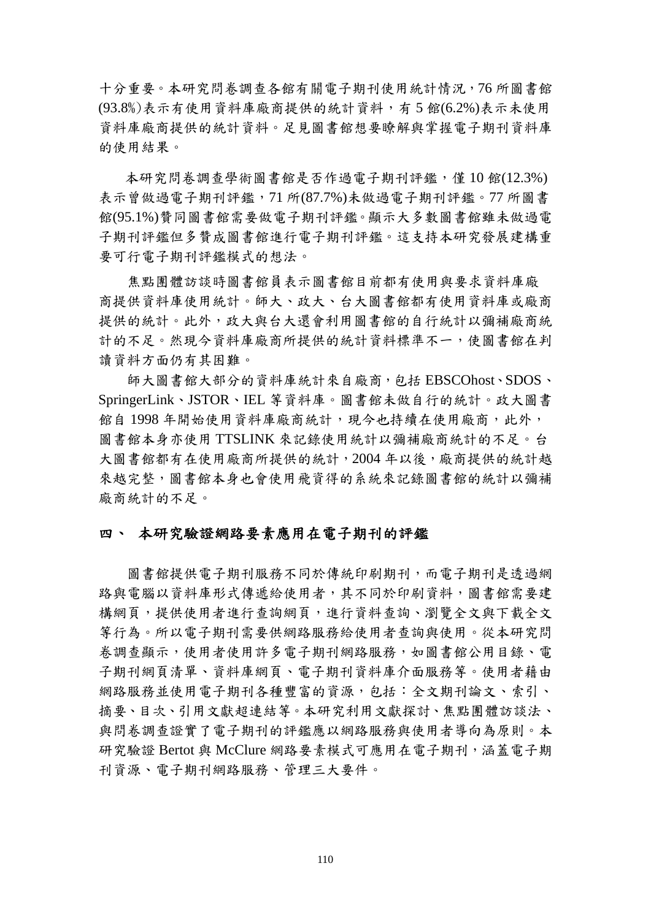十分重要。本研究問卷調查各館有關電子期刊使用統計情況，76 所圖書館(93.8%)表示有使用資料庫廠商提供的統計資料，有 5 館(6.2%)表示未使用資料庫廠商提供的統計資料。足見圖書館想要瞭解與掌握電子期刊資料庫的使用結果。

本研究問卷調查學術圖書館是否作過電子期刊評鑑，僅 10 館(12.3%)表示曾做過電子期刊評鑑，71 所(87.7%)未做過電子期刊評鑑。77 所圖書館(95.1%)贊同圖書館需要做電子期刊評鑑。顯示大多數圖書館雖未做過電子期刊評鑑但多贊成圖書館進行電子期刊評鑑。這支持本研究發展建構重要可行電子期刊評鑑模式的想法。

焦點團體訪談時圖書館員表示圖書館目前都有使用與要求資料庫廠商提供資料庫使用統計。師大、政大、台大圖書館都有使用資料庫或廠商提供的統計。此外，政大與台大還會利用圖書館的自行統計以彌補廠商統計的不足。然現今資料庫廠商所提供的統計資料標準不一，使圖書館在判讀資料方面仍有其困難。

師大圖書館大部分的資料庫統計來自廠商，包括 EBSCOhost、SDOS、SpringerLink、JSTOR、IEL 等資料庫。圖書館未做自行的統計。政大圖書館自 1998 年開始使用資料庫廠商統計，現今也持續在使用廠商，此外，圖書館本身亦使用 TTSLINK 來記錄使用統計以彌補廠商統計的不足。台大圖書館都有在使用廠商所提供的統計，2004 年以後，廠商提供的統計越來越完整，圖書館本身也會使用飛資得的系統來記錄圖書館的統計以彌補廠商統計的不足。

## 四、 本研究驗證網路要素應用在電子期刊的評鑑

圖書館提供電子期刊服務不同於傳統印刷期刊，而電子期刊是透過網路與電腦以資料庫形式傳遞給使用者，其不同於印刷資料，圖書館需要建構網頁，提供使用者進行查詢網頁，進行資料查詢、瀏覽全文與下載全文等行為。所以電子期刊需要供網路服務給使用者查詢與使用。從本研究問卷調查顯示，使用者使用許多電子期刊網路服務，如圖書館公用目錄、電子期刊網頁清單、資料庫網頁、電子期刊資料庫介面服務等。使用者藉由網路服務並使用電子期刊各種豐富的資源，包括：全文期刊論文、索引、摘要、目次、引用文獻超連結等。本研究利用文獻探討、焦點團體訪談法、與問卷調查證實了電子期刊的評鑑應以網路服務與使用者導向為原則。本研究驗證 Bertot 與 McClure 網路要素模式可應用在電子期刊，涵蓋電子期刊資源、電子期刊網路服務、管理三大要件。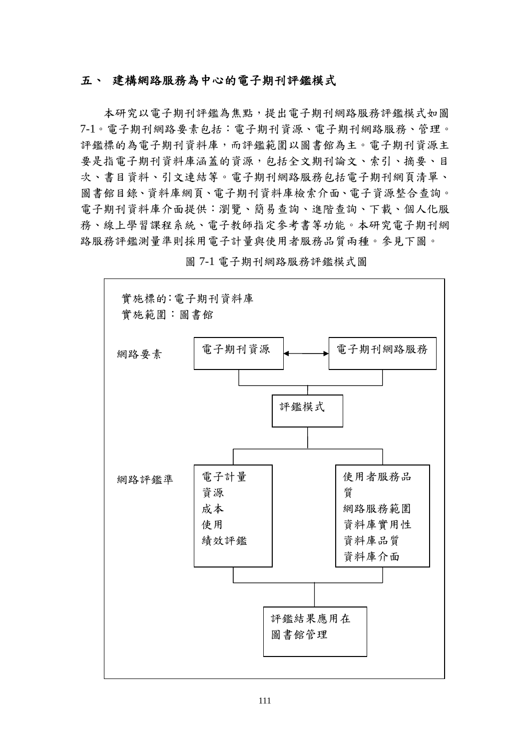## 五、 建構網路服務為中心的電子期刊評鑑模式

本研究以電子期刊評鑑為焦點，提出電子期刊網路服務評鑑模式如圖 7-1。電子期刊網路要素包括：電子期刊資源、電子期刊網路服務、管理。評鑑標的為電子期刊資料庫，而評鑑範圍以圖書館為主。電子期刊資源主要是指電子期刊資料庫涵蓋的資源，包括全文期刊論文、索引、摘要、目次、書目資料、引文連結等。電子期刊網路服務包括電子期刊網頁清單、圖書館目錄、資料庫網頁、電子期刊資料庫檢索介面、電子資源整合查詢。電子期刊資料庫介面提供：瀏覽、簡易查詢、進階查詢、下載、個人化服務、線上學習課程系統、電子教師指定參考書等功能。本研究電子期刊網路服務評鑑測量準則採用電子計量與使用者服務品質兩種。參見下圖。

圖 7-1 電子期刊網路服務評鑑模式圖

實施標的：電子期刊資料庫
實施範圍：圖書館

網路要素：電子期刊資源 ←→ 電子期刊網路服務

↓

評鑑模式

↓

網路評鑑準：

- 電子計量
  - 資源
  - 成本
  - 使用
  - 績效評鑑
- 使用者服務品質
  - 網路服務範圍
  - 資料庫實用性
  - 資料庫品質
  - 資料庫介面

↓

評鑑結果應用在圖書館管理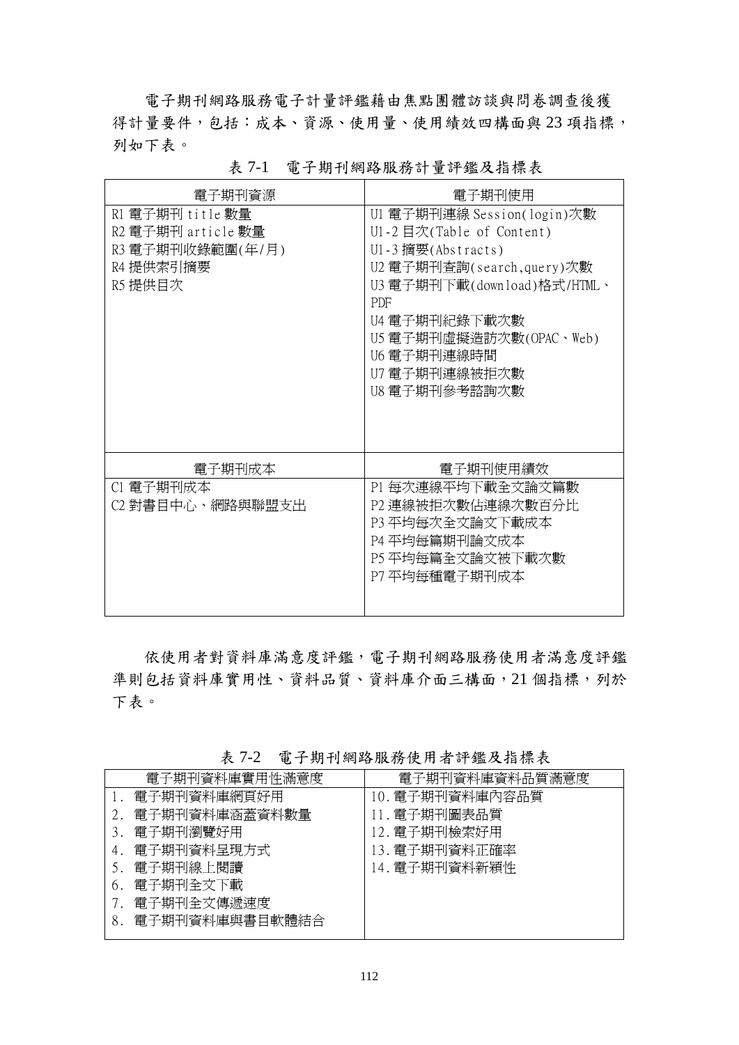電子期刊網路服務電子計量評鑑藉由焦點團體訪談與問卷調查後獲得計量要件，包括：成本、資源、使用量、使用績效四構面與 23 項指標，列如下表。

表 7-1　電子期刊網路服務計量評鑑及指標表

| 電子期刊資源 | 電子期刊使用 |
|---|---|
| R1 電子期刊 title 數量<br>R2 電子期刊 article 數量<br>R3 電子期刊收錄範圍(年/月)<br>R4 提供索引摘要<br>R5 提供目次 | U1 電子期刊連線 Session(login)次數<br>U1-2 目次(Table of Content)<br>U1-3 摘要(Abstracts)<br>U2 電子期刊查詢(search,query)次數<br>U3 電子期刊下載(download)格式/HTML、PDF<br>U4 電子期刊紀錄下載次數<br>U5 電子期刊虛擬造訪次數(OPAC、Web)<br>U6 電子期刊連線時間<br>U7 電子期刊連線被拒次數<br>U8 電子期刊參考諮詢次數 |
| **電子期刊成本** | **電子期刊使用績效** |
| C1 電子期刊成本<br>C2 對書目中心、網路與聯盟支出 | P1 每次連線平均下載全文論文篇數<br>P2 連線被拒次數佔連線次數百分比<br>P3 平均每次全文論文下載成本<br>P4 平均每篇期刊論文成本<br>P5 平均每篇全文論文被下載次數<br>P7 平均每種電子期刊成本 |

依使用者對資料庫滿意度評鑑，電子期刊網路服務使用者滿意度評鑑準則包括資料庫實用性、資料品質、資料庫介面三構面，21 個指標，列於下表。

表 7-2　電子期刊網路服務使用者評鑑及指標表

| 電子期刊資料庫實用性滿意度 | 電子期刊資料庫資料品質滿意度 |
|---|---|
| 1. 電子期刊資料庫網頁好用<br>2. 電子期刊資料庫涵蓋資料數量<br>3. 電子期刊瀏覽好用<br>4. 電子期刊資料呈現方式<br>5. 電子期刊線上閱讀<br>6. 電子期刊全文下載<br>7. 電子期刊全文傳遞速度<br>8. 電子期刊資料庫與書目軟體結合 | 10. 電子期刊資料庫內容品質<br>11. 電子期刊圖表品質<br>12. 電子期刊檢索好用<br>13. 電子期刊資料正確率<br>14. 電子期刊資料新穎性 |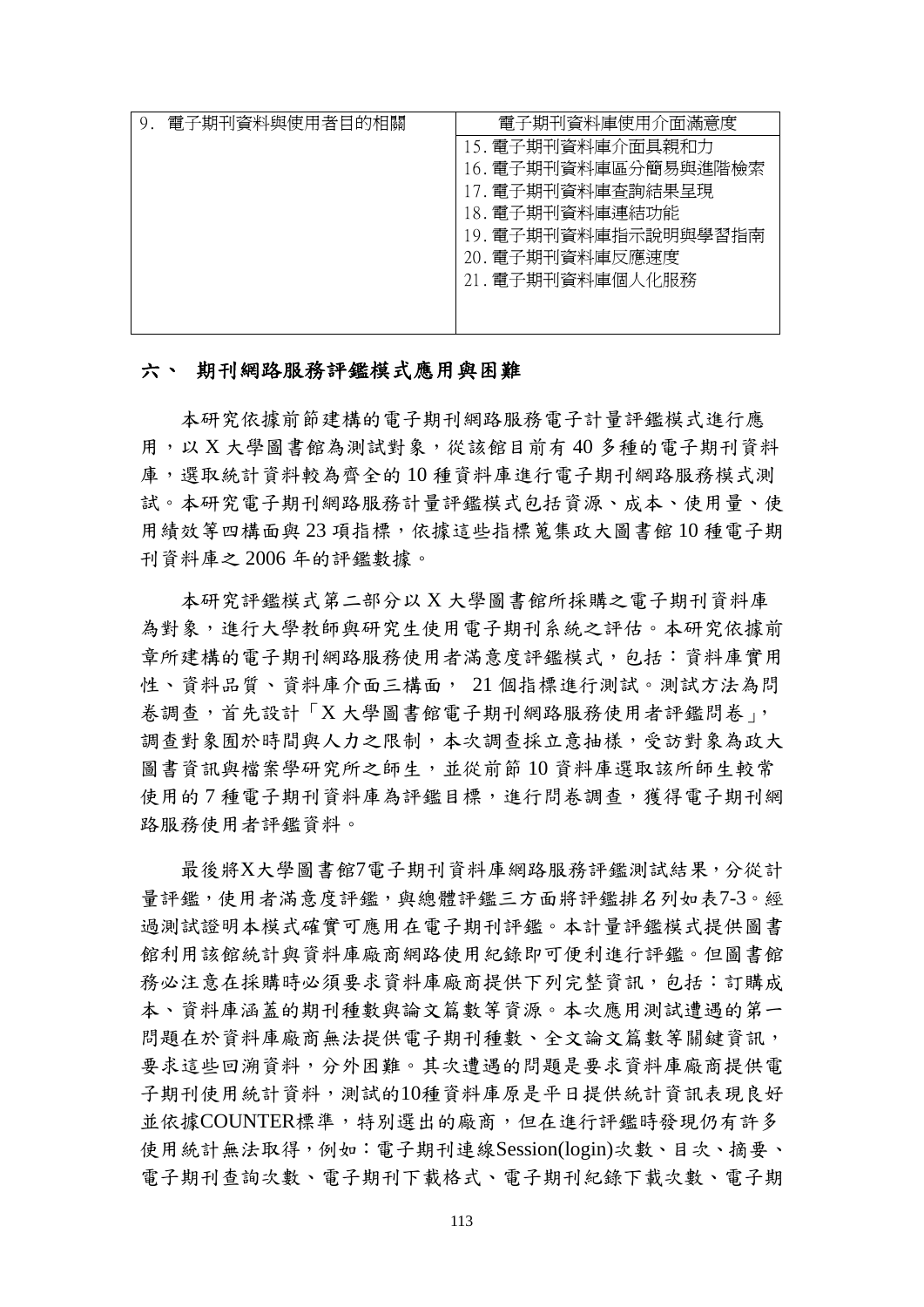| 9. 電子期刊資料與使用者目的相關 | 電子期刊資料庫使用介面滿意度 |
|---|---|
| | 15. 電子期刊資料庫介面具親和力<br>16. 電子期刊資料庫區分簡易與進階檢索<br>17. 電子期刊資料庫查詢結果呈現<br>18. 電子期刊資料庫連結功能<br>19. 電子期刊資料庫指示說明與學習指南<br>20. 電子期刊資料庫反應速度<br>21. 電子期刊資料庫個人化服務 |

## 六、 期刊網路服務評鑑模式應用與困難

本研究依據前節建構的電子期刊網路服務電子計量評鑑模式進行應用，以 X 大學圖書館為測試對象，從該館目前有 40 多種的電子期刊資料庫，選取統計資料較為齊全的 10 種資料庫進行電子期刊網路服務模式測試。本研究電子期刊網路服務計量評鑑模式包括資源、成本、使用量、使用績效等四構面與 23 項指標，依據這些指標蒐集政大圖書館 10 種電子期刊資料庫之 2006 年的評鑑數據。

本研究評鑑模式第二部分以 X 大學圖書館所採購之電子期刊資料庫為對象，進行大學教師與研究生使用電子期刊系統之評估。本研究依據前章所建構的電子期刊網路服務使用者滿意度評鑑模式，包括：資料庫實用性、資料品質、資料庫介面三構面， 21 個指標進行測試。測試方法為問卷調查，首先設計「X 大學圖書館電子期刊網路服務使用者評鑑問卷」，調查對象囿於時間與人力之限制，本次調查採立意抽樣，受訪對象為政大圖書資訊與檔案學研究所之師生，並從前節 10 資料庫選取該所師生較常使用的 7 種電子期刊資料庫為評鑑目標，進行問卷調查，獲得電子期刊網路服務使用者評鑑資料。

最後將X大學圖書館7電子期刊資料庫網路服務評鑑測試結果，分從計量評鑑，使用者滿意度評鑑，與總體評鑑三方面將評鑑排名列如表7-3。經過測試證明本模式確實可應用在電子期刊評鑑。本計量評鑑模式提供圖書館利用該館統計與資料庫廠商網路使用紀錄即可便利進行評鑑。但圖書館務必注意在採購時必須要求資料庫廠商提供下列完整資訊，包括：訂購成本、資料庫涵蓋的期刊種數與論文篇數等資源。本次應用測試遭遇的第一問題在於資料庫廠商無法提供電子期刊種數、全文論文篇數等關鍵資訊，要求這些回溯資料，分外困難。其次遭遇的問題是要求資料庫廠商提供電子期刊使用統計資料，測試的10種資料庫原是平日提供統計資訊表現良好並依據COUNTER標準，特別選出的廠商，但在進行評鑑時發現仍有許多使用統計無法取得，例如：電子期刊連線Session(login)次數、目次、摘要、電子期刊查詢次數、電子期刊下載格式、電子期刊紀錄下載次數、電子期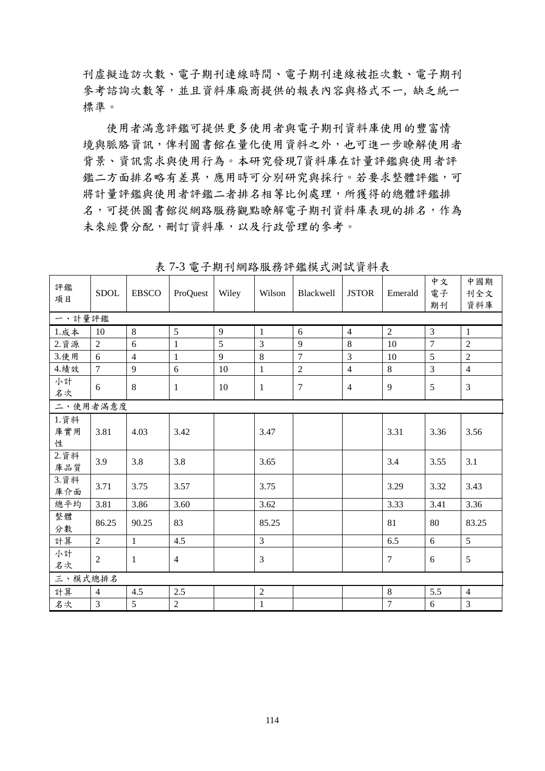刊虛擬造訪次數、電子期刊連線時間、電子期刊連線被拒次數、電子期刊參考諮詢次數等，並且資料庫廠商提供的報表內容與格式不一，缺乏統一標準。

使用者滿意評鑑可提供更多使用者與電子期刊資料庫使用的豐富情境與脈絡資訊，俾利圖書館在量化使用資料之外，也可進一步瞭解使用者背景、資訊需求與使用行為。本研究發現7資料庫在計量評鑑與使用者評鑑二方面排名略有差異，應用時可分別研究與採行。若要求整體評鑑，可將計量評鑑與使用者評鑑二者排名相等比例處理，所獲得的總體評鑑排名，可提供圖書館從網路服務觀點瞭解電子期刊資料庫表現的排名，作為未來經費分配，刪訂資料庫，以及行政管理的參考。

表 7-3 電子期刊網路服務評鑑模式測試資料表

| 評鑑項目 | SDOL | EBSCO | ProQuest | Wiley | Wilson | Blackwell | JSTOR | Emerald | 中文電子期刊 | 中國期刊全文資料庫 |
|---|---|---|---|---|---|---|---|---|---|---|
| 一、計量評鑑 | | | | | | | | | | |
| 1.成本 | 10 | 8 | 5 | 9 | 1 | 6 | 4 | 2 | 3 | 1 |
| 2.資源 | 2 | 6 | 1 | 5 | 3 | 9 | 8 | 10 | 7 | 2 |
| 3.使用 | 6 | 4 | 1 | 9 | 8 | 7 | 3 | 10 | 5 | 2 |
| 4.績效 | 7 | 9 | 6 | 10 | 1 | 2 | 4 | 8 | 3 | 4 |
| 小計名次 | 6 | 8 | 1 | 10 | 1 | 7 | 4 | 9 | 5 | 3 |
| 二、使用者滿意度 | | | | | | | | | | |
| 1.資料庫實用性 | 3.81 | 4.03 | 3.42 | | 3.47 | | | 3.31 | 3.36 | 3.56 |
| 2.資料庫品質 | 3.9 | 3.8 | 3.8 | | 3.65 | | | 3.4 | 3.55 | 3.1 |
| 3.資料庫介面 | 3.71 | 3.75 | 3.57 | | 3.75 | | | 3.29 | 3.32 | 3.43 |
| 總平均 | 3.81 | 3.86 | 3.60 | | 3.62 | | | 3.33 | 3.41 | 3.36 |
| 整體分數 | 86.25 | 90.25 | 83 | | 85.25 | | | 81 | 80 | 83.25 |
| 計算 | 2 | 1 | 4.5 | | 3 | | | 6.5 | 6 | 5 |
| 小計名次 | 2 | 1 | 4 | | 3 | | | 7 | 6 | 5 |
| 三、模式總排名 | | | | | | | | | | |
| 計算 | 4 | 4.5 | 2.5 | | 2 | | | 8 | 5.5 | 4 |
| 名次 | 3 | 5 | 2 | | 1 | | | 7 | 6 | 3 |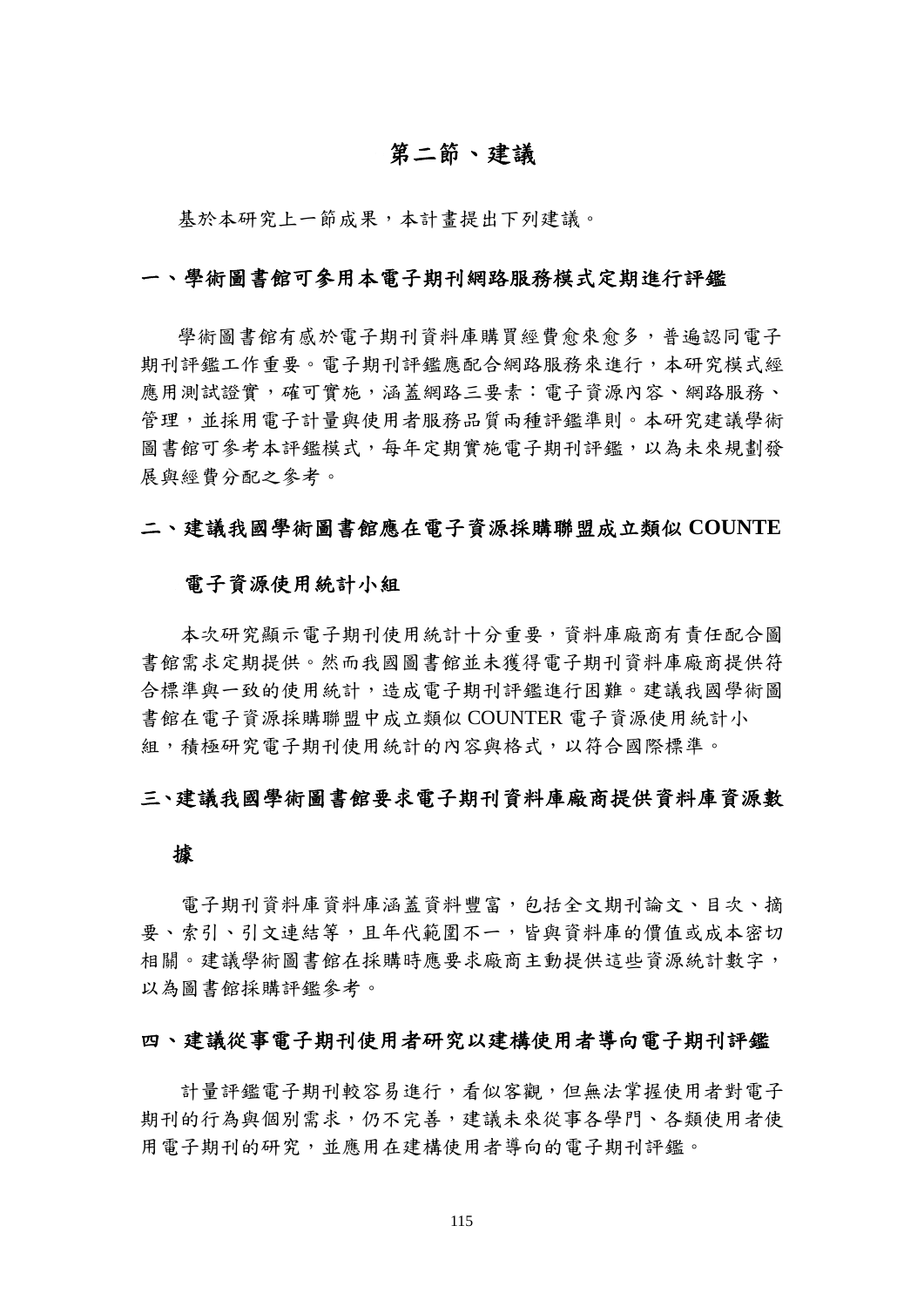## 第二節、建議

基於本研究上一節成果，本計畫提出下列建議。

### 一、學術圖書館可參用本電子期刊網路服務模式定期進行評鑑

學術圖書館有感於電子期刊資料庫購買經費愈來愈多，普遍認同電子期刊評鑑工作重要。電子期刊評鑑應配合網路服務來進行，本研究模式經應用測試證實，確可實施，涵蓋網路三要素：電子資源內容、網路服務、管理，並採用電子計量與使用者服務品質兩種評鑑準則。本研究建議學術圖書館可參考本評鑑模式，每年定期實施電子期刊評鑑，以為未來規劃發展與經費分配之參考。

### 二、建議我國學術圖書館應在電子資源採購聯盟成立類似 COUNTE 電子資源使用統計小組

本次研究顯示電子期刊使用統計十分重要，資料庫廠商有責任配合圖書館需求定期提供。然而我國圖書館並未獲得電子期刊資料庫廠商提供符合標準與一致的使用統計，造成電子期刊評鑑進行困難。建議我國學術圖書館在電子資源採購聯盟中成立類似 COUNTER 電子資源使用統計小組，積極研究電子期刊使用統計的內容與格式，以符合國際標準。

### 三、建議我國學術圖書館要求電子期刊資料庫廠商提供資料庫資源數據

電子期刊資料庫資料庫涵蓋資料豐富，包括全文期刊論文、目次、摘要、索引、引文連結等，且年代範圍不一，皆與資料庫的價值或成本密切相關。建議學術圖書館在採購時應要求廠商主動提供這些資源統計數字，以為圖書館採購評鑑參考。

### 四、建議從事電子期刊使用者研究以建構使用者導向電子期刊評鑑

計量評鑑電子期刊較容易進行，看似客觀，但無法掌握使用者對電子期刊的行為與個別需求，仍不完善，建議未來從事各學門、各類使用者使用電子期刊的研究，並應用在建構使用者導向的電子期刊評鑑。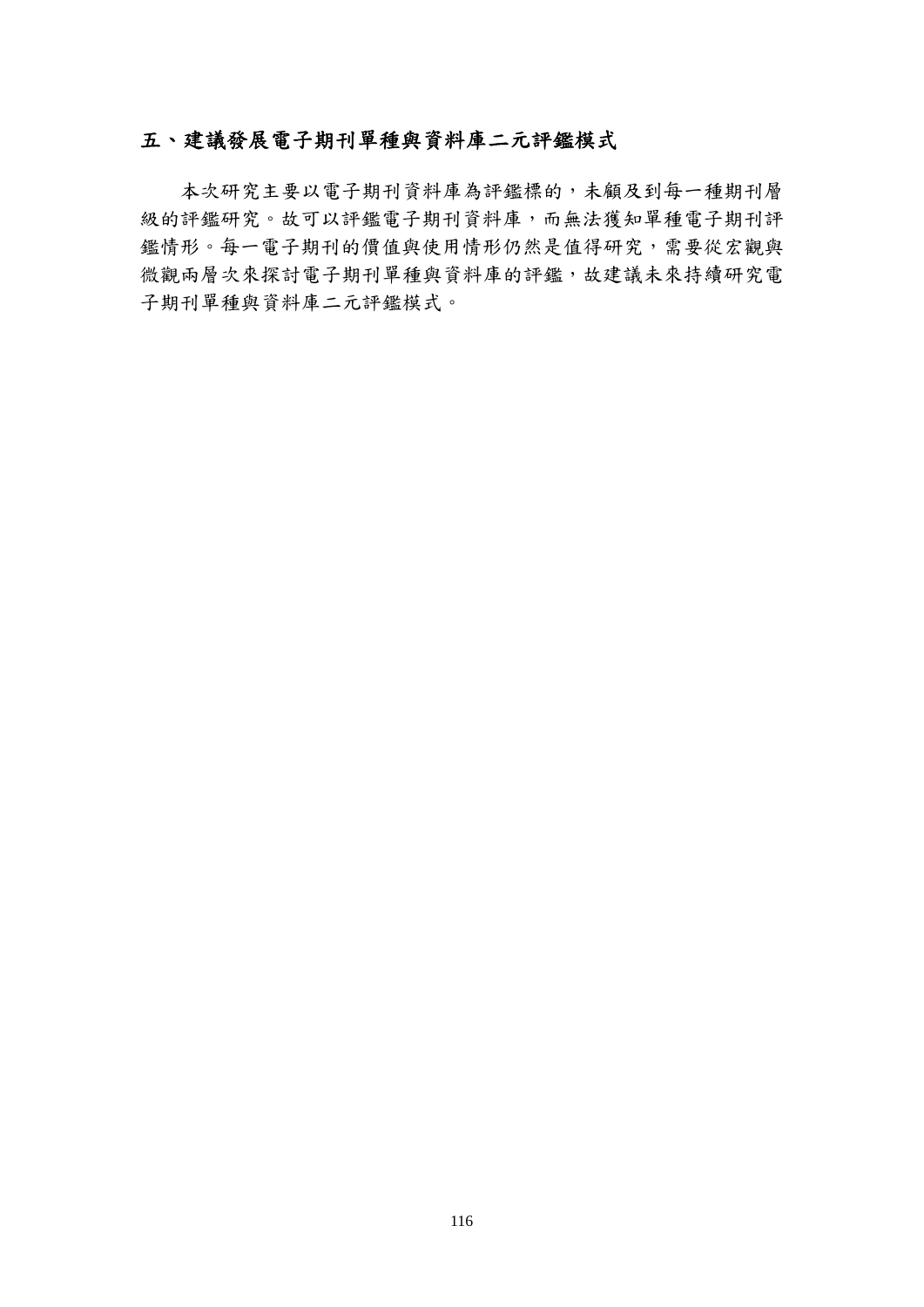## 五、建議發展電子期刊單種與資料庫二元評鑑模式

本次研究主要以電子期刊資料庫為評鑑標的，未顧及到每一種期刊層級的評鑑研究。故可以評鑑電子期刊資料庫，而無法獲知單種電子期刊評鑑情形。每一電子期刊的價值與使用情形仍然是值得研究，需要從宏觀與微觀兩層次來探討電子期刊單種與資料庫的評鑑，故建議未來持續研究電子期刊單種與資料庫二元評鑑模式。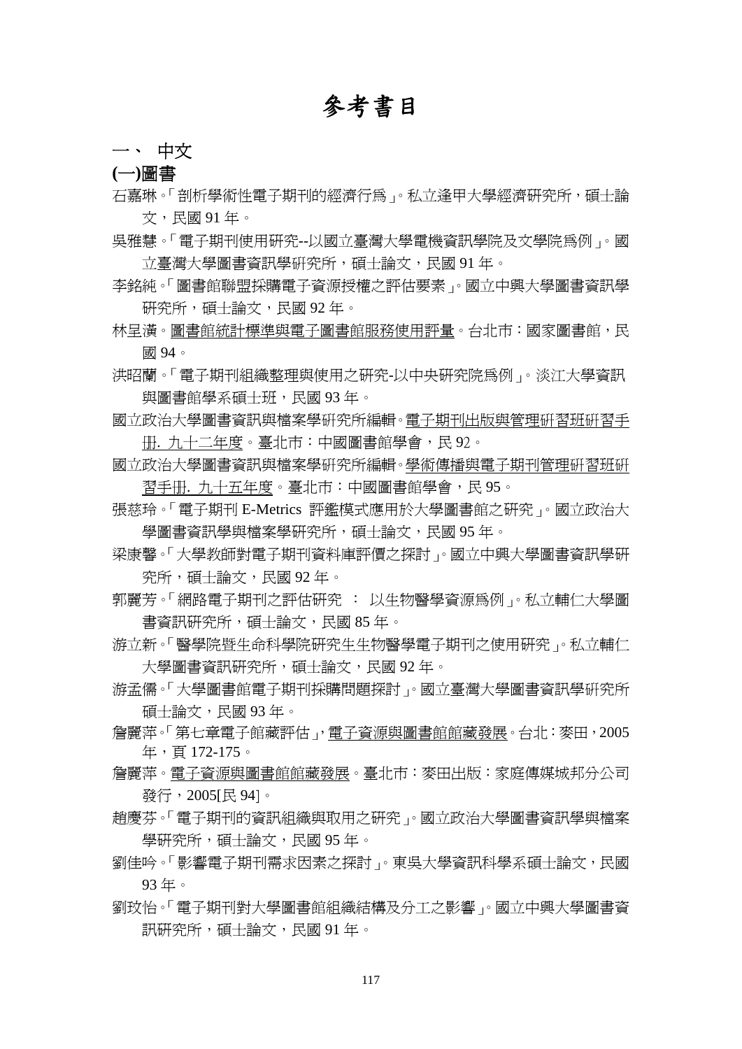# 參考書目

## 一、 中文

### (一)圖書

石嘉琳。「剖析學術性電子期刊的經濟行為」。私立逢甲大學經濟研究所，碩士論文，民國 91 年。

吳雅慧。「電子期刊使用研究--以國立臺灣大學電機資訊學院及文學院為例」。國立臺灣大學圖書資訊學研究所，碩士論文，民國 91 年。

李銘純。「圖書館聯盟採購電子資源授權之評估要素」。國立中興大學圖書資訊學研究所，碩士論文，民國 92 年。

林呈潢。圖書館統計標準與電子圖書館服務使用評量。台北市：國家圖書館，民國 94。

洪昭蘭。「電子期刊組織整理與使用之研究-以中央研究院為例」。淡江大學資訊與圖書館學系碩士班，民國 93 年。

國立政治大學圖書資訊與檔案學研究所編輯。電子期刊出版與管理研習班研習手冊. 九十二年度。臺北市：中國圖書館學會，民 92。

國立政治大學圖書資訊與檔案學研究所編輯。學術傳播與電子期刊管理研習班研習手冊. 九十五年度。臺北市：中國圖書館學會，民 95。

張慈玲。「電子期刊 E-Metrics 評鑑模式應用於大學圖書館之研究」。國立政治大學圖書資訊學與檔案學研究所，碩士論文，民國 95 年。

梁康馨。「大學教師對電子期刊資料庫評價之探討」。國立中興大學圖書資訊學研究所，碩士論文，民國 92 年。

郭麗芳。「網路電子期刊之評估研究 ： 以生物醫學資源為例」。私立輔仁大學圖書資訊研究所，碩士論文，民國 85 年。

游立新。「醫學院暨生命科學院研究生生物醫學電子期刊之使用研究」。私立輔仁大學圖書資訊研究所，碩士論文，民國 92 年。

游孟儒。「大學圖書館電子期刊採購問題探討」。國立臺灣大學圖書資訊學研究所碩士論文，民國 93 年。

詹麗萍。「第七章電子館藏評估」，電子資源與圖書館館藏發展。台北：麥田，2005 年，頁 172-175。

詹麗萍。電子資源與圖書館館藏發展。臺北市：麥田出版：家庭傳媒城邦分公司發行，2005[民 94]。

趙慶芬。「電子期刊的資訊組織與取用之研究」。國立政治大學圖書資訊學與檔案學研究所，碩士論文，民國 95 年。

劉佳吟。「影響電子期刊需求因素之探討」。東吳大學資訊科學系碩士論文，民國 93 年。

劉玟怡。「電子期刊對大學圖書館組織結構及分工之影響」。國立中興大學圖書資訊研究所，碩士論文，民國 91 年。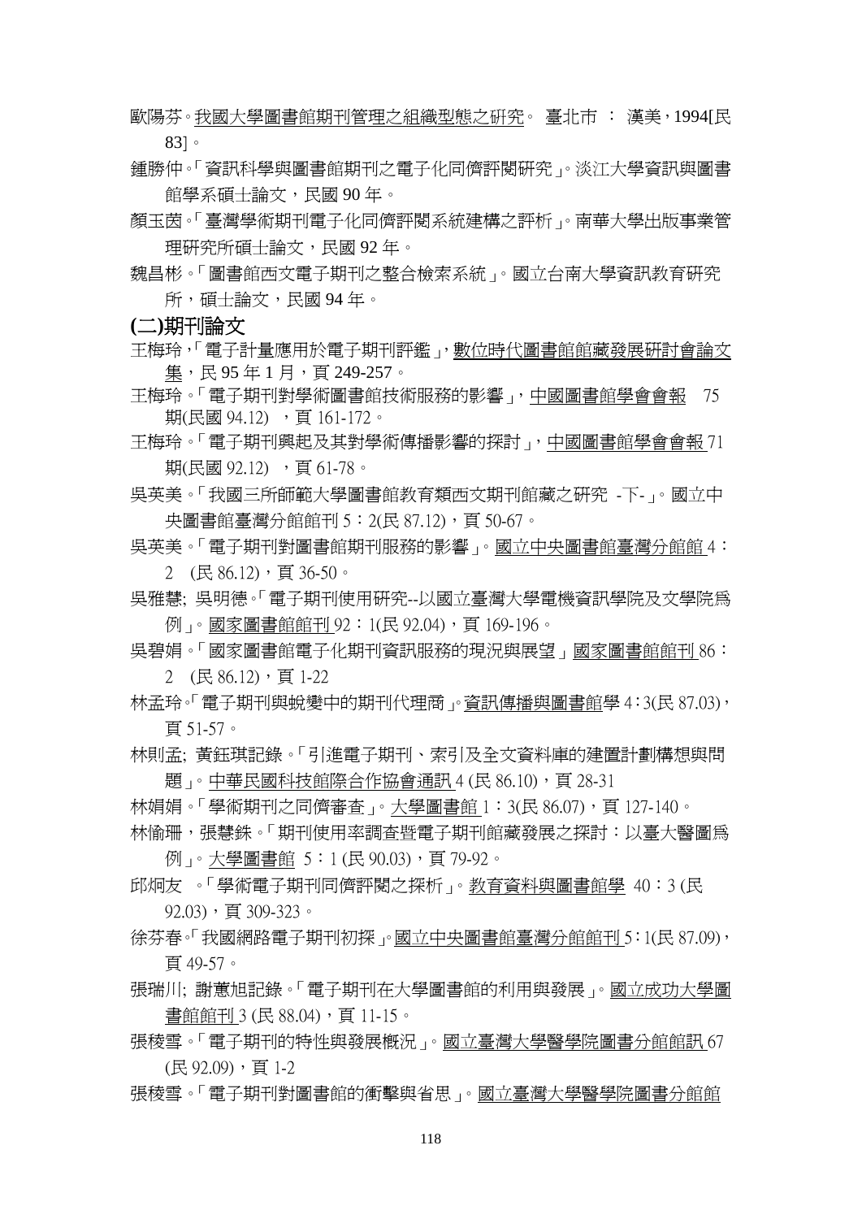歐陽芬。我國大學圖書館期刊管理之組織型態之研究。 臺北市 ： 漢美，1994[民 83]。

鍾勝仲。「資訊科學與圖書館期刊之電子化同儕評閱研究」。淡江大學資訊與圖書館學系碩士論文，民國 90 年。

顏玉茵。「臺灣學術期刊電子化同儕評閱系統建構之評析」。南華大學出版事業管理研究所碩士論文，民國 92 年。

魏昌彬。「圖書館西文電子期刊之整合檢索系統」。國立台南大學資訊教育研究所，碩士論文，民國 94 年。

## (二)期刊論文

王梅玲，「電子計量應用於電子期刊評鑑」，數位時代圖書館館藏發展研討會論文集，民 95 年 1 月，頁 249-257。

王梅玲。「電子期刊對學術圖書館技術服務的影響」，中國圖書館學會會報 75 期(民國 94.12) ，頁 161-172。

王梅玲。「電子期刊興起及其對學術傳播影響的探討」，中國圖書館學會會報 71 期(民國 92.12) ，頁 61-78。

吳英美。「我國三所師範大學圖書館教育類西文期刊館藏之研究 -下-」。國立中央圖書館臺灣分館館刊 5：2(民 87.12)，頁 50-67。

吳英美。「電子期刊對圖書館期刊服務的影響」。國立中央圖書館臺灣分館館 4：2 (民 86.12)，頁 36-50。

吳雅慧; 吳明德。「電子期刊使用研究--以國立臺灣大學電機資訊學院及文學院為例」。國家圖書館館刊 92：1(民 92.04)，頁 169-196。

吳碧娟。「國家圖書館電子化期刊資訊服務的現況與展望」國家圖書館館刊 86：2 (民 86.12)，頁 1-22

林孟玲。「電子期刊與蛻變中的期刊代理商」。資訊傳播與圖書館學 4：3(民 87.03)，頁 51-57。

林則孟; 黃鈺琪記錄。「引進電子期刊、索引及全文資料庫的建置計劃構想與問題」。中華民國科技館際合作協會通訊 4 (民 86.10)，頁 28-31

林娟娟。「學術期刊之同儕審查」。大學圖書館 1：3(民 86.07)，頁 127-140。

林愉珊，張慧銖。「期刊使用率調查暨電子期刊館藏發展之探討：以臺大醫圖為例」。大學圖書館 5：1 (民 90.03)，頁 79-92。

邱炯友 。「學術電子期刊同儕評閱之探析」。教育資料與圖書館學 40：3 (民 92.03)，頁 309-323。

徐芬春。「我國網路電子期刊初探」。國立中央圖書館臺灣分館館刊 5：1(民 87.09)，頁 49-57。

張瑞川; 謝蕙旭記錄。「電子期刊在大學圖書館的利用與發展」。國立成功大學圖書館館刊 3 (民 88.04)，頁 11-15。

張稜雪。「電子期刊的特性與發展概況」。國立臺灣大學醫學院圖書分館館訊 67 (民 92.09)，頁 1-2

張稜雪。「電子期刊對圖書館的衝擊與省思」。國立臺灣大學醫學院圖書分館館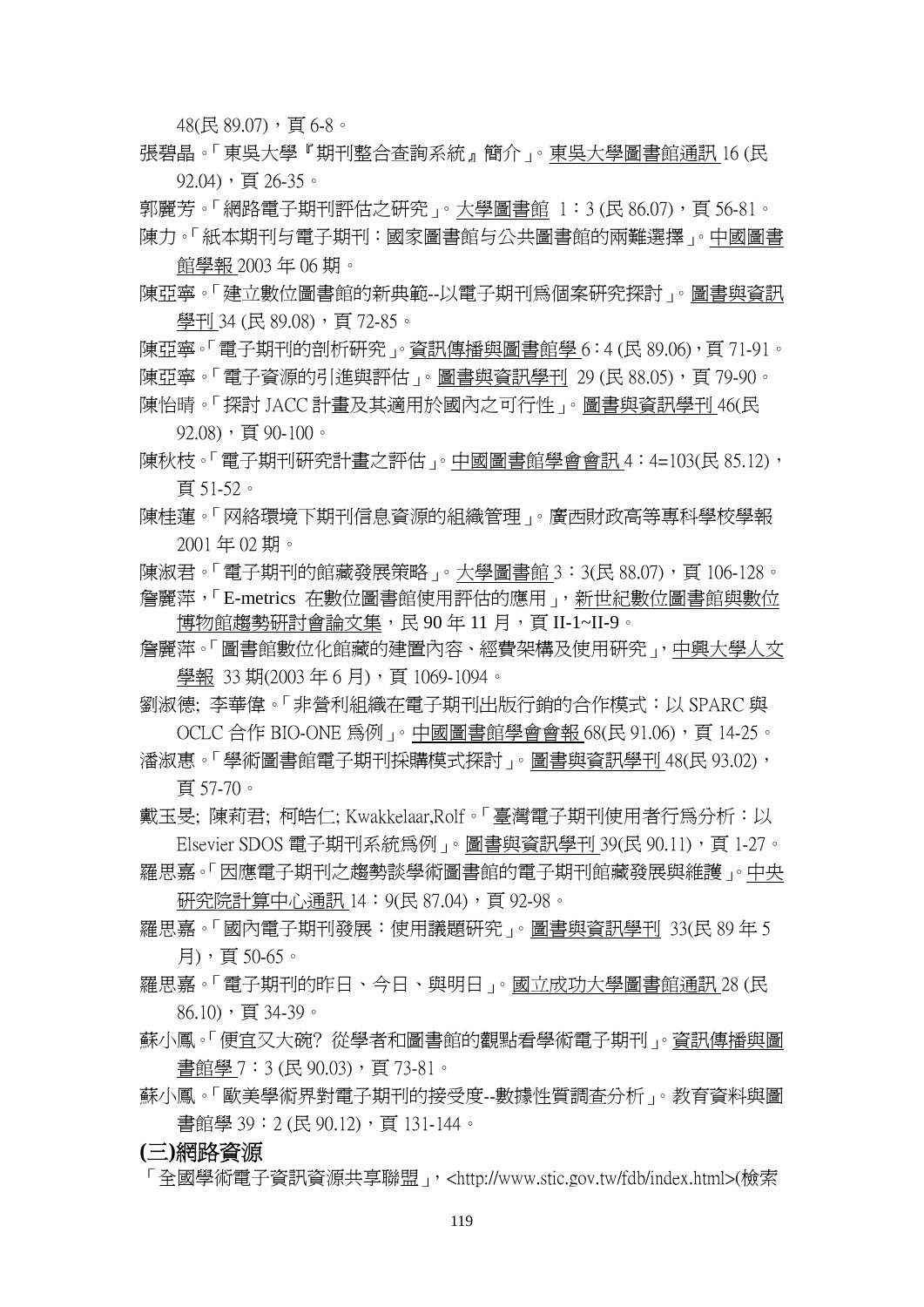48(民 89.07)，頁 6-8。

張碧晶。「東吳大學『期刊整合查詢系統』簡介」。東吳大學圖書館通訊 16 (民 92.04)，頁 26-35。

郭麗芳。「網路電子期刊評估之研究」。大學圖書館 1：3 (民 86.07)，頁 56-81。

陳力。「紙本期刊与電子期刊：國家圖書館与公共圖書館的兩難選擇」。中國圖書館學報 2003 年 06 期。

陳亞寧。「建立數位圖書館的新典範--以電子期刊爲個案研究探討」。圖書與資訊學刊 34 (民 89.08)，頁 72-85。

陳亞寧。「電子期刊的剖析研究」。資訊傳播與圖書館學 6：4 (民 89.06)，頁 71-91。

陳亞寧。「電子資源的引進與評估」。圖書與資訊學刊 29 (民 88.05)，頁 79-90。

陳怡晴。「探討 JACC 計畫及其適用於國內之可行性」。圖書與資訊學刊 46(民 92.08)，頁 90-100。

陳秋枝。「電子期刊研究計畫之評估」。中國圖書館學會會訊 4：4=103(民 85.12)，頁 51-52。

陳桂蓮。「网絡環境下期刊信息資源的組織管理」。廣西財政高等專科學校學報 2001 年 02 期。

陳淑君。「電子期刊的館藏發展策略」。大學圖書館 3：3(民 88.07)，頁 106-128。

詹麗萍，「E-metrics 在數位圖書館使用評估的應用」，新世紀數位圖書館與數位博物館趨勢研討會論文集，民 90 年 11 月，頁 II-1~II-9。

詹麗萍。「圖書館數位化館藏的建置內容、經費架構及使用研究」，中興大學人文學報 33 期(2003 年 6 月)，頁 1069-1094。

劉淑德; 李華偉。「非營利組織在電子期刊出版行銷的合作模式：以 SPARC 與 OCLC 合作 BIO-ONE 爲例」。中國圖書館學會會報 68(民 91.06)，頁 14-25。

潘淑惠。「學術圖書館電子期刊採購模式探討」。圖書與資訊學刊 48(民 93.02)，頁 57-70。

戴玉旻; 陳莉君; 柯皓仁; Kwakkelaar,Rolf。「臺灣電子期刊使用者行爲分析：以 Elsevier SDOS 電子期刊系統爲例」。圖書與資訊學刊 39(民 90.11)，頁 1-27。

羅思嘉。「因應電子期刊之趨勢談學術圖書館的電子期刊館藏發展與維護」。中央研究院計算中心通訊 14：9(民 87.04)，頁 92-98。

羅思嘉。「國內電子期刊發展：使用議題研究」。圖書與資訊學刊 33(民 89 年 5 月)，頁 50-65。

羅思嘉。「電子期刊的昨日、今日、與明日」。國立成功大學圖書館通訊 28 (民 86.10)，頁 34-39。

蘇小鳳。「便宜又大碗? 從學者和圖書館的觀點看學術電子期刊」。資訊傳播與圖書館學 7：3 (民 90.03)，頁 73-81。

蘇小鳳。「歐美學術界對電子期刊的接受度--數據性質調查分析」。教育資料與圖書館學 39：2 (民 90.12)，頁 131-144。

### (三)網路資源

「全國學術電子資訊資源共享聯盟」，<http://www.stic.gov.tw/fdb/index.html>(檢索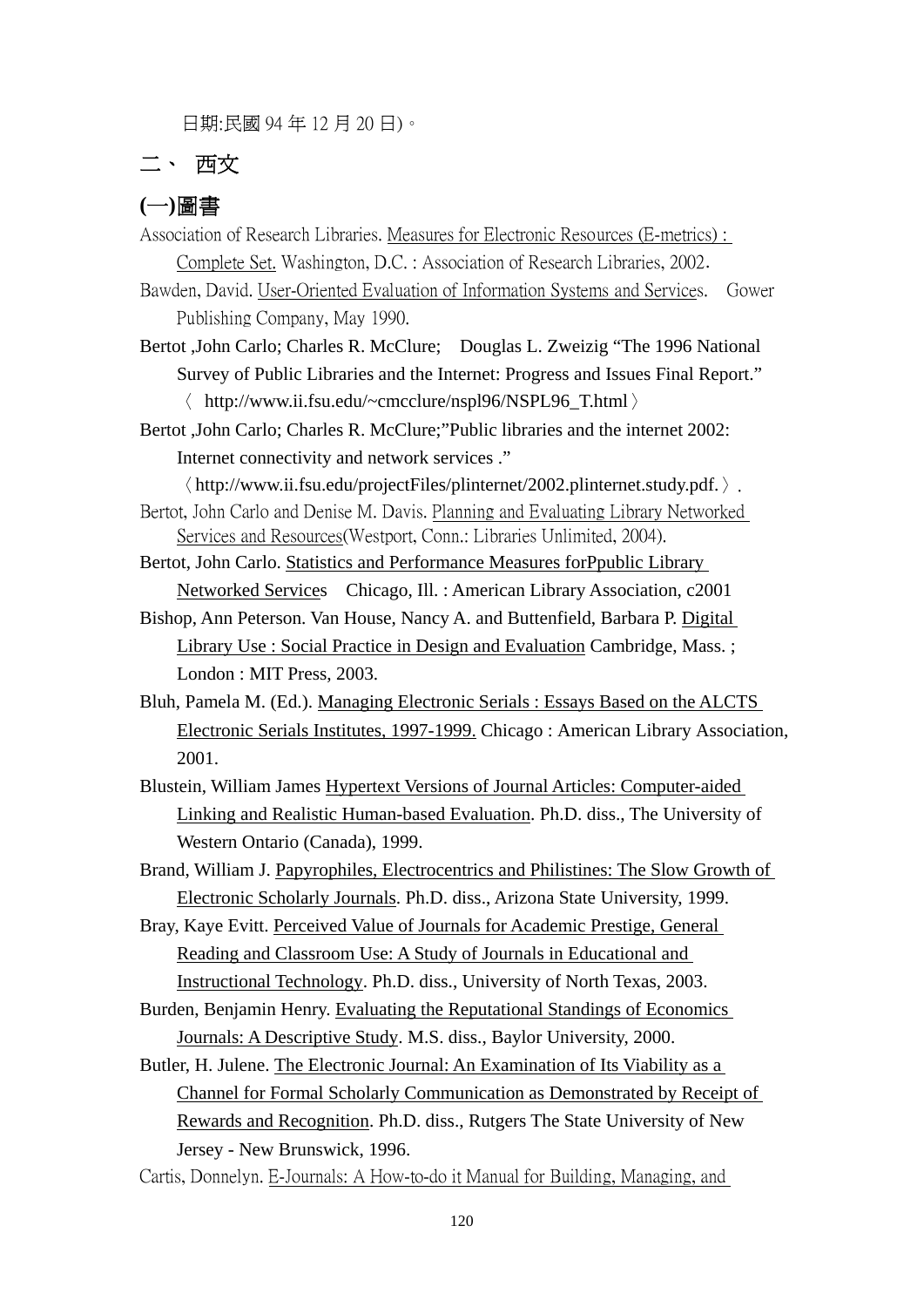日期:民國 94 年 12 月 20 日)。

## 二、 西文

### (一)圖書

Association of Research Libraries. Measures for Electronic Resources (E-metrics) : Complete Set. Washington, D.C. : Association of Research Libraries, 2002.

Bawden, David. User-Oriented Evaluation of Information Systems and Services.  Gower Publishing Company, May 1990.

Bertot ,John Carlo; Charles R. McClure;  Douglas L. Zweizig “The 1996 National Survey of Public Libraries and the Internet: Progress and Issues Final Report.” 〈 http://www.ii.fsu.edu/~cmcclure/nspl96/NSPL96_T.html〉

Bertot ,John Carlo; Charles R. McClure;”Public libraries and the internet 2002: Internet connectivity and network services .” 〈http://www.ii.fsu.edu/projectFiles/plinternet/2002.plinternet.study.pdf.〉.

Bertot, John Carlo and Denise M. Davis. Planning and Evaluating Library Networked Services and Resources(Westport, Conn.: Libraries Unlimited, 2004).

Bertot, John Carlo. Statistics and Performance Measures forPpublic Library Networked Services  Chicago, Ill. : American Library Association, c2001

Bishop, Ann Peterson. Van House, Nancy A. and Buttenfield, Barbara P. Digital Library Use : Social Practice in Design and Evaluation Cambridge, Mass. ; London : MIT Press, 2003.

Bluh, Pamela M. (Ed.). Managing Electronic Serials : Essays Based on the ALCTS Electronic Serials Institutes, 1997-1999. Chicago : American Library Association, 2001.

Blustein, William James Hypertext Versions of Journal Articles: Computer-aided Linking and Realistic Human-based Evaluation. Ph.D. diss., The University of Western Ontario (Canada), 1999.

Brand, William J. Papyrophiles, Electrocentrics and Philistines: The Slow Growth of Electronic Scholarly Journals. Ph.D. diss., Arizona State University, 1999.

Bray, Kaye Evitt. Perceived Value of Journals for Academic Prestige, General Reading and Classroom Use: A Study of Journals in Educational and Instructional Technology. Ph.D. diss., University of North Texas, 2003.

Burden, Benjamin Henry. Evaluating the Reputational Standings of Economics Journals: A Descriptive Study. M.S. diss., Baylor University, 2000.

Butler, H. Julene. The Electronic Journal: An Examination of Its Viability as a Channel for Formal Scholarly Communication as Demonstrated by Receipt of Rewards and Recognition. Ph.D. diss., Rutgers The State University of New Jersey - New Brunswick, 1996.

Cartis, Donnelyn. E-Journals: A How-to-do it Manual for Building, Managing, and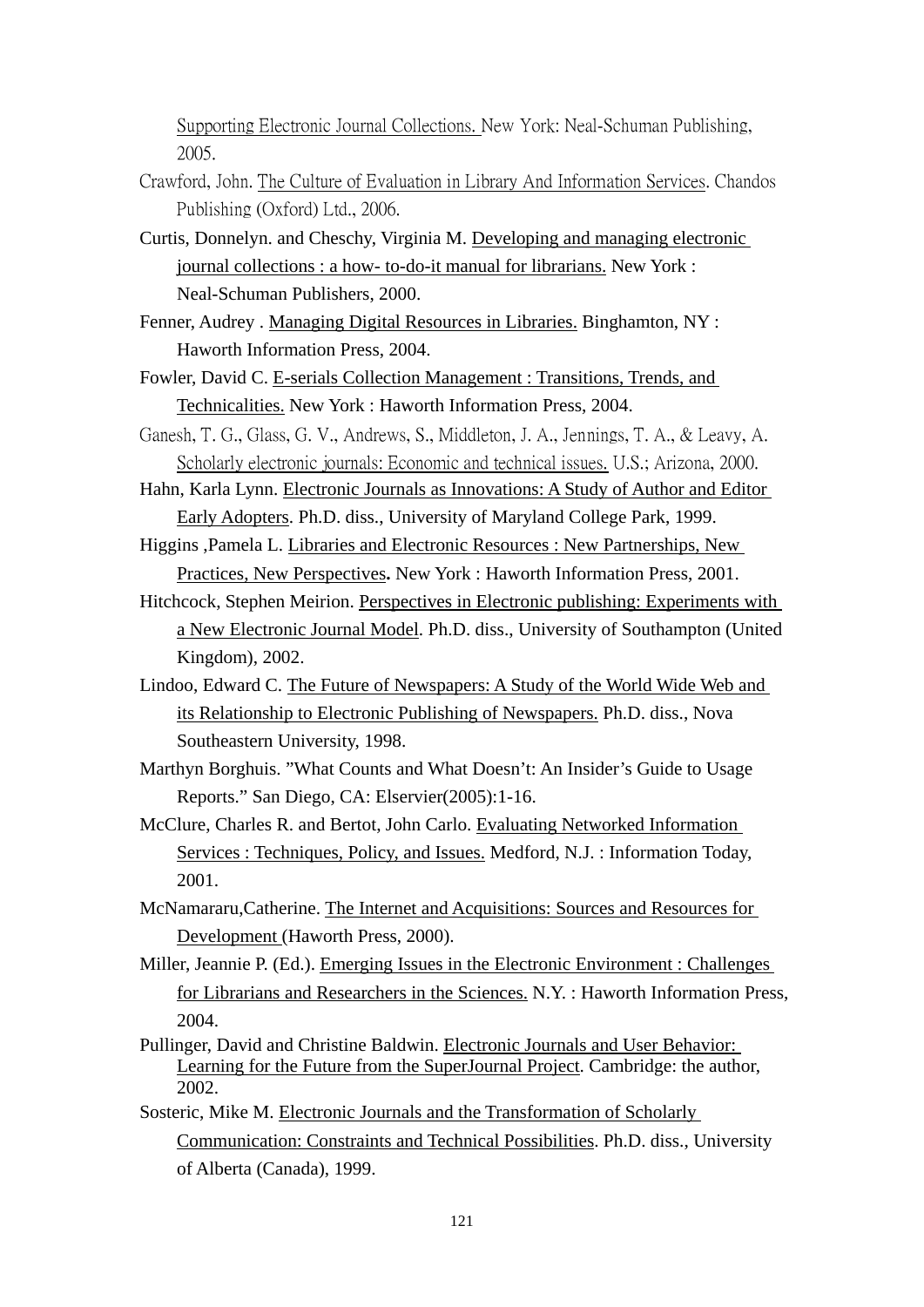Supporting Electronic Journal Collections. New York: Neal-Schuman Publishing, 2005.

Crawford, John. The Culture of Evaluation in Library And Information Services. Chandos Publishing (Oxford) Ltd., 2006.

Curtis, Donnelyn. and Cheschy, Virginia M. Developing and managing electronic journal collections : a how- to-do-it manual for librarians. New York : Neal-Schuman Publishers, 2000.

Fenner, Audrey . Managing Digital Resources in Libraries. Binghamton, NY : Haworth Information Press, 2004.

Fowler, David C. E-serials Collection Management : Transitions, Trends, and Technicalities. New York : Haworth Information Press, 2004.

Ganesh, T. G., Glass, G. V., Andrews, S., Middleton, J. A., Jennings, T. A., & Leavy, A. Scholarly electronic journals: Economic and technical issues. U.S.; Arizona, 2000.

Hahn, Karla Lynn. Electronic Journals as Innovations: A Study of Author and Editor Early Adopters. Ph.D. diss., University of Maryland College Park, 1999.

Higgins ,Pamela L. Libraries and Electronic Resources : New Partnerships, New Practices, New Perspectives**.** New York : Haworth Information Press, 2001.

Hitchcock, Stephen Meirion. Perspectives in Electronic publishing: Experiments with a New Electronic Journal Model. Ph.D. diss., University of Southampton (United Kingdom), 2002.

Lindoo, Edward C. The Future of Newspapers: A Study of the World Wide Web and its Relationship to Electronic Publishing of Newspapers. Ph.D. diss., Nova Southeastern University, 1998.

Marthyn Borghuis. "What Counts and What Doesn't: An Insider's Guide to Usage Reports." San Diego, CA: Elservier(2005):1-16.

McClure, Charles R. and Bertot, John Carlo. Evaluating Networked Information Services : Techniques, Policy, and Issues. Medford, N.J. : Information Today, 2001.

McNamararu,Catherine. The Internet and Acquisitions: Sources and Resources for Development (Haworth Press, 2000).

Miller, Jeannie P. (Ed.). Emerging Issues in the Electronic Environment : Challenges for Librarians and Researchers in the Sciences. N.Y. : Haworth Information Press, 2004.

Pullinger, David and Christine Baldwin. Electronic Journals and User Behavior: Learning for the Future from the SuperJournal Project. Cambridge: the author, 2002.

Sosteric, Mike M. Electronic Journals and the Transformation of Scholarly Communication: Constraints and Technical Possibilities. Ph.D. diss., University of Alberta (Canada), 1999.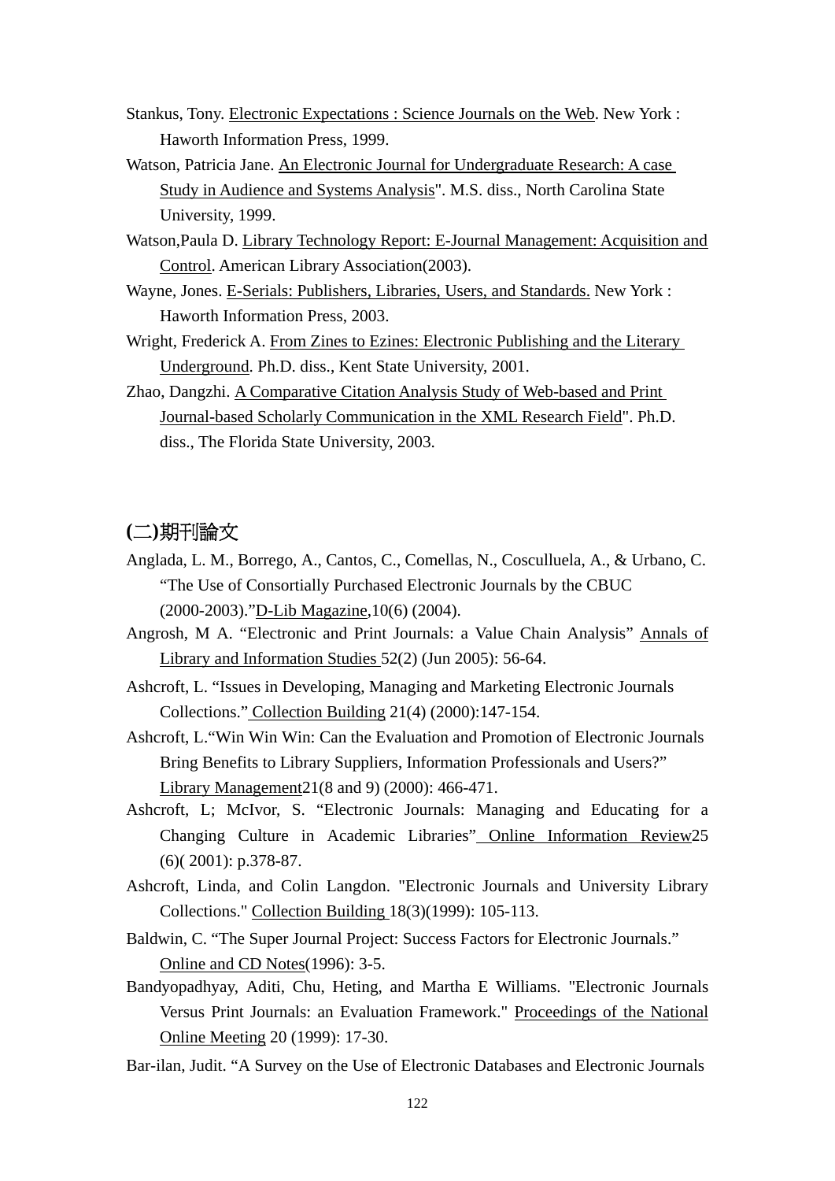Stankus, Tony. Electronic Expectations : Science Journals on the Web. New York : Haworth Information Press, 1999.

Watson, Patricia Jane. An Electronic Journal for Undergraduate Research: A case Study in Audience and Systems Analysis". M.S. diss., North Carolina State University, 1999.

Watson,Paula D. Library Technology Report: E-Journal Management: Acquisition and Control. American Library Association(2003).

Wayne, Jones. E-Serials: Publishers, Libraries, Users, and Standards. New York : Haworth Information Press, 2003.

Wright, Frederick A. From Zines to Ezines: Electronic Publishing and the Literary Underground. Ph.D. diss., Kent State University, 2001.

Zhao, Dangzhi. A Comparative Citation Analysis Study of Web-based and Print Journal-based Scholarly Communication in the XML Research Field". Ph.D. diss., The Florida State University, 2003.

## (二)期刊論文

Anglada, L. M., Borrego, A., Cantos, C., Comellas, N., Cosculluela, A., & Urbano, C. "The Use of Consortially Purchased Electronic Journals by the CBUC (2000-2003)."D-Lib Magazine,10(6) (2004).

Angrosh, M A. "Electronic and Print Journals: a Value Chain Analysis" Annals of Library and Information Studies 52(2) (Jun 2005): 56-64.

Ashcroft, L. "Issues in Developing, Managing and Marketing Electronic Journals Collections." Collection Building 21(4) (2000):147-154.

Ashcroft, L."Win Win Win: Can the Evaluation and Promotion of Electronic Journals Bring Benefits to Library Suppliers, Information Professionals and Users?" Library Management21(8 and 9) (2000): 466-471.

Ashcroft, L; McIvor, S. "Electronic Journals: Managing and Educating for a Changing Culture in Academic Libraries" Online Information Review25 (6)( 2001): p.378-87.

Ashcroft, Linda, and Colin Langdon. "Electronic Journals and University Library Collections." Collection Building 18(3)(1999): 105-113.

Baldwin, C. "The Super Journal Project: Success Factors for Electronic Journals." Online and CD Notes(1996): 3-5.

Bandyopadhyay, Aditi, Chu, Heting, and Martha E Williams. "Electronic Journals Versus Print Journals: an Evaluation Framework." Proceedings of the National Online Meeting 20 (1999): 17-30.

Bar-ilan, Judit. "A Survey on the Use of Electronic Databases and Electronic Journals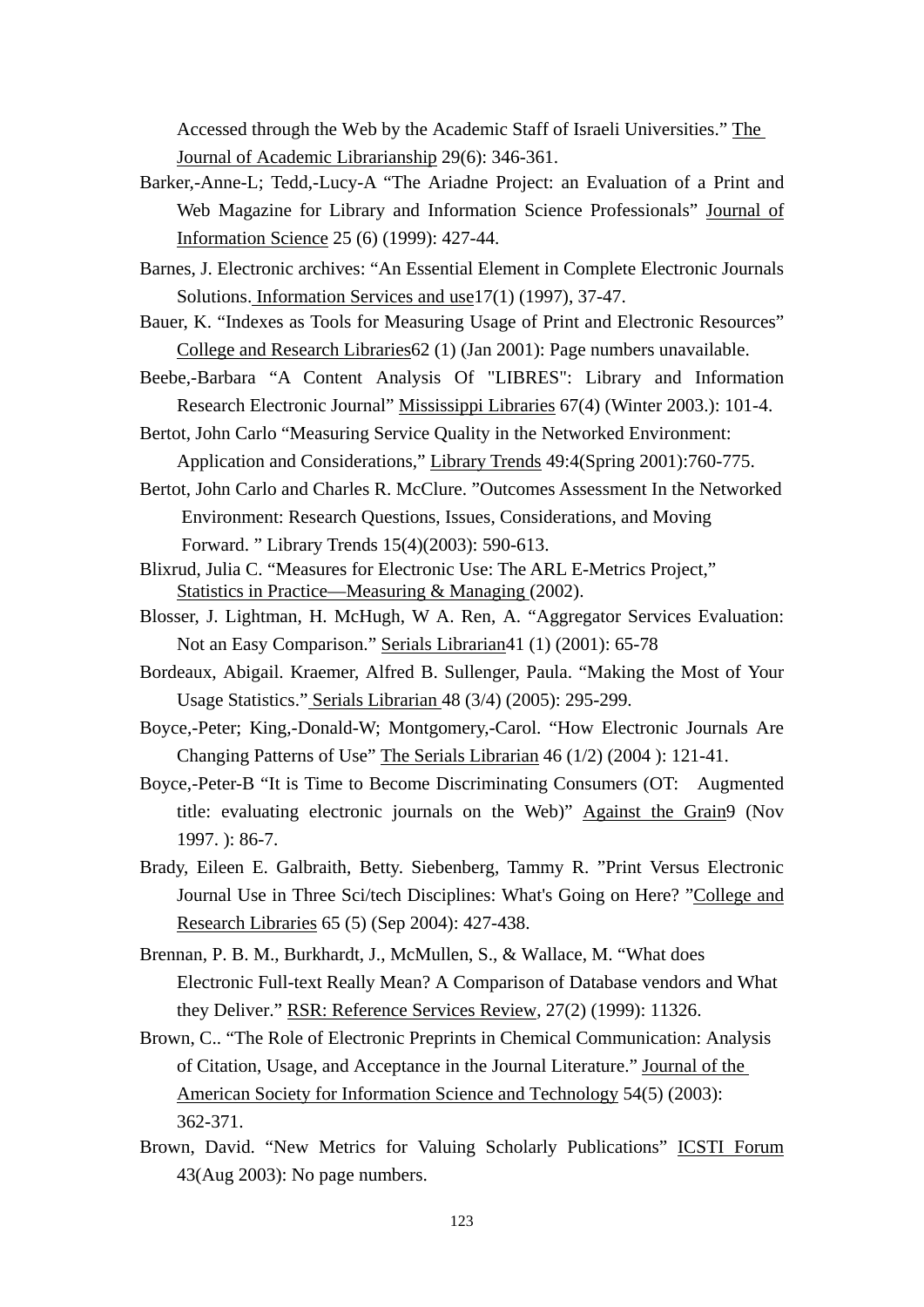Accessed through the Web by the Academic Staff of Israeli Universities." The Journal of Academic Librarianship 29(6): 346-361.

Barker,-Anne-L; Tedd,-Lucy-A "The Ariadne Project: an Evaluation of a Print and Web Magazine for Library and Information Science Professionals" Journal of Information Science 25 (6) (1999): 427-44.

Barnes, J. Electronic archives: "An Essential Element in Complete Electronic Journals Solutions. Information Services and use17(1) (1997), 37-47.

Bauer, K. "Indexes as Tools for Measuring Usage of Print and Electronic Resources" College and Research Libraries62 (1) (Jan 2001): Page numbers unavailable.

Beebe,-Barbara "A Content Analysis Of "LIBRES": Library and Information Research Electronic Journal" Mississippi Libraries 67(4) (Winter 2003.): 101-4.

Bertot, John Carlo "Measuring Service Quality in the Networked Environment: Application and Considerations," Library Trends 49:4(Spring 2001):760-775.

Bertot, John Carlo and Charles R. McClure. "Outcomes Assessment In the Networked Environment: Research Questions, Issues, Considerations, and Moving Forward. " Library Trends 15(4)(2003): 590-613.

Blixrud, Julia C. "Measures for Electronic Use: The ARL E-Metrics Project," Statistics in Practice—Measuring & Managing (2002).

Blosser, J. Lightman, H. McHugh, W A. Ren, A. "Aggregator Services Evaluation: Not an Easy Comparison." Serials Librarian41 (1) (2001): 65-78

Bordeaux, Abigail. Kraemer, Alfred B. Sullenger, Paula. "Making the Most of Your Usage Statistics." Serials Librarian 48 (3/4) (2005): 295-299.

Boyce,-Peter; King,-Donald-W; Montgomery,-Carol. "How Electronic Journals Are Changing Patterns of Use" The Serials Librarian 46 (1/2) (2004 ): 121-41.

Boyce,-Peter-B "It is Time to Become Discriminating Consumers (OT: Augmented title: evaluating electronic journals on the Web)" Against the Grain9 (Nov 1997. ): 86-7.

Brady, Eileen E. Galbraith, Betty. Siebenberg, Tammy R. "Print Versus Electronic Journal Use in Three Sci/tech Disciplines: What's Going on Here? "College and Research Libraries 65 (5) (Sep 2004): 427-438.

Brennan, P. B. M., Burkhardt, J., McMullen, S., & Wallace, M. "What does Electronic Full-text Really Mean? A Comparison of Database vendors and What they Deliver." RSR: Reference Services Review, 27(2) (1999): 11326.

Brown, C.. "The Role of Electronic Preprints in Chemical Communication: Analysis of Citation, Usage, and Acceptance in the Journal Literature." Journal of the American Society for Information Science and Technology 54(5) (2003): 362-371.

Brown, David. "New Metrics for Valuing Scholarly Publications" ICSTI Forum 43(Aug 2003): No page numbers.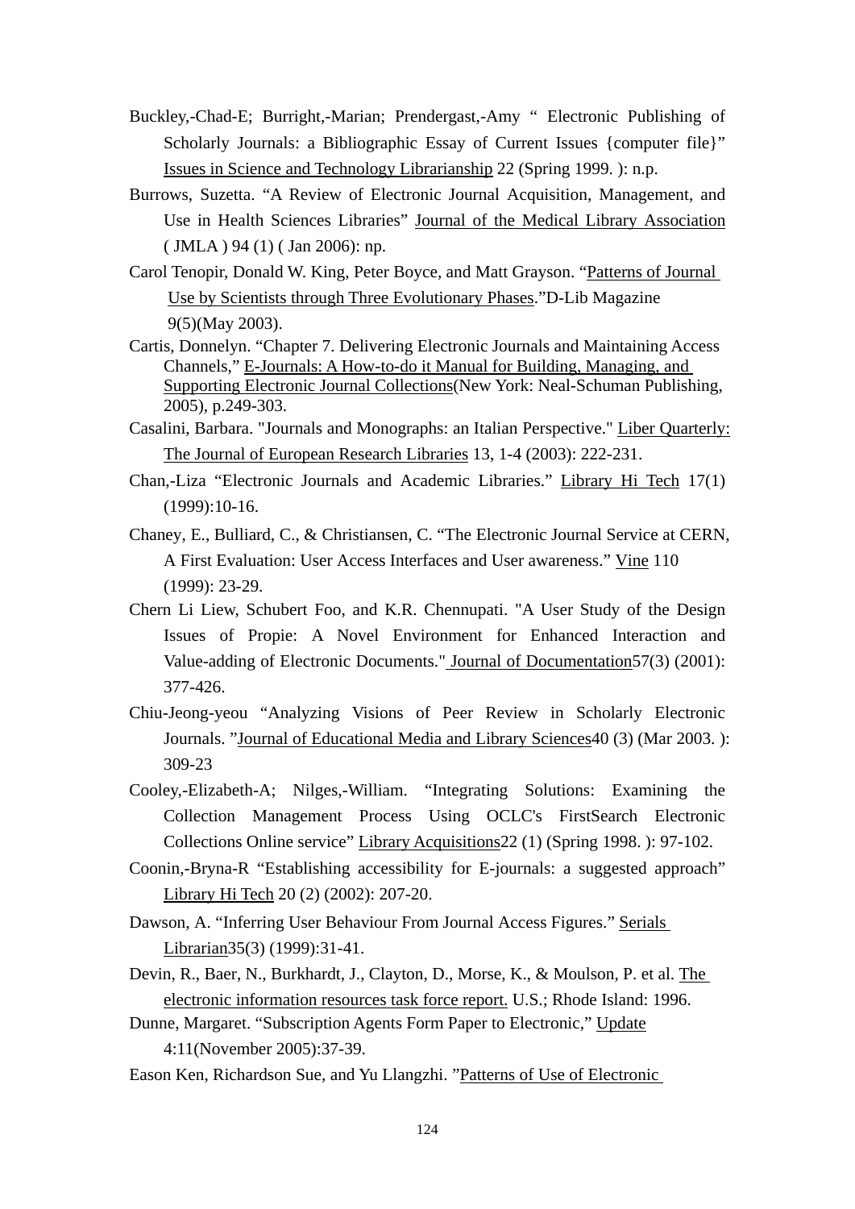Buckley,-Chad-E; Burright,-Marian; Prendergast,-Amy " Electronic Publishing of Scholarly Journals: a Bibliographic Essay of Current Issues {computer file}" Issues in Science and Technology Librarianship 22 (Spring 1999. ): n.p.

Burrows, Suzetta. "A Review of Electronic Journal Acquisition, Management, and Use in Health Sciences Libraries" Journal of the Medical Library Association ( JMLA ) 94 (1) ( Jan 2006): np.

Carol Tenopir, Donald W. King, Peter Boyce, and Matt Grayson. "Patterns of Journal Use by Scientists through Three Evolutionary Phases."D-Lib Magazine 9(5)(May 2003).

Cartis, Donnelyn. "Chapter 7. Delivering Electronic Journals and Maintaining Access Channels," E-Journals: A How-to-do it Manual for Building, Managing, and Supporting Electronic Journal Collections(New York: Neal-Schuman Publishing, 2005), p.249-303.

Casalini, Barbara. "Journals and Monographs: an Italian Perspective." Liber Quarterly: The Journal of European Research Libraries 13, 1-4 (2003): 222-231.

Chan,-Liza "Electronic Journals and Academic Libraries." Library Hi Tech 17(1) (1999):10-16.

Chaney, E., Bulliard, C., & Christiansen, C. "The Electronic Journal Service at CERN, A First Evaluation: User Access Interfaces and User awareness." Vine 110 (1999): 23-29.

Chern Li Liew, Schubert Foo, and K.R. Chennupati. "A User Study of the Design Issues of Propie: A Novel Environment for Enhanced Interaction and Value-adding of Electronic Documents." Journal of Documentation57(3) (2001): 377-426.

Chiu-Jeong-yeou "Analyzing Visions of Peer Review in Scholarly Electronic Journals. "Journal of Educational Media and Library Sciences40 (3) (Mar 2003. ): 309-23

Cooley,-Elizabeth-A; Nilges,-William. "Integrating Solutions: Examining the Collection Management Process Using OCLC's FirstSearch Electronic Collections Online service" Library Acquisitions22 (1) (Spring 1998. ): 97-102.

Coonin,-Bryna-R "Establishing accessibility for E-journals: a suggested approach" Library Hi Tech 20 (2) (2002): 207-20.

Dawson, A. "Inferring User Behaviour From Journal Access Figures." Serials Librarian35(3) (1999):31-41.

Devin, R., Baer, N., Burkhardt, J., Clayton, D., Morse, K., & Moulson, P. et al. The electronic information resources task force report. U.S.; Rhode Island: 1996.

Dunne, Margaret. "Subscription Agents Form Paper to Electronic," Update 4:11(November 2005):37-39.

Eason Ken, Richardson Sue, and Yu Llangzhi. "Patterns of Use of Electronic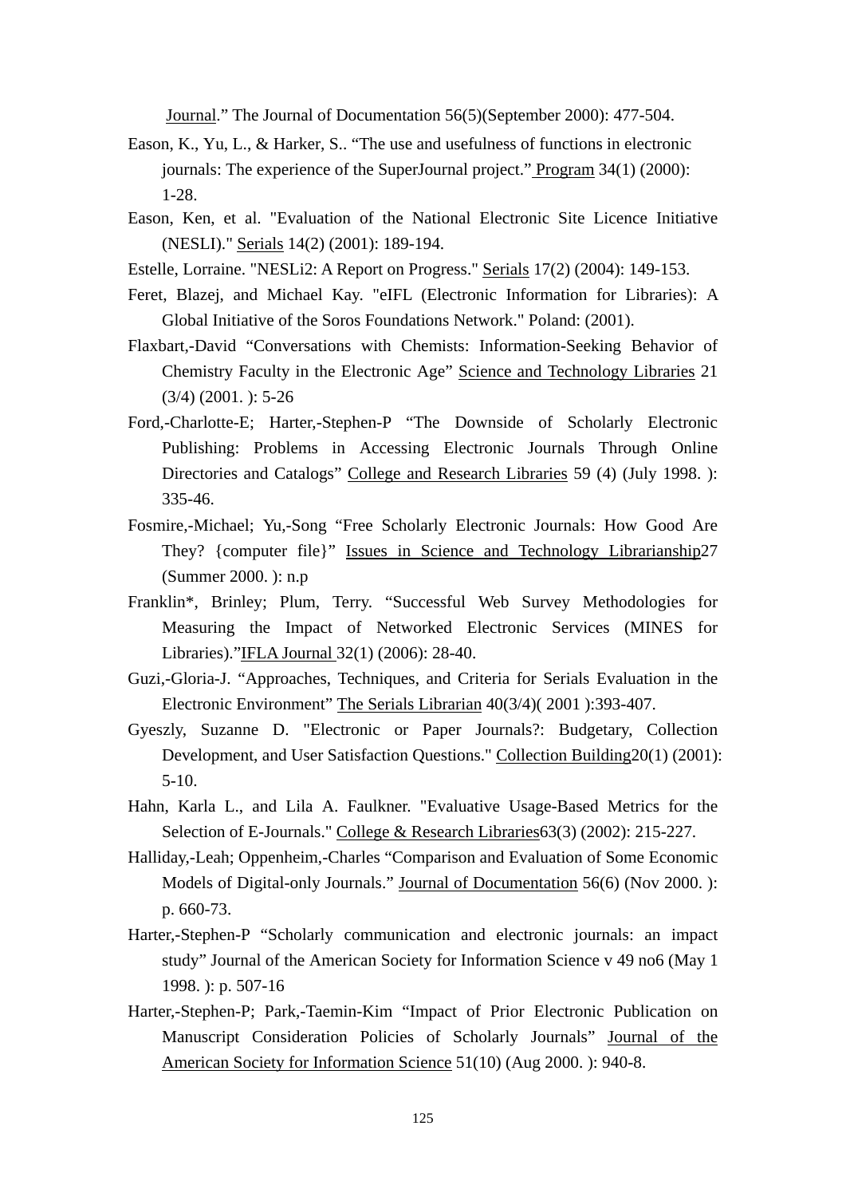Journal." The Journal of Documentation 56(5)(September 2000): 477-504.

Eason, K., Yu, L., & Harker, S.. "The use and usefulness of functions in electronic journals: The experience of the SuperJournal project." Program 34(1) (2000): 1-28.

Eason, Ken, et al. "Evaluation of the National Electronic Site Licence Initiative (NESLI)." Serials 14(2) (2001): 189-194.

Estelle, Lorraine. "NESLi2: A Report on Progress." Serials 17(2) (2004): 149-153.

Feret, Blazej, and Michael Kay. "eIFL (Electronic Information for Libraries): A Global Initiative of the Soros Foundations Network." Poland: (2001).

Flaxbart,-David "Conversations with Chemists: Information-Seeking Behavior of Chemistry Faculty in the Electronic Age" Science and Technology Libraries 21 (3/4) (2001. ): 5-26

Ford,-Charlotte-E; Harter,-Stephen-P "The Downside of Scholarly Electronic Publishing: Problems in Accessing Electronic Journals Through Online Directories and Catalogs" College and Research Libraries 59 (4) (July 1998. ): 335-46.

Fosmire,-Michael; Yu,-Song "Free Scholarly Electronic Journals: How Good Are They? {computer file}" Issues in Science and Technology Librarianship27 (Summer 2000. ): n.p

Franklin*, Brinley; Plum, Terry. "Successful Web Survey Methodologies for Measuring the Impact of Networked Electronic Services (MINES for Libraries)."IFLA Journal 32(1) (2006): 28-40.

Guzi,-Gloria-J. "Approaches, Techniques, and Criteria for Serials Evaluation in the Electronic Environment" The Serials Librarian 40(3/4)( 2001 ):393-407.

Gyeszly, Suzanne D. "Electronic or Paper Journals?: Budgetary, Collection Development, and User Satisfaction Questions." Collection Building20(1) (2001): 5-10.

Hahn, Karla L., and Lila A. Faulkner. "Evaluative Usage-Based Metrics for the Selection of E-Journals." College & Research Libraries63(3) (2002): 215-227.

Halliday,-Leah; Oppenheim,-Charles "Comparison and Evaluation of Some Economic Models of Digital-only Journals." Journal of Documentation 56(6) (Nov 2000. ): p. 660-73.

Harter,-Stephen-P "Scholarly communication and electronic journals: an impact study" Journal of the American Society for Information Science v 49 no6 (May 1 1998. ): p. 507-16

Harter,-Stephen-P; Park,-Taemin-Kim "Impact of Prior Electronic Publication on Manuscript Consideration Policies of Scholarly Journals" Journal of the American Society for Information Science 51(10) (Aug 2000. ): 940-8.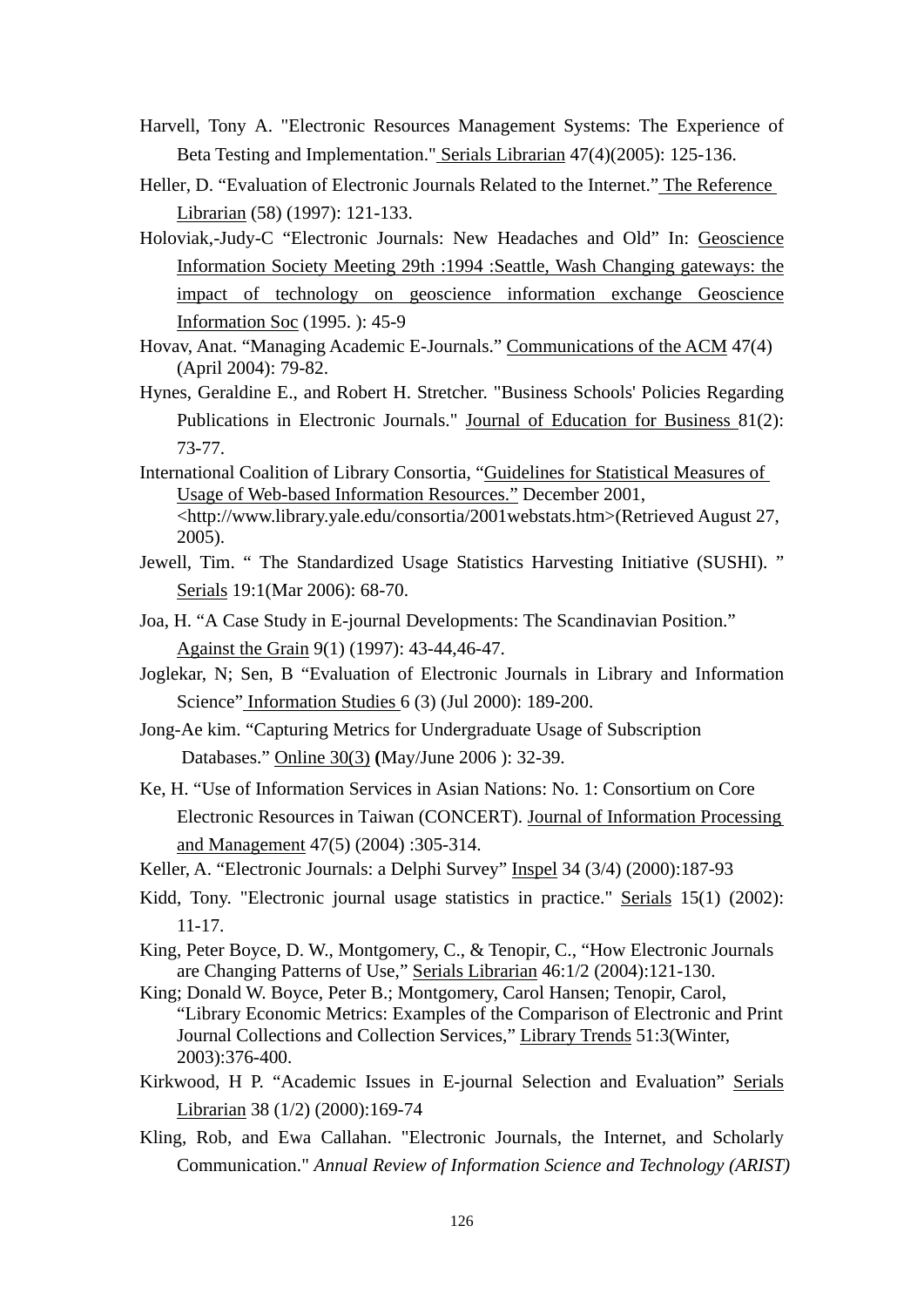Harvell, Tony A. "Electronic Resources Management Systems: The Experience of Beta Testing and Implementation." Serials Librarian 47(4)(2005): 125-136.

Heller, D. "Evaluation of Electronic Journals Related to the Internet." The Reference Librarian (58) (1997): 121-133.

Holoviak,-Judy-C "Electronic Journals: New Headaches and Old" In: Geoscience Information Society Meeting 29th :1994 :Seattle, Wash Changing gateways: the impact of technology on geoscience information exchange Geoscience Information Soc (1995. ): 45-9

Hovav, Anat. "Managing Academic E-Journals." Communications of the ACM 47(4) (April 2004): 79-82.

Hynes, Geraldine E., and Robert H. Stretcher. "Business Schools' Policies Regarding Publications in Electronic Journals." Journal of Education for Business 81(2): 73-77.

International Coalition of Library Consortia, "Guidelines for Statistical Measures of Usage of Web-based Information Resources." December 2001, <http://www.library.yale.edu/consortia/2001webstats.htm>(Retrieved August 27, 2005).

Jewell, Tim. " The Standardized Usage Statistics Harvesting Initiative (SUSHI). " Serials 19:1(Mar 2006): 68-70.

Joa, H. "A Case Study in E-journal Developments: The Scandinavian Position." Against the Grain 9(1) (1997): 43-44,46-47.

Joglekar, N; Sen, B "Evaluation of Electronic Journals in Library and Information Science" Information Studies 6 (3) (Jul 2000): 189-200.

Jong-Ae kim. "Capturing Metrics for Undergraduate Usage of Subscription Databases." Online 30(3) **(**May/June 2006 ): 32-39.

Ke, H. "Use of Information Services in Asian Nations: No. 1: Consortium on Core Electronic Resources in Taiwan (CONCERT). Journal of Information Processing and Management 47(5) (2004) :305-314.

Keller, A. "Electronic Journals: a Delphi Survey" Inspel 34 (3/4) (2000):187-93

Kidd, Tony. "Electronic journal usage statistics in practice." Serials 15(1) (2002): 11-17.

King, Peter Boyce, D. W., Montgomery, C., & Tenopir, C., "How Electronic Journals are Changing Patterns of Use," Serials Librarian 46:1/2 (2004):121-130.

King; Donald W. Boyce, Peter B.; Montgomery, Carol Hansen; Tenopir, Carol, "Library Economic Metrics: Examples of the Comparison of Electronic and Print Journal Collections and Collection Services," Library Trends 51:3(Winter, 2003):376-400.

Kirkwood, H P. "Academic Issues in E-journal Selection and Evaluation" Serials Librarian 38 (1/2) (2000):169-74

Kling, Rob, and Ewa Callahan. "Electronic Journals, the Internet, and Scholarly Communication." *Annual Review of Information Science and Technology (ARIST)*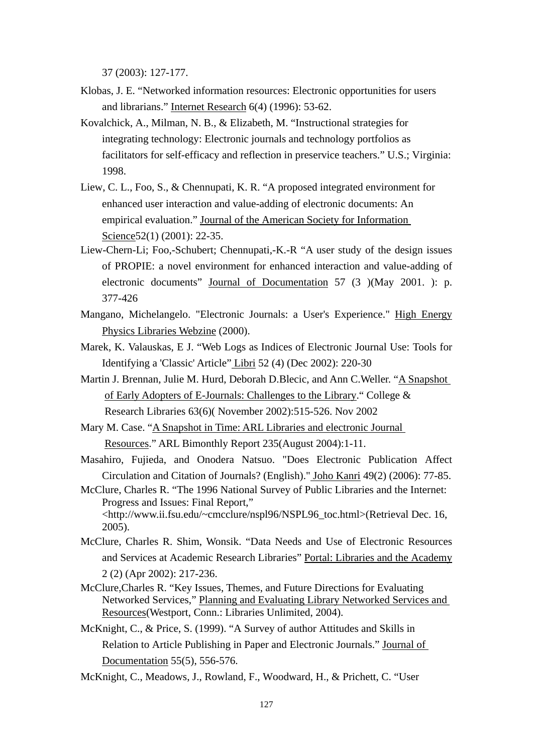37 (2003): 127-177.

Klobas, J. E. “Networked information resources: Electronic opportunities for users and librarians.” Internet Research 6(4) (1996): 53-62.

Kovalchick, A., Milman, N. B., & Elizabeth, M. “Instructional strategies for integrating technology: Electronic journals and technology portfolios as facilitators for self-efficacy and reflection in preservice teachers.” U.S.; Virginia: 1998.

Liew, C. L., Foo, S., & Chennupati, K. R. “A proposed integrated environment for enhanced user interaction and value-adding of electronic documents: An empirical evaluation.” Journal of the American Society for Information Science52(1) (2001): 22-35.

Liew-Chern-Li; Foo,-Schubert; Chennupati,-K.-R “A user study of the design issues of PROPIE: a novel environment for enhanced interaction and value-adding of electronic documents” Journal of Documentation 57 (3 )(May 2001. ): p. 377-426

Mangano, Michelangelo. "Electronic Journals: a User's Experience." High Energy Physics Libraries Webzine (2000).

Marek, K. Valauskas, E J. “Web Logs as Indices of Electronic Journal Use: Tools for Identifying a 'Classic' Article” Libri 52 (4) (Dec 2002): 220-30

Martin J. Brennan, Julie M. Hurd, Deborah D.Blecic, and Ann C.Weller. “A Snapshot of Early Adopters of E-Journals: Challenges to the Library.“ College & Research Libraries 63(6)( November 2002):515-526. Nov 2002

Mary M. Case. “A Snapshot in Time: ARL Libraries and electronic Journal Resources.” ARL Bimonthly Report 235(August 2004):1-11.

Masahiro, Fujieda, and Onodera Natsuo. "Does Electronic Publication Affect Circulation and Citation of Journals? (English)." Joho Kanri 49(2) (2006): 77-85.

McClure, Charles R. “The 1996 National Survey of Public Libraries and the Internet: Progress and Issues: Final Report,” <http://www.ii.fsu.edu/~cmcclure/nspl96/NSPL96_toc.html>(Retrieval Dec. 16, 2005).

McClure, Charles R. Shim, Wonsik. “Data Needs and Use of Electronic Resources and Services at Academic Research Libraries” Portal: Libraries and the Academy 2 (2) (Apr 2002): 217-236.

McClure,Charles R. “Key Issues, Themes, and Future Directions for Evaluating Networked Services,” Planning and Evaluating Library Networked Services and Resources(Westport, Conn.: Libraries Unlimited, 2004).

McKnight, C., & Price, S. (1999). “A Survey of author Attitudes and Skills in Relation to Article Publishing in Paper and Electronic Journals.” Journal of Documentation 55(5), 556-576.

McKnight, C., Meadows, J., Rowland, F., Woodward, H., & Prichett, C. “User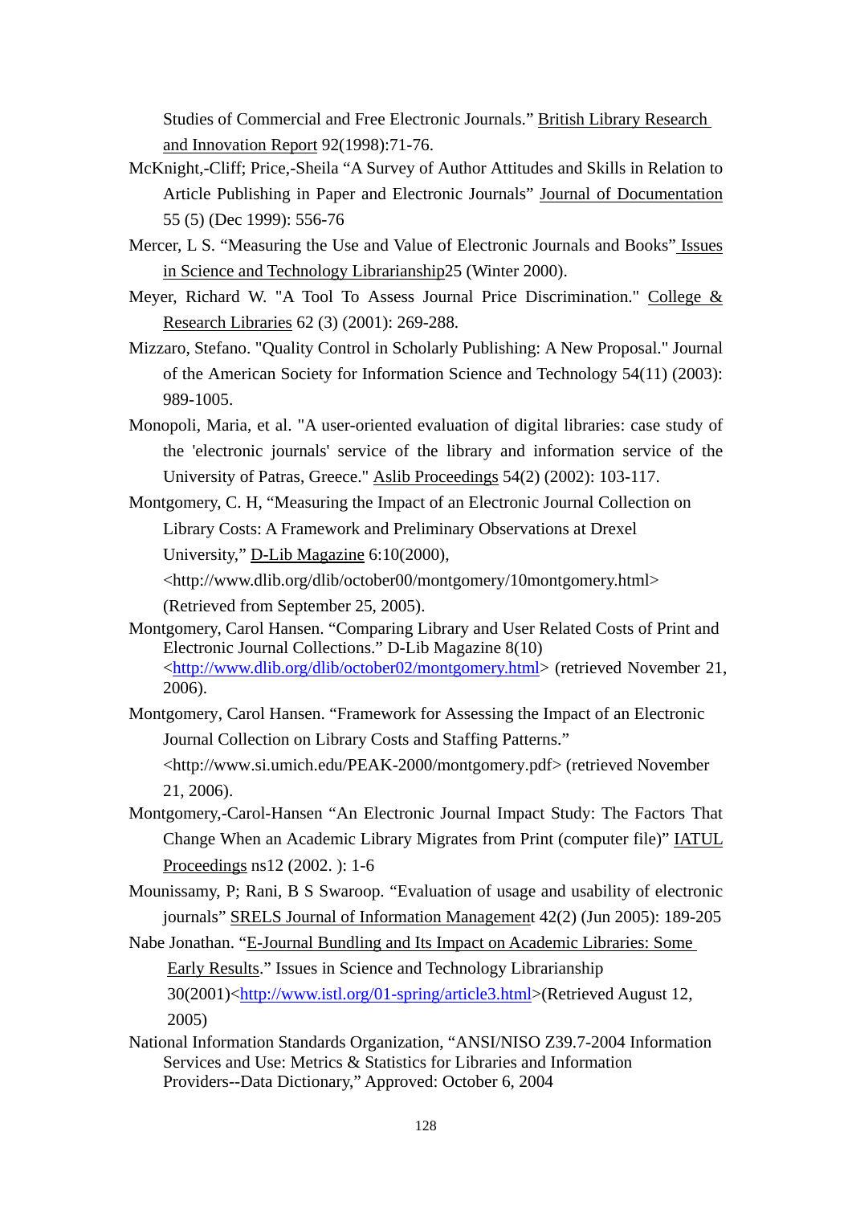Studies of Commercial and Free Electronic Journals." British Library Research and Innovation Report 92(1998):71-76.

McKnight,-Cliff; Price,-Sheila "A Survey of Author Attitudes and Skills in Relation to Article Publishing in Paper and Electronic Journals" Journal of Documentation 55 (5) (Dec 1999): 556-76

Mercer, L S. "Measuring the Use and Value of Electronic Journals and Books" Issues in Science and Technology Librarianship25 (Winter 2000).

Meyer, Richard W. "A Tool To Assess Journal Price Discrimination." College & Research Libraries 62 (3) (2001): 269-288.

Mizzaro, Stefano. "Quality Control in Scholarly Publishing: A New Proposal." Journal of the American Society for Information Science and Technology 54(11) (2003): 989-1005.

Monopoli, Maria, et al. "A user-oriented evaluation of digital libraries: case study of the 'electronic journals' service of the library and information service of the University of Patras, Greece." Aslib Proceedings 54(2) (2002): 103-117.

Montgomery, C. H, "Measuring the Impact of an Electronic Journal Collection on Library Costs: A Framework and Preliminary Observations at Drexel University," D-Lib Magazine 6:10(2000), <http://www.dlib.org/dlib/october00/montgomery/10montgomery.html> (Retrieved from September 25, 2005).

Montgomery, Carol Hansen. "Comparing Library and User Related Costs of Print and Electronic Journal Collections." D-Lib Magazine 8(10) <http://www.dlib.org/dlib/october02/montgomery.html> (retrieved November 21, 2006).

Montgomery, Carol Hansen. "Framework for Assessing the Impact of an Electronic Journal Collection on Library Costs and Staffing Patterns." <http://www.si.umich.edu/PEAK-2000/montgomery.pdf> (retrieved November 21, 2006).

Montgomery,-Carol-Hansen "An Electronic Journal Impact Study: The Factors That Change When an Academic Library Migrates from Print (computer file)" IATUL Proceedings ns12 (2002. ): 1-6

Mounissamy, P; Rani, B S Swaroop. "Evaluation of usage and usability of electronic journals" SRELS Journal of Information Management 42(2) (Jun 2005): 189-205

Nabe Jonathan. "E-Journal Bundling and Its Impact on Academic Libraries: Some Early Results." Issues in Science and Technology Librarianship 30(2001)<http://www.istl.org/01-spring/article3.html>(Retrieved August 12, 2005)

National Information Standards Organization, "ANSI/NISO Z39.7-2004 Information Services and Use: Metrics & Statistics for Libraries and Information Providers--Data Dictionary," Approved: October 6, 2004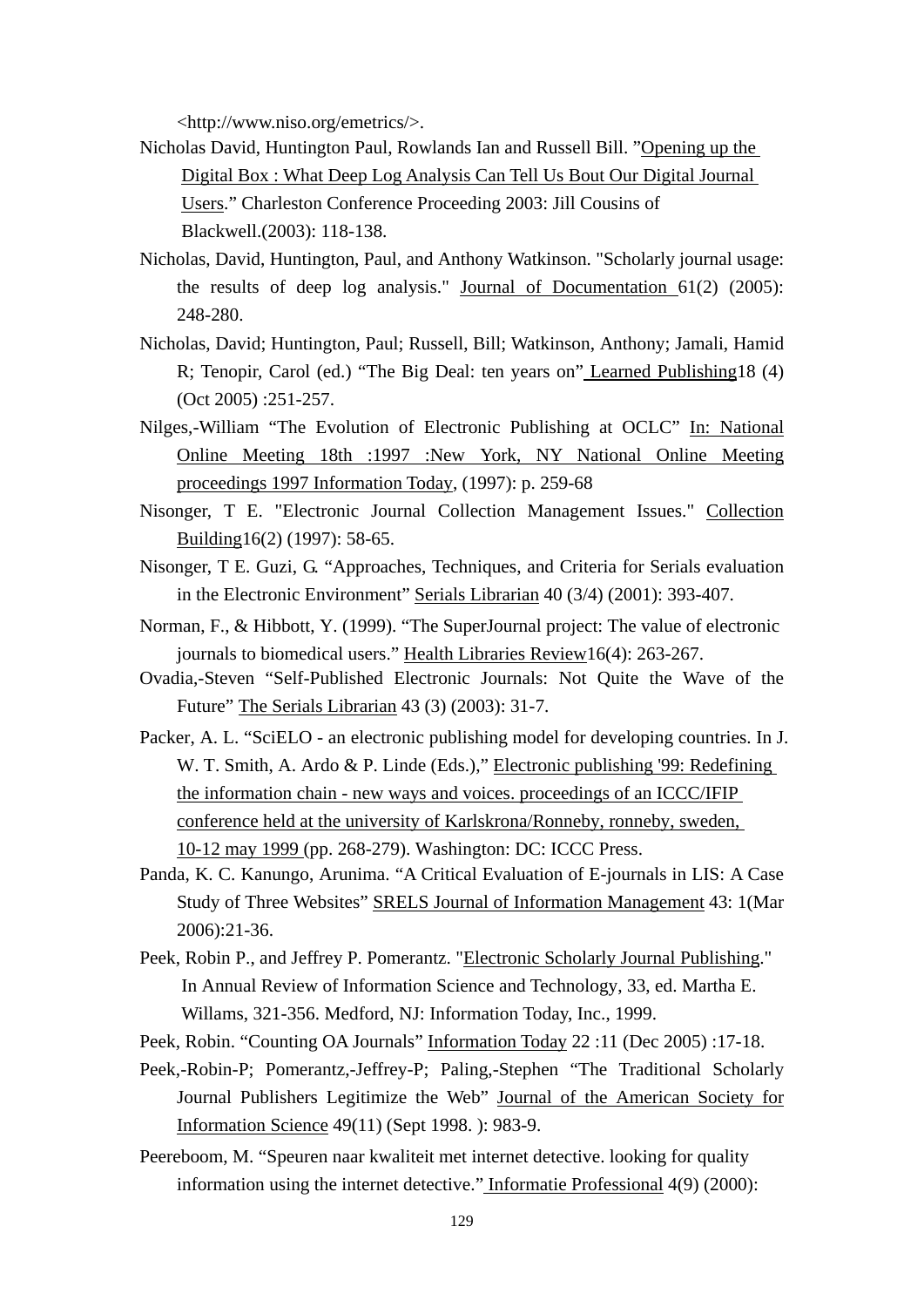<http://www.niso.org/emetrics/>.

Nicholas David, Huntington Paul, Rowlands Ian and Russell Bill. "Opening up the Digital Box : What Deep Log Analysis Can Tell Us Bout Our Digital Journal Users." Charleston Conference Proceeding 2003: Jill Cousins of Blackwell.(2003): 118-138.

Nicholas, David, Huntington, Paul, and Anthony Watkinson. "Scholarly journal usage: the results of deep log analysis." Journal of Documentation 61(2) (2005): 248-280.

Nicholas, David; Huntington, Paul; Russell, Bill; Watkinson, Anthony; Jamali, Hamid R; Tenopir, Carol (ed.) "The Big Deal: ten years on" Learned Publishing18 (4) (Oct 2005) :251-257.

Nilges,-William "The Evolution of Electronic Publishing at OCLC" In: National Online Meeting 18th :1997 :New York, NY National Online Meeting proceedings 1997 Information Today, (1997): p. 259-68

Nisonger, T E. "Electronic Journal Collection Management Issues." Collection Building16(2) (1997): 58-65.

Nisonger, T E. Guzi, G. "Approaches, Techniques, and Criteria for Serials evaluation in the Electronic Environment" Serials Librarian 40 (3/4) (2001): 393-407.

Norman, F., & Hibbott, Y. (1999). "The SuperJournal project: The value of electronic journals to biomedical users." Health Libraries Review16(4): 263-267.

Ovadia,-Steven "Self-Published Electronic Journals: Not Quite the Wave of the Future" The Serials Librarian 43 (3) (2003): 31-7.

Packer, A. L. "SciELO - an electronic publishing model for developing countries. In J. W. T. Smith, A. Ardo & P. Linde (Eds.)," Electronic publishing '99: Redefining the information chain - new ways and voices. proceedings of an ICCC/IFIP conference held at the university of Karlskrona/Ronneby, ronneby, sweden, 10-12 may 1999 (pp. 268-279). Washington: DC: ICCC Press.

Panda, K. C. Kanungo, Arunima. "A Critical Evaluation of E-journals in LIS: A Case Study of Three Websites" SRELS Journal of Information Management 43: 1(Mar 2006):21-36.

Peek, Robin P., and Jeffrey P. Pomerantz. "Electronic Scholarly Journal Publishing." In Annual Review of Information Science and Technology, 33, ed. Martha E. Willams, 321-356. Medford, NJ: Information Today, Inc., 1999.

Peek, Robin. "Counting OA Journals" Information Today 22 :11 (Dec 2005) :17-18.

Peek,-Robin-P; Pomerantz,-Jeffrey-P; Paling,-Stephen "The Traditional Scholarly Journal Publishers Legitimize the Web" Journal of the American Society for Information Science 49(11) (Sept 1998. ): 983-9.

Peereboom, M. "Speuren naar kwaliteit met internet detective. looking for quality information using the internet detective." Informatie Professional 4(9) (2000):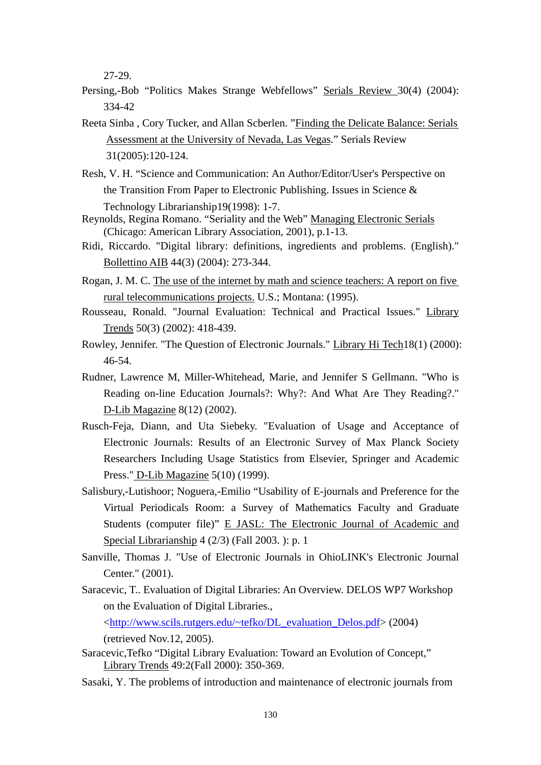27-29.

Persing,-Bob “Politics Makes Strange Webfellows” Serials Review 30(4) (2004): 334-42

Reeta Sinba , Cory Tucker, and Allan Scberlen. ”Finding the Delicate Balance: Serials Assessment at the University of Nevada, Las Vegas.” Serials Review 31(2005):120-124.

Resh, V. H. “Science and Communication: An Author/Editor/User's Perspective on the Transition From Paper to Electronic Publishing. Issues in Science & Technology Librarianship19(1998): 1-7.

Reynolds, Regina Romano. “Seriality and the Web” Managing Electronic Serials (Chicago: American Library Association, 2001), p.1-13.

Ridi, Riccardo. "Digital library: definitions, ingredients and problems. (English)." Bollettino AIB 44(3) (2004): 273-344.

Rogan, J. M. C. The use of the internet by math and science teachers: A report on five rural telecommunications projects. U.S.; Montana: (1995).

Rousseau, Ronald. "Journal Evaluation: Technical and Practical Issues." Library Trends 50(3) (2002): 418-439.

Rowley, Jennifer. "The Question of Electronic Journals." Library Hi Tech18(1) (2000): 46-54.

Rudner, Lawrence M, Miller-Whitehead, Marie, and Jennifer S Gellmann. "Who is Reading on-line Education Journals?: Why?: And What Are They Reading?." D-Lib Magazine 8(12) (2002).

Rusch-Feja, Diann, and Uta Siebeky. "Evaluation of Usage and Acceptance of Electronic Journals: Results of an Electronic Survey of Max Planck Society Researchers Including Usage Statistics from Elsevier, Springer and Academic Press." D-Lib Magazine 5(10) (1999).

Salisbury,-Lutishoor; Noguera,-Emilio “Usability of E-journals and Preference for the Virtual Periodicals Room: a Survey of Mathematics Faculty and Graduate Students (computer file)” E JASL: The Electronic Journal of Academic and Special Librarianship 4 (2/3) (Fall 2003. ): p. 1

Sanville, Thomas J. "Use of Electronic Journals in OhioLINK's Electronic Journal Center." (2001).

Saracevic, T.. Evaluation of Digital Libraries: An Overview. DELOS WP7 Workshop on the Evaluation of Digital Libraries., <http://www.scils.rutgers.edu/~tefko/DL_evaluation_Delos.pdf> (2004) (retrieved Nov.12, 2005).

Saracevic,Tefko “Digital Library Evaluation: Toward an Evolution of Concept,” Library Trends 49:2(Fall 2000): 350-369.

Sasaki, Y. The problems of introduction and maintenance of electronic journals from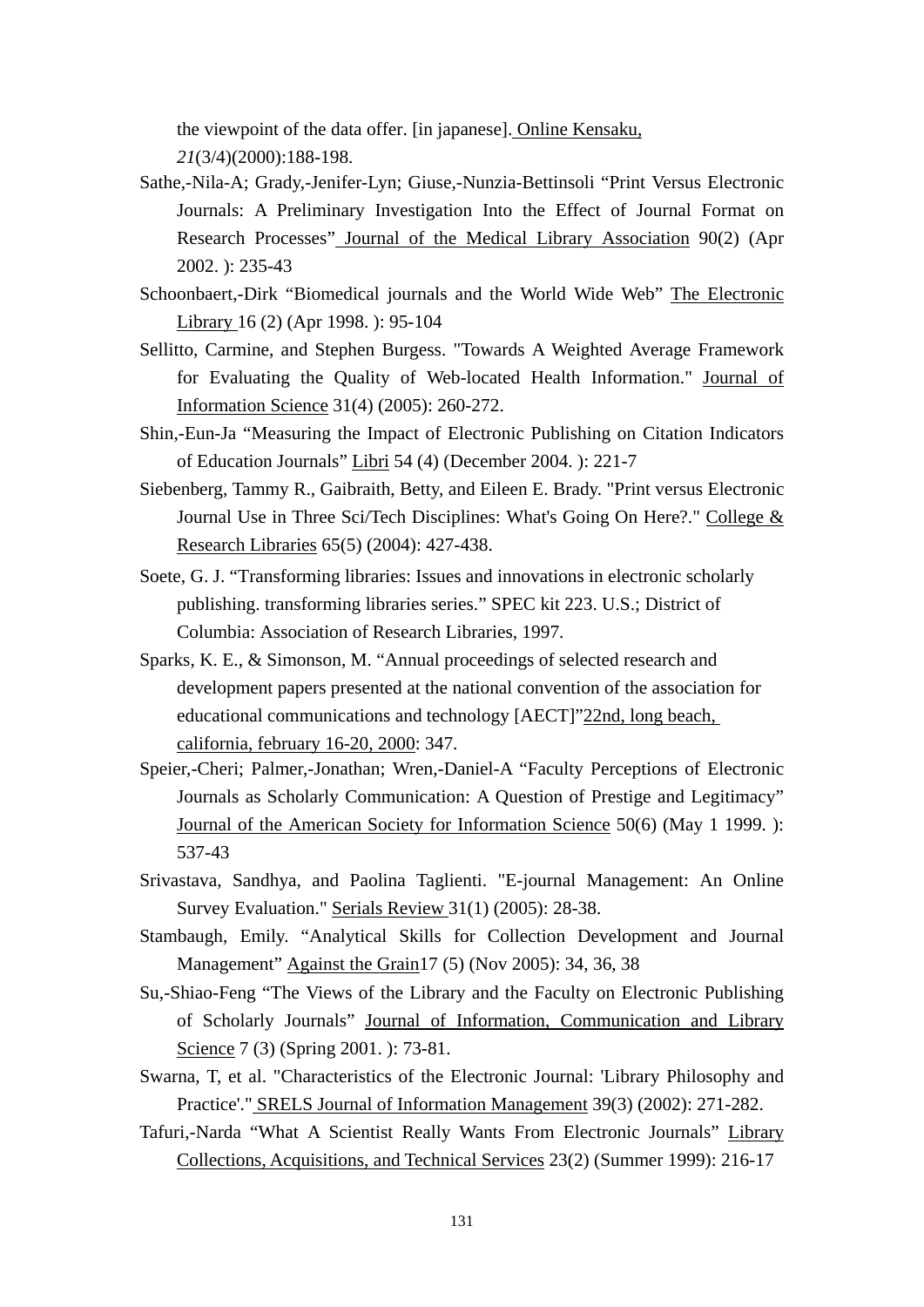the viewpoint of the data offer. [in japanese]. <u>Online Kensaku,</u> *21*(3/4)(2000):188-198.

Sathe,-Nila-A; Grady,-Jenifer-Lyn; Giuse,-Nunzia-Bettinsoli "Print Versus Electronic Journals: A Preliminary Investigation Into the Effect of Journal Format on Research Processes" <u>Journal of the Medical Library Association</u> 90(2) (Apr 2002. ): 235-43

Schoonbaert,-Dirk "Biomedical journals and the World Wide Web" <u>The Electronic Library</u> 16 (2) (Apr 1998. ): 95-104

Sellitto, Carmine, and Stephen Burgess. "Towards A Weighted Average Framework for Evaluating the Quality of Web-located Health Information." <u>Journal of Information Science</u> 31(4) (2005): 260-272.

Shin,-Eun-Ja "Measuring the Impact of Electronic Publishing on Citation Indicators of Education Journals" <u>Libri</u> 54 (4) (December 2004. ): 221-7

Siebenberg, Tammy R., Gaibraith, Betty, and Eileen E. Brady. "Print versus Electronic Journal Use in Three Sci/Tech Disciplines: What's Going On Here?." <u>College & Research Libraries</u> 65(5) (2004): 427-438.

Soete, G. J. "Transforming libraries: Issues and innovations in electronic scholarly publishing. transforming libraries series." SPEC kit 223. U.S.; District of Columbia: Association of Research Libraries, 1997.

Sparks, K. E., & Simonson, M. "Annual proceedings of selected research and development papers presented at the national convention of the association for educational communications and technology [AECT]"<u>22nd, long beach, california, february 16-20, 2000</u>: 347.

Speier,-Cheri; Palmer,-Jonathan; Wren,-Daniel-A "Faculty Perceptions of Electronic Journals as Scholarly Communication: A Question of Prestige and Legitimacy" <u>Journal of the American Society for Information Science</u> 50(6) (May 1 1999. ): 537-43

Srivastava, Sandhya, and Paolina Taglienti. "E-journal Management: An Online Survey Evaluation." <u>Serials Review</u> 31(1) (2005): 28-38.

Stambaugh, Emily. "Analytical Skills for Collection Development and Journal Management" <u>Against the Grain</u>17 (5) (Nov 2005): 34, 36, 38

Su,-Shiao-Feng "The Views of the Library and the Faculty on Electronic Publishing of Scholarly Journals" <u>Journal of Information, Communication and Library Science</u> 7 (3) (Spring 2001. ): 73-81.

Swarna, T, et al. "Characteristics of the Electronic Journal: 'Library Philosophy and Practice'." <u>SRELS Journal of Information Management</u> 39(3) (2002): 271-282.

Tafuri,-Narda "What A Scientist Really Wants From Electronic Journals" <u>Library Collections, Acquisitions, and Technical Services</u> 23(2) (Summer 1999): 216-17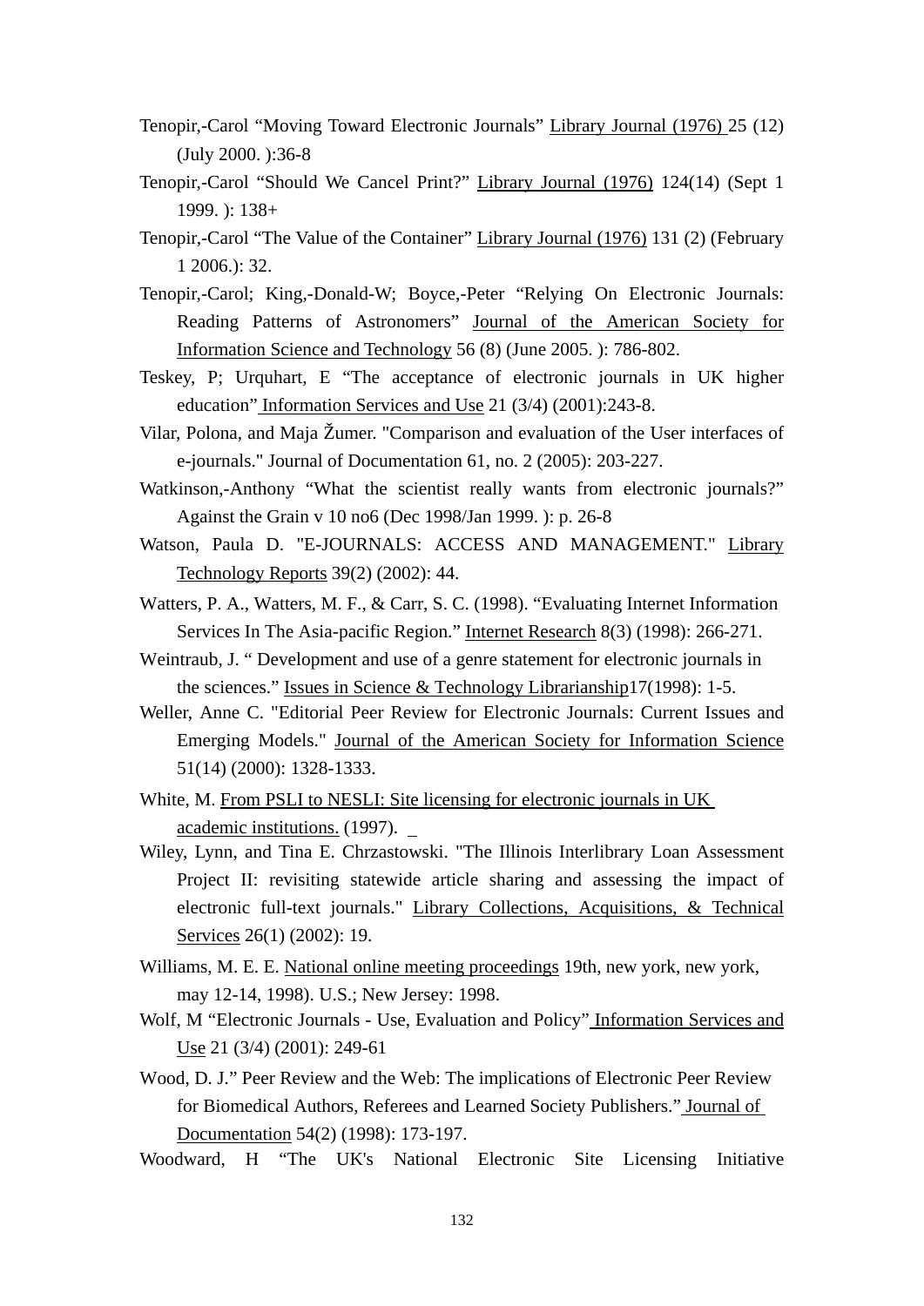Tenopir,-Carol “Moving Toward Electronic Journals” Library Journal (1976) 25 (12) (July 2000. ):36-8

Tenopir,-Carol “Should We Cancel Print?” Library Journal (1976) 124(14) (Sept 1 1999. ): 138+

Tenopir,-Carol “The Value of the Container” Library Journal (1976) 131 (2) (February 1 2006.): 32.

Tenopir,-Carol; King,-Donald-W; Boyce,-Peter “Relying On Electronic Journals: Reading Patterns of Astronomers” Journal of the American Society for Information Science and Technology 56 (8) (June 2005. ): 786-802.

Teskey, P; Urquhart, E “The acceptance of electronic journals in UK higher education” Information Services and Use 21 (3/4) (2001):243-8.

Vilar, Polona, and Maja Žumer. "Comparison and evaluation of the User interfaces of e-journals." Journal of Documentation 61, no. 2 (2005): 203-227.

Watkinson,-Anthony “What the scientist really wants from electronic journals?” Against the Grain v 10 no6 (Dec 1998/Jan 1999. ): p. 26-8

Watson, Paula D. "E-JOURNALS: ACCESS AND MANAGEMENT." Library Technology Reports 39(2) (2002): 44.

Watters, P. A., Watters, M. F., & Carr, S. C. (1998). “Evaluating Internet Information Services In The Asia-pacific Region.” Internet Research 8(3) (1998): 266-271.

Weintraub, J. “ Development and use of a genre statement for electronic journals in the sciences.” Issues in Science & Technology Librarianship17(1998): 1-5.

Weller, Anne C. "Editorial Peer Review for Electronic Journals: Current Issues and Emerging Models." Journal of the American Society for Information Science 51(14) (2000): 1328-1333.

White, M. From PSLI to NESLI: Site licensing for electronic journals in UK academic institutions. (1997).

Wiley, Lynn, and Tina E. Chrzastowski. "The Illinois Interlibrary Loan Assessment Project II: revisiting statewide article sharing and assessing the impact of electronic full-text journals." Library Collections, Acquisitions, & Technical Services 26(1) (2002): 19.

Williams, M. E. E. National online meeting proceedings 19th, new york, new york, may 12-14, 1998). U.S.; New Jersey: 1998.

Wolf, M “Electronic Journals - Use, Evaluation and Policy” Information Services and Use 21 (3/4) (2001): 249-61

Wood, D. J.” Peer Review and the Web: The implications of Electronic Peer Review for Biomedical Authors, Referees and Learned Society Publishers.” Journal of Documentation 54(2) (1998): 173-197.

Woodward, H “The UK's National Electronic Site Licensing Initiative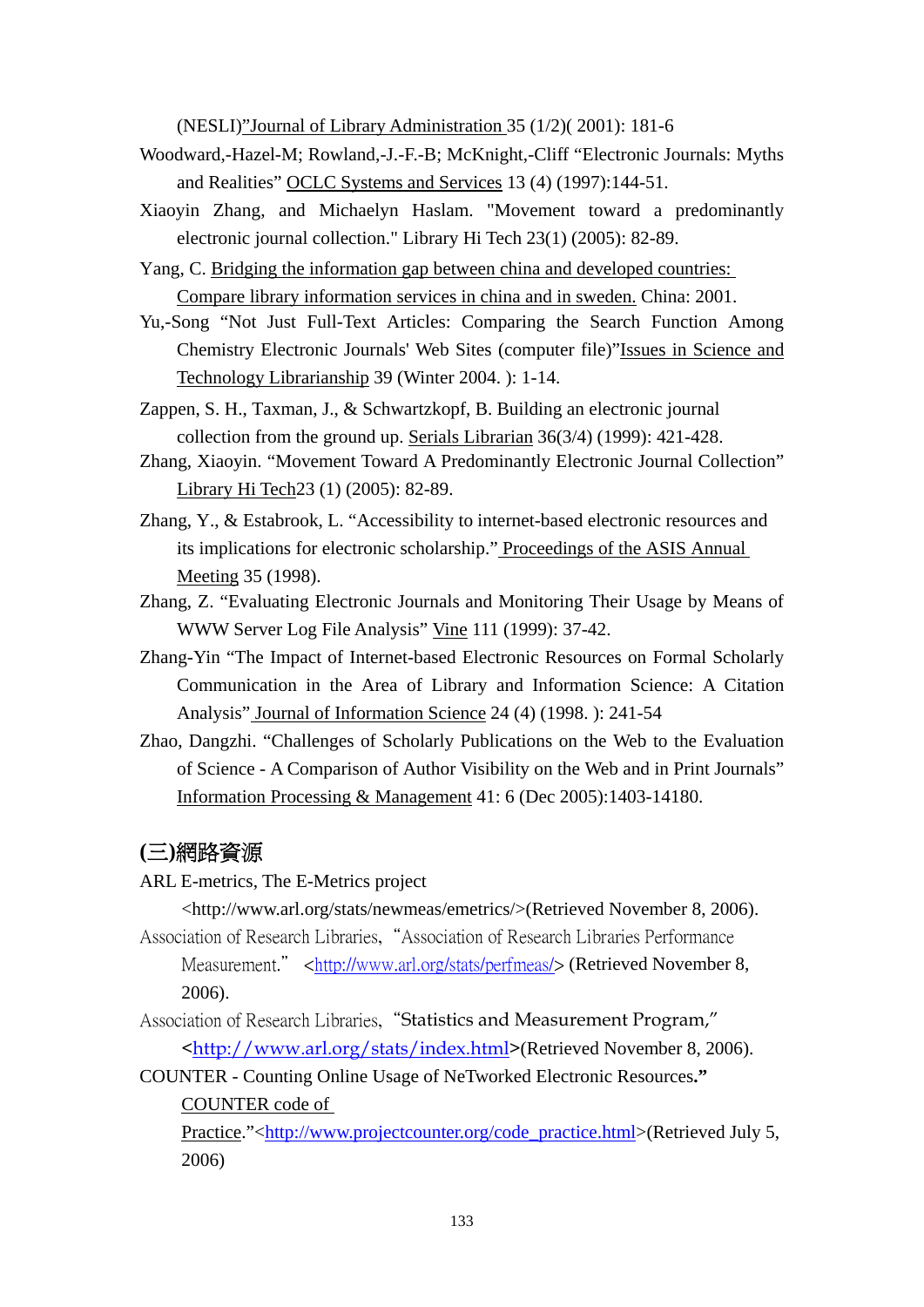(NESLI)"Journal of Library Administration 35 (1/2)( 2001): 181-6

Woodward,-Hazel-M; Rowland,-J.-F.-B; McKnight,-Cliff "Electronic Journals: Myths and Realities" OCLC Systems and Services 13 (4) (1997):144-51.

Xiaoyin Zhang, and Michaelyn Haslam. "Movement toward a predominantly electronic journal collection." Library Hi Tech 23(1) (2005): 82-89.

Yang, C. Bridging the information gap between china and developed countries: Compare library information services in china and in sweden. China: 2001.

Yu,-Song "Not Just Full-Text Articles: Comparing the Search Function Among Chemistry Electronic Journals' Web Sites (computer file)"Issues in Science and Technology Librarianship 39 (Winter 2004. ): 1-14.

Zappen, S. H., Taxman, J., & Schwartzkopf, B. Building an electronic journal collection from the ground up. Serials Librarian 36(3/4) (1999): 421-428.

Zhang, Xiaoyin. "Movement Toward A Predominantly Electronic Journal Collection" Library Hi Tech23 (1) (2005): 82-89.

Zhang, Y., & Estabrook, L. "Accessibility to internet-based electronic resources and its implications for electronic scholarship." Proceedings of the ASIS Annual Meeting 35 (1998).

Zhang, Z. "Evaluating Electronic Journals and Monitoring Their Usage by Means of WWW Server Log File Analysis" Vine 111 (1999): 37-42.

Zhang-Yin "The Impact of Internet-based Electronic Resources on Formal Scholarly Communication in the Area of Library and Information Science: A Citation Analysis" Journal of Information Science 24 (4) (1998. ): 241-54

Zhao, Dangzhi. "Challenges of Scholarly Publications on the Web to the Evaluation of Science - A Comparison of Author Visibility on the Web and in Print Journals" Information Processing & Management 41: 6 (Dec 2005):1403-14180.

## (三)網路資源

ARL E-metrics, The E-Metrics project <http://www.arl.org/stats/newmeas/emetrics/>(Retrieved November 8, 2006).

Association of Research Libraries, "Association of Research Libraries Performance Measurement." <http://www.arl.org/stats/perfmeas/> (Retrieved November 8, 2006).

Association of Research Libraries, "Statistics and Measurement Program," <http://www.arl.org/stats/index.html>(Retrieved November 8, 2006).

COUNTER - Counting Online Usage of NeTworked Electronic Resources." COUNTER code of Practice."<http://www.projectcounter.org/code_practice.html>(Retrieved July 5, 2006)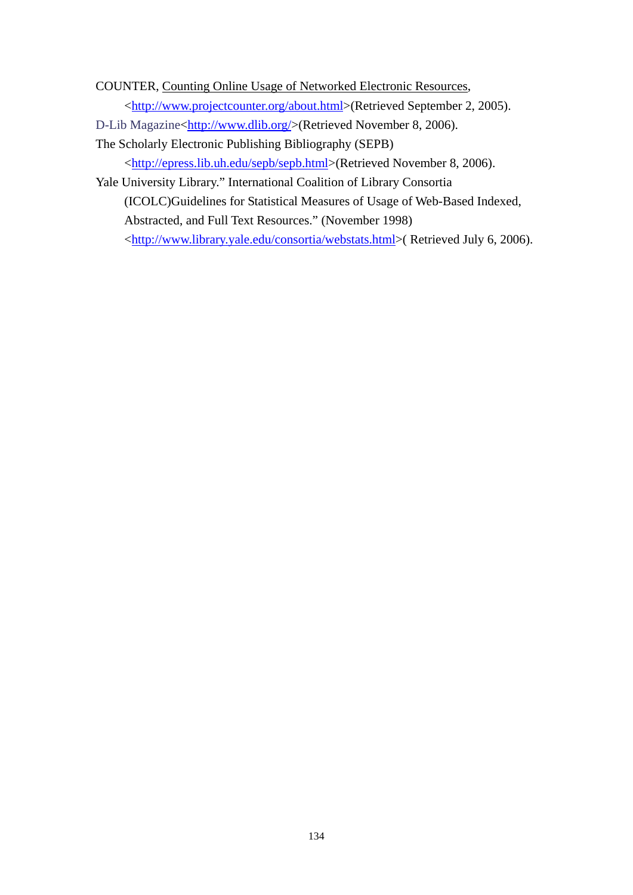COUNTER, Counting Online Usage of Networked Electronic Resources, <http://www.projectcounter.org/about.html>(Retrieved September 2, 2005).

D-Lib Magazine<http://www.dlib.org/>(Retrieved November 8, 2006).

The Scholarly Electronic Publishing Bibliography (SEPB) <http://epress.lib.uh.edu/sepb/sepb.html>(Retrieved November 8, 2006).

Yale University Library." International Coalition of Library Consortia (ICOLC)Guidelines for Statistical Measures of Usage of Web-Based Indexed, Abstracted, and Full Text Resources." (November 1998) <http://www.library.yale.edu/consortia/webstats.html>( Retrieved July 6, 2006).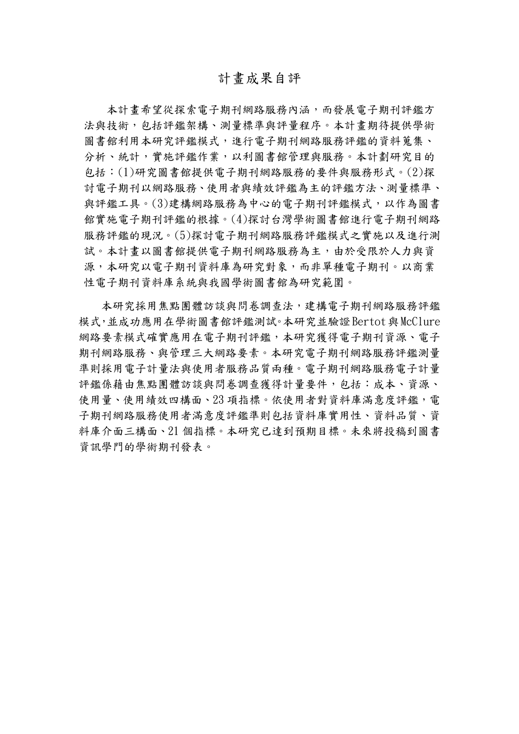# 計畫成果自評

本計畫希望從探索電子期刊網路服務內涵，而發展電子期刊評鑑方法與技術，包括評鑑架構、測量標準與評量程序。本計畫期待提供學術圖書館利用本研究評鑑模式，進行電子期刊網路服務評鑑的資料蒐集、分析、統計，實施評鑑作業，以利圖書館管理與服務。本計劃研究目的包括：(1)研究圖書館提供電子期刊網路服務的要件與服務形式。(2)探討電子期刊以網路服務、使用者與績效評鑑為主的評鑑方法、測量標準、與評鑑工具。(3)建構網路服務為中心的電子期刊評鑑模式，以作為圖書館實施電子期刊評鑑的根據。(4)探討台灣學術圖書館進行電子期刊網路服務評鑑的現況。(5)探討電子期刊網路服務評鑑模式之實施以及進行測試。本計畫以圖書館提供電子期刊網路服務為主，由於受限於人力與資源，本研究以電子期刊資料庫為研究對象，而非單種電子期刊。以商業性電子期刊資料庫系統與我國學術圖書館為研究範圍。

本研究採用焦點團體訪談與問卷調查法，建構電子期刊網路服務評鑑模式,並成功應用在學術圖書館評鑑測試。本研究並驗證Bertot與McClure網路要素模式確實應用在電子期刊評鑑，本研究獲得電子期刊資源、電子期刊網路服務、與管理三大網路要素。本研究電子期刊網路服務評鑑測量準則採用電子計量法與使用者服務品質兩種。電子期刊網路服務電子計量評鑑係藉由焦點團體訪談與問卷調查獲得計量要件，包括：成本、資源、使用量、使用績效四構面、23項指標。依使用者對資料庫滿意度評鑑，電子期刊網路服務使用者滿意度評鑑準則包括資料庫實用性、資料品質、資料庫介面三構面、21個指標。本研究已達到預期目標。未來將投稿到圖書資訊學門的學術期刊發表。